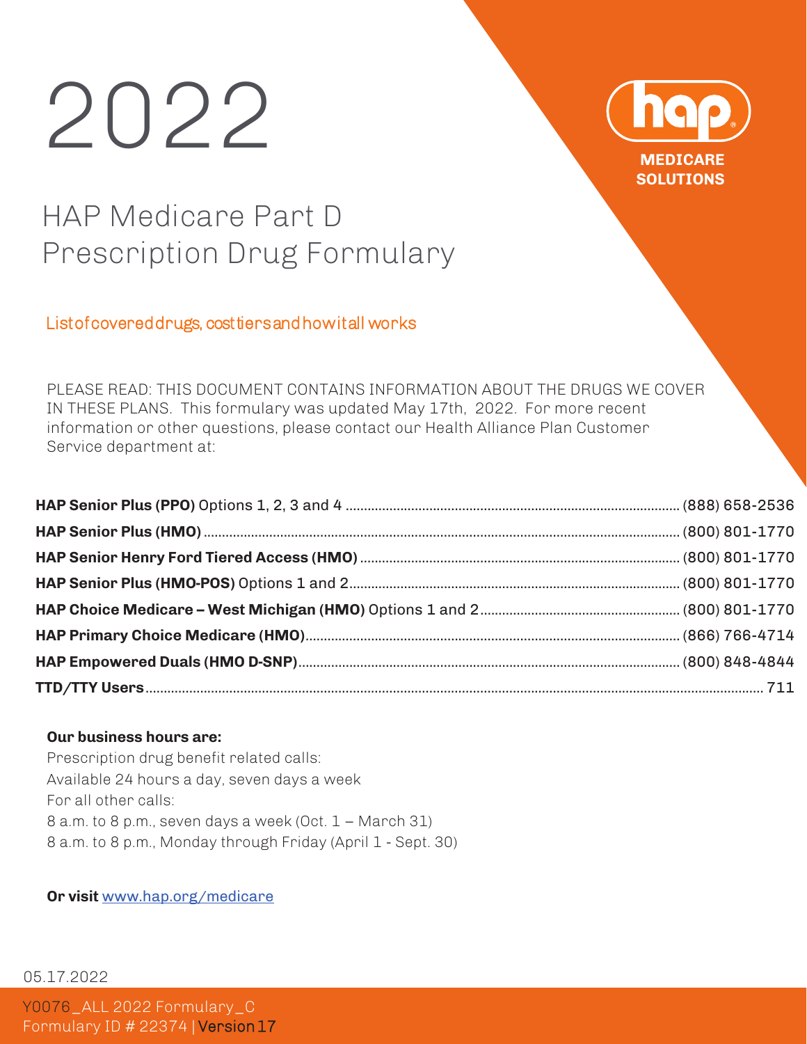# 2022

**MEDICARE SOLUTIONS**

## HAP Medicare Part D Prescription Drug Formulary

List of covered drugs, cost tiers and how it all works

PLEASE READ: THIS DOCUMENT CONTAINS INFORMATION ABOUT THE DRUGS WE COVER IN THESE PLANS. This formulary was updated May 17th, 2022. For more recent information or other questions, please contact our Health Alliance Plan Customer Service department at:

| Plan | Phone |
|---|---|
| **HAP Senior Plus (PPO)** Options 1, 2, 3 and 4 | (888) 658-2536 |
| **HAP Senior Plus (HMO)** | (800) 801-1770 |
| **HAP Senior Henry Ford Tiered Access (HMO)** | (800) 801-1770 |
| **HAP Senior Plus (HMO-POS)** Options 1 and 2 | (800) 801-1770 |
| **HAP Choice Medicare – West Michigan (HMO)** Options 1 and 2 | (800) 801-1770 |
| **HAP Primary Choice Medicare (HMO)** | (866) 766-4714 |
| **HAP Empowered Duals (HMO D-SNP)** | (800) 848-4844 |
| **TTD/TTY Users** | 711 |

**Our business hours are:**

Prescription drug benefit related calls:
Available 24 hours a day, seven days a week
For all other calls:
8 a.m. to 8 p.m., seven days a week (Oct. 1 – March 31)
8 a.m. to 8 p.m., Monday through Friday (April 1 - Sept. 30)

**Or visit** www.hap.org/medicare

05.17.2022

Y0076_ALL 2022 Formulary_C
Formulary ID # 22374 | Version 17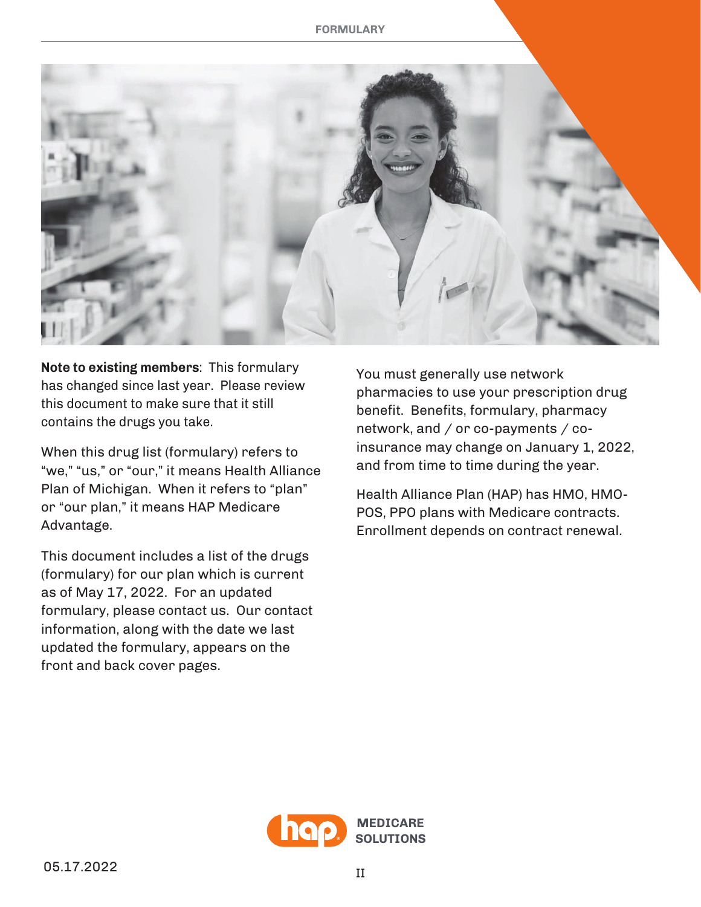**Note to existing members**: This formulary has changed since last year. Please review this document to make sure that it still contains the drugs you take.

When this drug list (formulary) refers to "we," "us," or "our," it means Health Alliance Plan of Michigan. When it refers to "plan" or "our plan," it means HAP Medicare Advantage.

This document includes a list of the drugs (formulary) for our plan which is current as of May 17, 2022. For an updated formulary, please contact us. Our contact information, along with the date we last updated the formulary, appears on the front and back cover pages.

You must generally use network pharmacies to use your prescription drug benefit. Benefits, formulary, pharmacy network, and / or co-payments / co-insurance may change on January 1, 2022, and from time to time during the year.

Health Alliance Plan (HAP) has HMO, HMO-POS, PPO plans with Medicare contracts. Enrollment depends on contract renewal.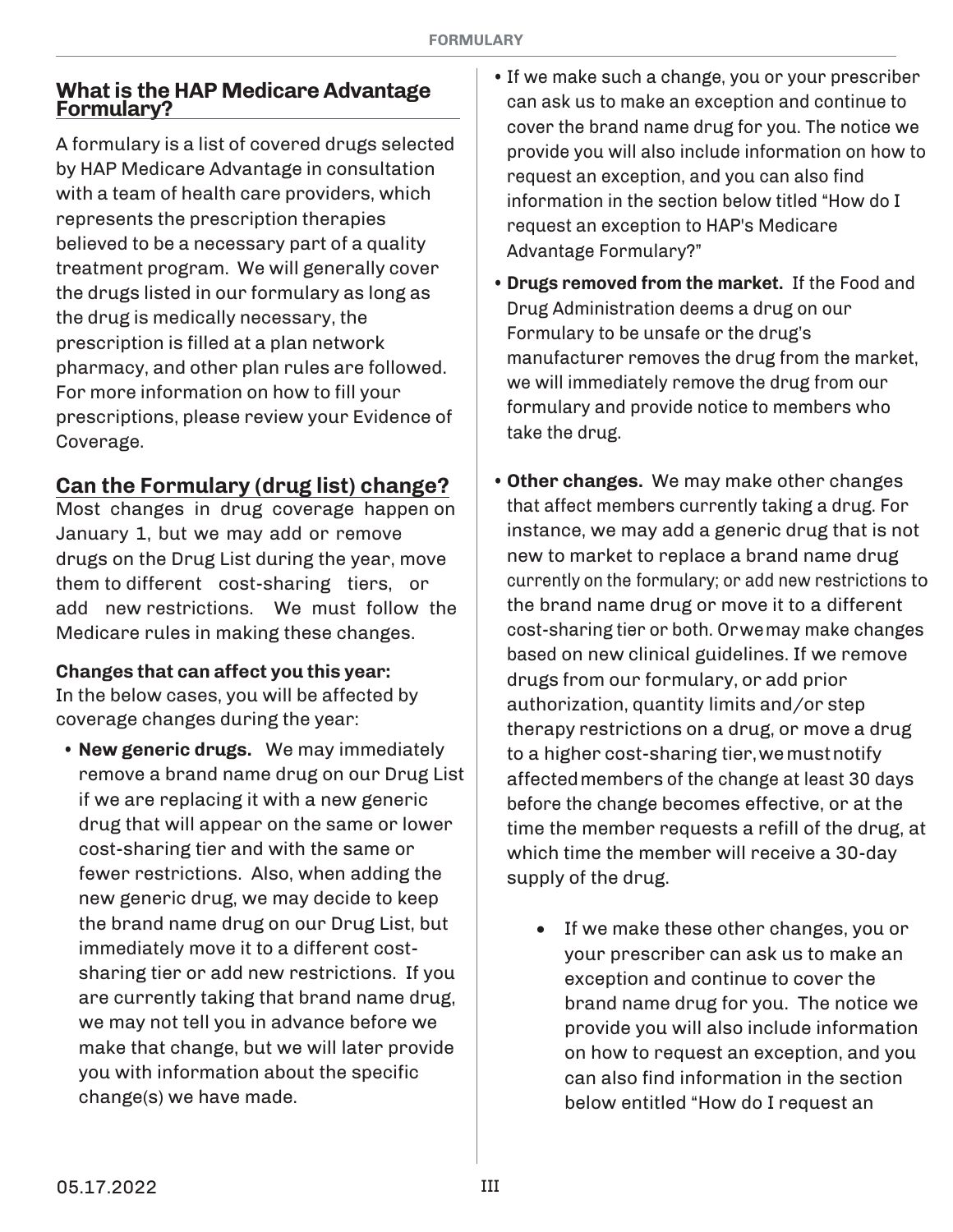## What is the HAP Medicare Advantage Formulary?

A formulary is a list of covered drugs selected by HAP Medicare Advantage in consultation with a team of health care providers, which represents the prescription therapies believed to be a necessary part of a quality treatment program. We will generally cover the drugs listed in our formulary as long as the drug is medically necessary, the prescription is filled at a plan network pharmacy, and other plan rules are followed. For more information on how to fill your prescriptions, please review your Evidence of Coverage.

## Can the Formulary (drug list) change?

Most changes in drug coverage happen on January 1, but we may add or remove drugs on the Drug List during the year, move them to different cost-sharing tiers, or add new restrictions. We must follow the Medicare rules in making these changes.

**Changes that can affect you this year:**
In the below cases, you will be affected by coverage changes during the year:

- **New generic drugs.** We may immediately remove a brand name drug on our Drug List if we are replacing it with a new generic drug that will appear on the same or lower cost-sharing tier and with the same or fewer restrictions. Also, when adding the new generic drug, we may decide to keep the brand name drug on our Drug List, but immediately move it to a different cost-sharing tier or add new restrictions. If you are currently taking that brand name drug, we may not tell you in advance before we make that change, but we will later provide you with information about the specific change(s) we have made.
- If we make such a change, you or your prescriber can ask us to make an exception and continue to cover the brand name drug for you. The notice we provide you will also include information on how to request an exception, and you can also find information in the section below titled "How do I request an exception to HAP's Medicare Advantage Formulary?"
- **Drugs removed from the market.** If the Food and Drug Administration deems a drug on our Formulary to be unsafe or the drug's manufacturer removes the drug from the market, we will immediately remove the drug from our formulary and provide notice to members who take the drug.
- **Other changes.** We may make other changes that affect members currently taking a drug. For instance, we may add a generic drug that is not new to market to replace a brand name drug currently on the formulary; or add new restrictions to the brand name drug or move it to a different cost-sharing tier or both. Or we may make changes based on new clinical guidelines. If we remove drugs from our formulary, or add prior authorization, quantity limits and/or step therapy restrictions on a drug, or move a drug to a higher cost-sharing tier, we must notify affected members of the change at least 30 days before the change becomes effective, or at the time the member requests a refill of the drug, at which time the member will receive a 30-day supply of the drug.
    - If we make these other changes, you or your prescriber can ask us to make an exception and continue to cover the brand name drug for you. The notice we provide you will also include information on how to request an exception, and you can also find information in the section below entitled "How do I request an

05.17.2022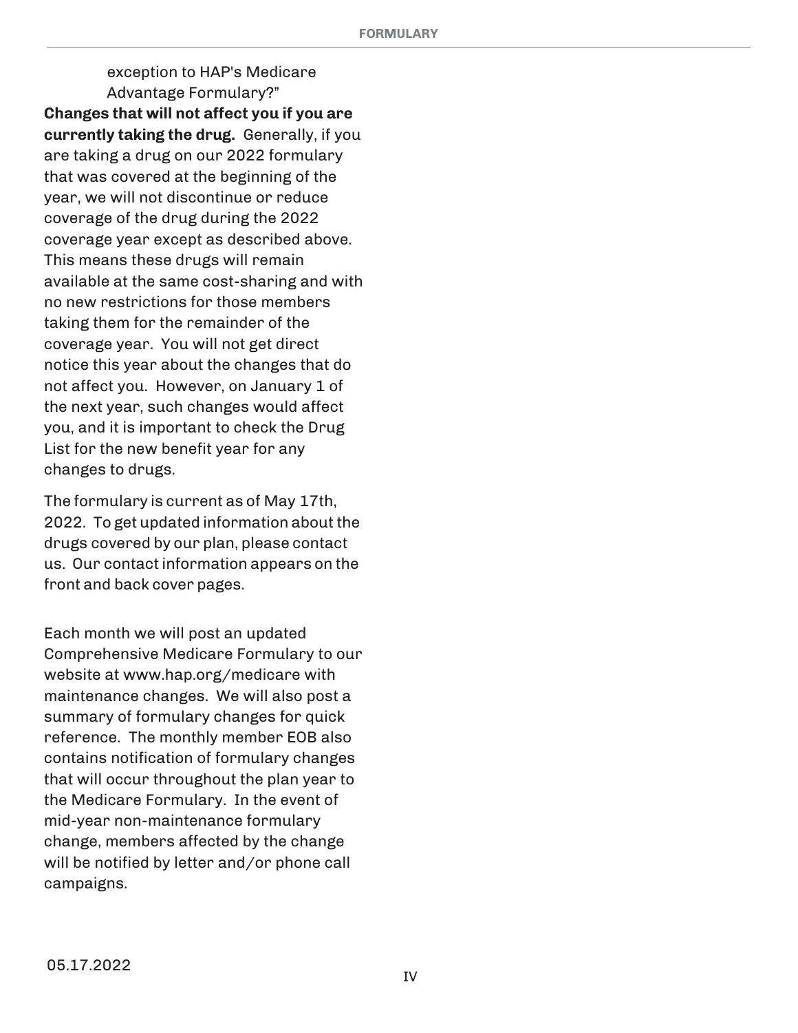exception to HAP's Medicare Advantage Formulary?"

**Changes that will not affect you if you are currently taking the drug.** Generally, if you are taking a drug on our 2022 formulary that was covered at the beginning of the year, we will not discontinue or reduce coverage of the drug during the 2022 coverage year except as described above. This means these drugs will remain available at the same cost-sharing and with no new restrictions for those members taking them for the remainder of the coverage year. You will not get direct notice this year about the changes that do not affect you. However, on January 1 of the next year, such changes would affect you, and it is important to check the Drug List for the new benefit year for any changes to drugs.

The formulary is current as of May 17th, 2022. To get updated information about the drugs covered by our plan, please contact us. Our contact information appears on the front and back cover pages.

Each month we will post an updated Comprehensive Medicare Formulary to our website at www.hap.org/medicare with maintenance changes. We will also post a summary of formulary changes for quick reference. The monthly member EOB also contains notification of formulary changes that will occur throughout the plan year to the Medicare Formulary. In the event of mid-year non-maintenance formulary change, members affected by the change will be notified by letter and/or phone call campaigns.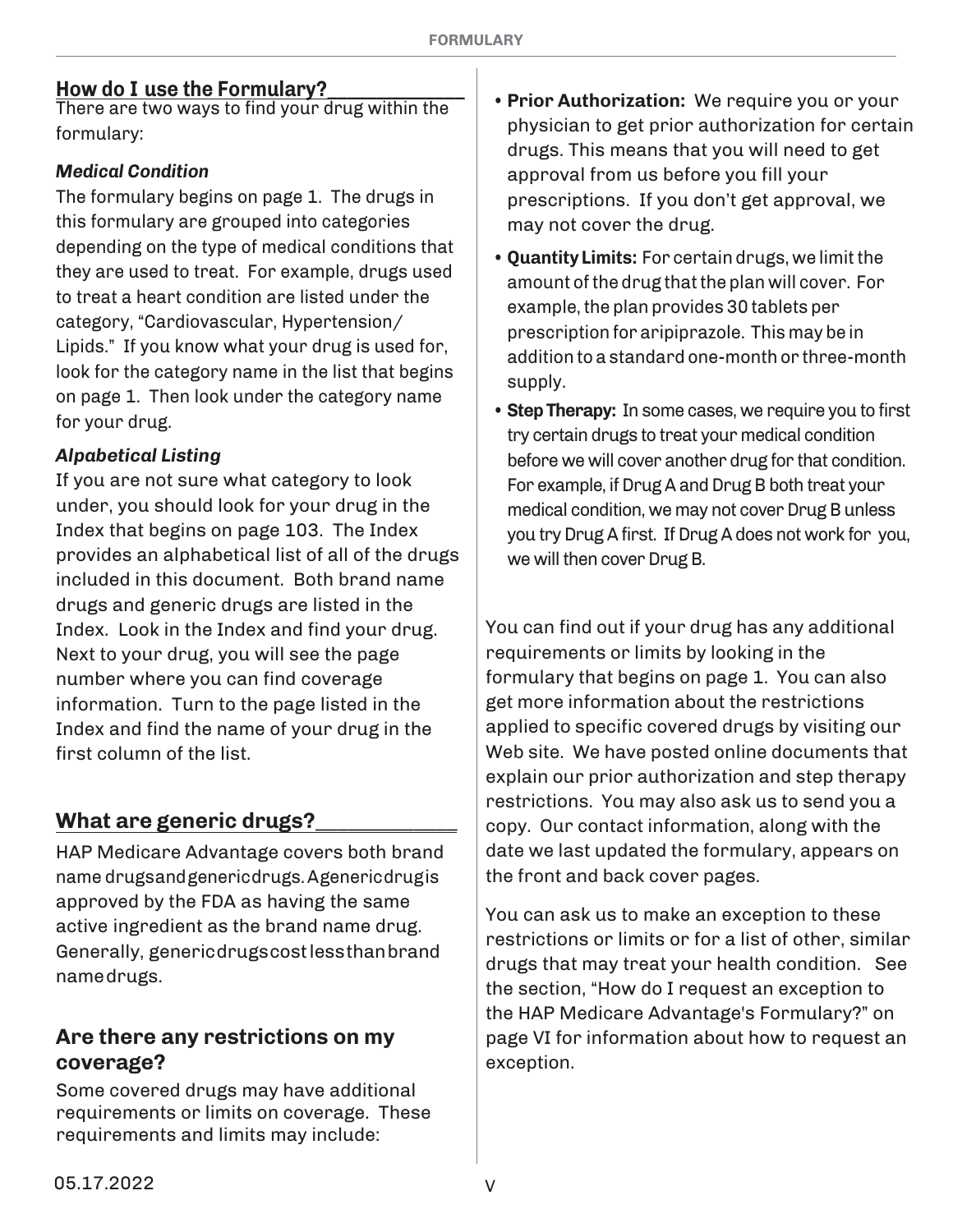## How do I use the Formulary?

There are two ways to find your drug within the formulary:

*Medical Condition*

The formulary begins on page 1. The drugs in this formulary are grouped into categories depending on the type of medical conditions that they are used to treat. For example, drugs used to treat a heart condition are listed under the category, "Cardiovascular, Hypertension/ Lipids." If you know what your drug is used for, look for the category name in the list that begins on page 1. Then look under the category name for your drug.

*Alpabetical Listing*

If you are not sure what category to look under, you should look for your drug in the Index that begins on page 103. The Index provides an alphabetical list of all of the drugs included in this document. Both brand name drugs and generic drugs are listed in the Index. Look in the Index and find your drug. Next to your drug, you will see the page number where you can find coverage information. Turn to the page listed in the Index and find the name of your drug in the first column of the list.

## What are generic drugs?

HAP Medicare Advantage covers both brand name drugs and generic drugs. A generic drug is approved by the FDA as having the same active ingredient as the brand name drug. Generally, generic drugs cost less than brand name drugs.

## Are there any restrictions on my coverage?

Some covered drugs may have additional requirements or limits on coverage. These requirements and limits may include:

- **Prior Authorization:** We require you or your physician to get prior authorization for certain drugs. This means that you will need to get approval from us before you fill your prescriptions. If you don't get approval, we may not cover the drug.
- **Quantity Limits:** For certain drugs, we limit the amount of the drug that the plan will cover. For example, the plan provides 30 tablets per prescription for aripiprazole. This may be in addition to a standard one-month or three-month supply.
- **Step Therapy:** In some cases, we require you to first try certain drugs to treat your medical condition before we will cover another drug for that condition. For example, if Drug A and Drug B both treat your medical condition, we may not cover Drug B unless you try Drug A first. If Drug A does not work for you, we will then cover Drug B.

You can find out if your drug has any additional requirements or limits by looking in the formulary that begins on page 1. You can also get more information about the restrictions applied to specific covered drugs by visiting our Web site. We have posted online documents that explain our prior authorization and step therapy restrictions. You may also ask us to send you a copy. Our contact information, along with the date we last updated the formulary, appears on the front and back cover pages.

You can ask us to make an exception to these restrictions or limits or for a list of other, similar drugs that may treat your health condition. See the section, "How do I request an exception to the HAP Medicare Advantage's Formulary?" on page VI for information about how to request an exception.

05.17.2022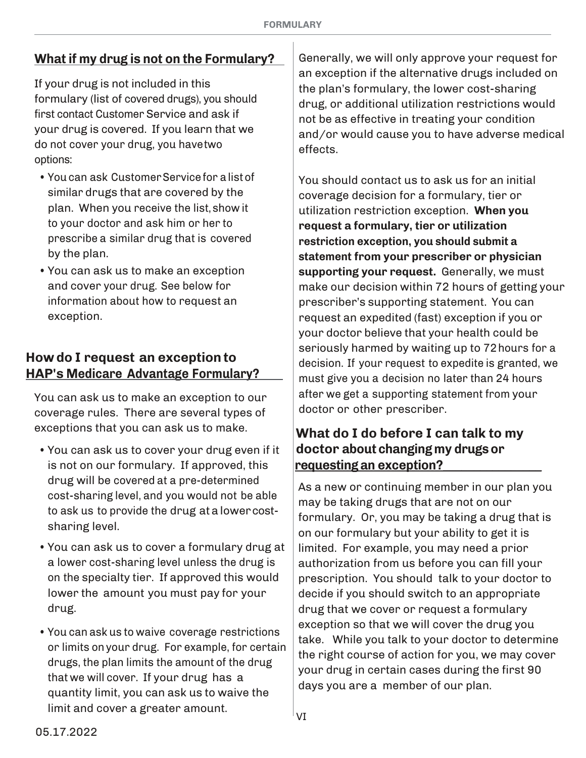## What if my drug is not on the Formulary?

If your drug is not included in this formulary (list of covered drugs), you should first contact Customer Service and ask if your drug is covered. If you learn that we do not cover your drug, you have two options:

- You can ask Customer Service for a list of similar drugs that are covered by the plan. When you receive the list, show it to your doctor and ask him or her to prescribe a similar drug that is covered by the plan.
- You can ask us to make an exception and cover your drug. See below for information about how to request an exception.

## How do I request an exception to HAP's Medicare Advantage Formulary?

You can ask us to make an exception to our coverage rules. There are several types of exceptions that you can ask us to make.

- You can ask us to cover your drug even if it is not on our formulary. If approved, this drug will be covered at a pre-determined cost-sharing level, and you would not be able to ask us to provide the drug at a lower cost-sharing level.
- You can ask us to cover a formulary drug at a lower cost-sharing level unless the drug is on the specialty tier. If approved this would lower the amount you must pay for your drug.
- You can ask us to waive coverage restrictions or limits on your drug. For example, for certain drugs, the plan limits the amount of the drug that we will cover. If your drug has a quantity limit, you can ask us to waive the limit and cover a greater amount.

Generally, we will only approve your request for an exception if the alternative drugs included on the plan's formulary, the lower cost-sharing drug, or additional utilization restrictions would not be as effective in treating your condition and/or would cause you to have adverse medical effects.

You should contact us to ask us for an initial coverage decision for a formulary, tier or utilization restriction exception. **When you request a formulary, tier or utilization restriction exception, you should submit a statement from your prescriber or physician supporting your request.** Generally, we must make our decision within 72 hours of getting your prescriber's supporting statement. You can request an expedited (fast) exception if you or your doctor believe that your health could be seriously harmed by waiting up to 72 hours for a decision. If your request to expedite is granted, we must give you a decision no later than 24 hours after we get a supporting statement from your doctor or other prescriber.

## What do I do before I can talk to my doctor about changing my drugs or requesting an exception?

As a new or continuing member in our plan you may be taking drugs that are not on our formulary. Or, you may be taking a drug that is on our formulary but your ability to get it is limited. For example, you may need a prior authorization from us before you can fill your prescription. You should talk to your doctor to decide if you should switch to an appropriate drug that we cover or request a formulary exception so that we will cover the drug you take. While you talk to your doctor to determine the right course of action for you, we may cover your drug in certain cases during the first 90 days you are a member of our plan.

05.17.2022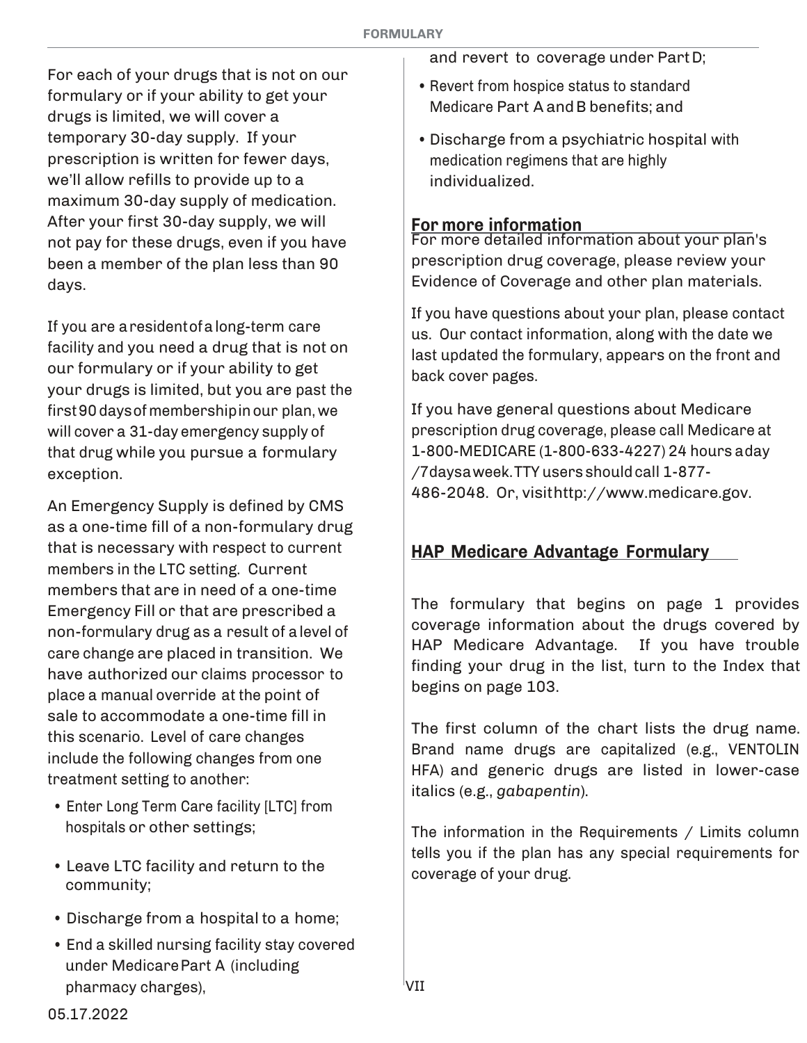For each of your drugs that is not on our formulary or if your ability to get your drugs is limited, we will cover a temporary 30-day supply. If your prescription is written for fewer days, we'll allow refills to provide up to a maximum 30-day supply of medication. After your first 30-day supply, we will not pay for these drugs, even if you have been a member of the plan less than 90 days.

If you are a resident of a long-term care facility and you need a drug that is not on our formulary or if your ability to get your drugs is limited, but you are past the first 90 days of membership in our plan, we will cover a 31-day emergency supply of that drug while you pursue a formulary exception.

An Emergency Supply is defined by CMS as a one-time fill of a non-formulary drug that is necessary with respect to current members in the LTC setting. Current members that are in need of a one-time Emergency Fill or that are prescribed a non-formulary drug as a result of a level of care change are placed in transition. We have authorized our claims processor to place a manual override at the point of sale to accommodate a one-time fill in this scenario. Level of care changes include the following changes from one treatment setting to another:

- Enter Long Term Care facility [LTC] from hospitals or other settings;
- Leave LTC facility and return to the community;
- Discharge from a hospital to a home;
- End a skilled nursing facility stay covered under Medicare Part A (including pharmacy charges), and revert to coverage under Part D;
- Revert from hospice status to standard Medicare Part A and B benefits; and
- Discharge from a psychiatric hospital with medication regimens that are highly individualized.

## For more information

For more detailed information about your plan's prescription drug coverage, please review your Evidence of Coverage and other plan materials.

If you have questions about your plan, please contact us. Our contact information, along with the date we last updated the formulary, appears on the front and back cover pages.

If you have general questions about Medicare prescription drug coverage, please call Medicare at 1-800-MEDICARE (1-800-633-4227) 24 hours a day /7 days a week. TTY users should call 1-877-486-2048. Or, visit http://www.medicare.gov.

## HAP Medicare Advantage Formulary

The formulary that begins on page 1 provides coverage information about the drugs covered by HAP Medicare Advantage. If you have trouble finding your drug in the list, turn to the Index that begins on page 103.

The first column of the chart lists the drug name. Brand name drugs are capitalized (e.g., VENTOLIN HFA) and generic drugs are listed in lower-case italics (e.g., *gabapentin*).

The information in the Requirements / Limits column tells you if the plan has any special requirements for coverage of your drug.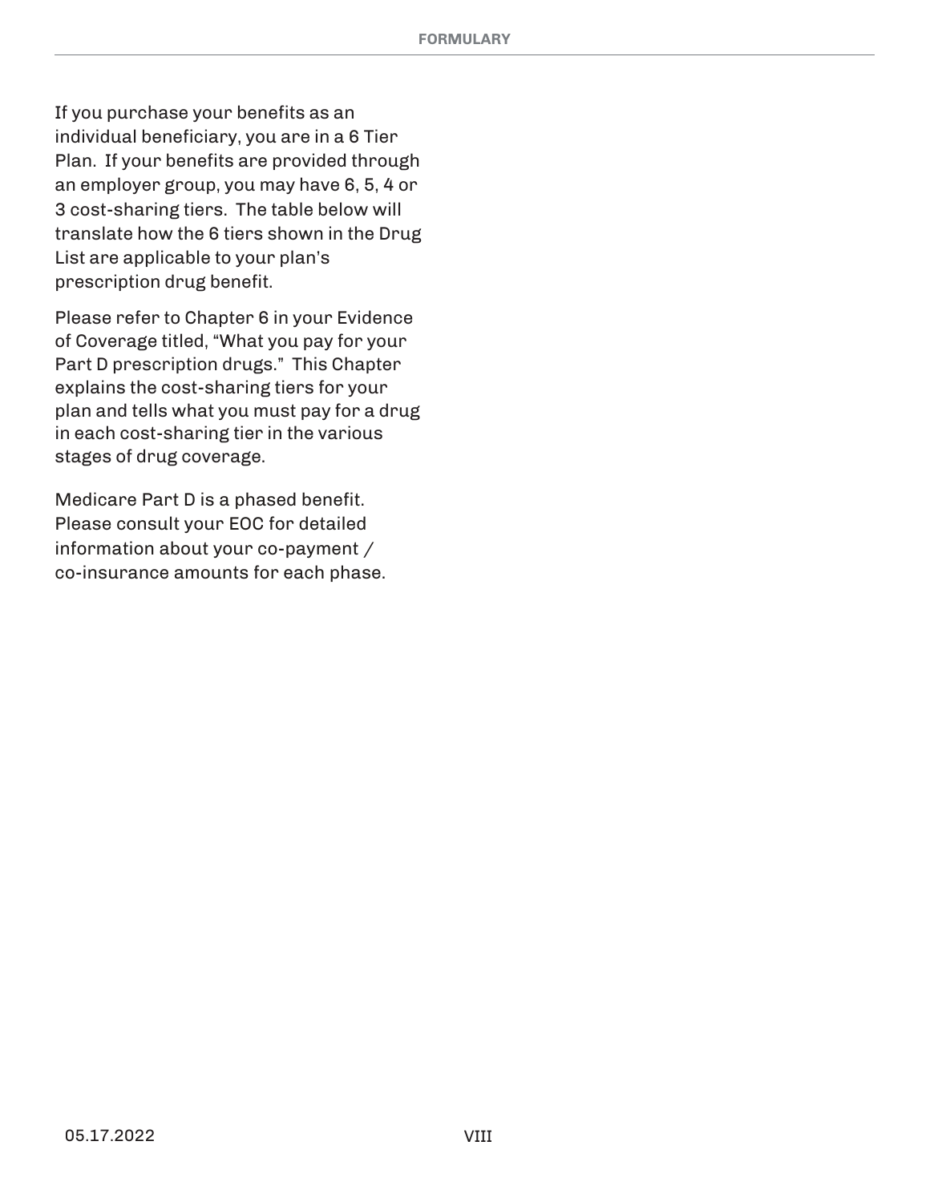If you purchase your benefits as an individual beneficiary, you are in a 6 Tier Plan. If your benefits are provided through an employer group, you may have 6, 5, 4 or 3 cost-sharing tiers. The table below will translate how the 6 tiers shown in the Drug List are applicable to your plan's prescription drug benefit.

Please refer to Chapter 6 in your Evidence of Coverage titled, "What you pay for your Part D prescription drugs." This Chapter explains the cost-sharing tiers for your plan and tells what you must pay for a drug in each cost-sharing tier in the various stages of drug coverage.

Medicare Part D is a phased benefit. Please consult your EOC for detailed information about your co-payment / co-insurance amounts for each phase.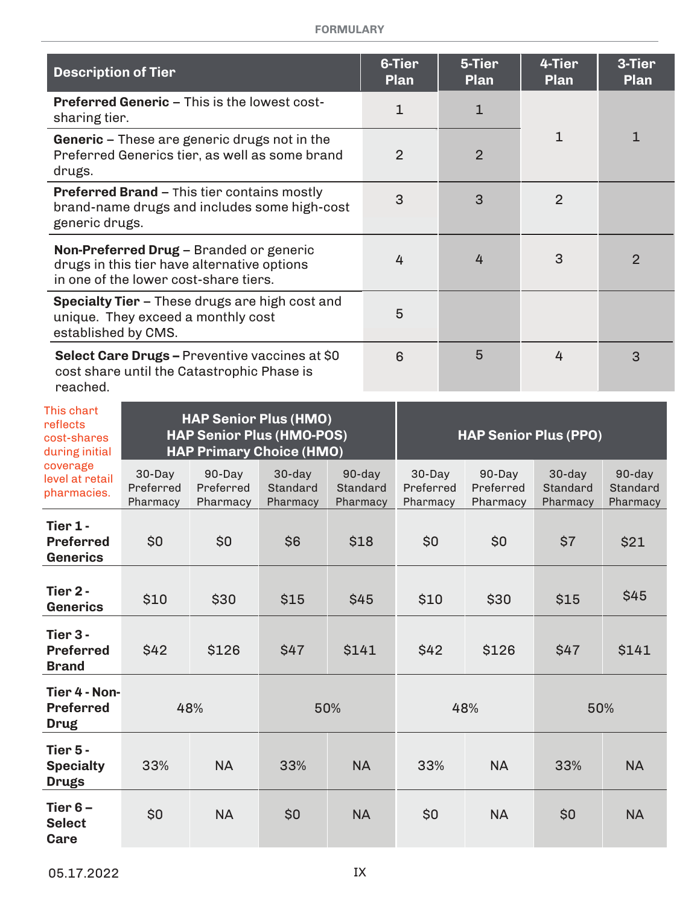FORMULARY

| Description of Tier | 6-Tier Plan | 5-Tier Plan | 4-Tier Plan | 3-Tier Plan |
|---|---|---|---|---|
| **Preferred Generic** – This is the lowest cost-sharing tier. | 1 | 1 | 1 | 1 |
| **Generic** – These are generic drugs not in the Preferred Generics tier, as well as some brand drugs. | 2 | 2 | | |
| **Preferred Brand** – This tier contains mostly brand-name drugs and includes some high-cost generic drugs. | 3 | 3 | 2 | |
| **Non-Preferred Drug** – Branded or generic drugs in this tier have alternative options in one of the lower cost-share tiers. | 4 | 4 | 3 | 2 |
| **Specialty Tier** – These drugs are high cost and unique. They exceed a monthly cost established by CMS. | 5 | | | |
| **Select Care Drugs –** Preventive vaccines at $0 cost share until the Catastrophic Phase is reached. | 6 | 5 | 4 | 3 |

This chart reflects cost-shares during initial coverage level at retail pharmacies.

| | HAP Senior Plus (HMO) HAP Senior Plus (HMO-POS) HAP Primary Choice (HMO) | | | | HAP Senior Plus (PPO) | | | |
|---|---|---|---|---|---|---|---|---|
| | 30-Day Preferred Pharmacy | 90-Day Preferred Pharmacy | 30-day Standard Pharmacy | 90-day Standard Pharmacy | 30-Day Preferred Pharmacy | 90-Day Preferred Pharmacy | 30-day Standard Pharmacy | 90-day Standard Pharmacy |
| **Tier 1 - Preferred Generics** | $0 | $0 | $6 | $18 | $0 | $0 | $7 | $21 |
| **Tier 2 - Generics** | $10 | $30 | $15 | $45 | $10 | $30 | $15 | $45 |
| **Tier 3 - Preferred Brand** | $42 | $126 | $47 | $141 | $42 | $126 | $47 | $141 |
| **Tier 4 - Non-Preferred Drug** | 48% | | 50% | | 48% | | 50% | |
| **Tier 5 - Specialty Drugs** | 33% | NA | 33% | NA | 33% | NA | 33% | NA |
| **Tier 6 – Select Care** | $0 | NA | $0 | NA | $0 | NA | $0 | NA |

05.17.2022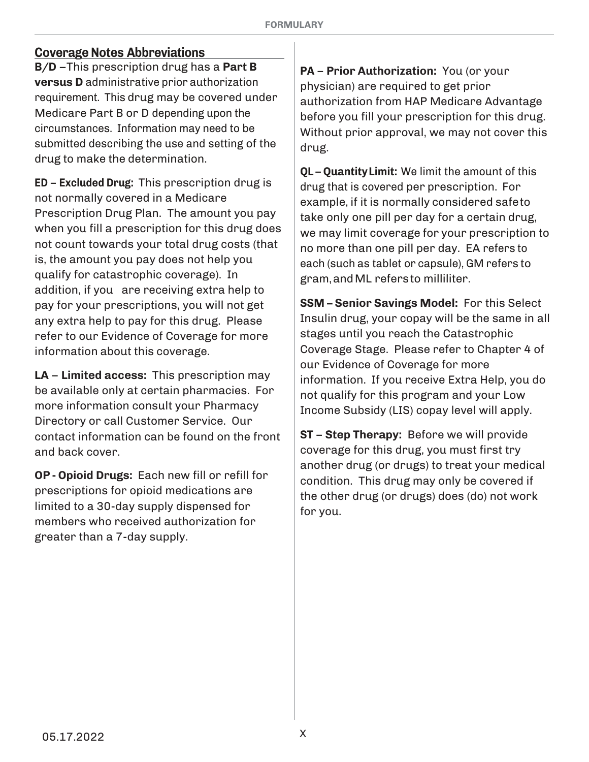## Coverage Notes Abbreviations

**B/D** –This prescription drug has a **Part B versus D** administrative prior authorization requirement. This drug may be covered under Medicare Part B or D depending upon the circumstances. Information may need to be submitted describing the use and setting of the drug to make the determination.

**ED – Excluded Drug:** This prescription drug is not normally covered in a Medicare Prescription Drug Plan. The amount you pay when you fill a prescription for this drug does not count towards your total drug costs (that is, the amount you pay does not help you qualify for catastrophic coverage). In addition, if you are receiving extra help to pay for your prescriptions, you will not get any extra help to pay for this drug. Please refer to our Evidence of Coverage for more information about this coverage.

**LA – Limited access:** This prescription may be available only at certain pharmacies. For more information consult your Pharmacy Directory or call Customer Service. Our contact information can be found on the front and back cover.

**OP - Opioid Drugs:** Each new fill or refill for prescriptions for opioid medications are limited to a 30-day supply dispensed for members who received authorization for greater than a 7-day supply.

**PA – Prior Authorization:** You (or your physician) are required to get prior authorization from HAP Medicare Advantage before you fill your prescription for this drug. Without prior approval, we may not cover this drug.

**QL – Quantity Limit:** We limit the amount of this drug that is covered per prescription. For example, if it is normally considered safe to take only one pill per day for a certain drug, we may limit coverage for your prescription to no more than one pill per day. EA refers to each (such as tablet or capsule), GM refers to gram, and ML refers to milliliter.

**SSM – Senior Savings Model:** For this Select Insulin drug, your copay will be the same in all stages until you reach the Catastrophic Coverage Stage. Please refer to Chapter 4 of our Evidence of Coverage for more information. If you receive Extra Help, you do not qualify for this program and your Low Income Subsidy (LIS) copay level will apply.

**ST – Step Therapy:** Before we will provide coverage for this drug, you must first try another drug (or drugs) to treat your medical condition. This drug may only be covered if the other drug (or drugs) does (do) not work for you.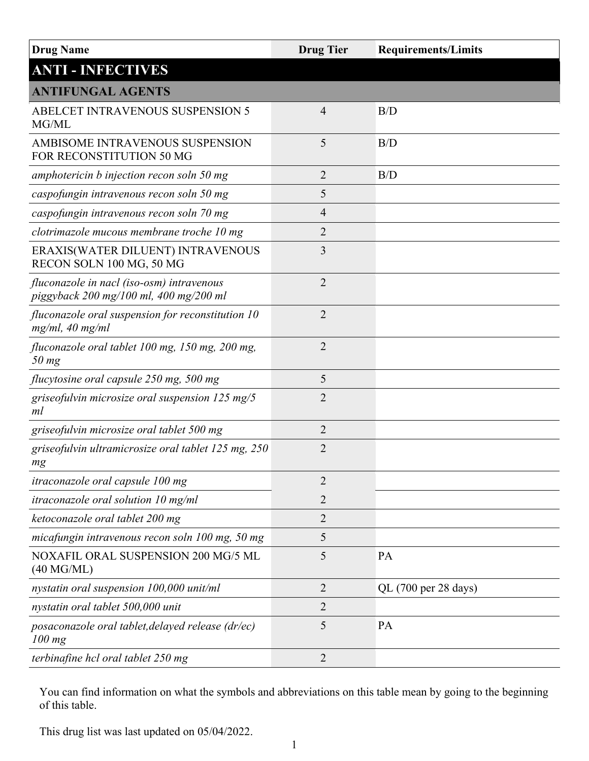| Drug Name | Drug Tier | Requirements/Limits |
|---|---|---|
| **ANTI - INFECTIVES** | | |
| **ANTIFUNGAL AGENTS** | | |
| ABELCET INTRAVENOUS SUSPENSION 5 MG/ML | 4 | B/D |
| AMBISOME INTRAVENOUS SUSPENSION FOR RECONSTITUTION 50 MG | 5 | B/D |
| *amphotericin b injection recon soln 50 mg* | 2 | B/D |
| *caspofungin intravenous recon soln 50 mg* | 5 | |
| *caspofungin intravenous recon soln 70 mg* | 4 | |
| *clotrimazole mucous membrane troche 10 mg* | 2 | |
| ERAXIS(WATER DILUENT) INTRAVENOUS RECON SOLN 100 MG, 50 MG | 3 | |
| *fluconazole in nacl (iso-osm) intravenous piggyback 200 mg/100 ml, 400 mg/200 ml* | 2 | |
| *fluconazole oral suspension for reconstitution 10 mg/ml, 40 mg/ml* | 2 | |
| *fluconazole oral tablet 100 mg, 150 mg, 200 mg, 50 mg* | 2 | |
| *flucytosine oral capsule 250 mg, 500 mg* | 5 | |
| *griseofulvin microsize oral suspension 125 mg/5 ml* | 2 | |
| *griseofulvin microsize oral tablet 500 mg* | 2 | |
| *griseofulvin ultramicrosize oral tablet 125 mg, 250 mg* | 2 | |
| *itraconazole oral capsule 100 mg* | 2 | |
| *itraconazole oral solution 10 mg/ml* | 2 | |
| *ketoconazole oral tablet 200 mg* | 2 | |
| *micafungin intravenous recon soln 100 mg, 50 mg* | 5 | |
| NOXAFIL ORAL SUSPENSION 200 MG/5 ML (40 MG/ML) | 5 | PA |
| *nystatin oral suspension 100,000 unit/ml* | 2 | QL (700 per 28 days) |
| *nystatin oral tablet 500,000 unit* | 2 | |
| *posaconazole oral tablet,delayed release (dr/ec) 100 mg* | 5 | PA |
| *terbinafine hcl oral tablet 250 mg* | 2 | |

You can find information on what the symbols and abbreviations on this table mean by going to the beginning of this table.

This drug list was last updated on 05/04/2022.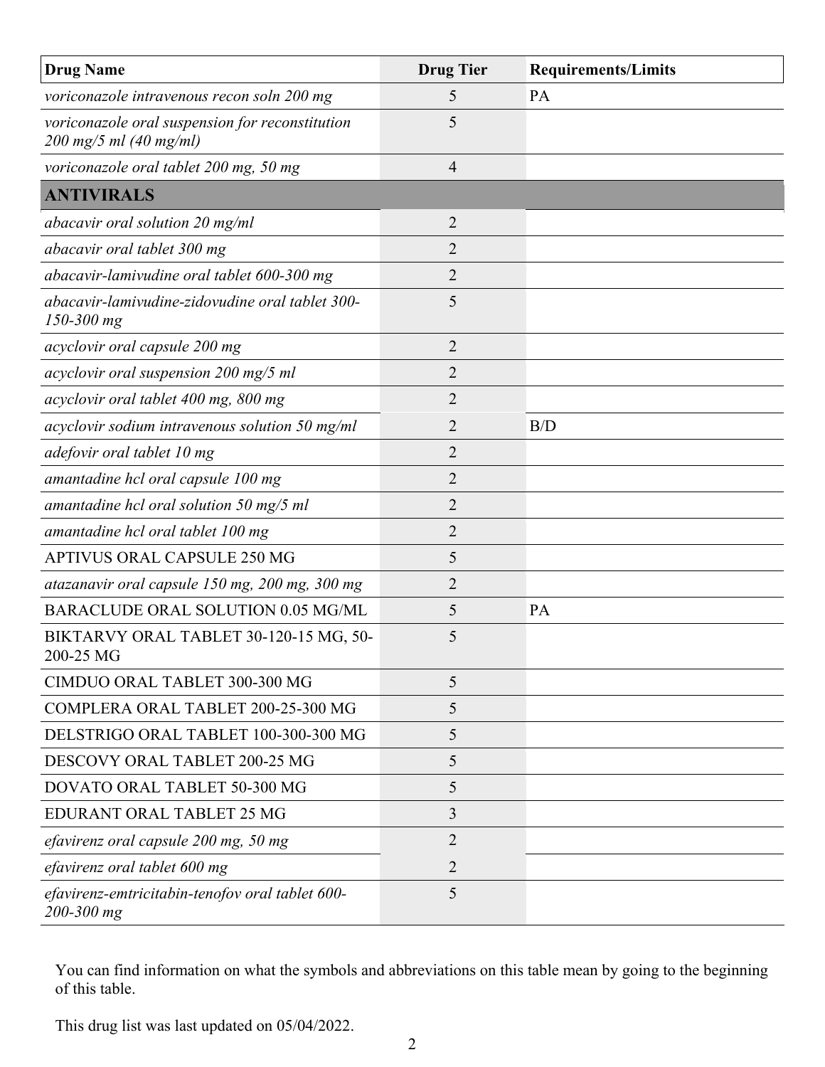| Drug Name | Drug Tier | Requirements/Limits |
|---|---|---|
| *voriconazole intravenous recon soln 200 mg* | 5 | PA |
| *voriconazole oral suspension for reconstitution 200 mg/5 ml (40 mg/ml)* | 5 | |
| *voriconazole oral tablet 200 mg, 50 mg* | 4 | |
| **ANTIVIRALS** | | |
| *abacavir oral solution 20 mg/ml* | 2 | |
| *abacavir oral tablet 300 mg* | 2 | |
| *abacavir-lamivudine oral tablet 600-300 mg* | 2 | |
| *abacavir-lamivudine-zidovudine oral tablet 300-150-300 mg* | 5 | |
| *acyclovir oral capsule 200 mg* | 2 | |
| *acyclovir oral suspension 200 mg/5 ml* | 2 | |
| *acyclovir oral tablet 400 mg, 800 mg* | 2 | |
| *acyclovir sodium intravenous solution 50 mg/ml* | 2 | B/D |
| *adefovir oral tablet 10 mg* | 2 | |
| *amantadine hcl oral capsule 100 mg* | 2 | |
| *amantadine hcl oral solution 50 mg/5 ml* | 2 | |
| *amantadine hcl oral tablet 100 mg* | 2 | |
| APTIVUS ORAL CAPSULE 250 MG | 5 | |
| *atazanavir oral capsule 150 mg, 200 mg, 300 mg* | 2 | |
| BARACLUDE ORAL SOLUTION 0.05 MG/ML | 5 | PA |
| BIKTARVY ORAL TABLET 30-120-15 MG, 50-200-25 MG | 5 | |
| CIMDUO ORAL TABLET 300-300 MG | 5 | |
| COMPLERA ORAL TABLET 200-25-300 MG | 5 | |
| DELSTRIGO ORAL TABLET 100-300-300 MG | 5 | |
| DESCOVY ORAL TABLET 200-25 MG | 5 | |
| DOVATO ORAL TABLET 50-300 MG | 5 | |
| EDURANT ORAL TABLET 25 MG | 3 | |
| *efavirenz oral capsule 200 mg, 50 mg* | 2 | |
| *efavirenz oral tablet 600 mg* | 2 | |
| *efavirenz-emtricitabin-tenofov oral tablet 600-200-300 mg* | 5 | |

You can find information on what the symbols and abbreviations on this table mean by going to the beginning of this table.

This drug list was last updated on 05/04/2022.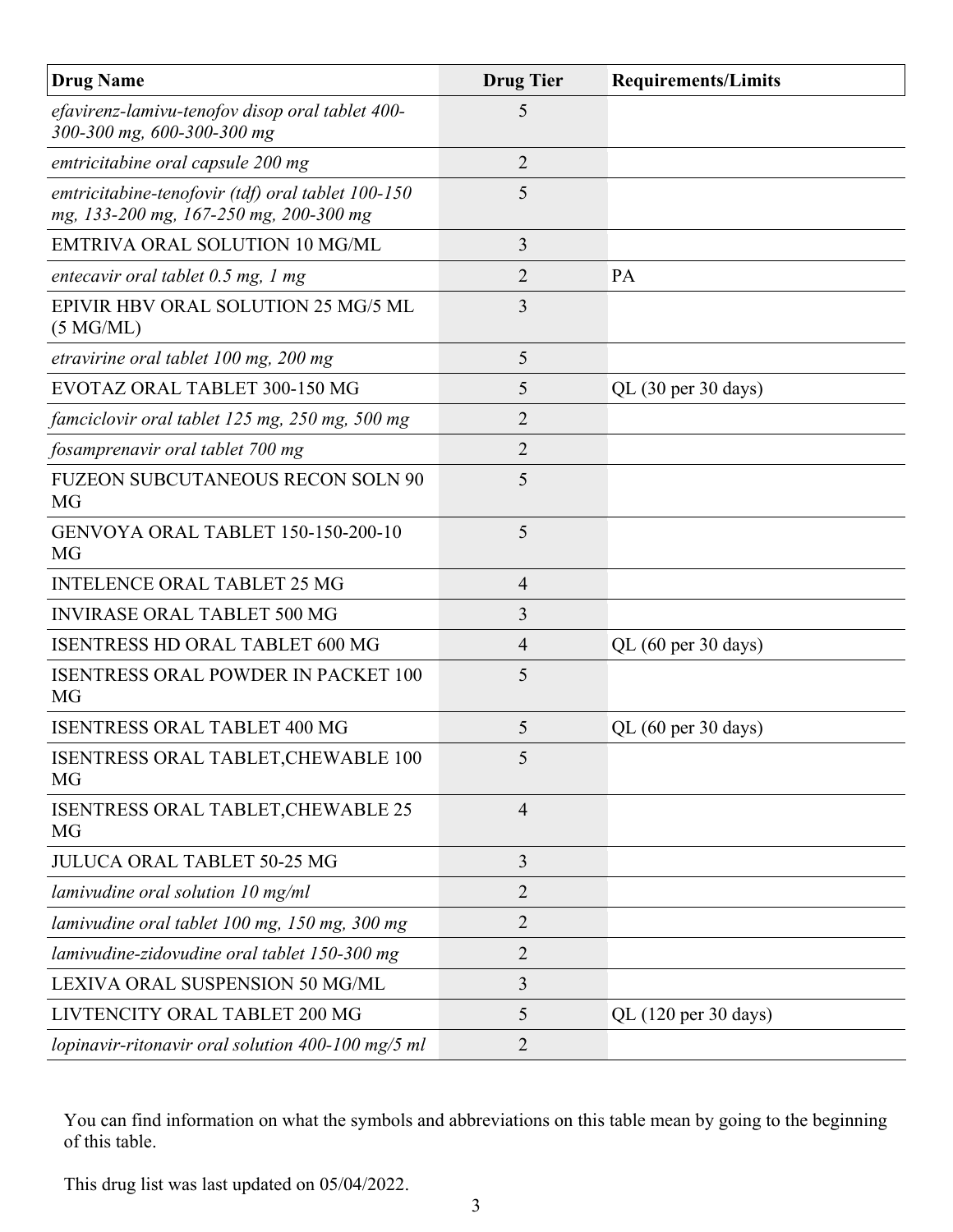| Drug Name | Drug Tier | Requirements/Limits |
| --- | --- | --- |
| *efavirenz-lamivu-tenofov disop oral tablet 400-300-300 mg, 600-300-300 mg* | 5 | |
| *emtricitabine oral capsule 200 mg* | 2 | |
| *emtricitabine-tenofovir (tdf) oral tablet 100-150 mg, 133-200 mg, 167-250 mg, 200-300 mg* | 5 | |
| EMTRIVA ORAL SOLUTION 10 MG/ML | 3 | |
| *entecavir oral tablet 0.5 mg, 1 mg* | 2 | PA |
| EPIVIR HBV ORAL SOLUTION 25 MG/5 ML (5 MG/ML) | 3 | |
| *etravirine oral tablet 100 mg, 200 mg* | 5 | |
| EVOTAZ ORAL TABLET 300-150 MG | 5 | QL (30 per 30 days) |
| *famciclovir oral tablet 125 mg, 250 mg, 500 mg* | 2 | |
| *fosamprenavir oral tablet 700 mg* | 2 | |
| FUZEON SUBCUTANEOUS RECON SOLN 90 MG | 5 | |
| GENVOYA ORAL TABLET 150-150-200-10 MG | 5 | |
| INTELENCE ORAL TABLET 25 MG | 4 | |
| INVIRASE ORAL TABLET 500 MG | 3 | |
| ISENTRESS HD ORAL TABLET 600 MG | 4 | QL (60 per 30 days) |
| ISENTRESS ORAL POWDER IN PACKET 100 MG | 5 | |
| ISENTRESS ORAL TABLET 400 MG | 5 | QL (60 per 30 days) |
| ISENTRESS ORAL TABLET,CHEWABLE 100 MG | 5 | |
| ISENTRESS ORAL TABLET,CHEWABLE 25 MG | 4 | |
| JULUCA ORAL TABLET 50-25 MG | 3 | |
| *lamivudine oral solution 10 mg/ml* | 2 | |
| *lamivudine oral tablet 100 mg, 150 mg, 300 mg* | 2 | |
| *lamivudine-zidovudine oral tablet 150-300 mg* | 2 | |
| LEXIVA ORAL SUSPENSION 50 MG/ML | 3 | |
| LIVTENCITY ORAL TABLET 200 MG | 5 | QL (120 per 30 days) |
| *lopinavir-ritonavir oral solution 400-100 mg/5 ml* | 2 | |

You can find information on what the symbols and abbreviations on this table mean by going to the beginning of this table.

This drug list was last updated on 05/04/2022.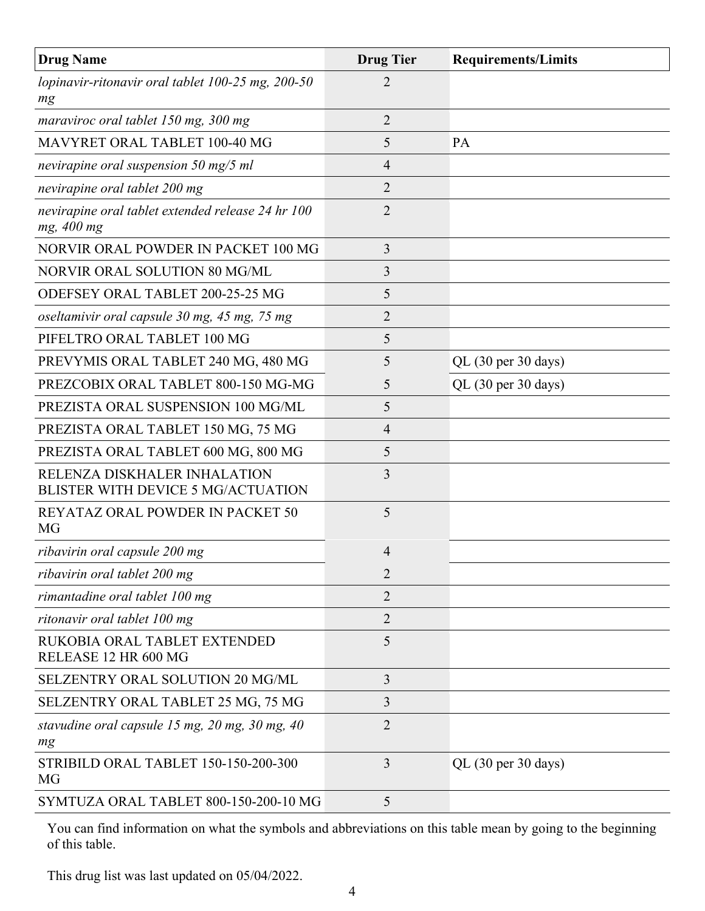| Drug Name | Drug Tier | Requirements/Limits |
|---|---|---|
| *lopinavir-ritonavir oral tablet 100-25 mg, 200-50 mg* | 2 | |
| *maraviroc oral tablet 150 mg, 300 mg* | 2 | |
| MAVYRET ORAL TABLET 100-40 MG | 5 | PA |
| *nevirapine oral suspension 50 mg/5 ml* | 4 | |
| *nevirapine oral tablet 200 mg* | 2 | |
| *nevirapine oral tablet extended release 24 hr 100 mg, 400 mg* | 2 | |
| NORVIR ORAL POWDER IN PACKET 100 MG | 3 | |
| NORVIR ORAL SOLUTION 80 MG/ML | 3 | |
| ODEFSEY ORAL TABLET 200-25-25 MG | 5 | |
| *oseltamivir oral capsule 30 mg, 45 mg, 75 mg* | 2 | |
| PIFELTRO ORAL TABLET 100 MG | 5 | |
| PREVYMIS ORAL TABLET 240 MG, 480 MG | 5 | QL (30 per 30 days) |
| PREZCOBIX ORAL TABLET 800-150 MG-MG | 5 | QL (30 per 30 days) |
| PREZISTA ORAL SUSPENSION 100 MG/ML | 5 | |
| PREZISTA ORAL TABLET 150 MG, 75 MG | 4 | |
| PREZISTA ORAL TABLET 600 MG, 800 MG | 5 | |
| RELENZA DISKHALER INHALATION BLISTER WITH DEVICE 5 MG/ACTUATION | 3 | |
| REYATAZ ORAL POWDER IN PACKET 50 MG | 5 | |
| *ribavirin oral capsule 200 mg* | 4 | |
| *ribavirin oral tablet 200 mg* | 2 | |
| *rimantadine oral tablet 100 mg* | 2 | |
| *ritonavir oral tablet 100 mg* | 2 | |
| RUKOBIA ORAL TABLET EXTENDED RELEASE 12 HR 600 MG | 5 | |
| SELZENTRY ORAL SOLUTION 20 MG/ML | 3 | |
| SELZENTRY ORAL TABLET 25 MG, 75 MG | 3 | |
| *stavudine oral capsule 15 mg, 20 mg, 30 mg, 40 mg* | 2 | |
| STRIBILD ORAL TABLET 150-150-200-300 MG | 3 | QL (30 per 30 days) |
| SYMTUZA ORAL TABLET 800-150-200-10 MG | 5 | |

You can find information on what the symbols and abbreviations on this table mean by going to the beginning of this table.

This drug list was last updated on 05/04/2022.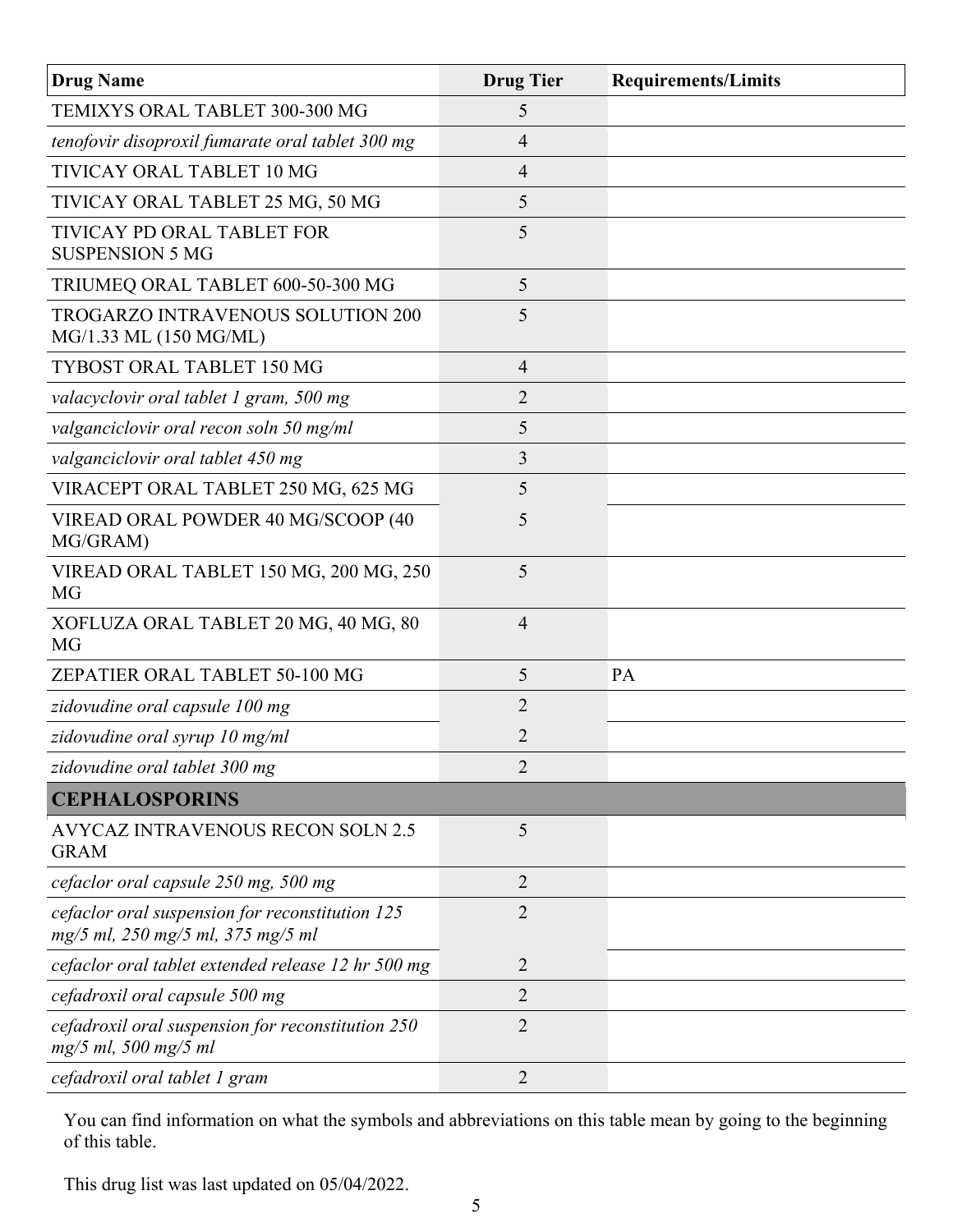| Drug Name | Drug Tier | Requirements/Limits |
|---|---|---|
| TEMIXYS ORAL TABLET 300-300 MG | 5 | |
| *tenofovir disoproxil fumarate oral tablet 300 mg* | 4 | |
| TIVICAY ORAL TABLET 10 MG | 4 | |
| TIVICAY ORAL TABLET 25 MG, 50 MG | 5 | |
| TIVICAY PD ORAL TABLET FOR SUSPENSION 5 MG | 5 | |
| TRIUMEQ ORAL TABLET 600-50-300 MG | 5 | |
| TROGARZO INTRAVENOUS SOLUTION 200 MG/1.33 ML (150 MG/ML) | 5 | |
| TYBOST ORAL TABLET 150 MG | 4 | |
| *valacyclovir oral tablet 1 gram, 500 mg* | 2 | |
| *valganciclovir oral recon soln 50 mg/ml* | 5 | |
| *valganciclovir oral tablet 450 mg* | 3 | |
| VIRACEPT ORAL TABLET 250 MG, 625 MG | 5 | |
| VIREAD ORAL POWDER 40 MG/SCOOP (40 MG/GRAM) | 5 | |
| VIREAD ORAL TABLET 150 MG, 200 MG, 250 MG | 5 | |
| XOFLUZA ORAL TABLET 20 MG, 40 MG, 80 MG | 4 | |
| ZEPATIER ORAL TABLET 50-100 MG | 5 | PA |
| *zidovudine oral capsule 100 mg* | 2 | |
| *zidovudine oral syrup 10 mg/ml* | 2 | |
| *zidovudine oral tablet 300 mg* | 2 | |
| **CEPHALOSPORINS** | | |
| AVYCAZ INTRAVENOUS RECON SOLN 2.5 GRAM | 5 | |
| *cefaclor oral capsule 250 mg, 500 mg* | 2 | |
| *cefaclor oral suspension for reconstitution 125 mg/5 ml, 250 mg/5 ml, 375 mg/5 ml* | 2 | |
| *cefaclor oral tablet extended release 12 hr 500 mg* | 2 | |
| *cefadroxil oral capsule 500 mg* | 2 | |
| *cefadroxil oral suspension for reconstitution 250 mg/5 ml, 500 mg/5 ml* | 2 | |
| *cefadroxil oral tablet 1 gram* | 2 | |

You can find information on what the symbols and abbreviations on this table mean by going to the beginning of this table.

This drug list was last updated on 05/04/2022.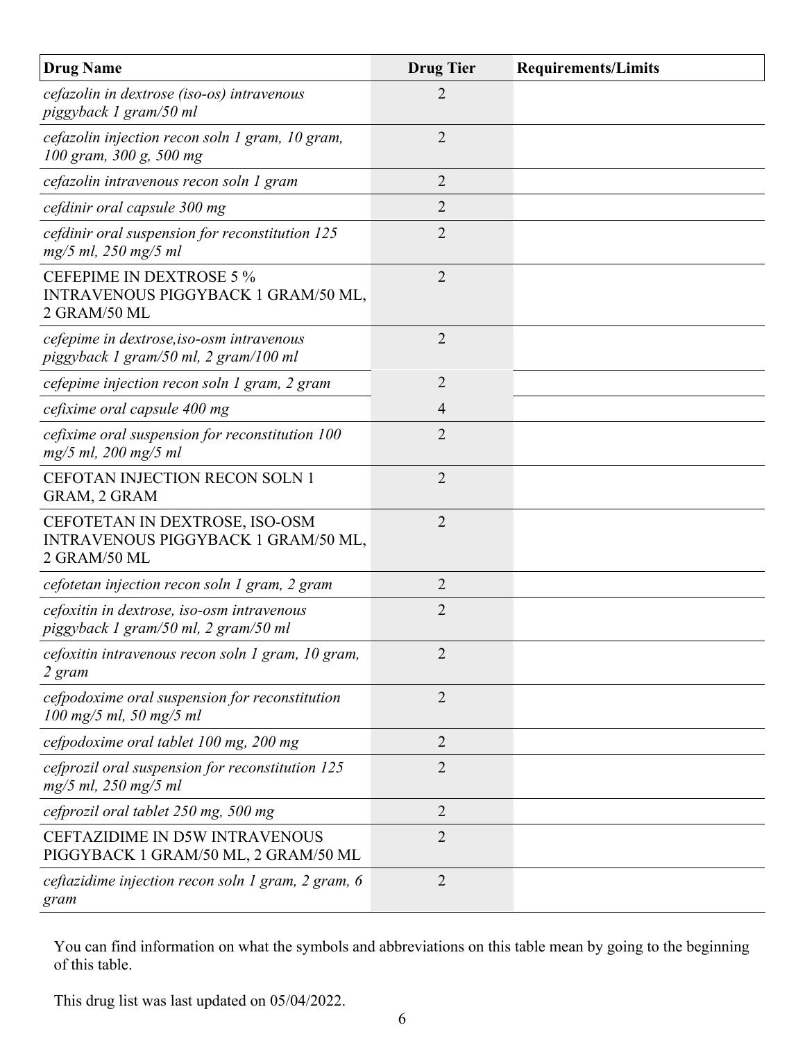| Drug Name | Drug Tier | Requirements/Limits |
|---|---|---|
| *cefazolin in dextrose (iso-os) intravenous piggyback 1 gram/50 ml* | 2 | |
| *cefazolin injection recon soln 1 gram, 10 gram, 100 gram, 300 g, 500 mg* | 2 | |
| *cefazolin intravenous recon soln 1 gram* | 2 | |
| *cefdinir oral capsule 300 mg* | 2 | |
| *cefdinir oral suspension for reconstitution 125 mg/5 ml, 250 mg/5 ml* | 2 | |
| CEFEPIME IN DEXTROSE 5 % INTRAVENOUS PIGGYBACK 1 GRAM/50 ML, 2 GRAM/50 ML | 2 | |
| *cefepime in dextrose,iso-osm intravenous piggyback 1 gram/50 ml, 2 gram/100 ml* | 2 | |
| *cefepime injection recon soln 1 gram, 2 gram* | 2 | |
| *cefixime oral capsule 400 mg* | 4 | |
| *cefixime oral suspension for reconstitution 100 mg/5 ml, 200 mg/5 ml* | 2 | |
| CEFOTAN INJECTION RECON SOLN 1 GRAM, 2 GRAM | 2 | |
| CEFOTETAN IN DEXTROSE, ISO-OSM INTRAVENOUS PIGGYBACK 1 GRAM/50 ML, 2 GRAM/50 ML | 2 | |
| *cefotetan injection recon soln 1 gram, 2 gram* | 2 | |
| *cefoxitin in dextrose, iso-osm intravenous piggyback 1 gram/50 ml, 2 gram/50 ml* | 2 | |
| *cefoxitin intravenous recon soln 1 gram, 10 gram, 2 gram* | 2 | |
| *cefpodoxime oral suspension for reconstitution 100 mg/5 ml, 50 mg/5 ml* | 2 | |
| *cefpodoxime oral tablet 100 mg, 200 mg* | 2 | |
| *cefprozil oral suspension for reconstitution 125 mg/5 ml, 250 mg/5 ml* | 2 | |
| *cefprozil oral tablet 250 mg, 500 mg* | 2 | |
| CEFTAZIDIME IN D5W INTRAVENOUS PIGGYBACK 1 GRAM/50 ML, 2 GRAM/50 ML | 2 | |
| *ceftazidime injection recon soln 1 gram, 2 gram, 6 gram* | 2 | |

You can find information on what the symbols and abbreviations on this table mean by going to the beginning of this table.

This drug list was last updated on 05/04/2022.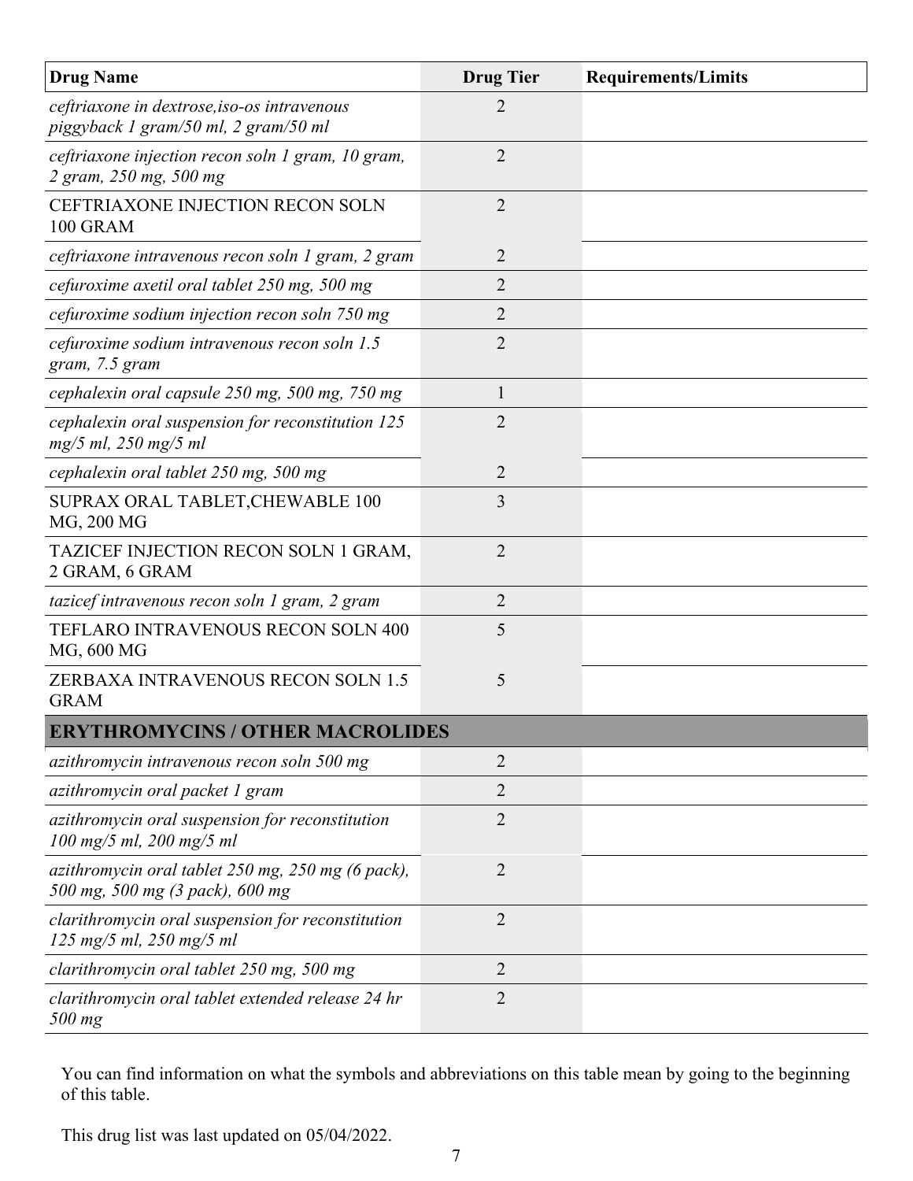| Drug Name | Drug Tier | Requirements/Limits |
|---|---|---|
| *ceftriaxone in dextrose,iso-os intravenous piggyback 1 gram/50 ml, 2 gram/50 ml* | 2 | |
| *ceftriaxone injection recon soln 1 gram, 10 gram, 2 gram, 250 mg, 500 mg* | 2 | |
| CEFTRIAXONE INJECTION RECON SOLN 100 GRAM | 2 | |
| *ceftriaxone intravenous recon soln 1 gram, 2 gram* | 2 | |
| *cefuroxime axetil oral tablet 250 mg, 500 mg* | 2 | |
| *cefuroxime sodium injection recon soln 750 mg* | 2 | |
| *cefuroxime sodium intravenous recon soln 1.5 gram, 7.5 gram* | 2 | |
| *cephalexin oral capsule 250 mg, 500 mg, 750 mg* | 1 | |
| *cephalexin oral suspension for reconstitution 125 mg/5 ml, 250 mg/5 ml* | 2 | |
| *cephalexin oral tablet 250 mg, 500 mg* | 2 | |
| SUPRAX ORAL TABLET,CHEWABLE 100 MG, 200 MG | 3 | |
| TAZICEF INJECTION RECON SOLN 1 GRAM, 2 GRAM, 6 GRAM | 2 | |
| *tazicef intravenous recon soln 1 gram, 2 gram* | 2 | |
| TEFLARO INTRAVENOUS RECON SOLN 400 MG, 600 MG | 5 | |
| ZERBAXA INTRAVENOUS RECON SOLN 1.5 GRAM | 5 | |
| **ERYTHROMYCINS / OTHER MACROLIDES** | | |
| *azithromycin intravenous recon soln 500 mg* | 2 | |
| *azithromycin oral packet 1 gram* | 2 | |
| *azithromycin oral suspension for reconstitution 100 mg/5 ml, 200 mg/5 ml* | 2 | |
| *azithromycin oral tablet 250 mg, 250 mg (6 pack), 500 mg, 500 mg (3 pack), 600 mg* | 2 | |
| *clarithromycin oral suspension for reconstitution 125 mg/5 ml, 250 mg/5 ml* | 2 | |
| *clarithromycin oral tablet 250 mg, 500 mg* | 2 | |
| *clarithromycin oral tablet extended release 24 hr 500 mg* | 2 | |

You can find information on what the symbols and abbreviations on this table mean by going to the beginning of this table.

This drug list was last updated on 05/04/2022.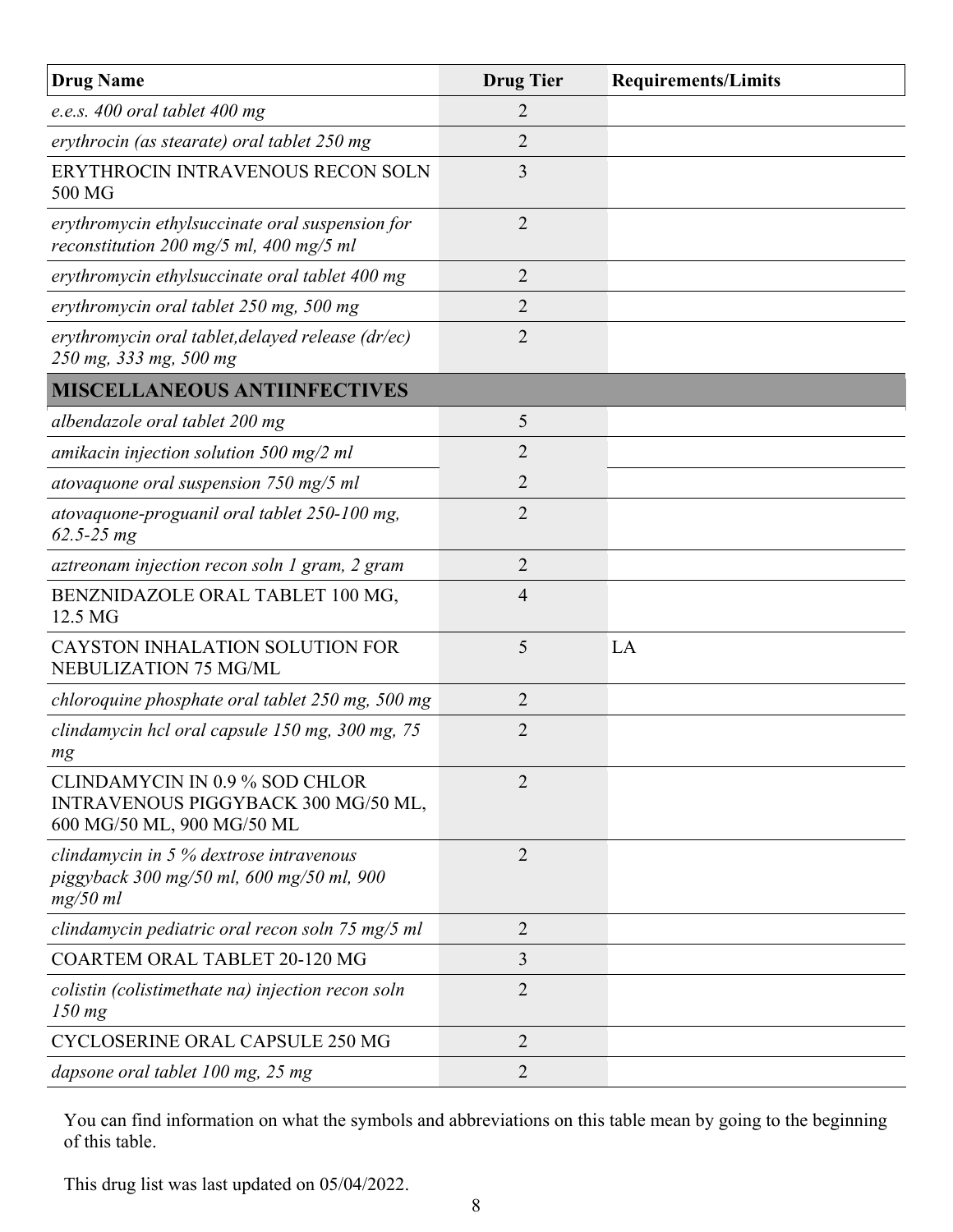| Drug Name | Drug Tier | Requirements/Limits |
|---|---|---|
| *e.e.s. 400 oral tablet 400 mg* | 2 | |
| *erythrocin (as stearate) oral tablet 250 mg* | 2 | |
| ERYTHROCIN INTRAVENOUS RECON SOLN 500 MG | 3 | |
| *erythromycin ethylsuccinate oral suspension for reconstitution 200 mg/5 ml, 400 mg/5 ml* | 2 | |
| *erythromycin ethylsuccinate oral tablet 400 mg* | 2 | |
| *erythromycin oral tablet 250 mg, 500 mg* | 2 | |
| *erythromycin oral tablet,delayed release (dr/ec) 250 mg, 333 mg, 500 mg* | 2 | |
| **MISCELLANEOUS ANTIINFECTIVES** | | |
| *albendazole oral tablet 200 mg* | 5 | |
| *amikacin injection solution 500 mg/2 ml* | 2 | |
| *atovaquone oral suspension 750 mg/5 ml* | 2 | |
| *atovaquone-proguanil oral tablet 250-100 mg, 62.5-25 mg* | 2 | |
| *aztreonam injection recon soln 1 gram, 2 gram* | 2 | |
| BENZNIDAZOLE ORAL TABLET 100 MG, 12.5 MG | 4 | |
| CAYSTON INHALATION SOLUTION FOR NEBULIZATION 75 MG/ML | 5 | LA |
| *chloroquine phosphate oral tablet 250 mg, 500 mg* | 2 | |
| *clindamycin hcl oral capsule 150 mg, 300 mg, 75 mg* | 2 | |
| CLINDAMYCIN IN 0.9 % SOD CHLOR INTRAVENOUS PIGGYBACK 300 MG/50 ML, 600 MG/50 ML, 900 MG/50 ML | 2 | |
| *clindamycin in 5 % dextrose intravenous piggyback 300 mg/50 ml, 600 mg/50 ml, 900 mg/50 ml* | 2 | |
| *clindamycin pediatric oral recon soln 75 mg/5 ml* | 2 | |
| COARTEM ORAL TABLET 20-120 MG | 3 | |
| *colistin (colistimethate na) injection recon soln 150 mg* | 2 | |
| CYCLOSERINE ORAL CAPSULE 250 MG | 2 | |
| *dapsone oral tablet 100 mg, 25 mg* | 2 | |

You can find information on what the symbols and abbreviations on this table mean by going to the beginning of this table.

This drug list was last updated on 05/04/2022.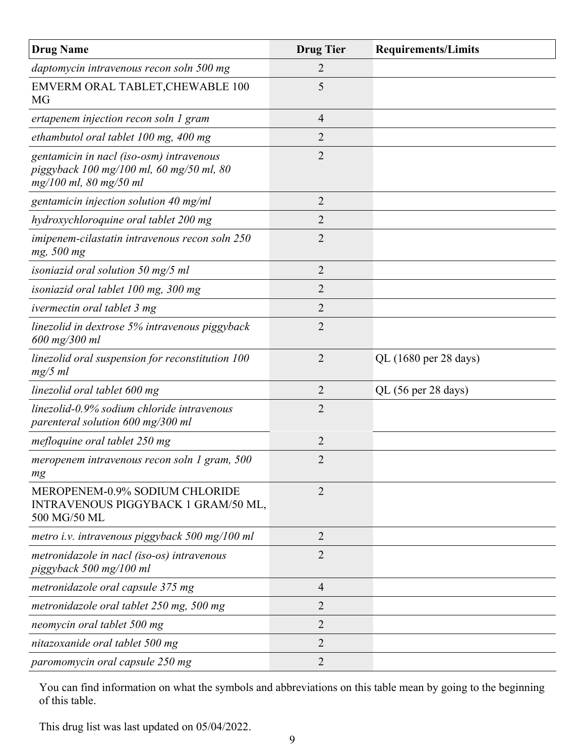| Drug Name | Drug Tier | Requirements/Limits |
| --- | --- | --- |
| *daptomycin intravenous recon soln 500 mg* | 2 | |
| EMVERM ORAL TABLET,CHEWABLE 100 MG | 5 | |
| *ertapenem injection recon soln 1 gram* | 4 | |
| *ethambutol oral tablet 100 mg, 400 mg* | 2 | |
| *gentamicin in nacl (iso-osm) intravenous piggyback 100 mg/100 ml, 60 mg/50 ml, 80 mg/100 ml, 80 mg/50 ml* | 2 | |
| *gentamicin injection solution 40 mg/ml* | 2 | |
| *hydroxychloroquine oral tablet 200 mg* | 2 | |
| *imipenem-cilastatin intravenous recon soln 250 mg, 500 mg* | 2 | |
| *isoniazid oral solution 50 mg/5 ml* | 2 | |
| *isoniazid oral tablet 100 mg, 300 mg* | 2 | |
| *ivermectin oral tablet 3 mg* | 2 | |
| *linezolid in dextrose 5% intravenous piggyback 600 mg/300 ml* | 2 | |
| *linezolid oral suspension for reconstitution 100 mg/5 ml* | 2 | QL (1680 per 28 days) |
| *linezolid oral tablet 600 mg* | 2 | QL (56 per 28 days) |
| *linezolid-0.9% sodium chloride intravenous parenteral solution 600 mg/300 ml* | 2 | |
| *mefloquine oral tablet 250 mg* | 2 | |
| *meropenem intravenous recon soln 1 gram, 500 mg* | 2 | |
| MEROPENEM-0.9% SODIUM CHLORIDE INTRAVENOUS PIGGYBACK 1 GRAM/50 ML, 500 MG/50 ML | 2 | |
| *metro i.v. intravenous piggyback 500 mg/100 ml* | 2 | |
| *metronidazole in nacl (iso-os) intravenous piggyback 500 mg/100 ml* | 2 | |
| *metronidazole oral capsule 375 mg* | 4 | |
| *metronidazole oral tablet 250 mg, 500 mg* | 2 | |
| *neomycin oral tablet 500 mg* | 2 | |
| *nitazoxanide oral tablet 500 mg* | 2 | |
| *paromomycin oral capsule 250 mg* | 2 | |

You can find information on what the symbols and abbreviations on this table mean by going to the beginning of this table.

This drug list was last updated on 05/04/2022.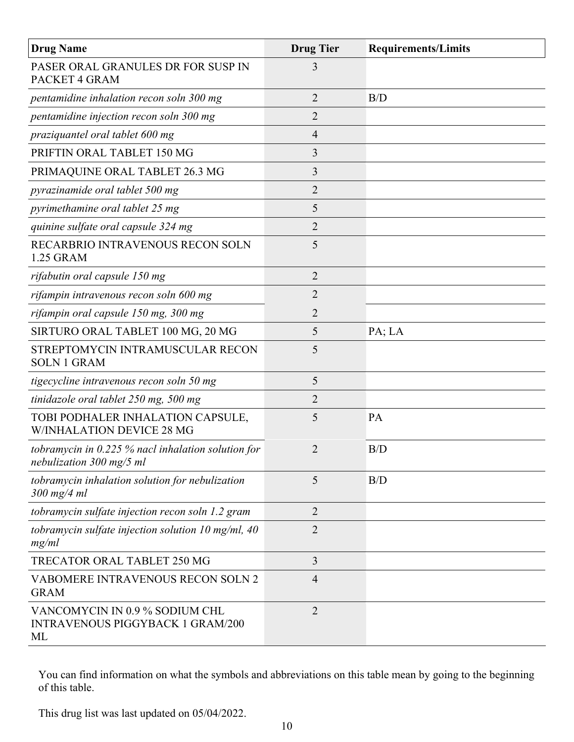| Drug Name | Drug Tier | Requirements/Limits |
|---|---|---|
| PASER ORAL GRANULES DR FOR SUSP IN PACKET 4 GRAM | 3 | |
| *pentamidine inhalation recon soln 300 mg* | 2 | B/D |
| *pentamidine injection recon soln 300 mg* | 2 | |
| *praziquantel oral tablet 600 mg* | 4 | |
| PRIFTIN ORAL TABLET 150 MG | 3 | |
| PRIMAQUINE ORAL TABLET 26.3 MG | 3 | |
| *pyrazinamide oral tablet 500 mg* | 2 | |
| *pyrimethamine oral tablet 25 mg* | 5 | |
| *quinine sulfate oral capsule 324 mg* | 2 | |
| RECARBRIO INTRAVENOUS RECON SOLN 1.25 GRAM | 5 | |
| *rifabutin oral capsule 150 mg* | 2 | |
| *rifampin intravenous recon soln 600 mg* | 2 | |
| *rifampin oral capsule 150 mg, 300 mg* | 2 | |
| SIRTURO ORAL TABLET 100 MG, 20 MG | 5 | PA; LA |
| STREPTOMYCIN INTRAMUSCULAR RECON SOLN 1 GRAM | 5 | |
| *tigecycline intravenous recon soln 50 mg* | 5 | |
| *tinidazole oral tablet 250 mg, 500 mg* | 2 | |
| TOBI PODHALER INHALATION CAPSULE, W/INHALATION DEVICE 28 MG | 5 | PA |
| *tobramycin in 0.225 % nacl inhalation solution for nebulization 300 mg/5 ml* | 2 | B/D |
| *tobramycin inhalation solution for nebulization 300 mg/4 ml* | 5 | B/D |
| *tobramycin sulfate injection recon soln 1.2 gram* | 2 | |
| *tobramycin sulfate injection solution 10 mg/ml, 40 mg/ml* | 2 | |
| TRECATOR ORAL TABLET 250 MG | 3 | |
| VABOMERE INTRAVENOUS RECON SOLN 2 GRAM | 4 | |
| VANCOMYCIN IN 0.9 % SODIUM CHL INTRAVENOUS PIGGYBACK 1 GRAM/200 ML | 2 | |

You can find information on what the symbols and abbreviations on this table mean by going to the beginning of this table.

This drug list was last updated on 05/04/2022.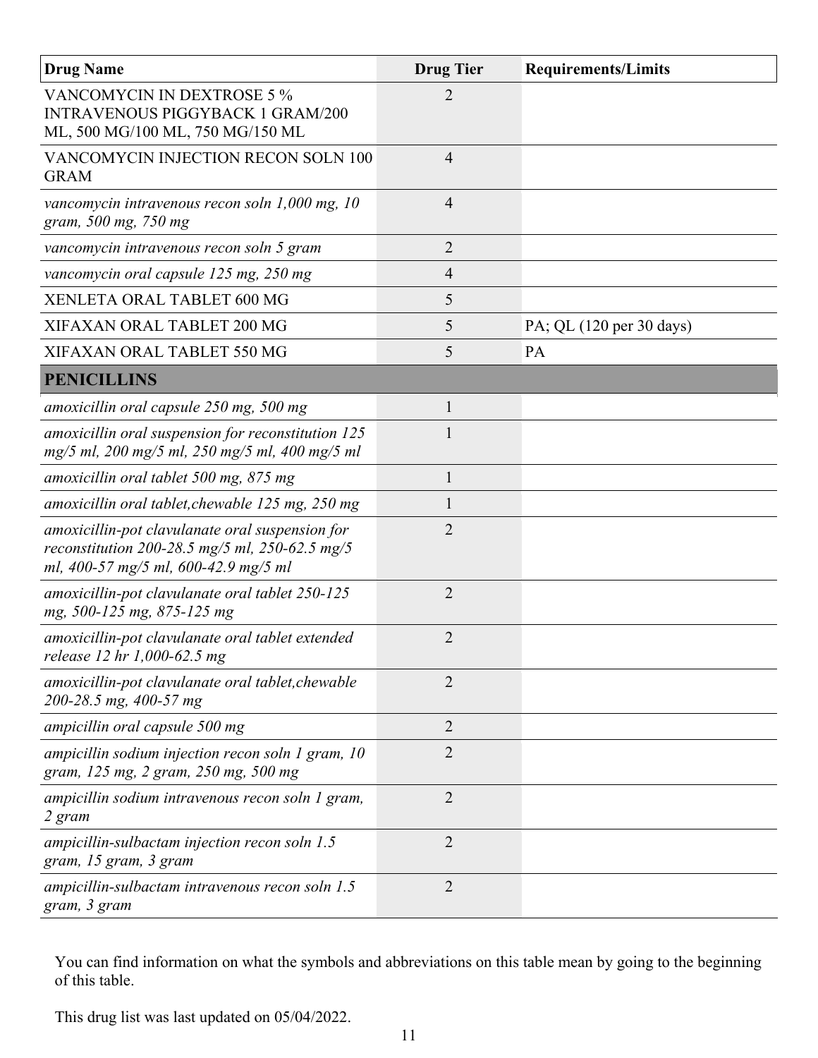| Drug Name | Drug Tier | Requirements/Limits |
|---|---|---|
| VANCOMYCIN IN DEXTROSE 5 % INTRAVENOUS PIGGYBACK 1 GRAM/200 ML, 500 MG/100 ML, 750 MG/150 ML | 2 | |
| VANCOMYCIN INJECTION RECON SOLN 100 GRAM | 4 | |
| *vancomycin intravenous recon soln 1,000 mg, 10 gram, 500 mg, 750 mg* | 4 | |
| *vancomycin intravenous recon soln 5 gram* | 2 | |
| *vancomycin oral capsule 125 mg, 250 mg* | 4 | |
| XENLETA ORAL TABLET 600 MG | 5 | |
| XIFAXAN ORAL TABLET 200 MG | 5 | PA; QL (120 per 30 days) |
| XIFAXAN ORAL TABLET 550 MG | 5 | PA |
| **PENICILLINS** | | |
| *amoxicillin oral capsule 250 mg, 500 mg* | 1 | |
| *amoxicillin oral suspension for reconstitution 125 mg/5 ml, 200 mg/5 ml, 250 mg/5 ml, 400 mg/5 ml* | 1 | |
| *amoxicillin oral tablet 500 mg, 875 mg* | 1 | |
| *amoxicillin oral tablet,chewable 125 mg, 250 mg* | 1 | |
| *amoxicillin-pot clavulanate oral suspension for reconstitution 200-28.5 mg/5 ml, 250-62.5 mg/5 ml, 400-57 mg/5 ml, 600-42.9 mg/5 ml* | 2 | |
| *amoxicillin-pot clavulanate oral tablet 250-125 mg, 500-125 mg, 875-125 mg* | 2 | |
| *amoxicillin-pot clavulanate oral tablet extended release 12 hr 1,000-62.5 mg* | 2 | |
| *amoxicillin-pot clavulanate oral tablet,chewable 200-28.5 mg, 400-57 mg* | 2 | |
| *ampicillin oral capsule 500 mg* | 2 | |
| *ampicillin sodium injection recon soln 1 gram, 10 gram, 125 mg, 2 gram, 250 mg, 500 mg* | 2 | |
| *ampicillin sodium intravenous recon soln 1 gram, 2 gram* | 2 | |
| *ampicillin-sulbactam injection recon soln 1.5 gram, 15 gram, 3 gram* | 2 | |
| *ampicillin-sulbactam intravenous recon soln 1.5 gram, 3 gram* | 2 | |

You can find information on what the symbols and abbreviations on this table mean by going to the beginning of this table.

This drug list was last updated on 05/04/2022.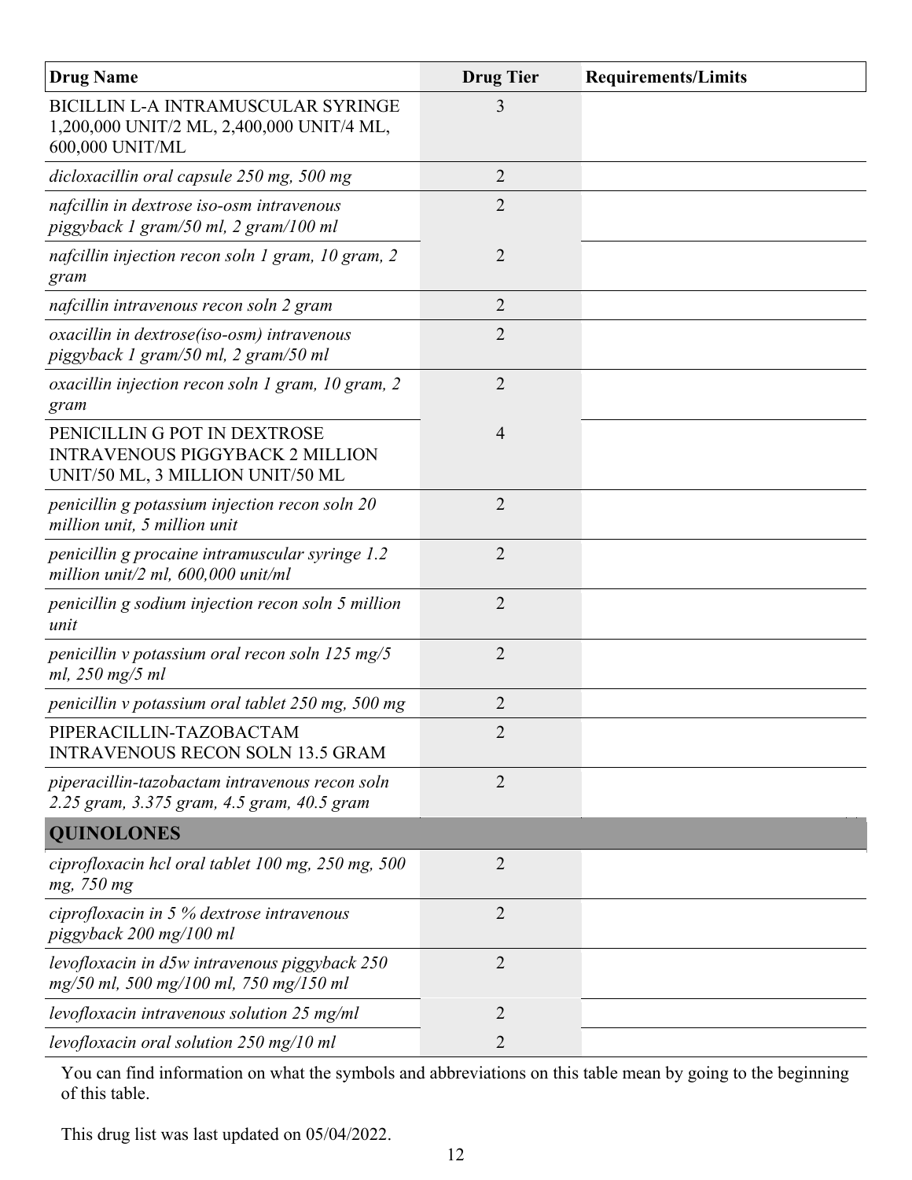| Drug Name | Drug Tier | Requirements/Limits |
|---|---|---|
| BICILLIN L-A INTRAMUSCULAR SYRINGE 1,200,000 UNIT/2 ML, 2,400,000 UNIT/4 ML, 600,000 UNIT/ML | 3 | |
| *dicloxacillin oral capsule 250 mg, 500 mg* | 2 | |
| *nafcillin in dextrose iso-osm intravenous piggyback 1 gram/50 ml, 2 gram/100 ml* | 2 | |
| *nafcillin injection recon soln 1 gram, 10 gram, 2 gram* | 2 | |
| *nafcillin intravenous recon soln 2 gram* | 2 | |
| *oxacillin in dextrose(iso-osm) intravenous piggyback 1 gram/50 ml, 2 gram/50 ml* | 2 | |
| *oxacillin injection recon soln 1 gram, 10 gram, 2 gram* | 2 | |
| PENICILLIN G POT IN DEXTROSE INTRAVENOUS PIGGYBACK 2 MILLION UNIT/50 ML, 3 MILLION UNIT/50 ML | 4 | |
| *penicillin g potassium injection recon soln 20 million unit, 5 million unit* | 2 | |
| *penicillin g procaine intramuscular syringe 1.2 million unit/2 ml, 600,000 unit/ml* | 2 | |
| *penicillin g sodium injection recon soln 5 million unit* | 2 | |
| *penicillin v potassium oral recon soln 125 mg/5 ml, 250 mg/5 ml* | 2 | |
| *penicillin v potassium oral tablet 250 mg, 500 mg* | 2 | |
| PIPERACILLIN-TAZOBACTAM INTRAVENOUS RECON SOLN 13.5 GRAM | 2 | |
| *piperacillin-tazobactam intravenous recon soln 2.25 gram, 3.375 gram, 4.5 gram, 40.5 gram* | 2 | |
| **QUINOLONES** | | |
| *ciprofloxacin hcl oral tablet 100 mg, 250 mg, 500 mg, 750 mg* | 2 | |
| *ciprofloxacin in 5 % dextrose intravenous piggyback 200 mg/100 ml* | 2 | |
| *levofloxacin in d5w intravenous piggyback 250 mg/50 ml, 500 mg/100 ml, 750 mg/150 ml* | 2 | |
| *levofloxacin intravenous solution 25 mg/ml* | 2 | |
| *levofloxacin oral solution 250 mg/10 ml* | 2 | |

You can find information on what the symbols and abbreviations on this table mean by going to the beginning of this table.

This drug list was last updated on 05/04/2022.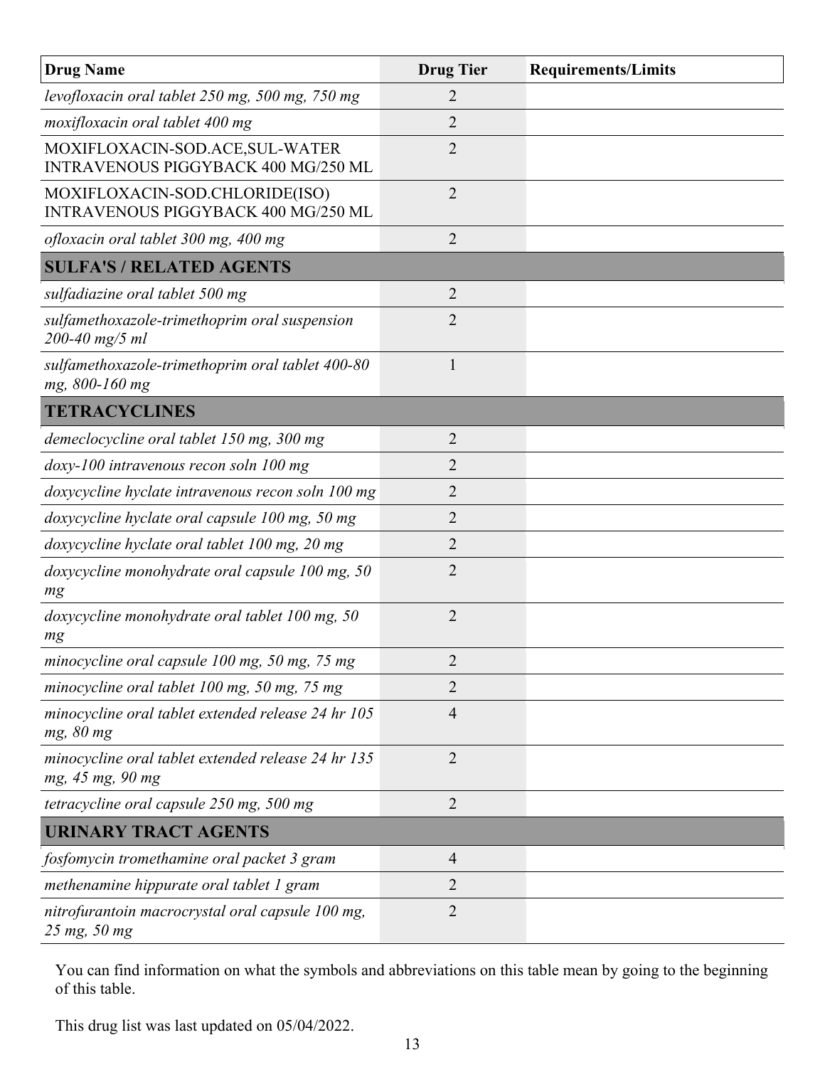| Drug Name | Drug Tier | Requirements/Limits |
|---|---|---|
| *levofloxacin oral tablet 250 mg, 500 mg, 750 mg* | 2 | |
| *moxifloxacin oral tablet 400 mg* | 2 | |
| MOXIFLOXACIN-SOD.ACE,SUL-WATER INTRAVENOUS PIGGYBACK 400 MG/250 ML | 2 | |
| MOXIFLOXACIN-SOD.CHLORIDE(ISO) INTRAVENOUS PIGGYBACK 400 MG/250 ML | 2 | |
| *ofloxacin oral tablet 300 mg, 400 mg* | 2 | |
| **SULFA'S / RELATED AGENTS** | | |
| *sulfadiazine oral tablet 500 mg* | 2 | |
| *sulfamethoxazole-trimethoprim oral suspension 200-40 mg/5 ml* | 2 | |
| *sulfamethoxazole-trimethoprim oral tablet 400-80 mg, 800-160 mg* | 1 | |
| **TETRACYCLINES** | | |
| *demeclocycline oral tablet 150 mg, 300 mg* | 2 | |
| *doxy-100 intravenous recon soln 100 mg* | 2 | |
| *doxycycline hyclate intravenous recon soln 100 mg* | 2 | |
| *doxycycline hyclate oral capsule 100 mg, 50 mg* | 2 | |
| *doxycycline hyclate oral tablet 100 mg, 20 mg* | 2 | |
| *doxycycline monohydrate oral capsule 100 mg, 50 mg* | 2 | |
| *doxycycline monohydrate oral tablet 100 mg, 50 mg* | 2 | |
| *minocycline oral capsule 100 mg, 50 mg, 75 mg* | 2 | |
| *minocycline oral tablet 100 mg, 50 mg, 75 mg* | 2 | |
| *minocycline oral tablet extended release 24 hr 105 mg, 80 mg* | 4 | |
| *minocycline oral tablet extended release 24 hr 135 mg, 45 mg, 90 mg* | 2 | |
| *tetracycline oral capsule 250 mg, 500 mg* | 2 | |
| **URINARY TRACT AGENTS** | | |
| *fosfomycin tromethamine oral packet 3 gram* | 4 | |
| *methenamine hippurate oral tablet 1 gram* | 2 | |
| *nitrofurantoin macrocrystal oral capsule 100 mg, 25 mg, 50 mg* | 2 | |

You can find information on what the symbols and abbreviations on this table mean by going to the beginning of this table.

This drug list was last updated on 05/04/2022.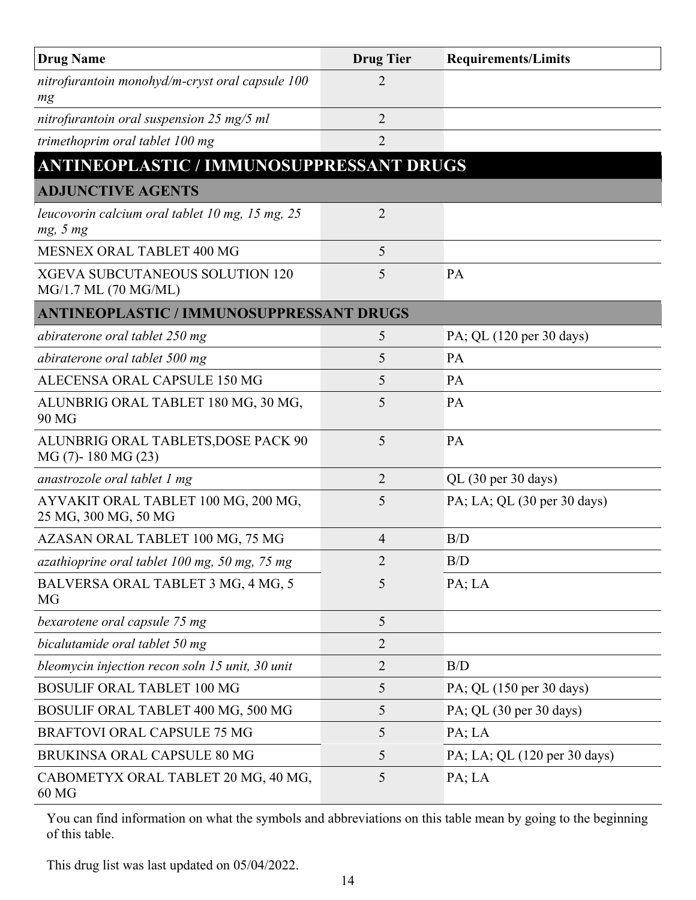| Drug Name | Drug Tier | Requirements/Limits |
|---|---|---|
| *nitrofurantoin monohyd/m-cryst oral capsule 100 mg* | 2 | |
| *nitrofurantoin oral suspension 25 mg/5 ml* | 2 | |
| *trimethoprim oral tablet 100 mg* | 2 | |
| **ANTINEOPLASTIC / IMMUNOSUPPRESSANT DRUGS** | | |
| **ADJUNCTIVE AGENTS** | | |
| *leucovorin calcium oral tablet 10 mg, 15 mg, 25 mg, 5 mg* | 2 | |
| MESNEX ORAL TABLET 400 MG | 5 | |
| XGEVA SUBCUTANEOUS SOLUTION 120 MG/1.7 ML (70 MG/ML) | 5 | PA |
| **ANTINEOPLASTIC / IMMUNOSUPPRESSANT DRUGS** | | |
| *abiraterone oral tablet 250 mg* | 5 | PA; QL (120 per 30 days) |
| *abiraterone oral tablet 500 mg* | 5 | PA |
| ALECENSA ORAL CAPSULE 150 MG | 5 | PA |
| ALUNBRIG ORAL TABLET 180 MG, 30 MG, 90 MG | 5 | PA |
| ALUNBRIG ORAL TABLETS,DOSE PACK 90 MG (7)- 180 MG (23) | 5 | PA |
| *anastrozole oral tablet 1 mg* | 2 | QL (30 per 30 days) |
| AYVAKIT ORAL TABLET 100 MG, 200 MG, 25 MG, 300 MG, 50 MG | 5 | PA; LA; QL (30 per 30 days) |
| AZASAN ORAL TABLET 100 MG, 75 MG | 4 | B/D |
| *azathioprine oral tablet 100 mg, 50 mg, 75 mg* | 2 | B/D |
| BALVERSA ORAL TABLET 3 MG, 4 MG, 5 MG | 5 | PA; LA |
| *bexarotene oral capsule 75 mg* | 5 | |
| *bicalutamide oral tablet 50 mg* | 2 | |
| *bleomycin injection recon soln 15 unit, 30 unit* | 2 | B/D |
| BOSULIF ORAL TABLET 100 MG | 5 | PA; QL (150 per 30 days) |
| BOSULIF ORAL TABLET 400 MG, 500 MG | 5 | PA; QL (30 per 30 days) |
| BRAFTOVI ORAL CAPSULE 75 MG | 5 | PA; LA |
| BRUKINSA ORAL CAPSULE 80 MG | 5 | PA; LA; QL (120 per 30 days) |
| CABOMETYX ORAL TABLET 20 MG, 40 MG, 60 MG | 5 | PA; LA |

You can find information on what the symbols and abbreviations on this table mean by going to the beginning of this table.

This drug list was last updated on 05/04/2022.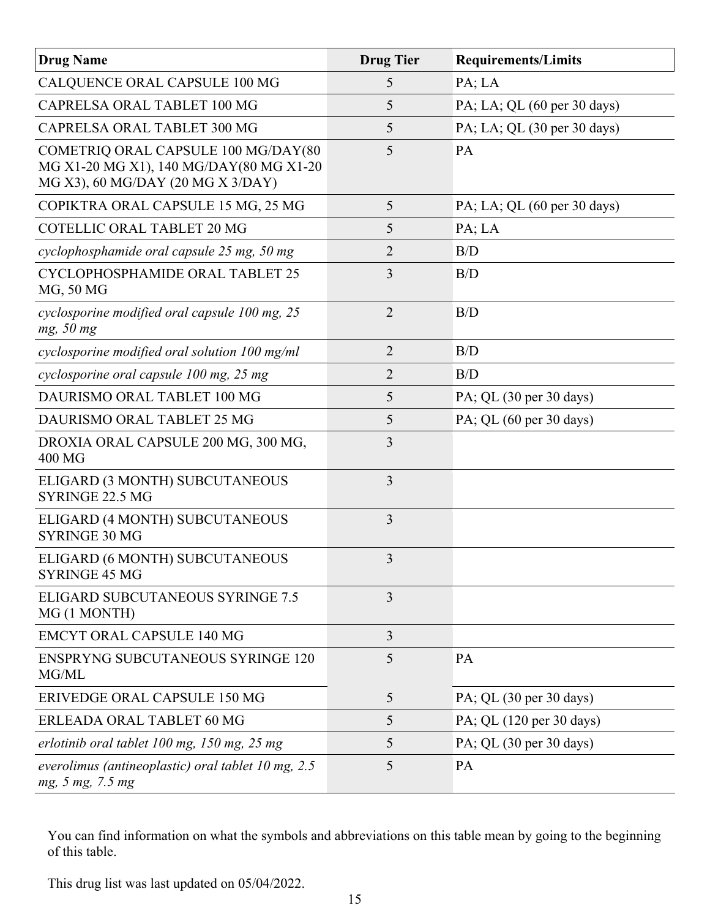| Drug Name | Drug Tier | Requirements/Limits |
|---|---|---|
| CALQUENCE ORAL CAPSULE 100 MG | 5 | PA; LA |
| CAPRELSA ORAL TABLET 100 MG | 5 | PA; LA; QL (60 per 30 days) |
| CAPRELSA ORAL TABLET 300 MG | 5 | PA; LA; QL (30 per 30 days) |
| COMETRIQ ORAL CAPSULE 100 MG/DAY(80 MG X1-20 MG X1), 140 MG/DAY(80 MG X1-20 MG X3), 60 MG/DAY (20 MG X 3/DAY) | 5 | PA |
| COPIKTRA ORAL CAPSULE 15 MG, 25 MG | 5 | PA; LA; QL (60 per 30 days) |
| COTELLIC ORAL TABLET 20 MG | 5 | PA; LA |
| *cyclophosphamide oral capsule 25 mg, 50 mg* | 2 | B/D |
| CYCLOPHOSPHAMIDE ORAL TABLET 25 MG, 50 MG | 3 | B/D |
| *cyclosporine modified oral capsule 100 mg, 25 mg, 50 mg* | 2 | B/D |
| *cyclosporine modified oral solution 100 mg/ml* | 2 | B/D |
| *cyclosporine oral capsule 100 mg, 25 mg* | 2 | B/D |
| DAURISMO ORAL TABLET 100 MG | 5 | PA; QL (30 per 30 days) |
| DAURISMO ORAL TABLET 25 MG | 5 | PA; QL (60 per 30 days) |
| DROXIA ORAL CAPSULE 200 MG, 300 MG, 400 MG | 3 | |
| ELIGARD (3 MONTH) SUBCUTANEOUS SYRINGE 22.5 MG | 3 | |
| ELIGARD (4 MONTH) SUBCUTANEOUS SYRINGE 30 MG | 3 | |
| ELIGARD (6 MONTH) SUBCUTANEOUS SYRINGE 45 MG | 3 | |
| ELIGARD SUBCUTANEOUS SYRINGE 7.5 MG (1 MONTH) | 3 | |
| EMCYT ORAL CAPSULE 140 MG | 3 | |
| ENSPRYNG SUBCUTANEOUS SYRINGE 120 MG/ML | 5 | PA |
| ERIVEDGE ORAL CAPSULE 150 MG | 5 | PA; QL (30 per 30 days) |
| ERLEADA ORAL TABLET 60 MG | 5 | PA; QL (120 per 30 days) |
| *erlotinib oral tablet 100 mg, 150 mg, 25 mg* | 5 | PA; QL (30 per 30 days) |
| *everolimus (antineoplastic) oral tablet 10 mg, 2.5 mg, 5 mg, 7.5 mg* | 5 | PA |

You can find information on what the symbols and abbreviations on this table mean by going to the beginning of this table.

This drug list was last updated on 05/04/2022.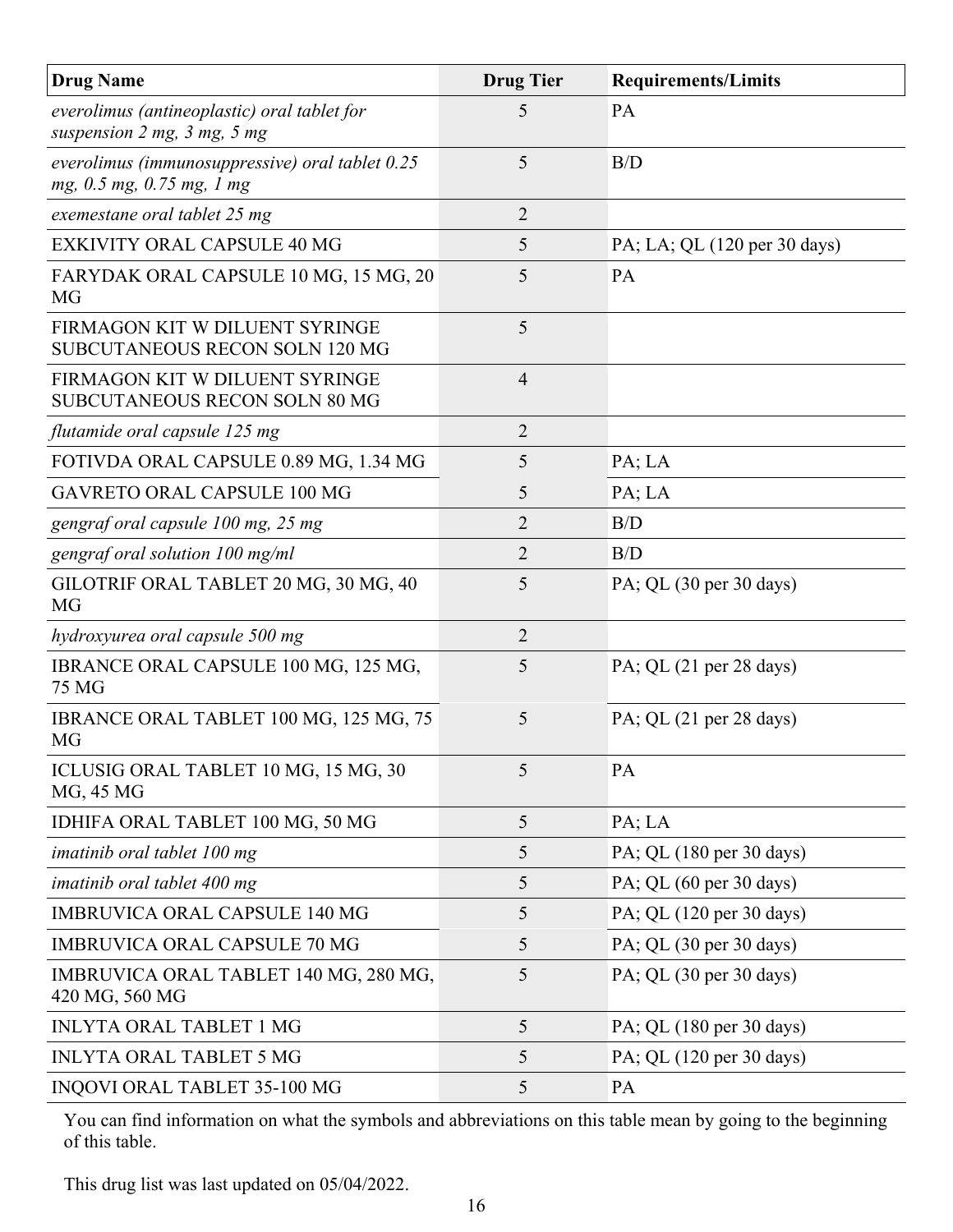| Drug Name | Drug Tier | Requirements/Limits |
| --- | --- | --- |
| *everolimus (antineoplastic) oral tablet for suspension 2 mg, 3 mg, 5 mg* | 5 | PA |
| *everolimus (immunosuppressive) oral tablet 0.25 mg, 0.5 mg, 0.75 mg, 1 mg* | 5 | B/D |
| *exemestane oral tablet 25 mg* | 2 | |
| EXKIVITY ORAL CAPSULE 40 MG | 5 | PA; LA; QL (120 per 30 days) |
| FARYDAK ORAL CAPSULE 10 MG, 15 MG, 20 MG | 5 | PA |
| FIRMAGON KIT W DILUENT SYRINGE SUBCUTANEOUS RECON SOLN 120 MG | 5 | |
| FIRMAGON KIT W DILUENT SYRINGE SUBCUTANEOUS RECON SOLN 80 MG | 4 | |
| *flutamide oral capsule 125 mg* | 2 | |
| FOTIVDA ORAL CAPSULE 0.89 MG, 1.34 MG | 5 | PA; LA |
| GAVRETO ORAL CAPSULE 100 MG | 5 | PA; LA |
| *gengraf oral capsule 100 mg, 25 mg* | 2 | B/D |
| *gengraf oral solution 100 mg/ml* | 2 | B/D |
| GILOTRIF ORAL TABLET 20 MG, 30 MG, 40 MG | 5 | PA; QL (30 per 30 days) |
| *hydroxyurea oral capsule 500 mg* | 2 | |
| IBRANCE ORAL CAPSULE 100 MG, 125 MG, 75 MG | 5 | PA; QL (21 per 28 days) |
| IBRANCE ORAL TABLET 100 MG, 125 MG, 75 MG | 5 | PA; QL (21 per 28 days) |
| ICLUSIG ORAL TABLET 10 MG, 15 MG, 30 MG, 45 MG | 5 | PA |
| IDHIFA ORAL TABLET 100 MG, 50 MG | 5 | PA; LA |
| *imatinib oral tablet 100 mg* | 5 | PA; QL (180 per 30 days) |
| *imatinib oral tablet 400 mg* | 5 | PA; QL (60 per 30 days) |
| IMBRUVICA ORAL CAPSULE 140 MG | 5 | PA; QL (120 per 30 days) |
| IMBRUVICA ORAL CAPSULE 70 MG | 5 | PA; QL (30 per 30 days) |
| IMBRUVICA ORAL TABLET 140 MG, 280 MG, 420 MG, 560 MG | 5 | PA; QL (30 per 30 days) |
| INLYTA ORAL TABLET 1 MG | 5 | PA; QL (180 per 30 days) |
| INLYTA ORAL TABLET 5 MG | 5 | PA; QL (120 per 30 days) |
| INQOVI ORAL TABLET 35-100 MG | 5 | PA |

You can find information on what the symbols and abbreviations on this table mean by going to the beginning of this table.

This drug list was last updated on 05/04/2022.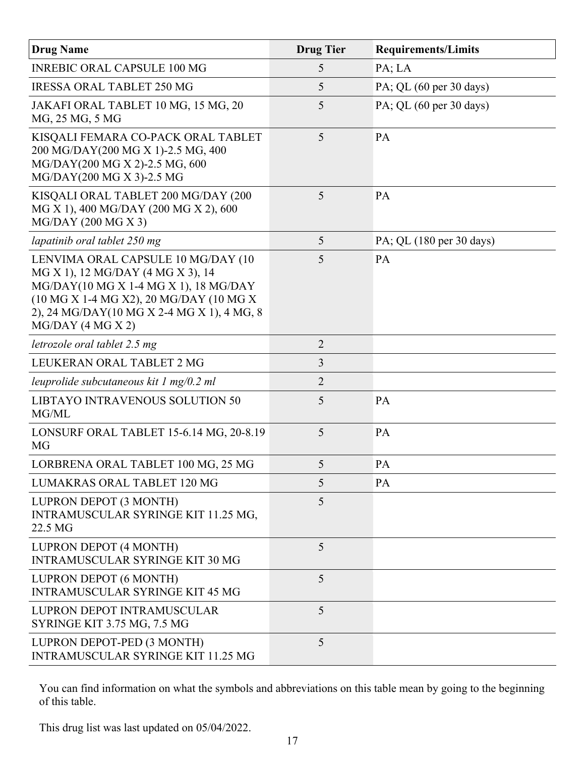| Drug Name | Drug Tier | Requirements/Limits |
|---|---|---|
| INREBIC ORAL CAPSULE 100 MG | 5 | PA; LA |
| IRESSA ORAL TABLET 250 MG | 5 | PA; QL (60 per 30 days) |
| JAKAFI ORAL TABLET 10 MG, 15 MG, 20 MG, 25 MG, 5 MG | 5 | PA; QL (60 per 30 days) |
| KISQALI FEMARA CO-PACK ORAL TABLET 200 MG/DAY(200 MG X 1)-2.5 MG, 400 MG/DAY(200 MG X 2)-2.5 MG, 600 MG/DAY(200 MG X 3)-2.5 MG | 5 | PA |
| KISQALI ORAL TABLET 200 MG/DAY (200 MG X 1), 400 MG/DAY (200 MG X 2), 600 MG/DAY (200 MG X 3) | 5 | PA |
| *lapatinib oral tablet 250 mg* | 5 | PA; QL (180 per 30 days) |
| LENVIMA ORAL CAPSULE 10 MG/DAY (10 MG X 1), 12 MG/DAY (4 MG X 3), 14 MG/DAY(10 MG X 1-4 MG X 1), 18 MG/DAY (10 MG X 1-4 MG X2), 20 MG/DAY (10 MG X 2), 24 MG/DAY(10 MG X 2-4 MG X 1), 4 MG, 8 MG/DAY (4 MG X 2) | 5 | PA |
| *letrozole oral tablet 2.5 mg* | 2 | |
| LEUKERAN ORAL TABLET 2 MG | 3 | |
| *leuprolide subcutaneous kit 1 mg/0.2 ml* | 2 | |
| LIBTAYO INTRAVENOUS SOLUTION 50 MG/ML | 5 | PA |
| LONSURF ORAL TABLET 15-6.14 MG, 20-8.19 MG | 5 | PA |
| LORBRENA ORAL TABLET 100 MG, 25 MG | 5 | PA |
| LUMAKRAS ORAL TABLET 120 MG | 5 | PA |
| LUPRON DEPOT (3 MONTH) INTRAMUSCULAR SYRINGE KIT 11.25 MG, 22.5 MG | 5 | |
| LUPRON DEPOT (4 MONTH) INTRAMUSCULAR SYRINGE KIT 30 MG | 5 | |
| LUPRON DEPOT (6 MONTH) INTRAMUSCULAR SYRINGE KIT 45 MG | 5 | |
| LUPRON DEPOT INTRAMUSCULAR SYRINGE KIT 3.75 MG, 7.5 MG | 5 | |
| LUPRON DEPOT-PED (3 MONTH) INTRAMUSCULAR SYRINGE KIT 11.25 MG | 5 | |

You can find information on what the symbols and abbreviations on this table mean by going to the beginning of this table.

This drug list was last updated on 05/04/2022.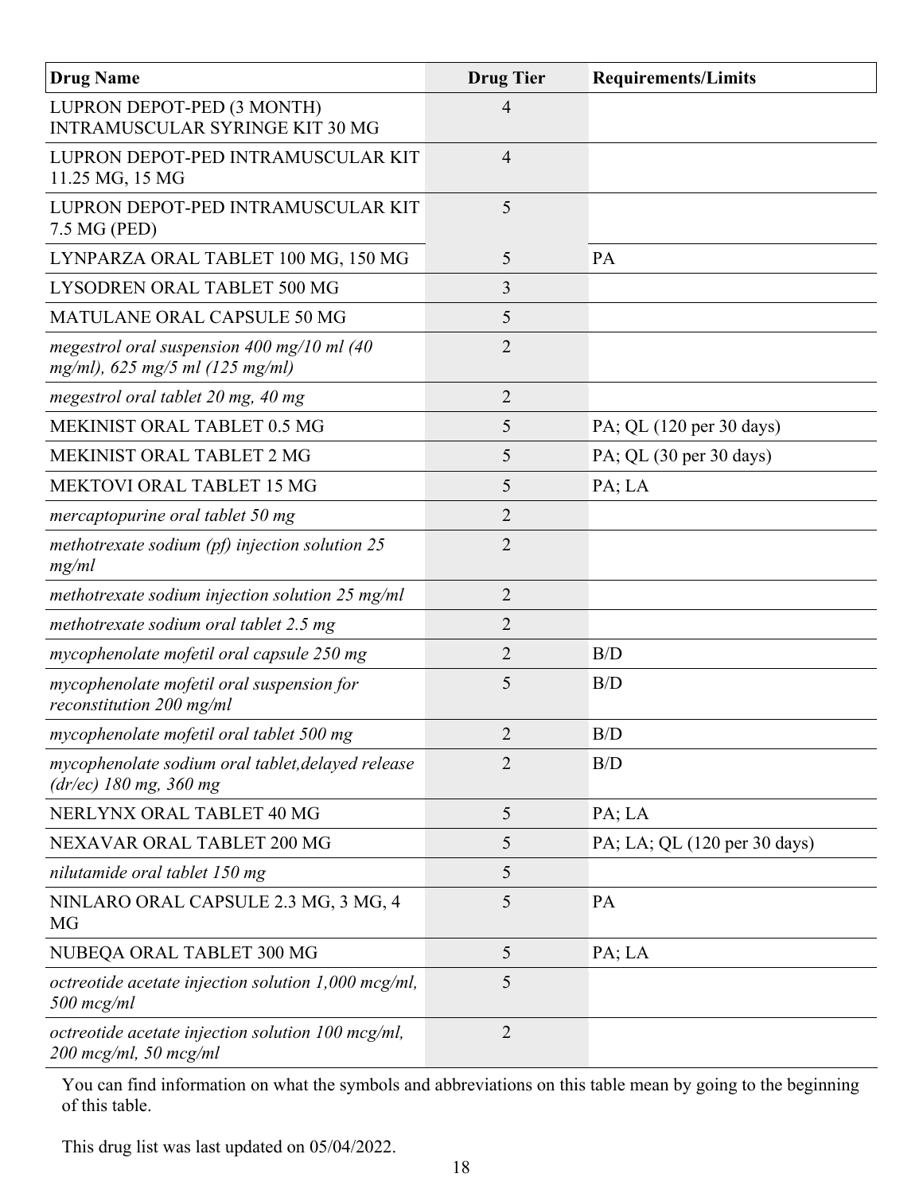| Drug Name | Drug Tier | Requirements/Limits |
|---|---|---|
| LUPRON DEPOT-PED (3 MONTH) INTRAMUSCULAR SYRINGE KIT 30 MG | 4 | |
| LUPRON DEPOT-PED INTRAMUSCULAR KIT 11.25 MG, 15 MG | 4 | |
| LUPRON DEPOT-PED INTRAMUSCULAR KIT 7.5 MG (PED) | 5 | |
| LYNPARZA ORAL TABLET 100 MG, 150 MG | 5 | PA |
| LYSODREN ORAL TABLET 500 MG | 3 | |
| MATULANE ORAL CAPSULE 50 MG | 5 | |
| *megestrol oral suspension 400 mg/10 ml (40 mg/ml), 625 mg/5 ml (125 mg/ml)* | 2 | |
| *megestrol oral tablet 20 mg, 40 mg* | 2 | |
| MEKINIST ORAL TABLET 0.5 MG | 5 | PA; QL (120 per 30 days) |
| MEKINIST ORAL TABLET 2 MG | 5 | PA; QL (30 per 30 days) |
| MEKTOVI ORAL TABLET 15 MG | 5 | PA; LA |
| *mercaptopurine oral tablet 50 mg* | 2 | |
| *methotrexate sodium (pf) injection solution 25 mg/ml* | 2 | |
| *methotrexate sodium injection solution 25 mg/ml* | 2 | |
| *methotrexate sodium oral tablet 2.5 mg* | 2 | |
| *mycophenolate mofetil oral capsule 250 mg* | 2 | B/D |
| *mycophenolate mofetil oral suspension for reconstitution 200 mg/ml* | 5 | B/D |
| *mycophenolate mofetil oral tablet 500 mg* | 2 | B/D |
| *mycophenolate sodium oral tablet,delayed release (dr/ec) 180 mg, 360 mg* | 2 | B/D |
| NERLYNX ORAL TABLET 40 MG | 5 | PA; LA |
| NEXAVAR ORAL TABLET 200 MG | 5 | PA; LA; QL (120 per 30 days) |
| *nilutamide oral tablet 150 mg* | 5 | |
| NINLARO ORAL CAPSULE 2.3 MG, 3 MG, 4 MG | 5 | PA |
| NUBEQA ORAL TABLET 300 MG | 5 | PA; LA |
| *octreotide acetate injection solution 1,000 mcg/ml, 500 mcg/ml* | 5 | |
| *octreotide acetate injection solution 100 mcg/ml, 200 mcg/ml, 50 mcg/ml* | 2 | |

You can find information on what the symbols and abbreviations on this table mean by going to the beginning of this table.

This drug list was last updated on 05/04/2022.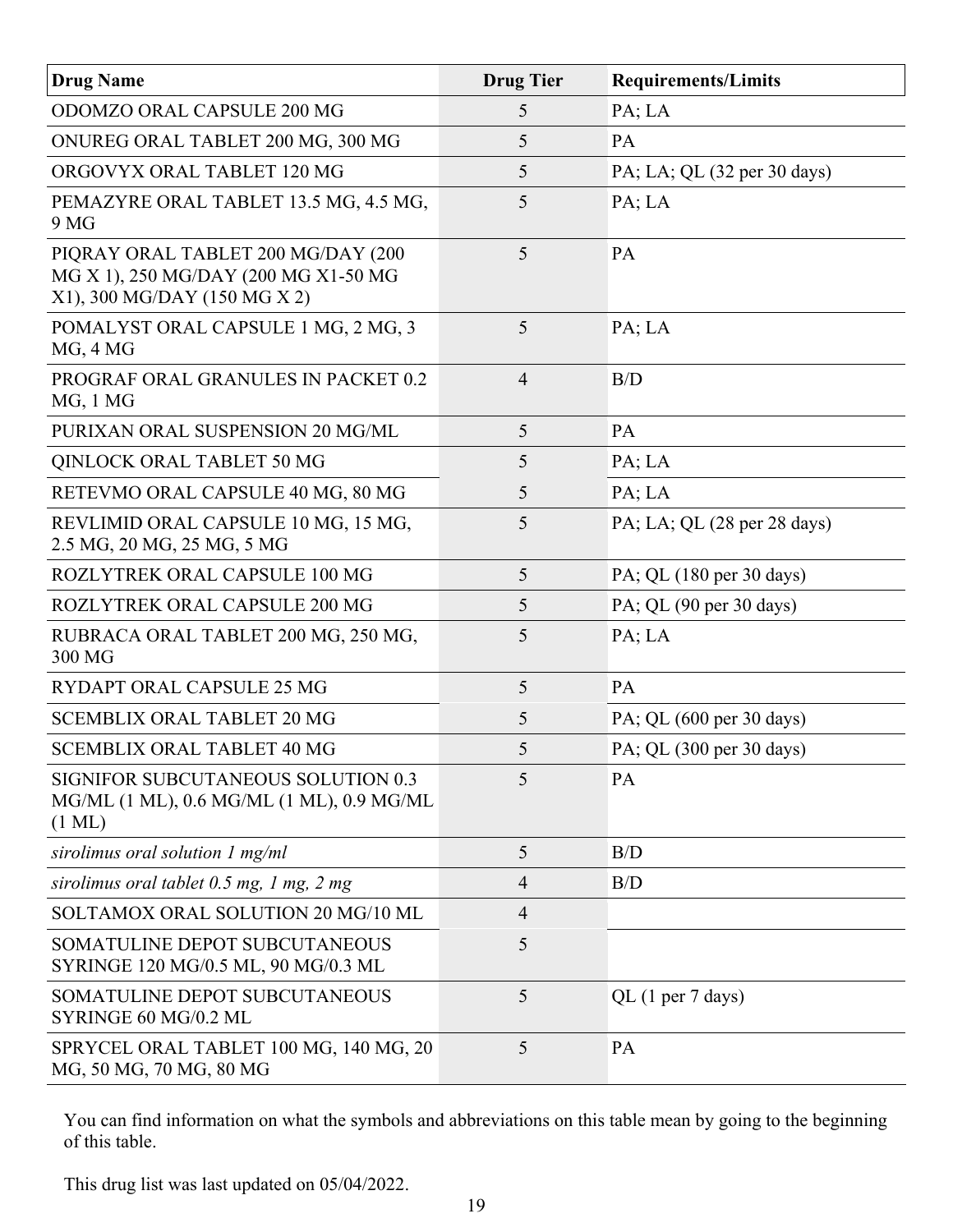| Drug Name | Drug Tier | Requirements/Limits |
|---|---|---|
| ODOMZO ORAL CAPSULE 200 MG | 5 | PA; LA |
| ONUREG ORAL TABLET 200 MG, 300 MG | 5 | PA |
| ORGOVYX ORAL TABLET 120 MG | 5 | PA; LA; QL (32 per 30 days) |
| PEMAZYRE ORAL TABLET 13.5 MG, 4.5 MG, 9 MG | 5 | PA; LA |
| PIQRAY ORAL TABLET 200 MG/DAY (200 MG X 1), 250 MG/DAY (200 MG X1-50 MG X1), 300 MG/DAY (150 MG X 2) | 5 | PA |
| POMALYST ORAL CAPSULE 1 MG, 2 MG, 3 MG, 4 MG | 5 | PA; LA |
| PROGRAF ORAL GRANULES IN PACKET 0.2 MG, 1 MG | 4 | B/D |
| PURIXAN ORAL SUSPENSION 20 MG/ML | 5 | PA |
| QINLOCK ORAL TABLET 50 MG | 5 | PA; LA |
| RETEVMO ORAL CAPSULE 40 MG, 80 MG | 5 | PA; LA |
| REVLIMID ORAL CAPSULE 10 MG, 15 MG, 2.5 MG, 20 MG, 25 MG, 5 MG | 5 | PA; LA; QL (28 per 28 days) |
| ROZLYTREK ORAL CAPSULE 100 MG | 5 | PA; QL (180 per 30 days) |
| ROZLYTREK ORAL CAPSULE 200 MG | 5 | PA; QL (90 per 30 days) |
| RUBRACA ORAL TABLET 200 MG, 250 MG, 300 MG | 5 | PA; LA |
| RYDAPT ORAL CAPSULE 25 MG | 5 | PA |
| SCEMBLIX ORAL TABLET 20 MG | 5 | PA; QL (600 per 30 days) |
| SCEMBLIX ORAL TABLET 40 MG | 5 | PA; QL (300 per 30 days) |
| SIGNIFOR SUBCUTANEOUS SOLUTION 0.3 MG/ML (1 ML), 0.6 MG/ML (1 ML), 0.9 MG/ML (1 ML) | 5 | PA |
| *sirolimus oral solution 1 mg/ml* | 5 | B/D |
| *sirolimus oral tablet 0.5 mg, 1 mg, 2 mg* | 4 | B/D |
| SOLTAMOX ORAL SOLUTION 20 MG/10 ML | 4 | |
| SOMATULINE DEPOT SUBCUTANEOUS SYRINGE 120 MG/0.5 ML, 90 MG/0.3 ML | 5 | |
| SOMATULINE DEPOT SUBCUTANEOUS SYRINGE 60 MG/0.2 ML | 5 | QL (1 per 7 days) |
| SPRYCEL ORAL TABLET 100 MG, 140 MG, 20 MG, 50 MG, 70 MG, 80 MG | 5 | PA |

You can find information on what the symbols and abbreviations on this table mean by going to the beginning of this table.

This drug list was last updated on 05/04/2022.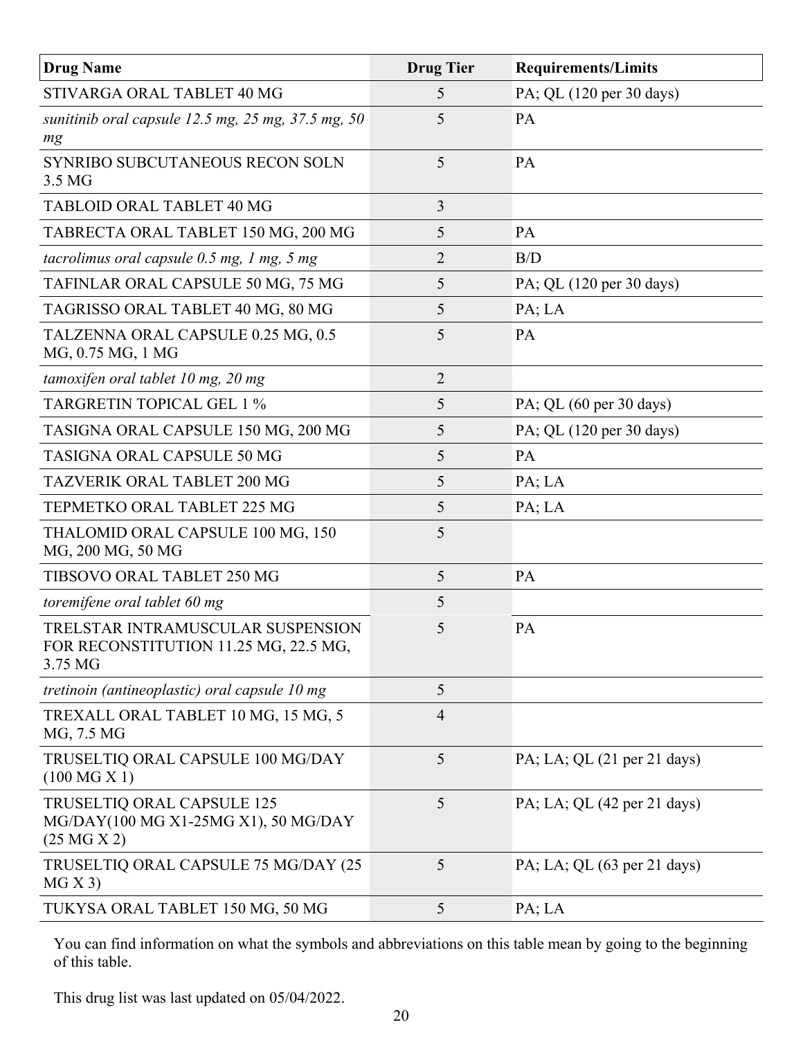| Drug Name | Drug Tier | Requirements/Limits |
|---|---|---|
| STIVARGA ORAL TABLET 40 MG | 5 | PA; QL (120 per 30 days) |
| *sunitinib oral capsule 12.5 mg, 25 mg, 37.5 mg, 50 mg* | 5 | PA |
| SYNRIBO SUBCUTANEOUS RECON SOLN 3.5 MG | 5 | PA |
| TABLOID ORAL TABLET 40 MG | 3 | |
| TABRECTA ORAL TABLET 150 MG, 200 MG | 5 | PA |
| *tacrolimus oral capsule 0.5 mg, 1 mg, 5 mg* | 2 | B/D |
| TAFINLAR ORAL CAPSULE 50 MG, 75 MG | 5 | PA; QL (120 per 30 days) |
| TAGRISSO ORAL TABLET 40 MG, 80 MG | 5 | PA; LA |
| TALZENNA ORAL CAPSULE 0.25 MG, 0.5 MG, 0.75 MG, 1 MG | 5 | PA |
| *tamoxifen oral tablet 10 mg, 20 mg* | 2 | |
| TARGRETIN TOPICAL GEL 1 % | 5 | PA; QL (60 per 30 days) |
| TASIGNA ORAL CAPSULE 150 MG, 200 MG | 5 | PA; QL (120 per 30 days) |
| TASIGNA ORAL CAPSULE 50 MG | 5 | PA |
| TAZVERIK ORAL TABLET 200 MG | 5 | PA; LA |
| TEPMETKO ORAL TABLET 225 MG | 5 | PA; LA |
| THALOMID ORAL CAPSULE 100 MG, 150 MG, 200 MG, 50 MG | 5 | |
| TIBSOVO ORAL TABLET 250 MG | 5 | PA |
| *toremifene oral tablet 60 mg* | 5 | |
| TRELSTAR INTRAMUSCULAR SUSPENSION FOR RECONSTITUTION 11.25 MG, 22.5 MG, 3.75 MG | 5 | PA |
| *tretinoin (antineoplastic) oral capsule 10 mg* | 5 | |
| TREXALL ORAL TABLET 10 MG, 15 MG, 5 MG, 7.5 MG | 4 | |
| TRUSELTIQ ORAL CAPSULE 100 MG/DAY (100 MG X 1) | 5 | PA; LA; QL (21 per 21 days) |
| TRUSELTIQ ORAL CAPSULE 125 MG/DAY(100 MG X1-25MG X1), 50 MG/DAY (25 MG X 2) | 5 | PA; LA; QL (42 per 21 days) |
| TRUSELTIQ ORAL CAPSULE 75 MG/DAY (25 MG X 3) | 5 | PA; LA; QL (63 per 21 days) |
| TUKYSA ORAL TABLET 150 MG, 50 MG | 5 | PA; LA |

You can find information on what the symbols and abbreviations on this table mean by going to the beginning of this table.

This drug list was last updated on 05/04/2022.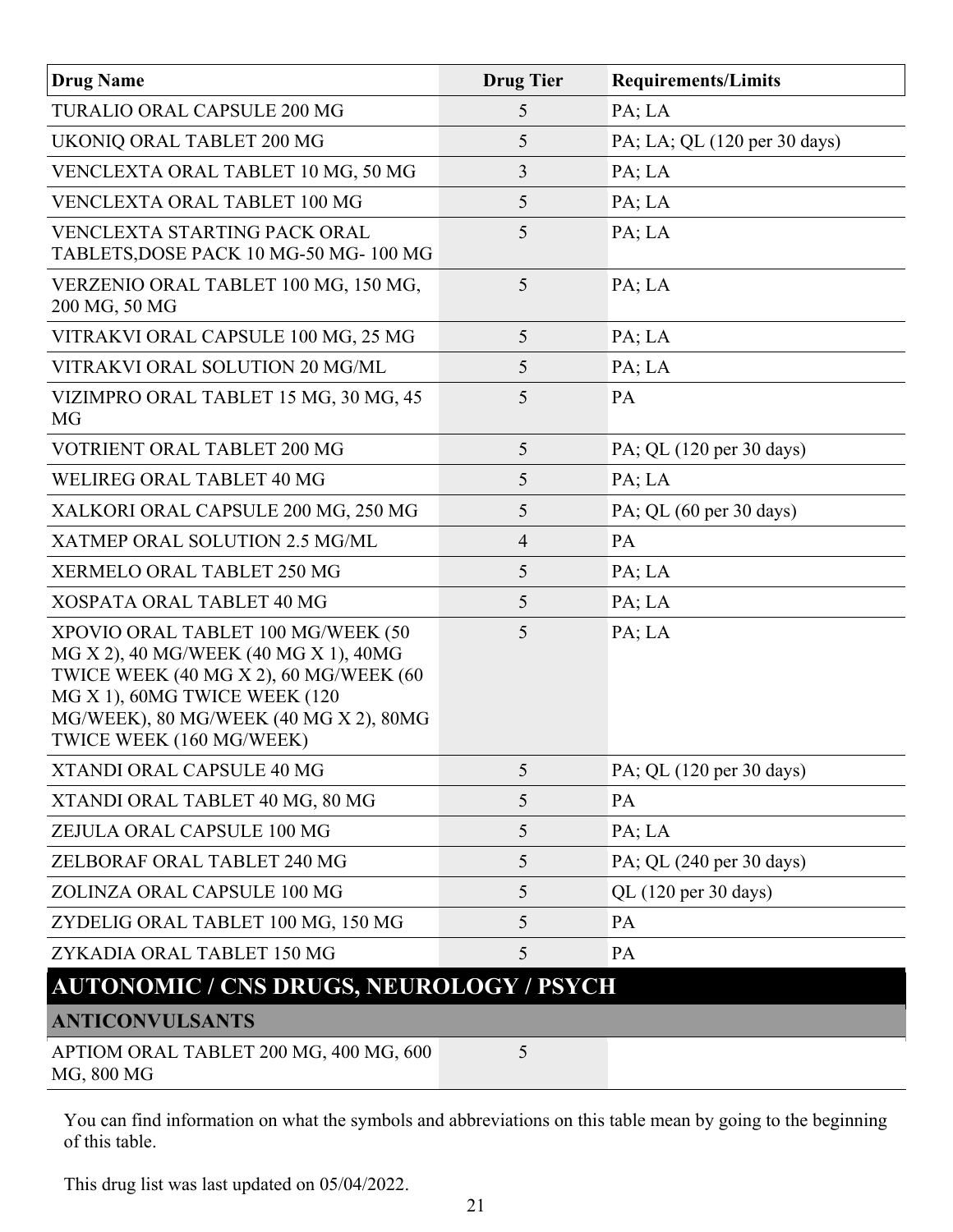| Drug Name | Drug Tier | Requirements/Limits |
|---|---|---|
| TURALIO ORAL CAPSULE 200 MG | 5 | PA; LA |
| UKONIQ ORAL TABLET 200 MG | 5 | PA; LA; QL (120 per 30 days) |
| VENCLEXTA ORAL TABLET 10 MG, 50 MG | 3 | PA; LA |
| VENCLEXTA ORAL TABLET 100 MG | 5 | PA; LA |
| VENCLEXTA STARTING PACK ORAL TABLETS,DOSE PACK 10 MG-50 MG- 100 MG | 5 | PA; LA |
| VERZENIO ORAL TABLET 100 MG, 150 MG, 200 MG, 50 MG | 5 | PA; LA |
| VITRAKVI ORAL CAPSULE 100 MG, 25 MG | 5 | PA; LA |
| VITRAKVI ORAL SOLUTION 20 MG/ML | 5 | PA; LA |
| VIZIMPRO ORAL TABLET 15 MG, 30 MG, 45 MG | 5 | PA |
| VOTRIENT ORAL TABLET 200 MG | 5 | PA; QL (120 per 30 days) |
| WELIREG ORAL TABLET 40 MG | 5 | PA; LA |
| XALKORI ORAL CAPSULE 200 MG, 250 MG | 5 | PA; QL (60 per 30 days) |
| XATMEP ORAL SOLUTION 2.5 MG/ML | 4 | PA |
| XERMELO ORAL TABLET 250 MG | 5 | PA; LA |
| XOSPATA ORAL TABLET 40 MG | 5 | PA; LA |
| XPOVIO ORAL TABLET 100 MG/WEEK (50 MG X 2), 40 MG/WEEK (40 MG X 1), 40MG TWICE WEEK (40 MG X 2), 60 MG/WEEK (60 MG X 1), 60MG TWICE WEEK (120 MG/WEEK), 80 MG/WEEK (40 MG X 2), 80MG TWICE WEEK (160 MG/WEEK) | 5 | PA; LA |
| XTANDI ORAL CAPSULE 40 MG | 5 | PA; QL (120 per 30 days) |
| XTANDI ORAL TABLET 40 MG, 80 MG | 5 | PA |
| ZEJULA ORAL CAPSULE 100 MG | 5 | PA; LA |
| ZELBORAF ORAL TABLET 240 MG | 5 | PA; QL (240 per 30 days) |
| ZOLINZA ORAL CAPSULE 100 MG | 5 | QL (120 per 30 days) |
| ZYDELIG ORAL TABLET 100 MG, 150 MG | 5 | PA |
| ZYKADIA ORAL TABLET 150 MG | 5 | PA |
| **AUTONOMIC / CNS DRUGS, NEUROLOGY / PSYCH** | | |
| **ANTICONVULSANTS** | | |
| APTIOM ORAL TABLET 200 MG, 400 MG, 600 MG, 800 MG | 5 | |

You can find information on what the symbols and abbreviations on this table mean by going to the beginning of this table.

This drug list was last updated on 05/04/2022.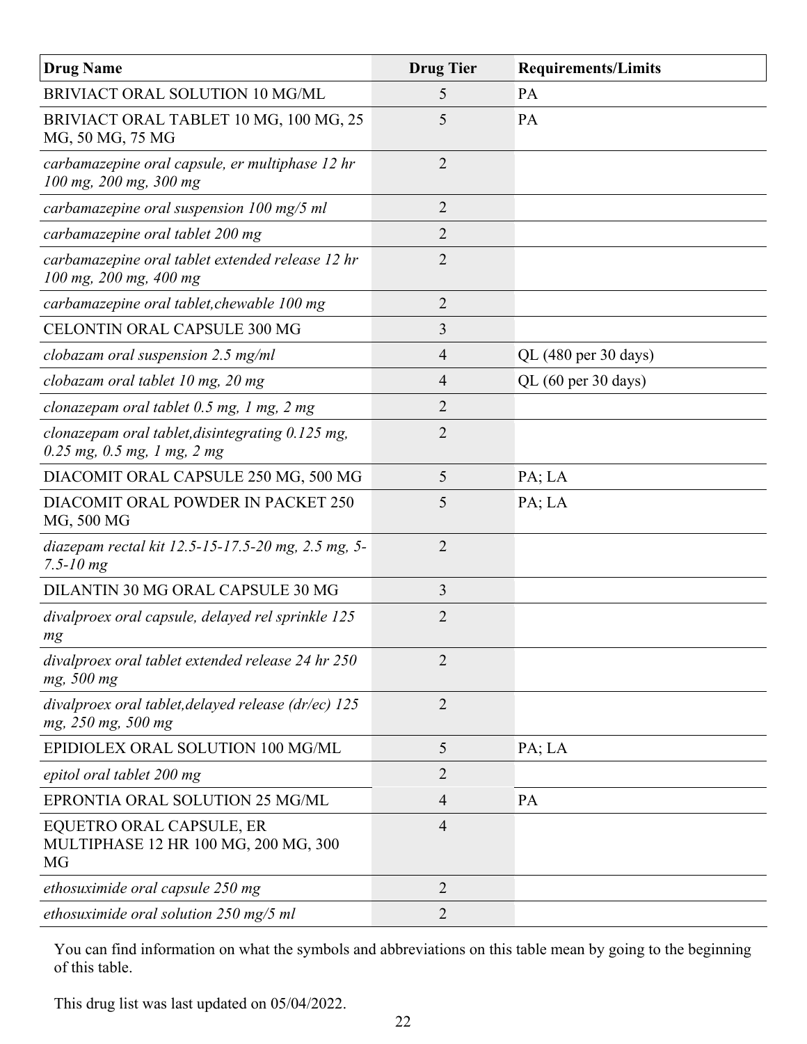| Drug Name | Drug Tier | Requirements/Limits |
|---|---|---|
| BRIVIACT ORAL SOLUTION 10 MG/ML | 5 | PA |
| BRIVIACT ORAL TABLET 10 MG, 100 MG, 25 MG, 50 MG, 75 MG | 5 | PA |
| *carbamazepine oral capsule, er multiphase 12 hr 100 mg, 200 mg, 300 mg* | 2 | |
| *carbamazepine oral suspension 100 mg/5 ml* | 2 | |
| *carbamazepine oral tablet 200 mg* | 2 | |
| *carbamazepine oral tablet extended release 12 hr 100 mg, 200 mg, 400 mg* | 2 | |
| *carbamazepine oral tablet,chewable 100 mg* | 2 | |
| CELONTIN ORAL CAPSULE 300 MG | 3 | |
| *clobazam oral suspension 2.5 mg/ml* | 4 | QL (480 per 30 days) |
| *clobazam oral tablet 10 mg, 20 mg* | 4 | QL (60 per 30 days) |
| *clonazepam oral tablet 0.5 mg, 1 mg, 2 mg* | 2 | |
| *clonazepam oral tablet,disintegrating 0.125 mg, 0.25 mg, 0.5 mg, 1 mg, 2 mg* | 2 | |
| DIACOMIT ORAL CAPSULE 250 MG, 500 MG | 5 | PA; LA |
| DIACOMIT ORAL POWDER IN PACKET 250 MG, 500 MG | 5 | PA; LA |
| *diazepam rectal kit 12.5-15-17.5-20 mg, 2.5 mg, 5-7.5-10 mg* | 2 | |
| DILANTIN 30 MG ORAL CAPSULE 30 MG | 3 | |
| *divalproex oral capsule, delayed rel sprinkle 125 mg* | 2 | |
| *divalproex oral tablet extended release 24 hr 250 mg, 500 mg* | 2 | |
| *divalproex oral tablet,delayed release (dr/ec) 125 mg, 250 mg, 500 mg* | 2 | |
| EPIDIOLEX ORAL SOLUTION 100 MG/ML | 5 | PA; LA |
| *epitol oral tablet 200 mg* | 2 | |
| EPRONTIA ORAL SOLUTION 25 MG/ML | 4 | PA |
| EQUETRO ORAL CAPSULE, ER MULTIPHASE 12 HR 100 MG, 200 MG, 300 MG | 4 | |
| *ethosuximide oral capsule 250 mg* | 2 | |
| *ethosuximide oral solution 250 mg/5 ml* | 2 | |

You can find information on what the symbols and abbreviations on this table mean by going to the beginning of this table.

This drug list was last updated on 05/04/2022.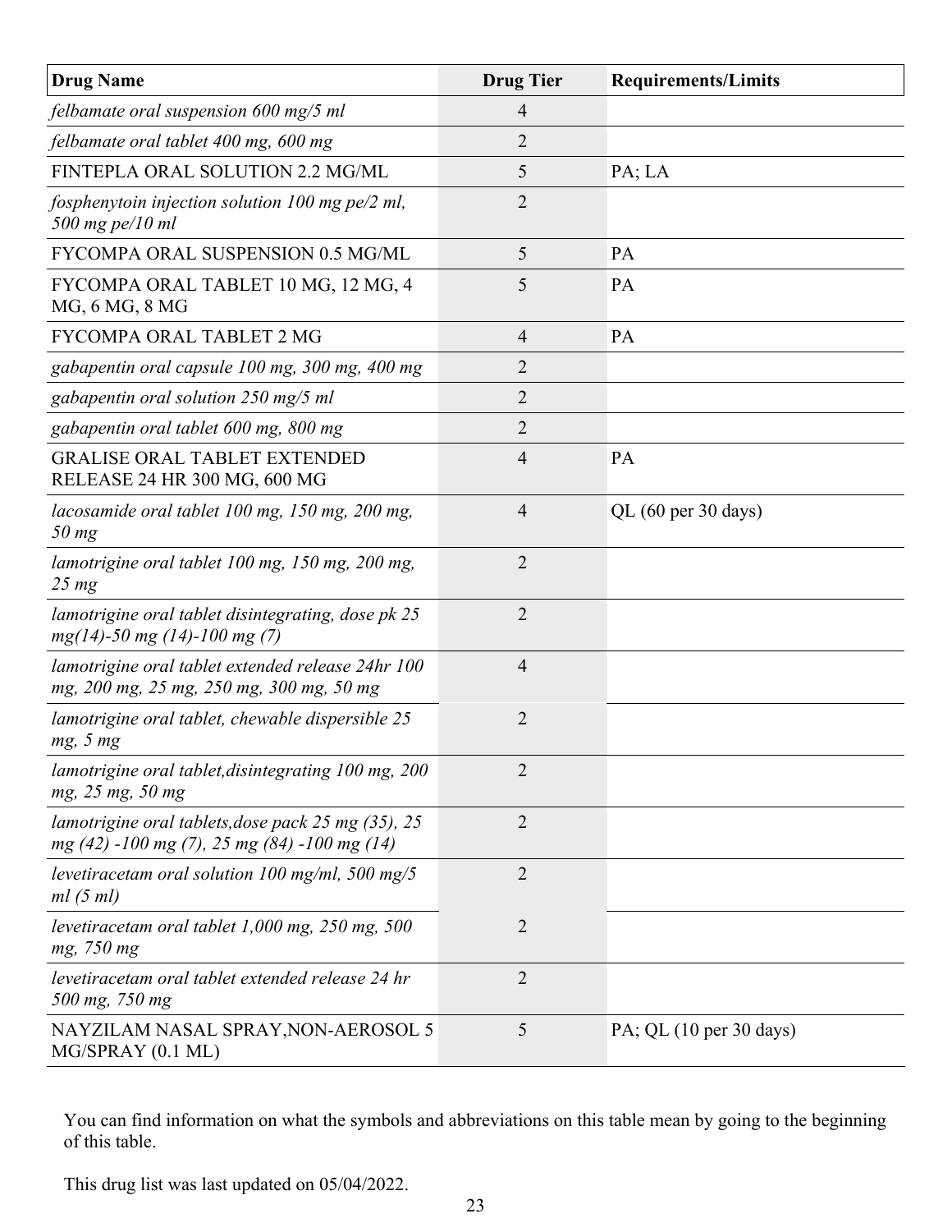| Drug Name | Drug Tier | Requirements/Limits |
|---|---|---|
| *felbamate oral suspension 600 mg/5 ml* | 4 | |
| *felbamate oral tablet 400 mg, 600 mg* | 2 | |
| FINTEPLA ORAL SOLUTION 2.2 MG/ML | 5 | PA; LA |
| *fosphenytoin injection solution 100 mg pe/2 ml, 500 mg pe/10 ml* | 2 | |
| FYCOMPA ORAL SUSPENSION 0.5 MG/ML | 5 | PA |
| FYCOMPA ORAL TABLET 10 MG, 12 MG, 4 MG, 6 MG, 8 MG | 5 | PA |
| FYCOMPA ORAL TABLET 2 MG | 4 | PA |
| *gabapentin oral capsule 100 mg, 300 mg, 400 mg* | 2 | |
| *gabapentin oral solution 250 mg/5 ml* | 2 | |
| *gabapentin oral tablet 600 mg, 800 mg* | 2 | |
| GRALISE ORAL TABLET EXTENDED RELEASE 24 HR 300 MG, 600 MG | 4 | PA |
| *lacosamide oral tablet 100 mg, 150 mg, 200 mg, 50 mg* | 4 | QL (60 per 30 days) |
| *lamotrigine oral tablet 100 mg, 150 mg, 200 mg, 25 mg* | 2 | |
| *lamotrigine oral tablet disintegrating, dose pk 25 mg(14)-50 mg (14)-100 mg (7)* | 2 | |
| *lamotrigine oral tablet extended release 24hr 100 mg, 200 mg, 25 mg, 250 mg, 300 mg, 50 mg* | 4 | |
| *lamotrigine oral tablet, chewable dispersible 25 mg, 5 mg* | 2 | |
| *lamotrigine oral tablet,disintegrating 100 mg, 200 mg, 25 mg, 50 mg* | 2 | |
| *lamotrigine oral tablets,dose pack 25 mg (35), 25 mg (42) -100 mg (7), 25 mg (84) -100 mg (14)* | 2 | |
| *levetiracetam oral solution 100 mg/ml, 500 mg/5 ml (5 ml)* | 2 | |
| *levetiracetam oral tablet 1,000 mg, 250 mg, 500 mg, 750 mg* | 2 | |
| *levetiracetam oral tablet extended release 24 hr 500 mg, 750 mg* | 2 | |
| NAYZILAM NASAL SPRAY,NON-AEROSOL 5 MG/SPRAY (0.1 ML) | 5 | PA; QL (10 per 30 days) |

You can find information on what the symbols and abbreviations on this table mean by going to the beginning of this table.

This drug list was last updated on 05/04/2022.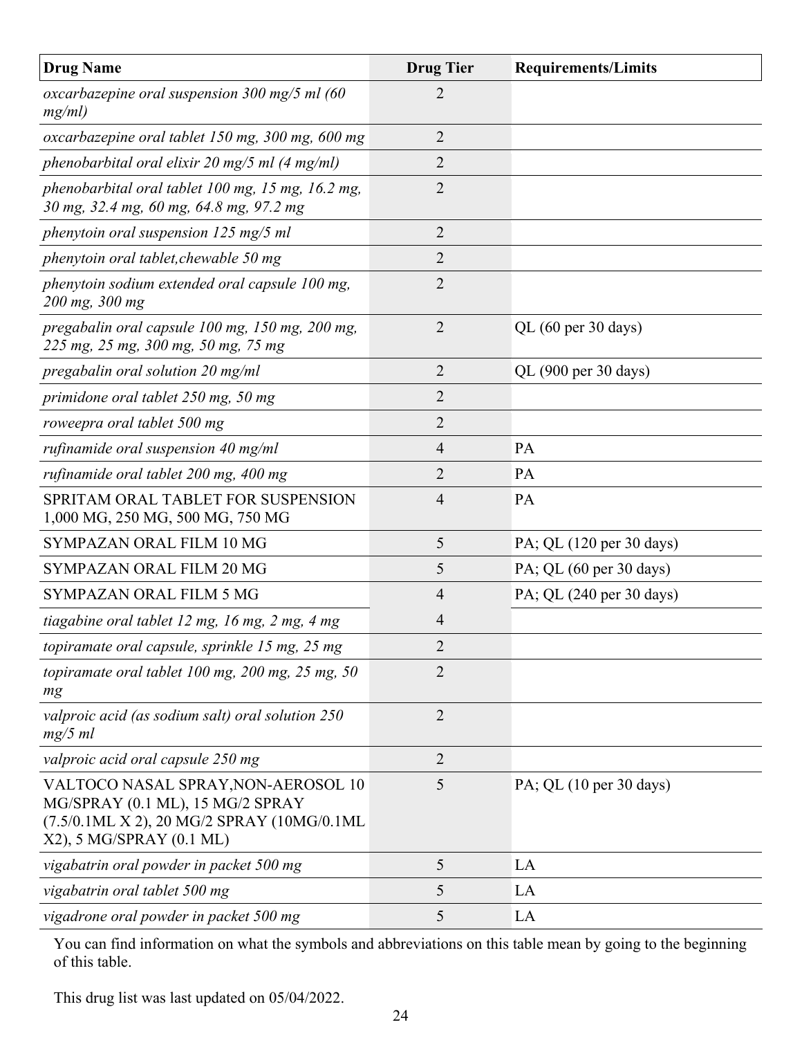| Drug Name | Drug Tier | Requirements/Limits |
|---|---|---|
| *oxcarbazepine oral suspension 300 mg/5 ml (60 mg/ml)* | 2 | |
| *oxcarbazepine oral tablet 150 mg, 300 mg, 600 mg* | 2 | |
| *phenobarbital oral elixir 20 mg/5 ml (4 mg/ml)* | 2 | |
| *phenobarbital oral tablet 100 mg, 15 mg, 16.2 mg, 30 mg, 32.4 mg, 60 mg, 64.8 mg, 97.2 mg* | 2 | |
| *phenytoin oral suspension 125 mg/5 ml* | 2 | |
| *phenytoin oral tablet,chewable 50 mg* | 2 | |
| *phenytoin sodium extended oral capsule 100 mg, 200 mg, 300 mg* | 2 | |
| *pregabalin oral capsule 100 mg, 150 mg, 200 mg, 225 mg, 25 mg, 300 mg, 50 mg, 75 mg* | 2 | QL (60 per 30 days) |
| *pregabalin oral solution 20 mg/ml* | 2 | QL (900 per 30 days) |
| *primidone oral tablet 250 mg, 50 mg* | 2 | |
| *roweepra oral tablet 500 mg* | 2 | |
| *rufinamide oral suspension 40 mg/ml* | 4 | PA |
| *rufinamide oral tablet 200 mg, 400 mg* | 2 | PA |
| SPRITAM ORAL TABLET FOR SUSPENSION 1,000 MG, 250 MG, 500 MG, 750 MG | 4 | PA |
| SYMPAZAN ORAL FILM 10 MG | 5 | PA; QL (120 per 30 days) |
| SYMPAZAN ORAL FILM 20 MG | 5 | PA; QL (60 per 30 days) |
| SYMPAZAN ORAL FILM 5 MG | 4 | PA; QL (240 per 30 days) |
| *tiagabine oral tablet 12 mg, 16 mg, 2 mg, 4 mg* | 4 | |
| *topiramate oral capsule, sprinkle 15 mg, 25 mg* | 2 | |
| *topiramate oral tablet 100 mg, 200 mg, 25 mg, 50 mg* | 2 | |
| *valproic acid (as sodium salt) oral solution 250 mg/5 ml* | 2 | |
| *valproic acid oral capsule 250 mg* | 2 | |
| VALTOCO NASAL SPRAY,NON-AEROSOL 10 MG/SPRAY (0.1 ML), 15 MG/2 SPRAY (7.5/0.1ML X 2), 20 MG/2 SPRAY (10MG/0.1ML X2), 5 MG/SPRAY (0.1 ML) | 5 | PA; QL (10 per 30 days) |
| *vigabatrin oral powder in packet 500 mg* | 5 | LA |
| *vigabatrin oral tablet 500 mg* | 5 | LA |
| *vigadrone oral powder in packet 500 mg* | 5 | LA |

You can find information on what the symbols and abbreviations on this table mean by going to the beginning of this table.

This drug list was last updated on 05/04/2022.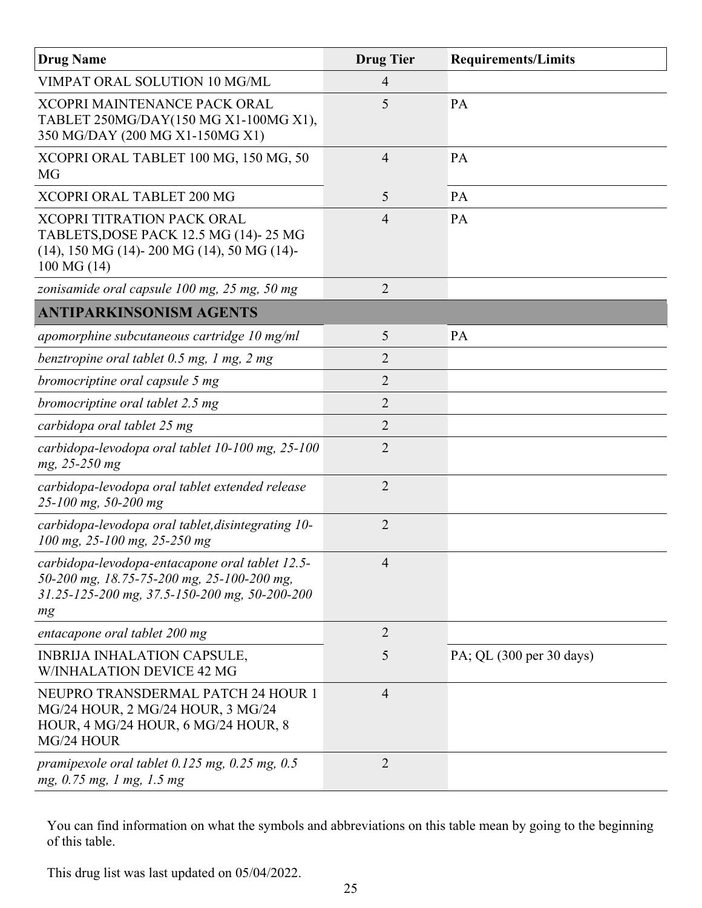| Drug Name | Drug Tier | Requirements/Limits |
|---|---|---|
| VIMPAT ORAL SOLUTION 10 MG/ML | 4 | |
| XCOPRI MAINTENANCE PACK ORAL TABLET 250MG/DAY(150 MG X1-100MG X1), 350 MG/DAY (200 MG X1-150MG X1) | 5 | PA |
| XCOPRI ORAL TABLET 100 MG, 150 MG, 50 MG | 4 | PA |
| XCOPRI ORAL TABLET 200 MG | 5 | PA |
| XCOPRI TITRATION PACK ORAL TABLETS,DOSE PACK 12.5 MG (14)- 25 MG (14), 150 MG (14)- 200 MG (14), 50 MG (14)- 100 MG (14) | 4 | PA |
| *zonisamide oral capsule 100 mg, 25 mg, 50 mg* | 2 | |
| **ANTIPARKINSONISM AGENTS** | | |
| *apomorphine subcutaneous cartridge 10 mg/ml* | 5 | PA |
| *benztropine oral tablet 0.5 mg, 1 mg, 2 mg* | 2 | |
| *bromocriptine oral capsule 5 mg* | 2 | |
| *bromocriptine oral tablet 2.5 mg* | 2 | |
| *carbidopa oral tablet 25 mg* | 2 | |
| *carbidopa-levodopa oral tablet 10-100 mg, 25-100 mg, 25-250 mg* | 2 | |
| *carbidopa-levodopa oral tablet extended release 25-100 mg, 50-200 mg* | 2 | |
| *carbidopa-levodopa oral tablet,disintegrating 10-100 mg, 25-100 mg, 25-250 mg* | 2 | |
| *carbidopa-levodopa-entacapone oral tablet 12.5-50-200 mg, 18.75-75-200 mg, 25-100-200 mg, 31.25-125-200 mg, 37.5-150-200 mg, 50-200-200 mg* | 4 | |
| *entacapone oral tablet 200 mg* | 2 | |
| INBRIJA INHALATION CAPSULE, W/INHALATION DEVICE 42 MG | 5 | PA; QL (300 per 30 days) |
| NEUPRO TRANSDERMAL PATCH 24 HOUR 1 MG/24 HOUR, 2 MG/24 HOUR, 3 MG/24 HOUR, 4 MG/24 HOUR, 6 MG/24 HOUR, 8 MG/24 HOUR | 4 | |
| *pramipexole oral tablet 0.125 mg, 0.25 mg, 0.5 mg, 0.75 mg, 1 mg, 1.5 mg* | 2 | |

You can find information on what the symbols and abbreviations on this table mean by going to the beginning of this table.

This drug list was last updated on 05/04/2022.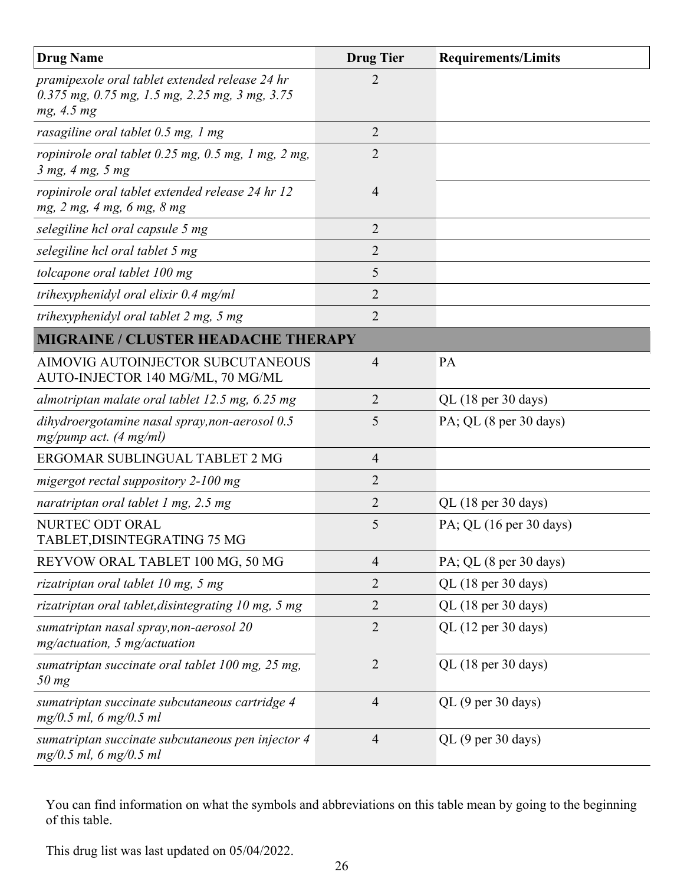| Drug Name | Drug Tier | Requirements/Limits |
|---|---|---|
| *pramipexole oral tablet extended release 24 hr 0.375 mg, 0.75 mg, 1.5 mg, 2.25 mg, 3 mg, 3.75 mg, 4.5 mg* | 2 | |
| *rasagiline oral tablet 0.5 mg, 1 mg* | 2 | |
| *ropinirole oral tablet 0.25 mg, 0.5 mg, 1 mg, 2 mg, 3 mg, 4 mg, 5 mg* | 2 | |
| *ropinirole oral tablet extended release 24 hr 12 mg, 2 mg, 4 mg, 6 mg, 8 mg* | 4 | |
| *selegiline hcl oral capsule 5 mg* | 2 | |
| *selegiline hcl oral tablet 5 mg* | 2 | |
| *tolcapone oral tablet 100 mg* | 5 | |
| *trihexyphenidyl oral elixir 0.4 mg/ml* | 2 | |
| *trihexyphenidyl oral tablet 2 mg, 5 mg* | 2 | |
| **MIGRAINE / CLUSTER HEADACHE THERAPY** | | |
| AIMOVIG AUTOINJECTOR SUBCUTANEOUS AUTO-INJECTOR 140 MG/ML, 70 MG/ML | 4 | PA |
| *almotriptan malate oral tablet 12.5 mg, 6.25 mg* | 2 | QL (18 per 30 days) |
| *dihydroergotamine nasal spray,non-aerosol 0.5 mg/pump act. (4 mg/ml)* | 5 | PA; QL (8 per 30 days) |
| ERGOMAR SUBLINGUAL TABLET 2 MG | 4 | |
| *migergot rectal suppository 2-100 mg* | 2 | |
| *naratriptan oral tablet 1 mg, 2.5 mg* | 2 | QL (18 per 30 days) |
| NURTEC ODT ORAL TABLET,DISINTEGRATING 75 MG | 5 | PA; QL (16 per 30 days) |
| REYVOW ORAL TABLET 100 MG, 50 MG | 4 | PA; QL (8 per 30 days) |
| *rizatriptan oral tablet 10 mg, 5 mg* | 2 | QL (18 per 30 days) |
| *rizatriptan oral tablet,disintegrating 10 mg, 5 mg* | 2 | QL (18 per 30 days) |
| *sumatriptan nasal spray,non-aerosol 20 mg/actuation, 5 mg/actuation* | 2 | QL (12 per 30 days) |
| *sumatriptan succinate oral tablet 100 mg, 25 mg, 50 mg* | 2 | QL (18 per 30 days) |
| *sumatriptan succinate subcutaneous cartridge 4 mg/0.5 ml, 6 mg/0.5 ml* | 4 | QL (9 per 30 days) |
| *sumatriptan succinate subcutaneous pen injector 4 mg/0.5 ml, 6 mg/0.5 ml* | 4 | QL (9 per 30 days) |

You can find information on what the symbols and abbreviations on this table mean by going to the beginning of this table.

This drug list was last updated on 05/04/2022.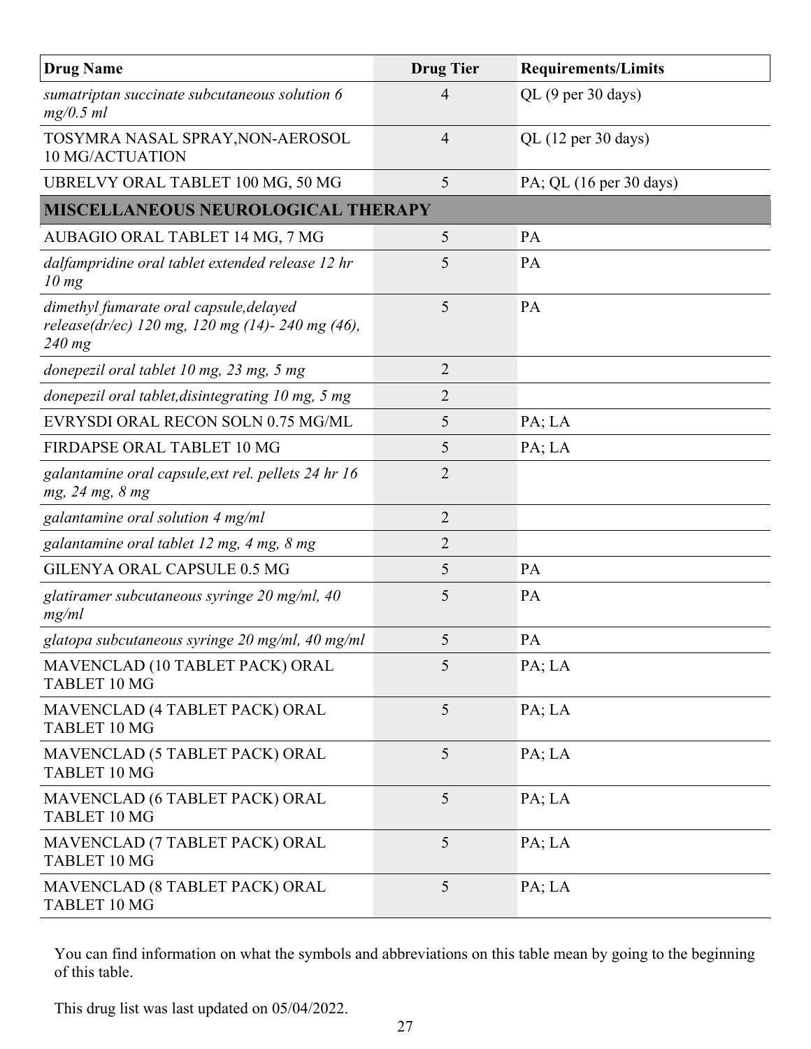| Drug Name | Drug Tier | Requirements/Limits |
|---|---|---|
| *sumatriptan succinate subcutaneous solution 6 mg/0.5 ml* | 4 | QL (9 per 30 days) |
| TOSYMRA NASAL SPRAY,NON-AEROSOL 10 MG/ACTUATION | 4 | QL (12 per 30 days) |
| UBRELVY ORAL TABLET 100 MG, 50 MG | 5 | PA; QL (16 per 30 days) |
| **MISCELLANEOUS NEUROLOGICAL THERAPY** | | |
| AUBAGIO ORAL TABLET 14 MG, 7 MG | 5 | PA |
| *dalfampridine oral tablet extended release 12 hr 10 mg* | 5 | PA |
| *dimethyl fumarate oral capsule,delayed release(dr/ec) 120 mg, 120 mg (14)- 240 mg (46), 240 mg* | 5 | PA |
| *donepezil oral tablet 10 mg, 23 mg, 5 mg* | 2 | |
| *donepezil oral tablet,disintegrating 10 mg, 5 mg* | 2 | |
| EVRYSDI ORAL RECON SOLN 0.75 MG/ML | 5 | PA; LA |
| FIRDAPSE ORAL TABLET 10 MG | 5 | PA; LA |
| *galantamine oral capsule,ext rel. pellets 24 hr 16 mg, 24 mg, 8 mg* | 2 | |
| *galantamine oral solution 4 mg/ml* | 2 | |
| *galantamine oral tablet 12 mg, 4 mg, 8 mg* | 2 | |
| GILENYA ORAL CAPSULE 0.5 MG | 5 | PA |
| *glatiramer subcutaneous syringe 20 mg/ml, 40 mg/ml* | 5 | PA |
| *glatopa subcutaneous syringe 20 mg/ml, 40 mg/ml* | 5 | PA |
| MAVENCLAD (10 TABLET PACK) ORAL TABLET 10 MG | 5 | PA; LA |
| MAVENCLAD (4 TABLET PACK) ORAL TABLET 10 MG | 5 | PA; LA |
| MAVENCLAD (5 TABLET PACK) ORAL TABLET 10 MG | 5 | PA; LA |
| MAVENCLAD (6 TABLET PACK) ORAL TABLET 10 MG | 5 | PA; LA |
| MAVENCLAD (7 TABLET PACK) ORAL TABLET 10 MG | 5 | PA; LA |
| MAVENCLAD (8 TABLET PACK) ORAL TABLET 10 MG | 5 | PA; LA |

You can find information on what the symbols and abbreviations on this table mean by going to the beginning of this table.

This drug list was last updated on 05/04/2022.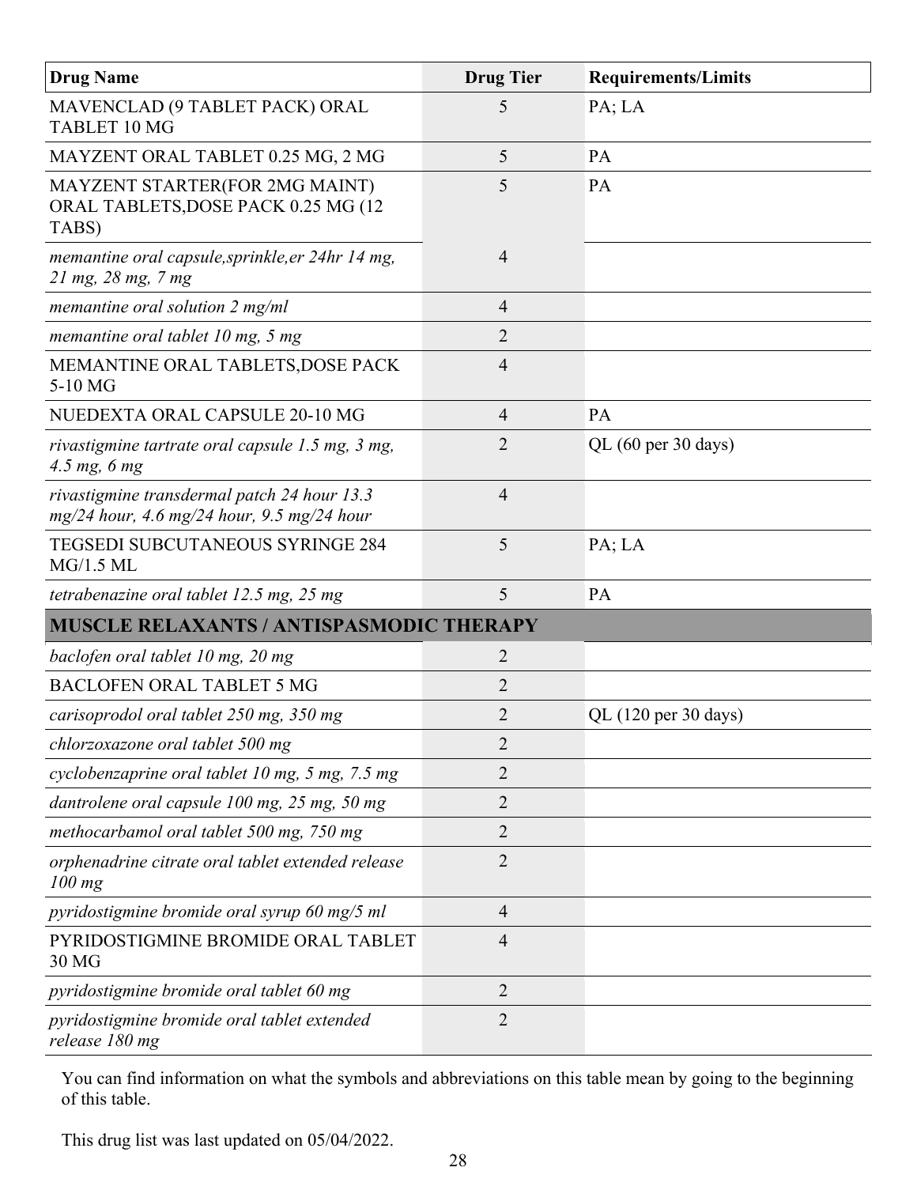| Drug Name | Drug Tier | Requirements/Limits |
|---|---|---|
| MAVENCLAD (9 TABLET PACK) ORAL TABLET 10 MG | 5 | PA; LA |
| MAYZENT ORAL TABLET 0.25 MG, 2 MG | 5 | PA |
| MAYZENT STARTER(FOR 2MG MAINT) ORAL TABLETS,DOSE PACK 0.25 MG (12 TABS) | 5 | PA |
| *memantine oral capsule,sprinkle,er 24hr 14 mg, 21 mg, 28 mg, 7 mg* | 4 | |
| *memantine oral solution 2 mg/ml* | 4 | |
| *memantine oral tablet 10 mg, 5 mg* | 2 | |
| MEMANTINE ORAL TABLETS,DOSE PACK 5-10 MG | 4 | |
| NUEDEXTA ORAL CAPSULE 20-10 MG | 4 | PA |
| *rivastigmine tartrate oral capsule 1.5 mg, 3 mg, 4.5 mg, 6 mg* | 2 | QL (60 per 30 days) |
| *rivastigmine transdermal patch 24 hour 13.3 mg/24 hour, 4.6 mg/24 hour, 9.5 mg/24 hour* | 4 | |
| TEGSEDI SUBCUTANEOUS SYRINGE 284 MG/1.5 ML | 5 | PA; LA |
| *tetrabenazine oral tablet 12.5 mg, 25 mg* | 5 | PA |
| **MUSCLE RELAXANTS / ANTISPASMODIC THERAPY** | | |
| *baclofen oral tablet 10 mg, 20 mg* | 2 | |
| BACLOFEN ORAL TABLET 5 MG | 2 | |
| *carisoprodol oral tablet 250 mg, 350 mg* | 2 | QL (120 per 30 days) |
| *chlorzoxazone oral tablet 500 mg* | 2 | |
| *cyclobenzaprine oral tablet 10 mg, 5 mg, 7.5 mg* | 2 | |
| *dantrolene oral capsule 100 mg, 25 mg, 50 mg* | 2 | |
| *methocarbamol oral tablet 500 mg, 750 mg* | 2 | |
| *orphenadrine citrate oral tablet extended release 100 mg* | 2 | |
| *pyridostigmine bromide oral syrup 60 mg/5 ml* | 4 | |
| PYRIDOSTIGMINE BROMIDE ORAL TABLET 30 MG | 4 | |
| *pyridostigmine bromide oral tablet 60 mg* | 2 | |
| *pyridostigmine bromide oral tablet extended release 180 mg* | 2 | |

You can find information on what the symbols and abbreviations on this table mean by going to the beginning of this table.

This drug list was last updated on 05/04/2022.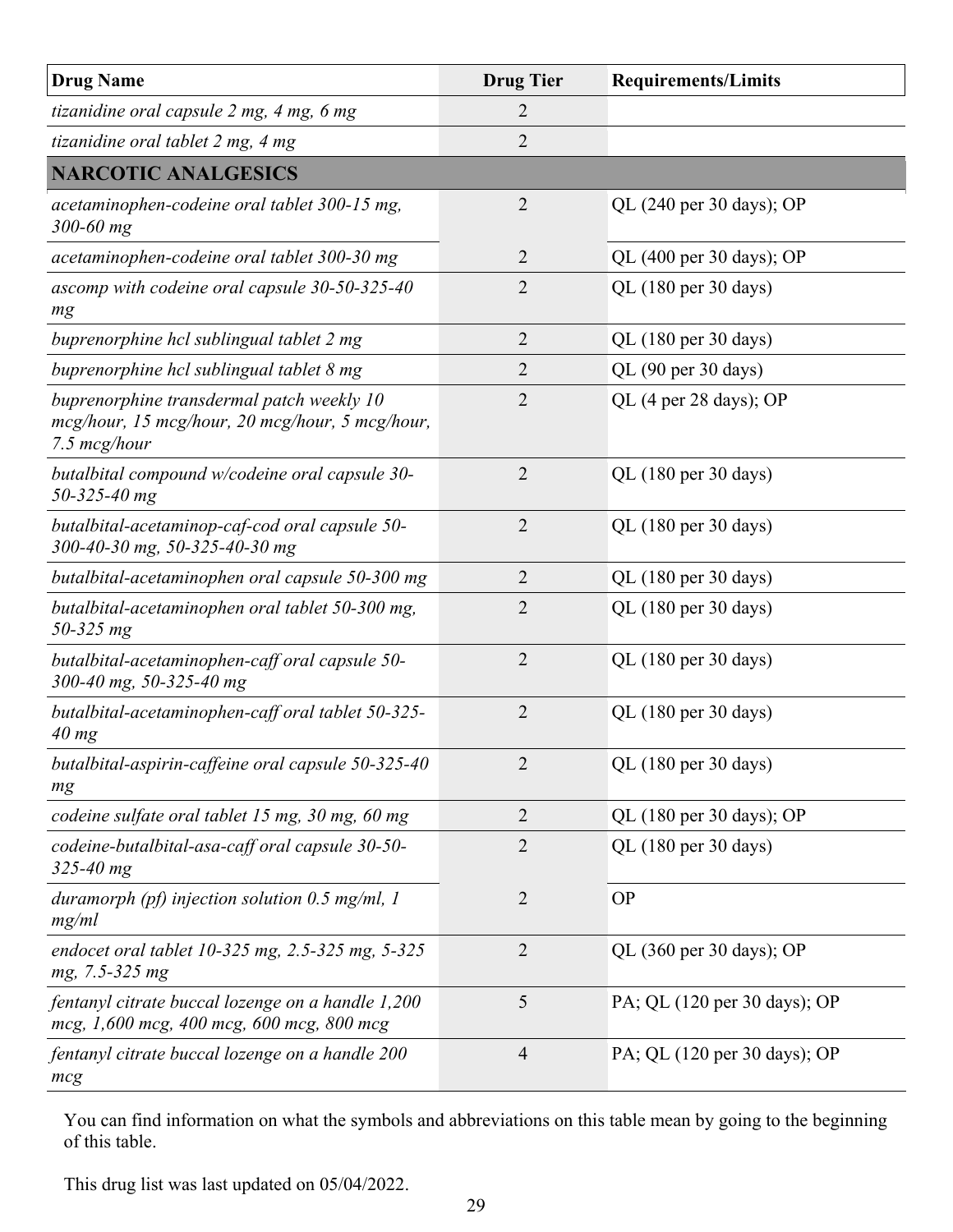| Drug Name | Drug Tier | Requirements/Limits |
|---|---|---|
| *tizanidine oral capsule 2 mg, 4 mg, 6 mg* | 2 | |
| *tizanidine oral tablet 2 mg, 4 mg* | 2 | |
| **NARCOTIC ANALGESICS** | | |
| *acetaminophen-codeine oral tablet 300-15 mg, 300-60 mg* | 2 | QL (240 per 30 days); OP |
| *acetaminophen-codeine oral tablet 300-30 mg* | 2 | QL (400 per 30 days); OP |
| *ascomp with codeine oral capsule 30-50-325-40 mg* | 2 | QL (180 per 30 days) |
| *buprenorphine hcl sublingual tablet 2 mg* | 2 | QL (180 per 30 days) |
| *buprenorphine hcl sublingual tablet 8 mg* | 2 | QL (90 per 30 days) |
| *buprenorphine transdermal patch weekly 10 mcg/hour, 15 mcg/hour, 20 mcg/hour, 5 mcg/hour, 7.5 mcg/hour* | 2 | QL (4 per 28 days); OP |
| *butalbital compound w/codeine oral capsule 30-50-325-40 mg* | 2 | QL (180 per 30 days) |
| *butalbital-acetaminop-caf-cod oral capsule 50-300-40-30 mg, 50-325-40-30 mg* | 2 | QL (180 per 30 days) |
| *butalbital-acetaminophen oral capsule 50-300 mg* | 2 | QL (180 per 30 days) |
| *butalbital-acetaminophen oral tablet 50-300 mg, 50-325 mg* | 2 | QL (180 per 30 days) |
| *butalbital-acetaminophen-caff oral capsule 50-300-40 mg, 50-325-40 mg* | 2 | QL (180 per 30 days) |
| *butalbital-acetaminophen-caff oral tablet 50-325-40 mg* | 2 | QL (180 per 30 days) |
| *butalbital-aspirin-caffeine oral capsule 50-325-40 mg* | 2 | QL (180 per 30 days) |
| *codeine sulfate oral tablet 15 mg, 30 mg, 60 mg* | 2 | QL (180 per 30 days); OP |
| *codeine-butalbital-asa-caff oral capsule 30-50-325-40 mg* | 2 | QL (180 per 30 days) |
| *duramorph (pf) injection solution 0.5 mg/ml, 1 mg/ml* | 2 | OP |
| *endocet oral tablet 10-325 mg, 2.5-325 mg, 5-325 mg, 7.5-325 mg* | 2 | QL (360 per 30 days); OP |
| *fentanyl citrate buccal lozenge on a handle 1,200 mcg, 1,600 mcg, 400 mcg, 600 mcg, 800 mcg* | 5 | PA; QL (120 per 30 days); OP |
| *fentanyl citrate buccal lozenge on a handle 200 mcg* | 4 | PA; QL (120 per 30 days); OP |

You can find information on what the symbols and abbreviations on this table mean by going to the beginning of this table.

This drug list was last updated on 05/04/2022.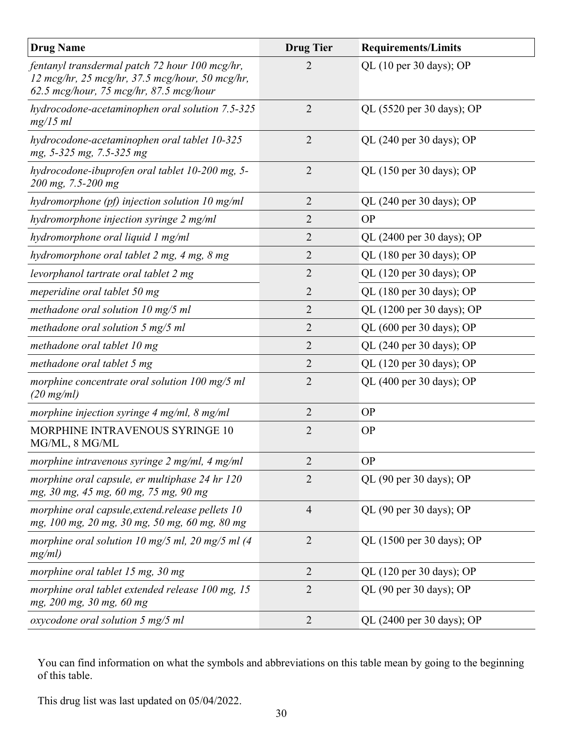| Drug Name | Drug Tier | Requirements/Limits |
|---|---|---|
| *fentanyl transdermal patch 72 hour 100 mcg/hr, 12 mcg/hr, 25 mcg/hr, 37.5 mcg/hour, 50 mcg/hr, 62.5 mcg/hour, 75 mcg/hr, 87.5 mcg/hour* | 2 | QL (10 per 30 days); OP |
| *hydrocodone-acetaminophen oral solution 7.5-325 mg/15 ml* | 2 | QL (5520 per 30 days); OP |
| *hydrocodone-acetaminophen oral tablet 10-325 mg, 5-325 mg, 7.5-325 mg* | 2 | QL (240 per 30 days); OP |
| *hydrocodone-ibuprofen oral tablet 10-200 mg, 5-200 mg, 7.5-200 mg* | 2 | QL (150 per 30 days); OP |
| *hydromorphone (pf) injection solution 10 mg/ml* | 2 | QL (240 per 30 days); OP |
| *hydromorphone injection syringe 2 mg/ml* | 2 | OP |
| *hydromorphone oral liquid 1 mg/ml* | 2 | QL (2400 per 30 days); OP |
| *hydromorphone oral tablet 2 mg, 4 mg, 8 mg* | 2 | QL (180 per 30 days); OP |
| *levorphanol tartrate oral tablet 2 mg* | 2 | QL (120 per 30 days); OP |
| *meperidine oral tablet 50 mg* | 2 | QL (180 per 30 days); OP |
| *methadone oral solution 10 mg/5 ml* | 2 | QL (1200 per 30 days); OP |
| *methadone oral solution 5 mg/5 ml* | 2 | QL (600 per 30 days); OP |
| *methadone oral tablet 10 mg* | 2 | QL (240 per 30 days); OP |
| *methadone oral tablet 5 mg* | 2 | QL (120 per 30 days); OP |
| *morphine concentrate oral solution 100 mg/5 ml (20 mg/ml)* | 2 | QL (400 per 30 days); OP |
| *morphine injection syringe 4 mg/ml, 8 mg/ml* | 2 | OP |
| MORPHINE INTRAVENOUS SYRINGE 10 MG/ML, 8 MG/ML | 2 | OP |
| *morphine intravenous syringe 2 mg/ml, 4 mg/ml* | 2 | OP |
| *morphine oral capsule, er multiphase 24 hr 120 mg, 30 mg, 45 mg, 60 mg, 75 mg, 90 mg* | 2 | QL (90 per 30 days); OP |
| *morphine oral capsule,extend.release pellets 10 mg, 100 mg, 20 mg, 30 mg, 50 mg, 60 mg, 80 mg* | 4 | QL (90 per 30 days); OP |
| *morphine oral solution 10 mg/5 ml, 20 mg/5 ml (4 mg/ml)* | 2 | QL (1500 per 30 days); OP |
| *morphine oral tablet 15 mg, 30 mg* | 2 | QL (120 per 30 days); OP |
| *morphine oral tablet extended release 100 mg, 15 mg, 200 mg, 30 mg, 60 mg* | 2 | QL (90 per 30 days); OP |
| *oxycodone oral solution 5 mg/5 ml* | 2 | QL (2400 per 30 days); OP |

You can find information on what the symbols and abbreviations on this table mean by going to the beginning of this table.

This drug list was last updated on 05/04/2022.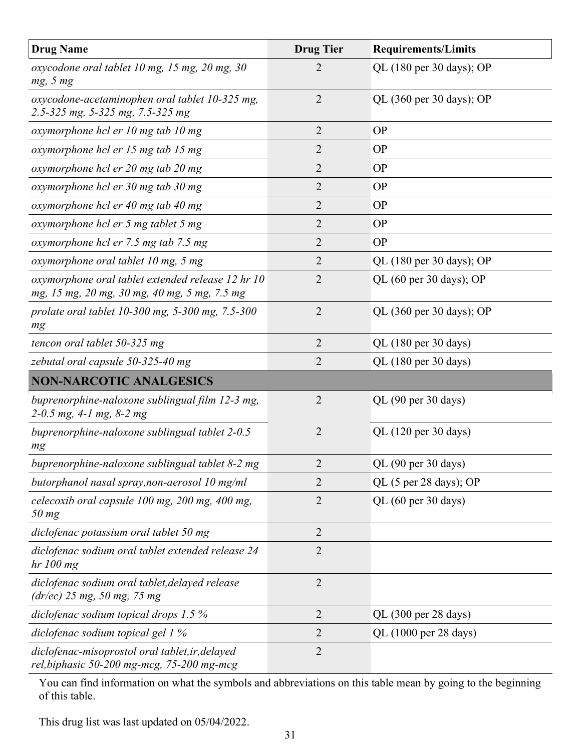| Drug Name | Drug Tier | Requirements/Limits |
|---|---|---|
| *oxycodone oral tablet 10 mg, 15 mg, 20 mg, 30 mg, 5 mg* | 2 | QL (180 per 30 days); OP |
| *oxycodone-acetaminophen oral tablet 10-325 mg, 2.5-325 mg, 5-325 mg, 7.5-325 mg* | 2 | QL (360 per 30 days); OP |
| *oxymorphone hcl er 10 mg tab 10 mg* | 2 | OP |
| *oxymorphone hcl er 15 mg tab 15 mg* | 2 | OP |
| *oxymorphone hcl er 20 mg tab 20 mg* | 2 | OP |
| *oxymorphone hcl er 30 mg tab 30 mg* | 2 | OP |
| *oxymorphone hcl er 40 mg tab 40 mg* | 2 | OP |
| *oxymorphone hcl er 5 mg tablet 5 mg* | 2 | OP |
| *oxymorphone hcl er 7.5 mg tab 7.5 mg* | 2 | OP |
| *oxymorphone oral tablet 10 mg, 5 mg* | 2 | QL (180 per 30 days); OP |
| *oxymorphone oral tablet extended release 12 hr 10 mg, 15 mg, 20 mg, 30 mg, 40 mg, 5 mg, 7.5 mg* | 2 | QL (60 per 30 days); OP |
| *prolate oral tablet 10-300 mg, 5-300 mg, 7.5-300 mg* | 2 | QL (360 per 30 days); OP |
| *tencon oral tablet 50-325 mg* | 2 | QL (180 per 30 days) |
| *zebutal oral capsule 50-325-40 mg* | 2 | QL (180 per 30 days) |
| **NON-NARCOTIC ANALGESICS** | | |
| *buprenorphine-naloxone sublingual film 12-3 mg, 2-0.5 mg, 4-1 mg, 8-2 mg* | 2 | QL (90 per 30 days) |
| *buprenorphine-naloxone sublingual tablet 2-0.5 mg* | 2 | QL (120 per 30 days) |
| *buprenorphine-naloxone sublingual tablet 8-2 mg* | 2 | QL (90 per 30 days) |
| *butorphanol nasal spray,non-aerosol 10 mg/ml* | 2 | QL (5 per 28 days); OP |
| *celecoxib oral capsule 100 mg, 200 mg, 400 mg, 50 mg* | 2 | QL (60 per 30 days) |
| *diclofenac potassium oral tablet 50 mg* | 2 | |
| *diclofenac sodium oral tablet extended release 24 hr 100 mg* | 2 | |
| *diclofenac sodium oral tablet,delayed release (dr/ec) 25 mg, 50 mg, 75 mg* | 2 | |
| *diclofenac sodium topical drops 1.5 %* | 2 | QL (300 per 28 days) |
| *diclofenac sodium topical gel 1 %* | 2 | QL (1000 per 28 days) |
| *diclofenac-misoprostol oral tablet,ir,delayed rel,biphasic 50-200 mg-mcg, 75-200 mg-mcg* | 2 | |

You can find information on what the symbols and abbreviations on this table mean by going to the beginning of this table.

This drug list was last updated on 05/04/2022.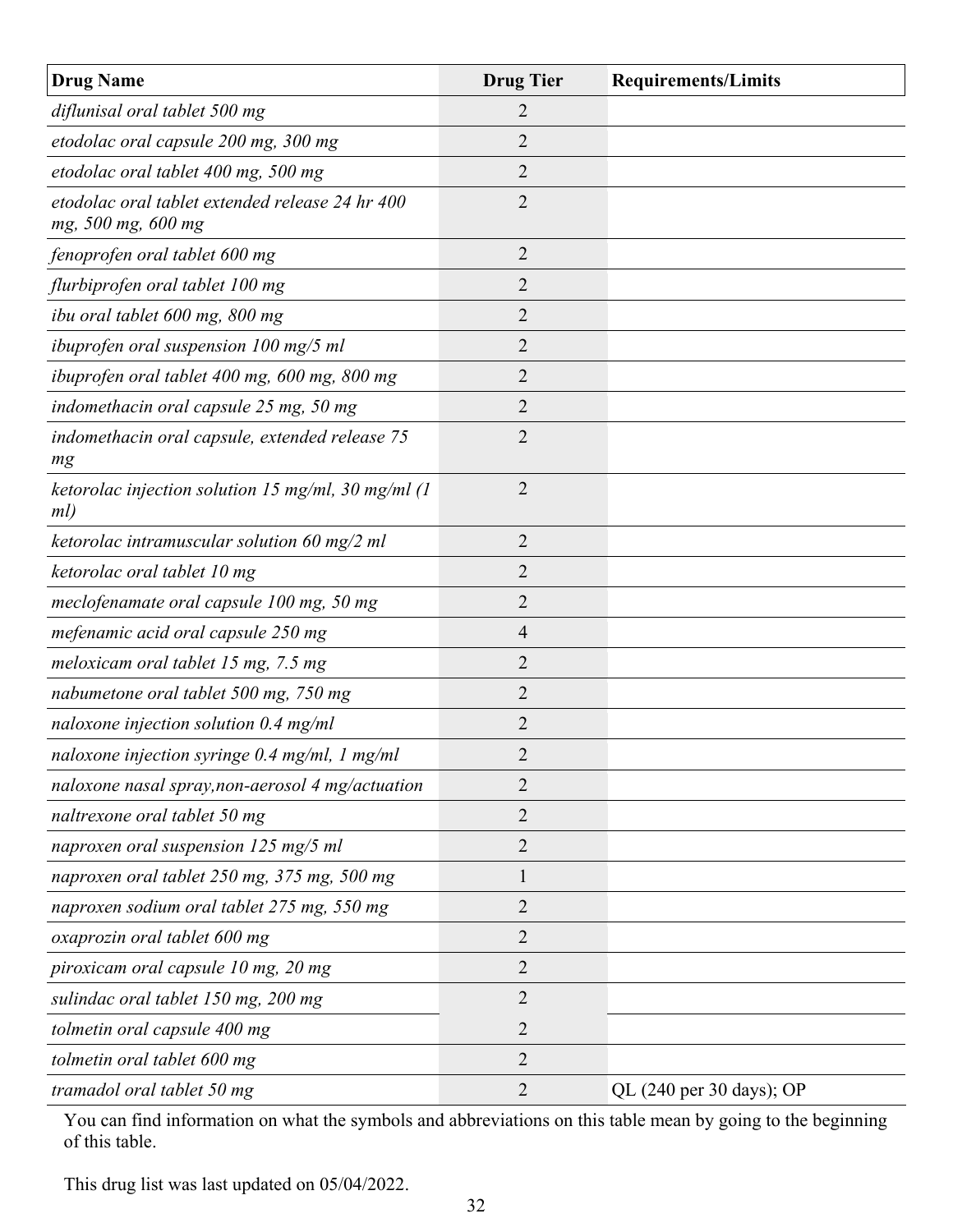| Drug Name | Drug Tier | Requirements/Limits |
| --- | --- | --- |
| *diflunisal oral tablet 500 mg* | 2 | |
| *etodolac oral capsule 200 mg, 300 mg* | 2 | |
| *etodolac oral tablet 400 mg, 500 mg* | 2 | |
| *etodolac oral tablet extended release 24 hr 400 mg, 500 mg, 600 mg* | 2 | |
| *fenoprofen oral tablet 600 mg* | 2 | |
| *flurbiprofen oral tablet 100 mg* | 2 | |
| *ibu oral tablet 600 mg, 800 mg* | 2 | |
| *ibuprofen oral suspension 100 mg/5 ml* | 2 | |
| *ibuprofen oral tablet 400 mg, 600 mg, 800 mg* | 2 | |
| *indomethacin oral capsule 25 mg, 50 mg* | 2 | |
| *indomethacin oral capsule, extended release 75 mg* | 2 | |
| *ketorolac injection solution 15 mg/ml, 30 mg/ml (1 ml)* | 2 | |
| *ketorolac intramuscular solution 60 mg/2 ml* | 2 | |
| *ketorolac oral tablet 10 mg* | 2 | |
| *meclofenamate oral capsule 100 mg, 50 mg* | 2 | |
| *mefenamic acid oral capsule 250 mg* | 4 | |
| *meloxicam oral tablet 15 mg, 7.5 mg* | 2 | |
| *nabumetone oral tablet 500 mg, 750 mg* | 2 | |
| *naloxone injection solution 0.4 mg/ml* | 2 | |
| *naloxone injection syringe 0.4 mg/ml, 1 mg/ml* | 2 | |
| *naloxone nasal spray,non-aerosol 4 mg/actuation* | 2 | |
| *naltrexone oral tablet 50 mg* | 2 | |
| *naproxen oral suspension 125 mg/5 ml* | 2 | |
| *naproxen oral tablet 250 mg, 375 mg, 500 mg* | 1 | |
| *naproxen sodium oral tablet 275 mg, 550 mg* | 2 | |
| *oxaprozin oral tablet 600 mg* | 2 | |
| *piroxicam oral capsule 10 mg, 20 mg* | 2 | |
| *sulindac oral tablet 150 mg, 200 mg* | 2 | |
| *tolmetin oral capsule 400 mg* | 2 | |
| *tolmetin oral tablet 600 mg* | 2 | |
| *tramadol oral tablet 50 mg* | 2 | QL (240 per 30 days); OP |

You can find information on what the symbols and abbreviations on this table mean by going to the beginning of this table.

This drug list was last updated on 05/04/2022.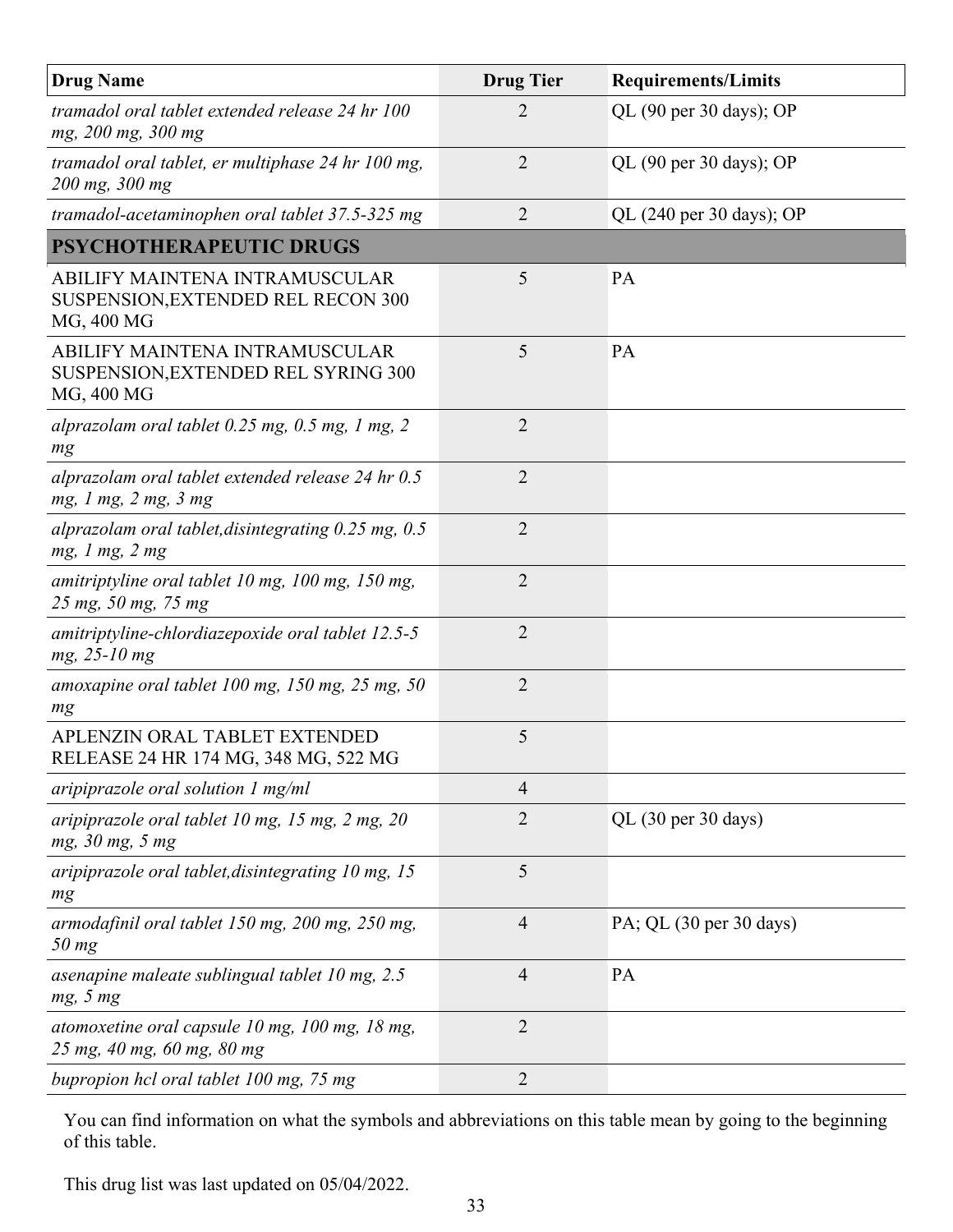| Drug Name | Drug Tier | Requirements/Limits |
|---|---|---|
| *tramadol oral tablet extended release 24 hr 100 mg, 200 mg, 300 mg* | 2 | QL (90 per 30 days); OP |
| *tramadol oral tablet, er multiphase 24 hr 100 mg, 200 mg, 300 mg* | 2 | QL (90 per 30 days); OP |
| *tramadol-acetaminophen oral tablet 37.5-325 mg* | 2 | QL (240 per 30 days); OP |
| **PSYCHOTHERAPEUTIC DRUGS** | | |
| ABILIFY MAINTENA INTRAMUSCULAR SUSPENSION,EXTENDED REL RECON 300 MG, 400 MG | 5 | PA |
| ABILIFY MAINTENA INTRAMUSCULAR SUSPENSION,EXTENDED REL SYRING 300 MG, 400 MG | 5 | PA |
| *alprazolam oral tablet 0.25 mg, 0.5 mg, 1 mg, 2 mg* | 2 | |
| *alprazolam oral tablet extended release 24 hr 0.5 mg, 1 mg, 2 mg, 3 mg* | 2 | |
| *alprazolam oral tablet,disintegrating 0.25 mg, 0.5 mg, 1 mg, 2 mg* | 2 | |
| *amitriptyline oral tablet 10 mg, 100 mg, 150 mg, 25 mg, 50 mg, 75 mg* | 2 | |
| *amitriptyline-chlordiazepoxide oral tablet 12.5-5 mg, 25-10 mg* | 2 | |
| *amoxapine oral tablet 100 mg, 150 mg, 25 mg, 50 mg* | 2 | |
| APLENZIN ORAL TABLET EXTENDED RELEASE 24 HR 174 MG, 348 MG, 522 MG | 5 | |
| *aripiprazole oral solution 1 mg/ml* | 4 | |
| *aripiprazole oral tablet 10 mg, 15 mg, 2 mg, 20 mg, 30 mg, 5 mg* | 2 | QL (30 per 30 days) |
| *aripiprazole oral tablet,disintegrating 10 mg, 15 mg* | 5 | |
| *armodafinil oral tablet 150 mg, 200 mg, 250 mg, 50 mg* | 4 | PA; QL (30 per 30 days) |
| *asenapine maleate sublingual tablet 10 mg, 2.5 mg, 5 mg* | 4 | PA |
| *atomoxetine oral capsule 10 mg, 100 mg, 18 mg, 25 mg, 40 mg, 60 mg, 80 mg* | 2 | |
| *bupropion hcl oral tablet 100 mg, 75 mg* | 2 | |

You can find information on what the symbols and abbreviations on this table mean by going to the beginning of this table.

This drug list was last updated on 05/04/2022.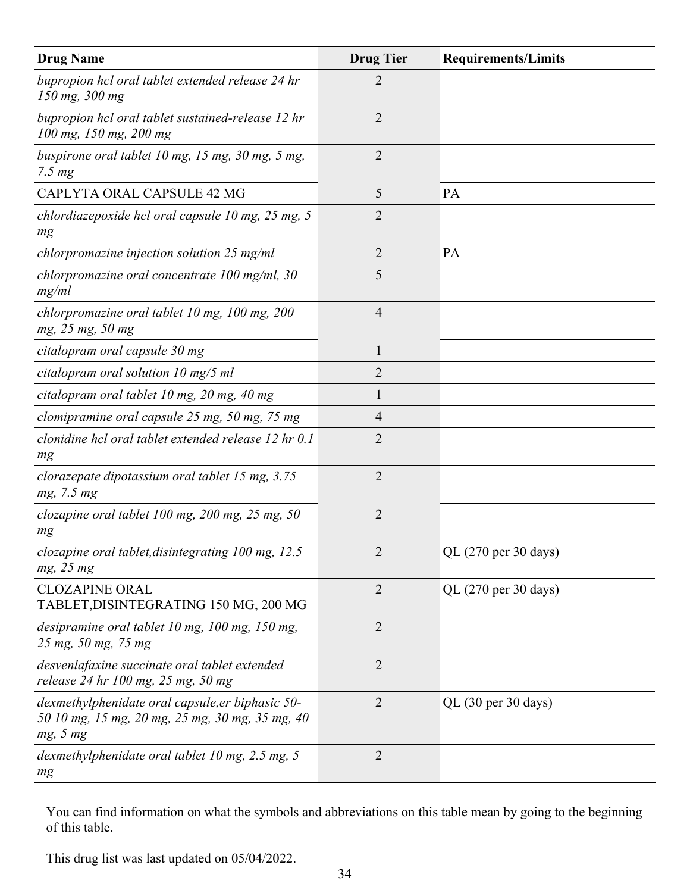| Drug Name | Drug Tier | Requirements/Limits |
|---|---|---|
| *bupropion hcl oral tablet extended release 24 hr 150 mg, 300 mg* | 2 | |
| *bupropion hcl oral tablet sustained-release 12 hr 100 mg, 150 mg, 200 mg* | 2 | |
| *buspirone oral tablet 10 mg, 15 mg, 30 mg, 5 mg, 7.5 mg* | 2 | |
| CAPLYTA ORAL CAPSULE 42 MG | 5 | PA |
| *chlordiazepoxide hcl oral capsule 10 mg, 25 mg, 5 mg* | 2 | |
| *chlorpromazine injection solution 25 mg/ml* | 2 | PA |
| *chlorpromazine oral concentrate 100 mg/ml, 30 mg/ml* | 5 | |
| *chlorpromazine oral tablet 10 mg, 100 mg, 200 mg, 25 mg, 50 mg* | 4 | |
| *citalopram oral capsule 30 mg* | 1 | |
| *citalopram oral solution 10 mg/5 ml* | 2 | |
| *citalopram oral tablet 10 mg, 20 mg, 40 mg* | 1 | |
| *clomipramine oral capsule 25 mg, 50 mg, 75 mg* | 4 | |
| *clonidine hcl oral tablet extended release 12 hr 0.1 mg* | 2 | |
| *clorazepate dipotassium oral tablet 15 mg, 3.75 mg, 7.5 mg* | 2 | |
| *clozapine oral tablet 100 mg, 200 mg, 25 mg, 50 mg* | 2 | |
| *clozapine oral tablet,disintegrating 100 mg, 12.5 mg, 25 mg* | 2 | QL (270 per 30 days) |
| CLOZAPINE ORAL TABLET,DISINTEGRATING 150 MG, 200 MG | 2 | QL (270 per 30 days) |
| *desipramine oral tablet 10 mg, 100 mg, 150 mg, 25 mg, 50 mg, 75 mg* | 2 | |
| *desvenlafaxine succinate oral tablet extended release 24 hr 100 mg, 25 mg, 50 mg* | 2 | |
| *dexmethylphenidate oral capsule,er biphasic 50-50 10 mg, 15 mg, 20 mg, 25 mg, 30 mg, 35 mg, 40 mg, 5 mg* | 2 | QL (30 per 30 days) |
| *dexmethylphenidate oral tablet 10 mg, 2.5 mg, 5 mg* | 2 | |

You can find information on what the symbols and abbreviations on this table mean by going to the beginning of this table.

This drug list was last updated on 05/04/2022.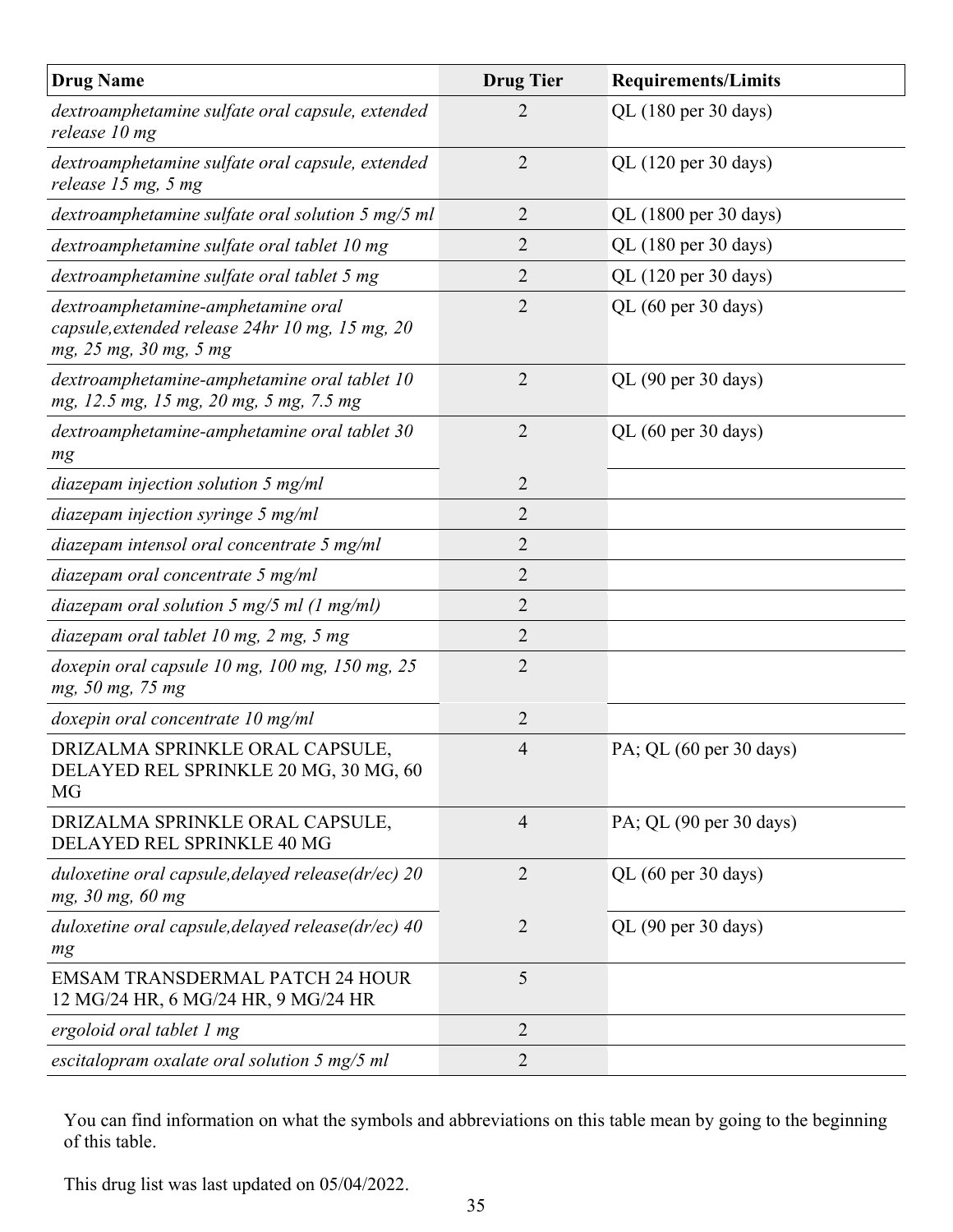| Drug Name | Drug Tier | Requirements/Limits |
|---|---|---|
| *dextroamphetamine sulfate oral capsule, extended release 10 mg* | 2 | QL (180 per 30 days) |
| *dextroamphetamine sulfate oral capsule, extended release 15 mg, 5 mg* | 2 | QL (120 per 30 days) |
| *dextroamphetamine sulfate oral solution 5 mg/5 ml* | 2 | QL (1800 per 30 days) |
| *dextroamphetamine sulfate oral tablet 10 mg* | 2 | QL (180 per 30 days) |
| *dextroamphetamine sulfate oral tablet 5 mg* | 2 | QL (120 per 30 days) |
| *dextroamphetamine-amphetamine oral capsule,extended release 24hr 10 mg, 15 mg, 20 mg, 25 mg, 30 mg, 5 mg* | 2 | QL (60 per 30 days) |
| *dextroamphetamine-amphetamine oral tablet 10 mg, 12.5 mg, 15 mg, 20 mg, 5 mg, 7.5 mg* | 2 | QL (90 per 30 days) |
| *dextroamphetamine-amphetamine oral tablet 30 mg* | 2 | QL (60 per 30 days) |
| *diazepam injection solution 5 mg/ml* | 2 | |
| *diazepam injection syringe 5 mg/ml* | 2 | |
| *diazepam intensol oral concentrate 5 mg/ml* | 2 | |
| *diazepam oral concentrate 5 mg/ml* | 2 | |
| *diazepam oral solution 5 mg/5 ml (1 mg/ml)* | 2 | |
| *diazepam oral tablet 10 mg, 2 mg, 5 mg* | 2 | |
| *doxepin oral capsule 10 mg, 100 mg, 150 mg, 25 mg, 50 mg, 75 mg* | 2 | |
| *doxepin oral concentrate 10 mg/ml* | 2 | |
| DRIZALMA SPRINKLE ORAL CAPSULE, DELAYED REL SPRINKLE 20 MG, 30 MG, 60 MG | 4 | PA; QL (60 per 30 days) |
| DRIZALMA SPRINKLE ORAL CAPSULE, DELAYED REL SPRINKLE 40 MG | 4 | PA; QL (90 per 30 days) |
| *duloxetine oral capsule,delayed release(dr/ec) 20 mg, 30 mg, 60 mg* | 2 | QL (60 per 30 days) |
| *duloxetine oral capsule,delayed release(dr/ec) 40 mg* | 2 | QL (90 per 30 days) |
| EMSAM TRANSDERMAL PATCH 24 HOUR 12 MG/24 HR, 6 MG/24 HR, 9 MG/24 HR | 5 | |
| *ergoloid oral tablet 1 mg* | 2 | |
| *escitalopram oxalate oral solution 5 mg/5 ml* | 2 | |

You can find information on what the symbols and abbreviations on this table mean by going to the beginning of this table.

This drug list was last updated on 05/04/2022.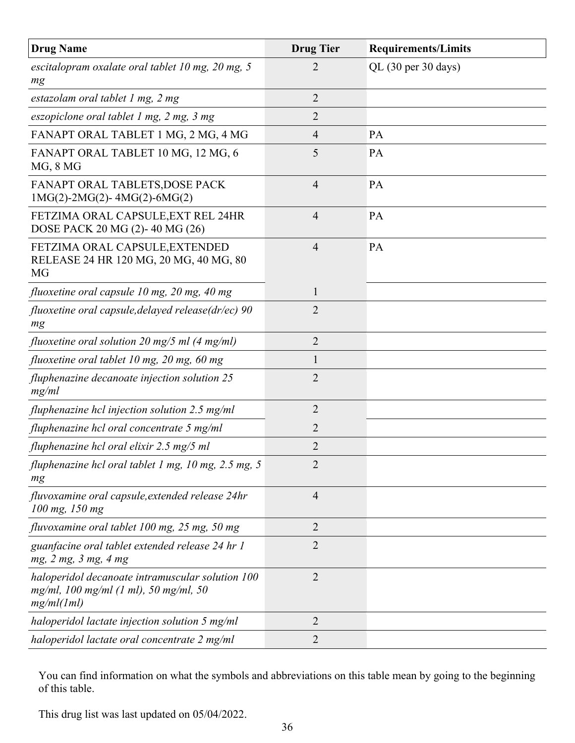| Drug Name | Drug Tier | Requirements/Limits |
|---|---|---|
| *escitalopram oxalate oral tablet 10 mg, 20 mg, 5 mg* | 2 | QL (30 per 30 days) |
| *estazolam oral tablet 1 mg, 2 mg* | 2 | |
| *eszopiclone oral tablet 1 mg, 2 mg, 3 mg* | 2 | |
| FANAPT ORAL TABLET 1 MG, 2 MG, 4 MG | 4 | PA |
| FANAPT ORAL TABLET 10 MG, 12 MG, 6 MG, 8 MG | 5 | PA |
| FANAPT ORAL TABLETS,DOSE PACK 1MG(2)-2MG(2)- 4MG(2)-6MG(2) | 4 | PA |
| FETZIMA ORAL CAPSULE,EXT REL 24HR DOSE PACK 20 MG (2)- 40 MG (26) | 4 | PA |
| FETZIMA ORAL CAPSULE,EXTENDED RELEASE 24 HR 120 MG, 20 MG, 40 MG, 80 MG | 4 | PA |
| *fluoxetine oral capsule 10 mg, 20 mg, 40 mg* | 1 | |
| *fluoxetine oral capsule,delayed release(dr/ec) 90 mg* | 2 | |
| *fluoxetine oral solution 20 mg/5 ml (4 mg/ml)* | 2 | |
| *fluoxetine oral tablet 10 mg, 20 mg, 60 mg* | 1 | |
| *fluphenazine decanoate injection solution 25 mg/ml* | 2 | |
| *fluphenazine hcl injection solution 2.5 mg/ml* | 2 | |
| *fluphenazine hcl oral concentrate 5 mg/ml* | 2 | |
| *fluphenazine hcl oral elixir 2.5 mg/5 ml* | 2 | |
| *fluphenazine hcl oral tablet 1 mg, 10 mg, 2.5 mg, 5 mg* | 2 | |
| *fluvoxamine oral capsule,extended release 24hr 100 mg, 150 mg* | 4 | |
| *fluvoxamine oral tablet 100 mg, 25 mg, 50 mg* | 2 | |
| *guanfacine oral tablet extended release 24 hr 1 mg, 2 mg, 3 mg, 4 mg* | 2 | |
| *haloperidol decanoate intramuscular solution 100 mg/ml, 100 mg/ml (1 ml), 50 mg/ml, 50 mg/ml(1ml)* | 2 | |
| *haloperidol lactate injection solution 5 mg/ml* | 2 | |
| *haloperidol lactate oral concentrate 2 mg/ml* | 2 | |

You can find information on what the symbols and abbreviations on this table mean by going to the beginning of this table.

This drug list was last updated on 05/04/2022.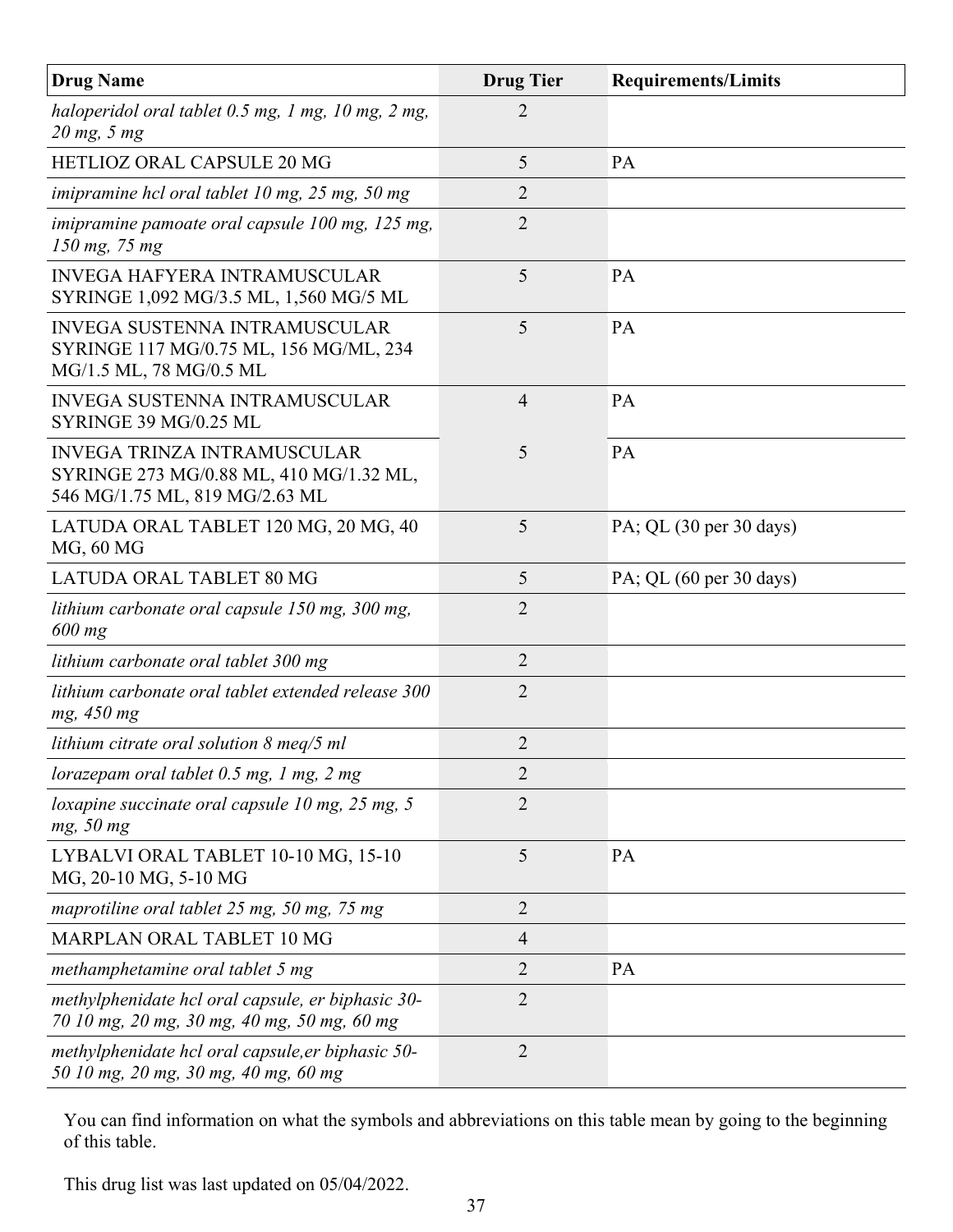| Drug Name | Drug Tier | Requirements/Limits |
|---|---|---|
| *haloperidol oral tablet 0.5 mg, 1 mg, 10 mg, 2 mg, 20 mg, 5 mg* | 2 | |
| HETLIOZ ORAL CAPSULE 20 MG | 5 | PA |
| *imipramine hcl oral tablet 10 mg, 25 mg, 50 mg* | 2 | |
| *imipramine pamoate oral capsule 100 mg, 125 mg, 150 mg, 75 mg* | 2 | |
| INVEGA HAFYERA INTRAMUSCULAR SYRINGE 1,092 MG/3.5 ML, 1,560 MG/5 ML | 5 | PA |
| INVEGA SUSTENNA INTRAMUSCULAR SYRINGE 117 MG/0.75 ML, 156 MG/ML, 234 MG/1.5 ML, 78 MG/0.5 ML | 5 | PA |
| INVEGA SUSTENNA INTRAMUSCULAR SYRINGE 39 MG/0.25 ML | 4 | PA |
| INVEGA TRINZA INTRAMUSCULAR SYRINGE 273 MG/0.88 ML, 410 MG/1.32 ML, 546 MG/1.75 ML, 819 MG/2.63 ML | 5 | PA |
| LATUDA ORAL TABLET 120 MG, 20 MG, 40 MG, 60 MG | 5 | PA; QL (30 per 30 days) |
| LATUDA ORAL TABLET 80 MG | 5 | PA; QL (60 per 30 days) |
| *lithium carbonate oral capsule 150 mg, 300 mg, 600 mg* | 2 | |
| *lithium carbonate oral tablet 300 mg* | 2 | |
| *lithium carbonate oral tablet extended release 300 mg, 450 mg* | 2 | |
| *lithium citrate oral solution 8 meq/5 ml* | 2 | |
| *lorazepam oral tablet 0.5 mg, 1 mg, 2 mg* | 2 | |
| *loxapine succinate oral capsule 10 mg, 25 mg, 5 mg, 50 mg* | 2 | |
| LYBALVI ORAL TABLET 10-10 MG, 15-10 MG, 20-10 MG, 5-10 MG | 5 | PA |
| *maprotiline oral tablet 25 mg, 50 mg, 75 mg* | 2 | |
| MARPLAN ORAL TABLET 10 MG | 4 | |
| *methamphetamine oral tablet 5 mg* | 2 | PA |
| *methylphenidate hcl oral capsule, er biphasic 30-70 10 mg, 20 mg, 30 mg, 40 mg, 50 mg, 60 mg* | 2 | |
| *methylphenidate hcl oral capsule,er biphasic 50-50 10 mg, 20 mg, 30 mg, 40 mg, 60 mg* | 2 | |

You can find information on what the symbols and abbreviations on this table mean by going to the beginning of this table.

This drug list was last updated on 05/04/2022.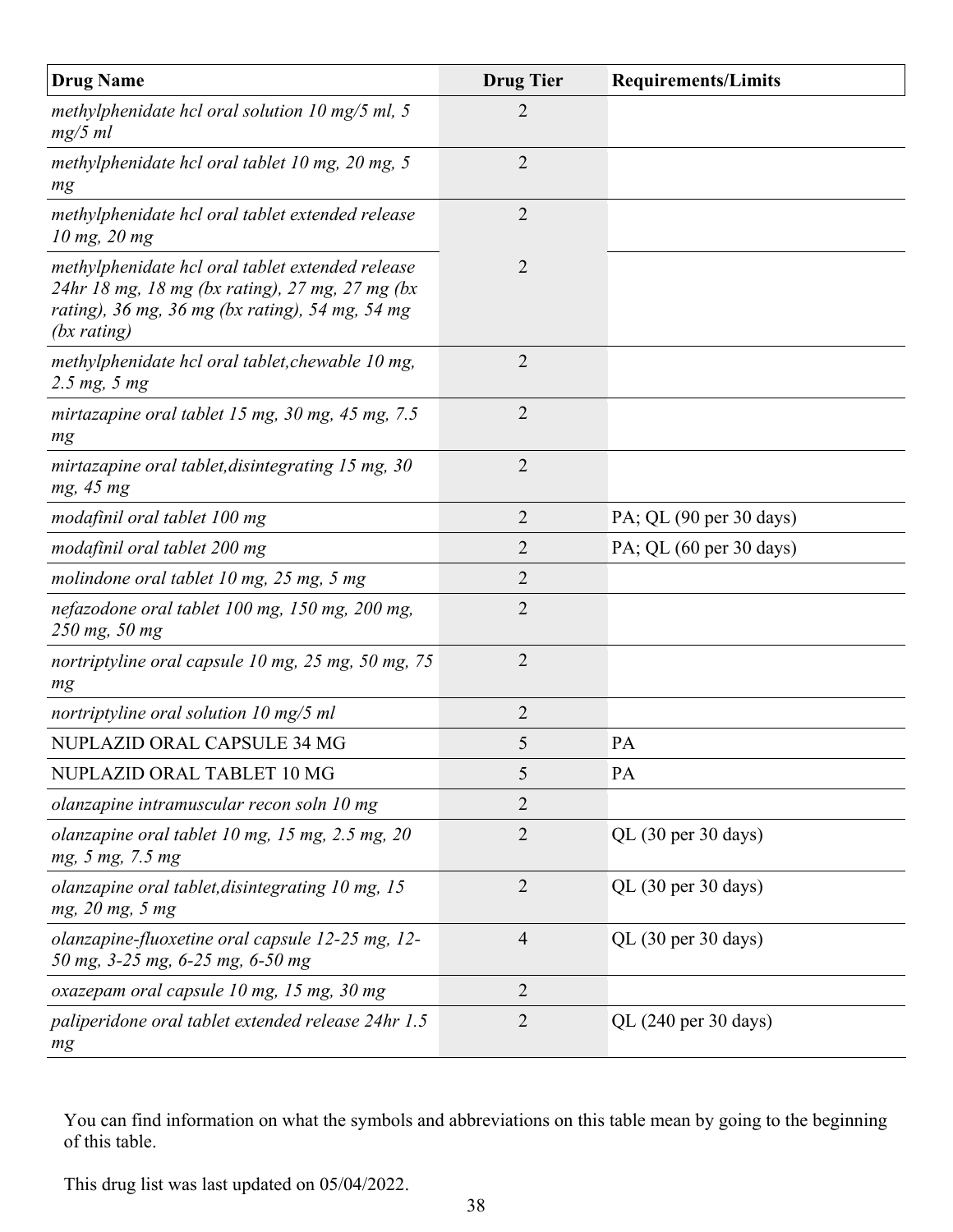| Drug Name | Drug Tier | Requirements/Limits |
| --- | --- | --- |
| *methylphenidate hcl oral solution 10 mg/5 ml, 5 mg/5 ml* | 2 | |
| *methylphenidate hcl oral tablet 10 mg, 20 mg, 5 mg* | 2 | |
| *methylphenidate hcl oral tablet extended release 10 mg, 20 mg* | 2 | |
| *methylphenidate hcl oral tablet extended release 24hr 18 mg, 18 mg (bx rating), 27 mg, 27 mg (bx rating), 36 mg, 36 mg (bx rating), 54 mg, 54 mg (bx rating)* | 2 | |
| *methylphenidate hcl oral tablet,chewable 10 mg, 2.5 mg, 5 mg* | 2 | |
| *mirtazapine oral tablet 15 mg, 30 mg, 45 mg, 7.5 mg* | 2 | |
| *mirtazapine oral tablet,disintegrating 15 mg, 30 mg, 45 mg* | 2 | |
| *modafinil oral tablet 100 mg* | 2 | PA; QL (90 per 30 days) |
| *modafinil oral tablet 200 mg* | 2 | PA; QL (60 per 30 days) |
| *molindone oral tablet 10 mg, 25 mg, 5 mg* | 2 | |
| *nefazodone oral tablet 100 mg, 150 mg, 200 mg, 250 mg, 50 mg* | 2 | |
| *nortriptyline oral capsule 10 mg, 25 mg, 50 mg, 75 mg* | 2 | |
| *nortriptyline oral solution 10 mg/5 ml* | 2 | |
| NUPLAZID ORAL CAPSULE 34 MG | 5 | PA |
| NUPLAZID ORAL TABLET 10 MG | 5 | PA |
| *olanzapine intramuscular recon soln 10 mg* | 2 | |
| *olanzapine oral tablet 10 mg, 15 mg, 2.5 mg, 20 mg, 5 mg, 7.5 mg* | 2 | QL (30 per 30 days) |
| *olanzapine oral tablet,disintegrating 10 mg, 15 mg, 20 mg, 5 mg* | 2 | QL (30 per 30 days) |
| *olanzapine-fluoxetine oral capsule 12-25 mg, 12-50 mg, 3-25 mg, 6-25 mg, 6-50 mg* | 4 | QL (30 per 30 days) |
| *oxazepam oral capsule 10 mg, 15 mg, 30 mg* | 2 | |
| *paliperidone oral tablet extended release 24hr 1.5 mg* | 2 | QL (240 per 30 days) |

You can find information on what the symbols and abbreviations on this table mean by going to the beginning of this table.

This drug list was last updated on 05/04/2022.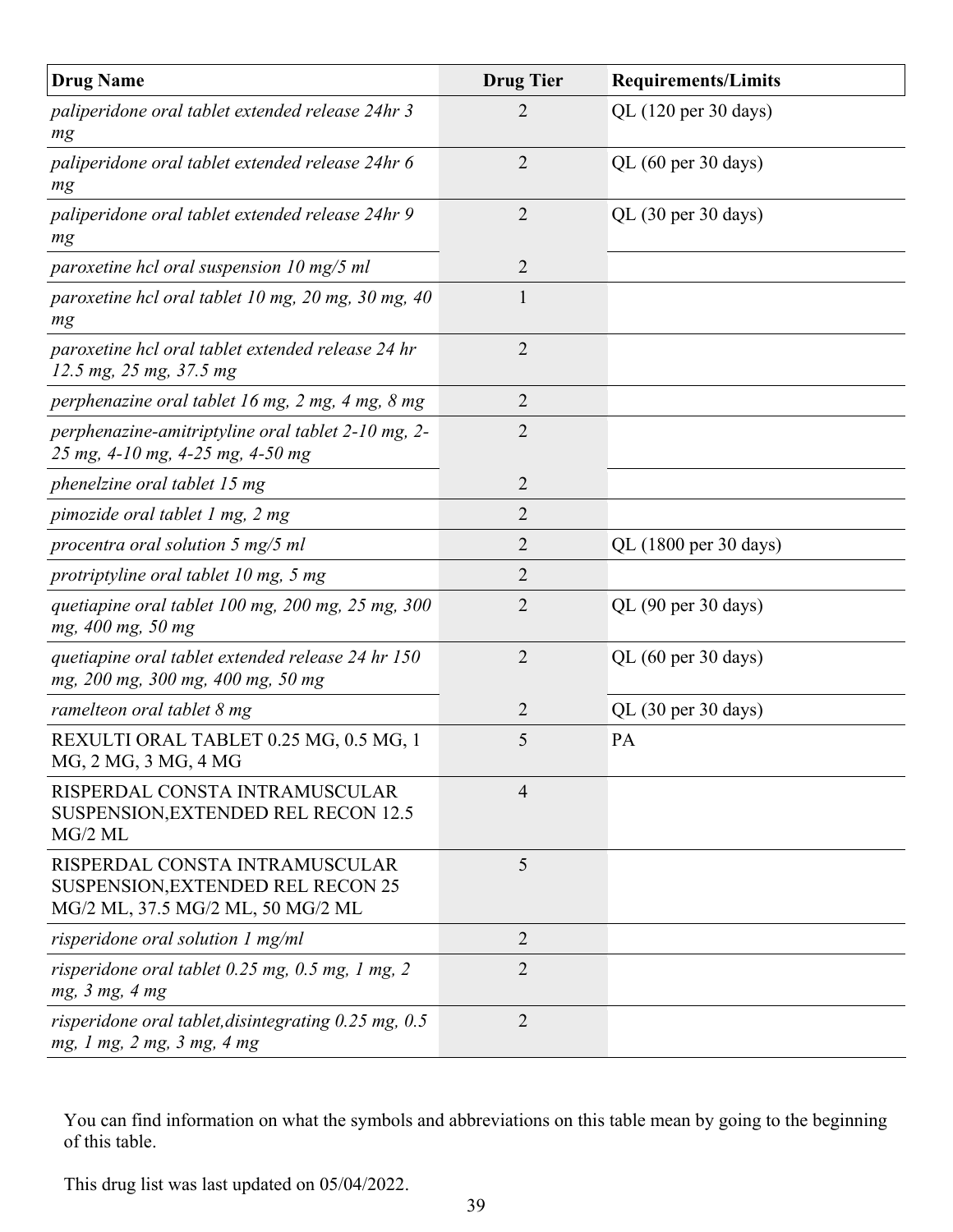| Drug Name | Drug Tier | Requirements/Limits |
|---|---|---|
| *paliperidone oral tablet extended release 24hr 3 mg* | 2 | QL (120 per 30 days) |
| *paliperidone oral tablet extended release 24hr 6 mg* | 2 | QL (60 per 30 days) |
| *paliperidone oral tablet extended release 24hr 9 mg* | 2 | QL (30 per 30 days) |
| *paroxetine hcl oral suspension 10 mg/5 ml* | 2 | |
| *paroxetine hcl oral tablet 10 mg, 20 mg, 30 mg, 40 mg* | 1 | |
| *paroxetine hcl oral tablet extended release 24 hr 12.5 mg, 25 mg, 37.5 mg* | 2 | |
| *perphenazine oral tablet 16 mg, 2 mg, 4 mg, 8 mg* | 2 | |
| *perphenazine-amitriptyline oral tablet 2-10 mg, 2-25 mg, 4-10 mg, 4-25 mg, 4-50 mg* | 2 | |
| *phenelzine oral tablet 15 mg* | 2 | |
| *pimozide oral tablet 1 mg, 2 mg* | 2 | |
| *procentra oral solution 5 mg/5 ml* | 2 | QL (1800 per 30 days) |
| *protriptyline oral tablet 10 mg, 5 mg* | 2 | |
| *quetiapine oral tablet 100 mg, 200 mg, 25 mg, 300 mg, 400 mg, 50 mg* | 2 | QL (90 per 30 days) |
| *quetiapine oral tablet extended release 24 hr 150 mg, 200 mg, 300 mg, 400 mg, 50 mg* | 2 | QL (60 per 30 days) |
| *ramelteon oral tablet 8 mg* | 2 | QL (30 per 30 days) |
| REXULTI ORAL TABLET 0.25 MG, 0.5 MG, 1 MG, 2 MG, 3 MG, 4 MG | 5 | PA |
| RISPERDAL CONSTA INTRAMUSCULAR SUSPENSION,EXTENDED REL RECON 12.5 MG/2 ML | 4 | |
| RISPERDAL CONSTA INTRAMUSCULAR SUSPENSION,EXTENDED REL RECON 25 MG/2 ML, 37.5 MG/2 ML, 50 MG/2 ML | 5 | |
| *risperidone oral solution 1 mg/ml* | 2 | |
| *risperidone oral tablet 0.25 mg, 0.5 mg, 1 mg, 2 mg, 3 mg, 4 mg* | 2 | |
| *risperidone oral tablet,disintegrating 0.25 mg, 0.5 mg, 1 mg, 2 mg, 3 mg, 4 mg* | 2 | |

You can find information on what the symbols and abbreviations on this table mean by going to the beginning of this table.

This drug list was last updated on 05/04/2022.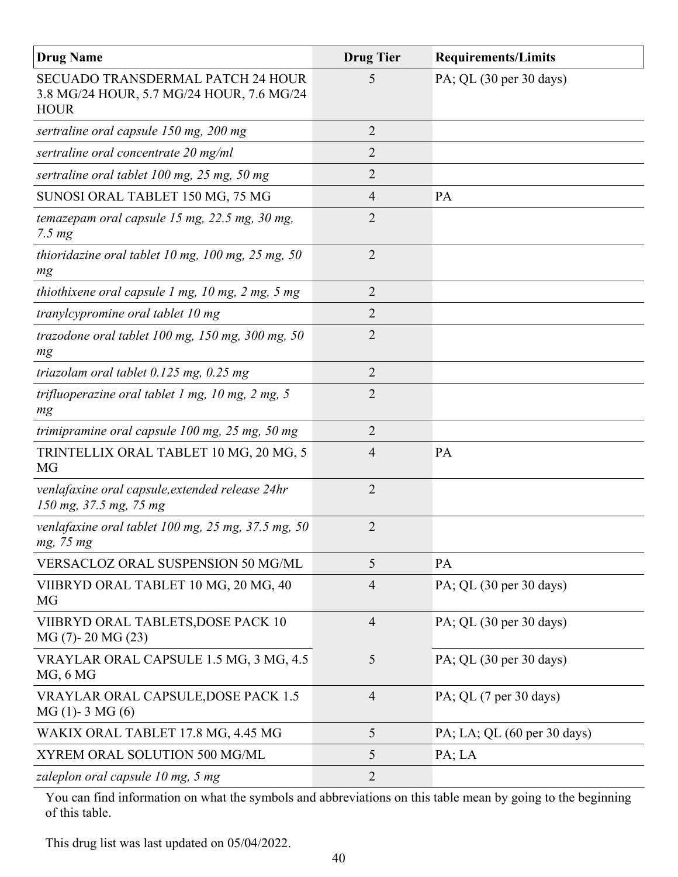| Drug Name | Drug Tier | Requirements/Limits |
|---|---|---|
| SECUADO TRANSDERMAL PATCH 24 HOUR 3.8 MG/24 HOUR, 5.7 MG/24 HOUR, 7.6 MG/24 HOUR | 5 | PA; QL (30 per 30 days) |
| *sertraline oral capsule 150 mg, 200 mg* | 2 | |
| *sertraline oral concentrate 20 mg/ml* | 2 | |
| *sertraline oral tablet 100 mg, 25 mg, 50 mg* | 2 | |
| SUNOSI ORAL TABLET 150 MG, 75 MG | 4 | PA |
| *temazepam oral capsule 15 mg, 22.5 mg, 30 mg, 7.5 mg* | 2 | |
| *thioridazine oral tablet 10 mg, 100 mg, 25 mg, 50 mg* | 2 | |
| *thiothixene oral capsule 1 mg, 10 mg, 2 mg, 5 mg* | 2 | |
| *tranylcypromine oral tablet 10 mg* | 2 | |
| *trazodone oral tablet 100 mg, 150 mg, 300 mg, 50 mg* | 2 | |
| *triazolam oral tablet 0.125 mg, 0.25 mg* | 2 | |
| *trifluoperazine oral tablet 1 mg, 10 mg, 2 mg, 5 mg* | 2 | |
| *trimipramine oral capsule 100 mg, 25 mg, 50 mg* | 2 | |
| TRINTELLIX ORAL TABLET 10 MG, 20 MG, 5 MG | 4 | PA |
| *venlafaxine oral capsule,extended release 24hr 150 mg, 37.5 mg, 75 mg* | 2 | |
| *venlafaxine oral tablet 100 mg, 25 mg, 37.5 mg, 50 mg, 75 mg* | 2 | |
| VERSACLOZ ORAL SUSPENSION 50 MG/ML | 5 | PA |
| VIIBRYD ORAL TABLET 10 MG, 20 MG, 40 MG | 4 | PA; QL (30 per 30 days) |
| VIIBRYD ORAL TABLETS,DOSE PACK 10 MG (7)- 20 MG (23) | 4 | PA; QL (30 per 30 days) |
| VRAYLAR ORAL CAPSULE 1.5 MG, 3 MG, 4.5 MG, 6 MG | 5 | PA; QL (30 per 30 days) |
| VRAYLAR ORAL CAPSULE,DOSE PACK 1.5 MG (1)- 3 MG (6) | 4 | PA; QL (7 per 30 days) |
| WAKIX ORAL TABLET 17.8 MG, 4.45 MG | 5 | PA; LA; QL (60 per 30 days) |
| XYREM ORAL SOLUTION 500 MG/ML | 5 | PA; LA |
| *zaleplon oral capsule 10 mg, 5 mg* | 2 | |

You can find information on what the symbols and abbreviations on this table mean by going to the beginning of this table.

This drug list was last updated on 05/04/2022.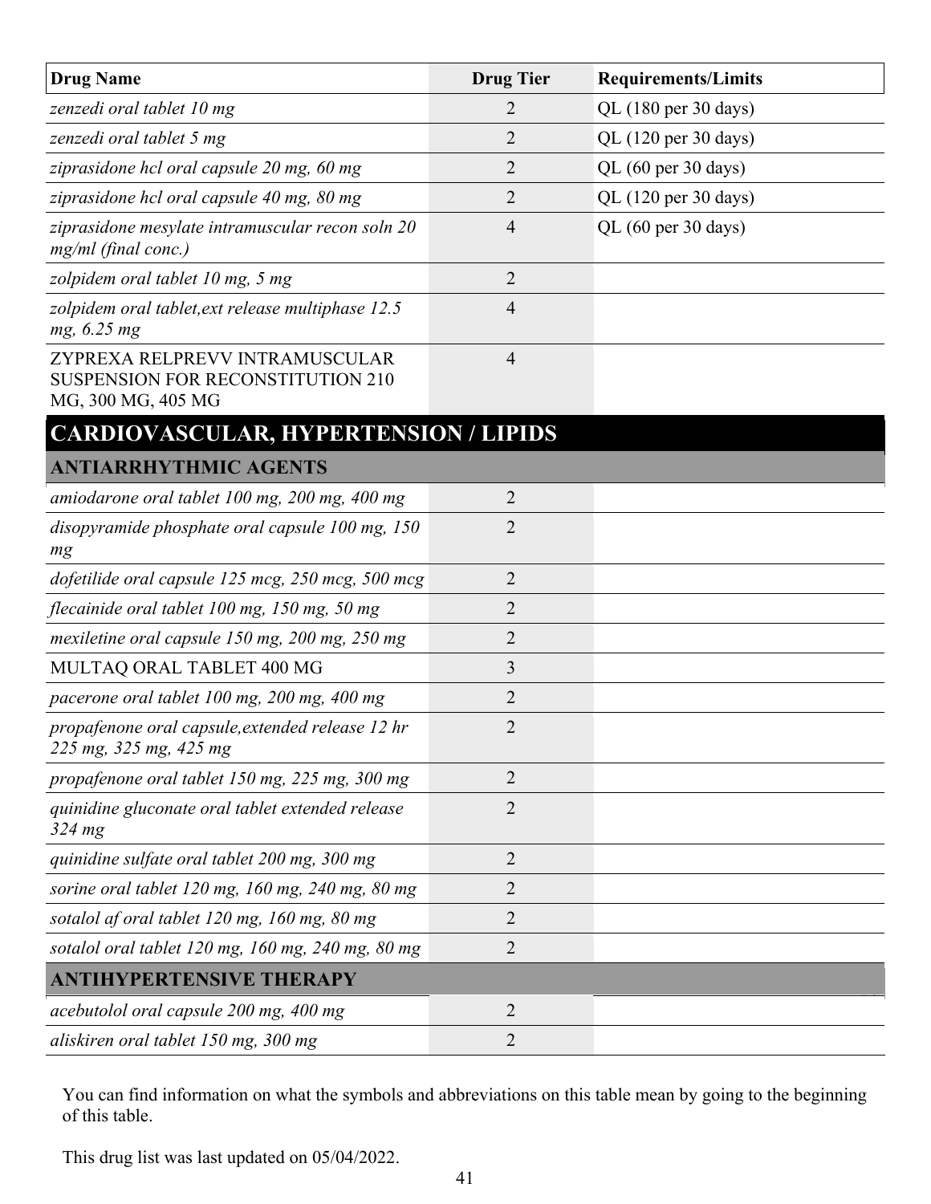| Drug Name | Drug Tier | Requirements/Limits |
|---|---|---|
| *zenzedi oral tablet 10 mg* | 2 | QL (180 per 30 days) |
| *zenzedi oral tablet 5 mg* | 2 | QL (120 per 30 days) |
| *ziprasidone hcl oral capsule 20 mg, 60 mg* | 2 | QL (60 per 30 days) |
| *ziprasidone hcl oral capsule 40 mg, 80 mg* | 2 | QL (120 per 30 days) |
| *ziprasidone mesylate intramuscular recon soln 20 mg/ml (final conc.)* | 4 | QL (60 per 30 days) |
| *zolpidem oral tablet 10 mg, 5 mg* | 2 | |
| *zolpidem oral tablet,ext release multiphase 12.5 mg, 6.25 mg* | 4 | |
| ZYPREXA RELPREVV INTRAMUSCULAR SUSPENSION FOR RECONSTITUTION 210 MG, 300 MG, 405 MG | 4 | |
| **CARDIOVASCULAR, HYPERTENSION / LIPIDS** | | |
| **ANTIARRHYTHMIC AGENTS** | | |
| *amiodarone oral tablet 100 mg, 200 mg, 400 mg* | 2 | |
| *disopyramide phosphate oral capsule 100 mg, 150 mg* | 2 | |
| *dofetilide oral capsule 125 mcg, 250 mcg, 500 mcg* | 2 | |
| *flecainide oral tablet 100 mg, 150 mg, 50 mg* | 2 | |
| *mexiletine oral capsule 150 mg, 200 mg, 250 mg* | 2 | |
| MULTAQ ORAL TABLET 400 MG | 3 | |
| *pacerone oral tablet 100 mg, 200 mg, 400 mg* | 2 | |
| *propafenone oral capsule,extended release 12 hr 225 mg, 325 mg, 425 mg* | 2 | |
| *propafenone oral tablet 150 mg, 225 mg, 300 mg* | 2 | |
| *quinidine gluconate oral tablet extended release 324 mg* | 2 | |
| *quinidine sulfate oral tablet 200 mg, 300 mg* | 2 | |
| *sorine oral tablet 120 mg, 160 mg, 240 mg, 80 mg* | 2 | |
| *sotalol af oral tablet 120 mg, 160 mg, 80 mg* | 2 | |
| *sotalol oral tablet 120 mg, 160 mg, 240 mg, 80 mg* | 2 | |
| **ANTIHYPERTENSIVE THERAPY** | | |
| *acebutolol oral capsule 200 mg, 400 mg* | 2 | |
| *aliskiren oral tablet 150 mg, 300 mg* | 2 | |

You can find information on what the symbols and abbreviations on this table mean by going to the beginning of this table.

This drug list was last updated on 05/04/2022.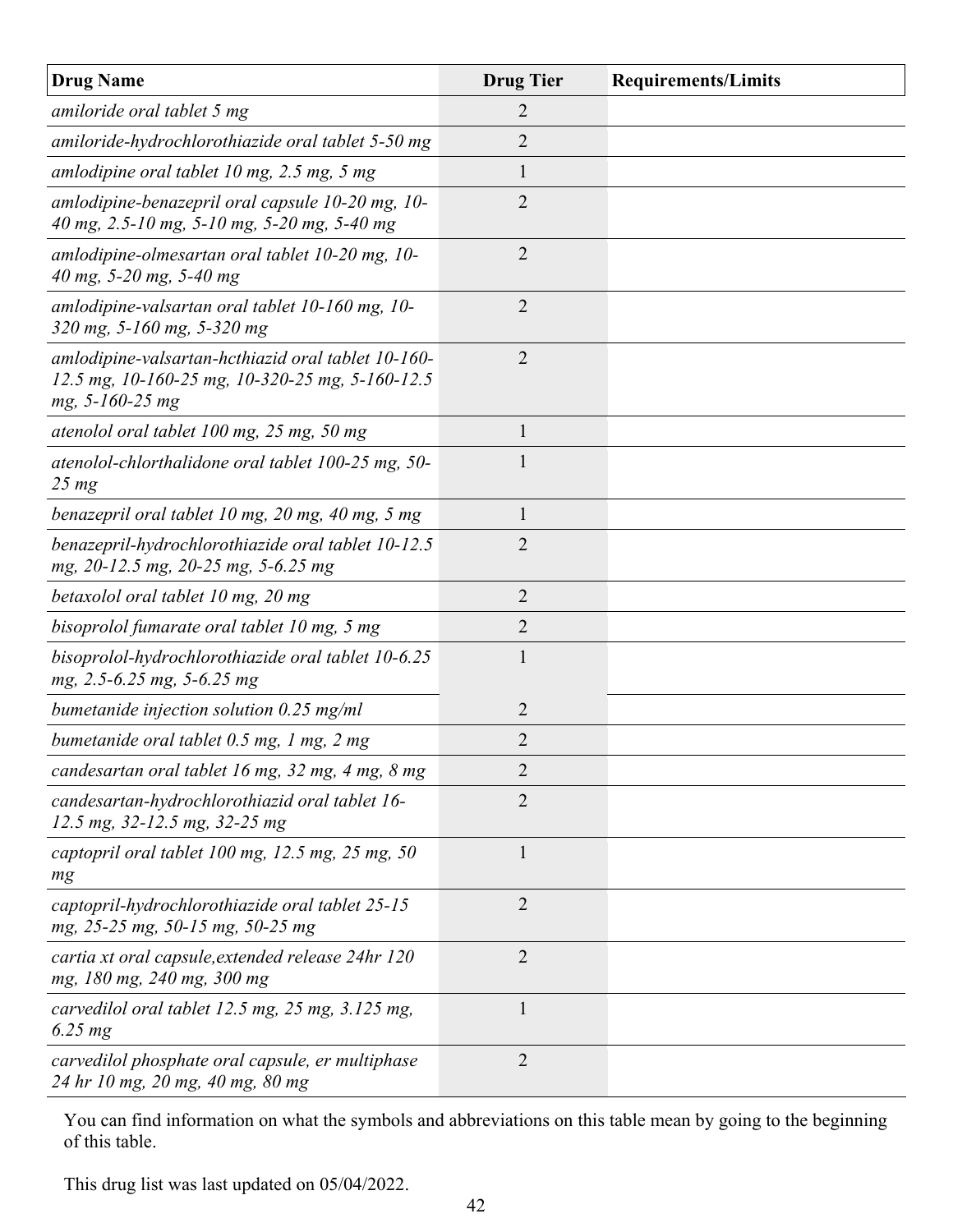| Drug Name | Drug Tier | Requirements/Limits |
|---|---|---|
| *amiloride oral tablet 5 mg* | 2 | |
| *amiloride-hydrochlorothiazide oral tablet 5-50 mg* | 2 | |
| *amlodipine oral tablet 10 mg, 2.5 mg, 5 mg* | 1 | |
| *amlodipine-benazepril oral capsule 10-20 mg, 10-40 mg, 2.5-10 mg, 5-10 mg, 5-20 mg, 5-40 mg* | 2 | |
| *amlodipine-olmesartan oral tablet 10-20 mg, 10-40 mg, 5-20 mg, 5-40 mg* | 2 | |
| *amlodipine-valsartan oral tablet 10-160 mg, 10-320 mg, 5-160 mg, 5-320 mg* | 2 | |
| *amlodipine-valsartan-hcthiazid oral tablet 10-160-12.5 mg, 10-160-25 mg, 10-320-25 mg, 5-160-12.5 mg, 5-160-25 mg* | 2 | |
| *atenolol oral tablet 100 mg, 25 mg, 50 mg* | 1 | |
| *atenolol-chlorthalidone oral tablet 100-25 mg, 50-25 mg* | 1 | |
| *benazepril oral tablet 10 mg, 20 mg, 40 mg, 5 mg* | 1 | |
| *benazepril-hydrochlorothiazide oral tablet 10-12.5 mg, 20-12.5 mg, 20-25 mg, 5-6.25 mg* | 2 | |
| *betaxolol oral tablet 10 mg, 20 mg* | 2 | |
| *bisoprolol fumarate oral tablet 10 mg, 5 mg* | 2 | |
| *bisoprolol-hydrochlorothiazide oral tablet 10-6.25 mg, 2.5-6.25 mg, 5-6.25 mg* | 1 | |
| *bumetanide injection solution 0.25 mg/ml* | 2 | |
| *bumetanide oral tablet 0.5 mg, 1 mg, 2 mg* | 2 | |
| *candesartan oral tablet 16 mg, 32 mg, 4 mg, 8 mg* | 2 | |
| *candesartan-hydrochlorothiazid oral tablet 16-12.5 mg, 32-12.5 mg, 32-25 mg* | 2 | |
| *captopril oral tablet 100 mg, 12.5 mg, 25 mg, 50 mg* | 1 | |
| *captopril-hydrochlorothiazide oral tablet 25-15 mg, 25-25 mg, 50-15 mg, 50-25 mg* | 2 | |
| *cartia xt oral capsule,extended release 24hr 120 mg, 180 mg, 240 mg, 300 mg* | 2 | |
| *carvedilol oral tablet 12.5 mg, 25 mg, 3.125 mg, 6.25 mg* | 1 | |
| *carvedilol phosphate oral capsule, er multiphase 24 hr 10 mg, 20 mg, 40 mg, 80 mg* | 2 | |

You can find information on what the symbols and abbreviations on this table mean by going to the beginning of this table.

This drug list was last updated on 05/04/2022.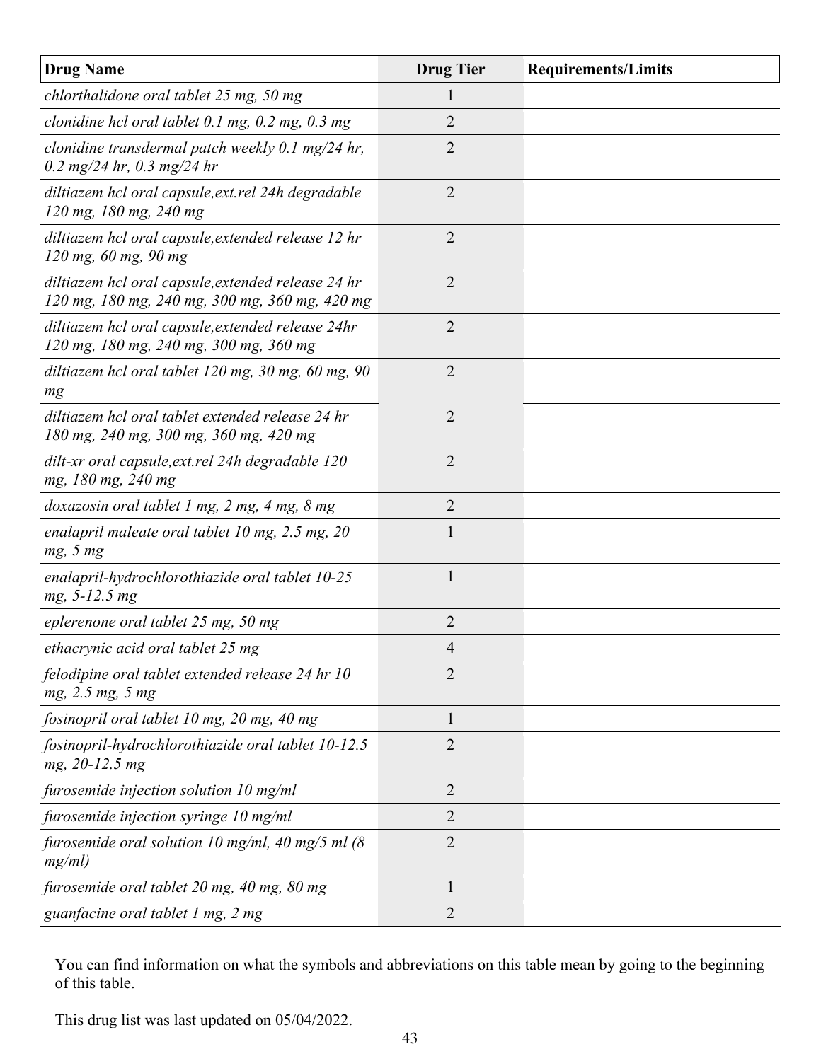| Drug Name | Drug Tier | Requirements/Limits |
| --- | --- | --- |
| *chlorthalidone oral tablet 25 mg, 50 mg* | 1 | |
| *clonidine hcl oral tablet 0.1 mg, 0.2 mg, 0.3 mg* | 2 | |
| *clonidine transdermal patch weekly 0.1 mg/24 hr, 0.2 mg/24 hr, 0.3 mg/24 hr* | 2 | |
| *diltiazem hcl oral capsule,ext.rel 24h degradable 120 mg, 180 mg, 240 mg* | 2 | |
| *diltiazem hcl oral capsule,extended release 12 hr 120 mg, 60 mg, 90 mg* | 2 | |
| *diltiazem hcl oral capsule,extended release 24 hr 120 mg, 180 mg, 240 mg, 300 mg, 360 mg, 420 mg* | 2 | |
| *diltiazem hcl oral capsule,extended release 24hr 120 mg, 180 mg, 240 mg, 300 mg, 360 mg* | 2 | |
| *diltiazem hcl oral tablet 120 mg, 30 mg, 60 mg, 90 mg* | 2 | |
| *diltiazem hcl oral tablet extended release 24 hr 180 mg, 240 mg, 300 mg, 360 mg, 420 mg* | 2 | |
| *dilt-xr oral capsule,ext.rel 24h degradable 120 mg, 180 mg, 240 mg* | 2 | |
| *doxazosin oral tablet 1 mg, 2 mg, 4 mg, 8 mg* | 2 | |
| *enalapril maleate oral tablet 10 mg, 2.5 mg, 20 mg, 5 mg* | 1 | |
| *enalapril-hydrochlorothiazide oral tablet 10-25 mg, 5-12.5 mg* | 1 | |
| *eplerenone oral tablet 25 mg, 50 mg* | 2 | |
| *ethacrynic acid oral tablet 25 mg* | 4 | |
| *felodipine oral tablet extended release 24 hr 10 mg, 2.5 mg, 5 mg* | 2 | |
| *fosinopril oral tablet 10 mg, 20 mg, 40 mg* | 1 | |
| *fosinopril-hydrochlorothiazide oral tablet 10-12.5 mg, 20-12.5 mg* | 2 | |
| *furosemide injection solution 10 mg/ml* | 2 | |
| *furosemide injection syringe 10 mg/ml* | 2 | |
| *furosemide oral solution 10 mg/ml, 40 mg/5 ml (8 mg/ml)* | 2 | |
| *furosemide oral tablet 20 mg, 40 mg, 80 mg* | 1 | |
| *guanfacine oral tablet 1 mg, 2 mg* | 2 | |

You can find information on what the symbols and abbreviations on this table mean by going to the beginning of this table.

This drug list was last updated on 05/04/2022.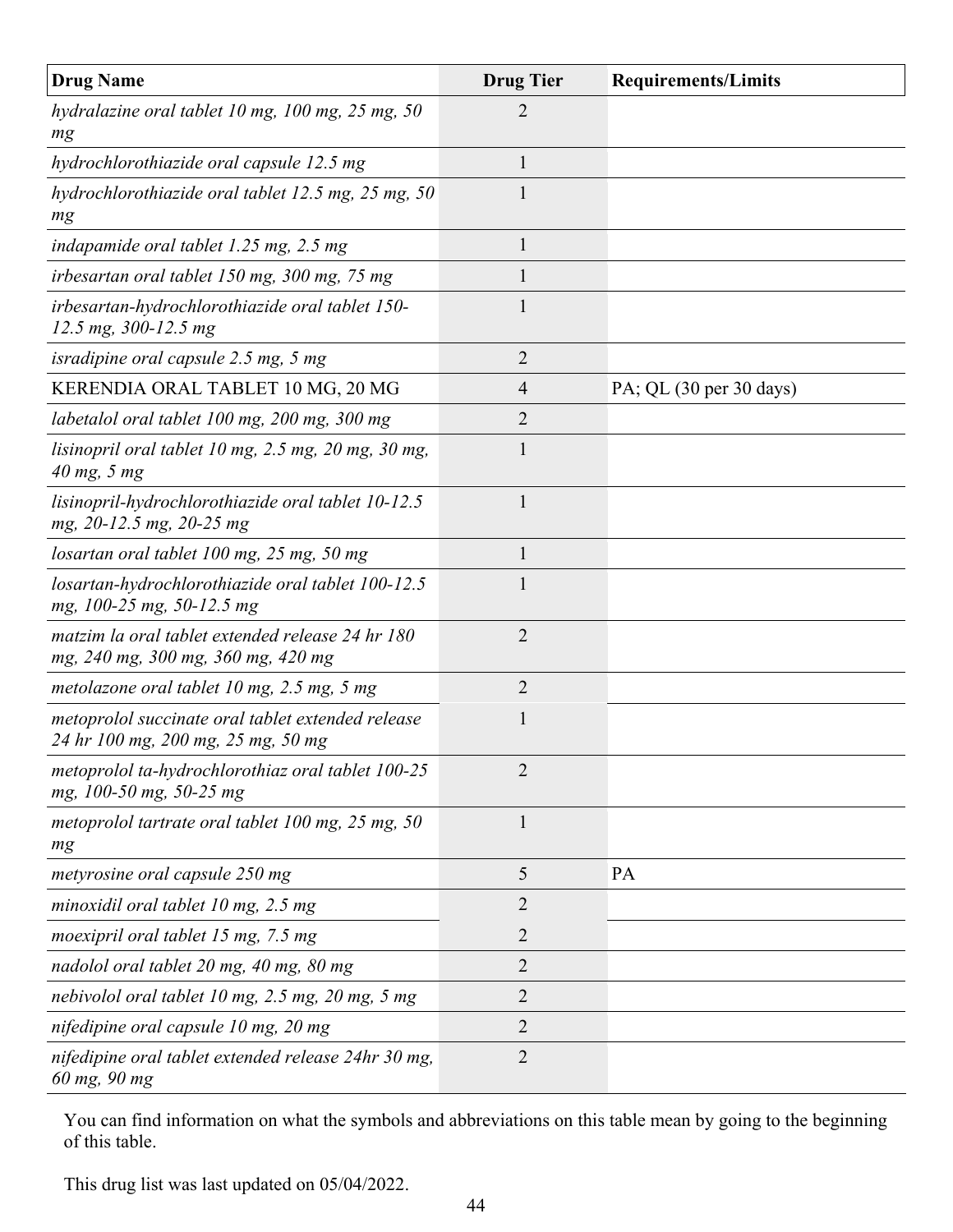| Drug Name | Drug Tier | Requirements/Limits |
|---|---|---|
| *hydralazine oral tablet 10 mg, 100 mg, 25 mg, 50 mg* | 2 | |
| *hydrochlorothiazide oral capsule 12.5 mg* | 1 | |
| *hydrochlorothiazide oral tablet 12.5 mg, 25 mg, 50 mg* | 1 | |
| *indapamide oral tablet 1.25 mg, 2.5 mg* | 1 | |
| *irbesartan oral tablet 150 mg, 300 mg, 75 mg* | 1 | |
| *irbesartan-hydrochlorothiazide oral tablet 150-12.5 mg, 300-12.5 mg* | 1 | |
| *isradipine oral capsule 2.5 mg, 5 mg* | 2 | |
| KERENDIA ORAL TABLET 10 MG, 20 MG | 4 | PA; QL (30 per 30 days) |
| *labetalol oral tablet 100 mg, 200 mg, 300 mg* | 2 | |
| *lisinopril oral tablet 10 mg, 2.5 mg, 20 mg, 30 mg, 40 mg, 5 mg* | 1 | |
| *lisinopril-hydrochlorothiazide oral tablet 10-12.5 mg, 20-12.5 mg, 20-25 mg* | 1 | |
| *losartan oral tablet 100 mg, 25 mg, 50 mg* | 1 | |
| *losartan-hydrochlorothiazide oral tablet 100-12.5 mg, 100-25 mg, 50-12.5 mg* | 1 | |
| *matzim la oral tablet extended release 24 hr 180 mg, 240 mg, 300 mg, 360 mg, 420 mg* | 2 | |
| *metolazone oral tablet 10 mg, 2.5 mg, 5 mg* | 2 | |
| *metoprolol succinate oral tablet extended release 24 hr 100 mg, 200 mg, 25 mg, 50 mg* | 1 | |
| *metoprolol ta-hydrochlorothiaz oral tablet 100-25 mg, 100-50 mg, 50-25 mg* | 2 | |
| *metoprolol tartrate oral tablet 100 mg, 25 mg, 50 mg* | 1 | |
| *metyrosine oral capsule 250 mg* | 5 | PA |
| *minoxidil oral tablet 10 mg, 2.5 mg* | 2 | |
| *moexipril oral tablet 15 mg, 7.5 mg* | 2 | |
| *nadolol oral tablet 20 mg, 40 mg, 80 mg* | 2 | |
| *nebivolol oral tablet 10 mg, 2.5 mg, 20 mg, 5 mg* | 2 | |
| *nifedipine oral capsule 10 mg, 20 mg* | 2 | |
| *nifedipine oral tablet extended release 24hr 30 mg, 60 mg, 90 mg* | 2 | |

You can find information on what the symbols and abbreviations on this table mean by going to the beginning of this table.

This drug list was last updated on 05/04/2022.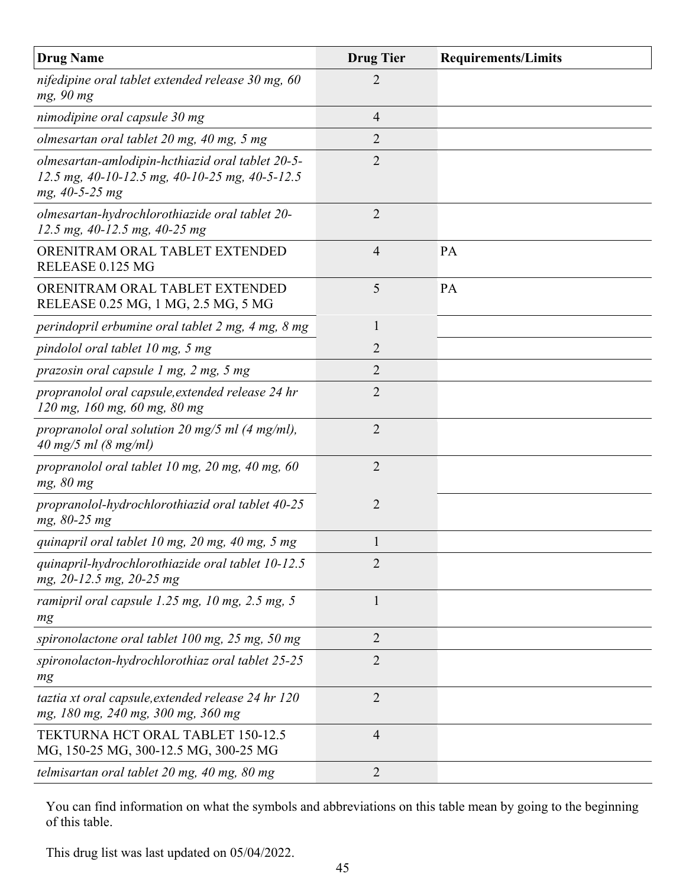| Drug Name | Drug Tier | Requirements/Limits |
| --- | --- | --- |
| *nifedipine oral tablet extended release 30 mg, 60 mg, 90 mg* | 2 | |
| *nimodipine oral capsule 30 mg* | 4 | |
| *olmesartan oral tablet 20 mg, 40 mg, 5 mg* | 2 | |
| *olmesartan-amlodipin-hcthiazid oral tablet 20-5-12.5 mg, 40-10-12.5 mg, 40-10-25 mg, 40-5-12.5 mg, 40-5-25 mg* | 2 | |
| *olmesartan-hydrochlorothiazide oral tablet 20-12.5 mg, 40-12.5 mg, 40-25 mg* | 2 | |
| ORENITRAM ORAL TABLET EXTENDED RELEASE 0.125 MG | 4 | PA |
| ORENITRAM ORAL TABLET EXTENDED RELEASE 0.25 MG, 1 MG, 2.5 MG, 5 MG | 5 | PA |
| *perindopril erbumine oral tablet 2 mg, 4 mg, 8 mg* | 1 | |
| *pindolol oral tablet 10 mg, 5 mg* | 2 | |
| *prazosin oral capsule 1 mg, 2 mg, 5 mg* | 2 | |
| *propranolol oral capsule,extended release 24 hr 120 mg, 160 mg, 60 mg, 80 mg* | 2 | |
| *propranolol oral solution 20 mg/5 ml (4 mg/ml), 40 mg/5 ml (8 mg/ml)* | 2 | |
| *propranolol oral tablet 10 mg, 20 mg, 40 mg, 60 mg, 80 mg* | 2 | |
| *propranolol-hydrochlorothiazid oral tablet 40-25 mg, 80-25 mg* | 2 | |
| *quinapril oral tablet 10 mg, 20 mg, 40 mg, 5 mg* | 1 | |
| *quinapril-hydrochlorothiazide oral tablet 10-12.5 mg, 20-12.5 mg, 20-25 mg* | 2 | |
| *ramipril oral capsule 1.25 mg, 10 mg, 2.5 mg, 5 mg* | 1 | |
| *spironolactone oral tablet 100 mg, 25 mg, 50 mg* | 2 | |
| *spironolacton-hydrochlorothiaz oral tablet 25-25 mg* | 2 | |
| *taztia xt oral capsule,extended release 24 hr 120 mg, 180 mg, 240 mg, 300 mg, 360 mg* | 2 | |
| TEKTURNA HCT ORAL TABLET 150-12.5 MG, 150-25 MG, 300-12.5 MG, 300-25 MG | 4 | |
| *telmisartan oral tablet 20 mg, 40 mg, 80 mg* | 2 | |

You can find information on what the symbols and abbreviations on this table mean by going to the beginning of this table.

This drug list was last updated on 05/04/2022.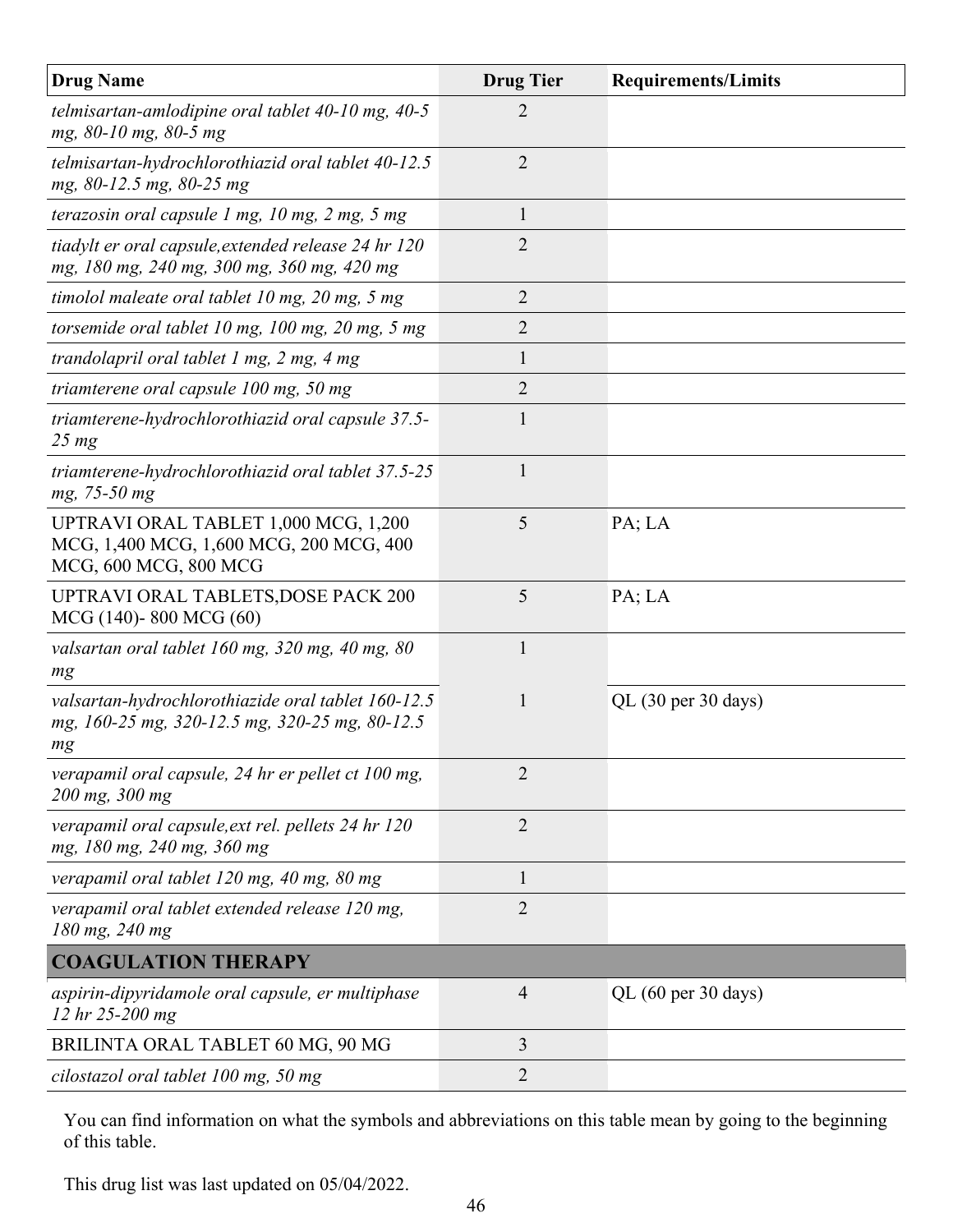| Drug Name | Drug Tier | Requirements/Limits |
|---|---|---|
| *telmisartan-amlodipine oral tablet 40-10 mg, 40-5 mg, 80-10 mg, 80-5 mg* | 2 | |
| *telmisartan-hydrochlorothiazid oral tablet 40-12.5 mg, 80-12.5 mg, 80-25 mg* | 2 | |
| *terazosin oral capsule 1 mg, 10 mg, 2 mg, 5 mg* | 1 | |
| *tiadylt er oral capsule,extended release 24 hr 120 mg, 180 mg, 240 mg, 300 mg, 360 mg, 420 mg* | 2 | |
| *timolol maleate oral tablet 10 mg, 20 mg, 5 mg* | 2 | |
| *torsemide oral tablet 10 mg, 100 mg, 20 mg, 5 mg* | 2 | |
| *trandolapril oral tablet 1 mg, 2 mg, 4 mg* | 1 | |
| *triamterene oral capsule 100 mg, 50 mg* | 2 | |
| *triamterene-hydrochlorothiazid oral capsule 37.5-25 mg* | 1 | |
| *triamterene-hydrochlorothiazid oral tablet 37.5-25 mg, 75-50 mg* | 1 | |
| UPTRAVI ORAL TABLET 1,000 MCG, 1,200 MCG, 1,400 MCG, 1,600 MCG, 200 MCG, 400 MCG, 600 MCG, 800 MCG | 5 | PA; LA |
| UPTRAVI ORAL TABLETS,DOSE PACK 200 MCG (140)- 800 MCG (60) | 5 | PA; LA |
| *valsartan oral tablet 160 mg, 320 mg, 40 mg, 80 mg* | 1 | |
| *valsartan-hydrochlorothiazide oral tablet 160-12.5 mg, 160-25 mg, 320-12.5 mg, 320-25 mg, 80-12.5 mg* | 1 | QL (30 per 30 days) |
| *verapamil oral capsule, 24 hr er pellet ct 100 mg, 200 mg, 300 mg* | 2 | |
| *verapamil oral capsule,ext rel. pellets 24 hr 120 mg, 180 mg, 240 mg, 360 mg* | 2 | |
| *verapamil oral tablet 120 mg, 40 mg, 80 mg* | 1 | |
| *verapamil oral tablet extended release 120 mg, 180 mg, 240 mg* | 2 | |
| **COAGULATION THERAPY** | | |
| *aspirin-dipyridamole oral capsule, er multiphase 12 hr 25-200 mg* | 4 | QL (60 per 30 days) |
| BRILINTA ORAL TABLET 60 MG, 90 MG | 3 | |
| *cilostazol oral tablet 100 mg, 50 mg* | 2 | |

You can find information on what the symbols and abbreviations on this table mean by going to the beginning of this table.

This drug list was last updated on 05/04/2022.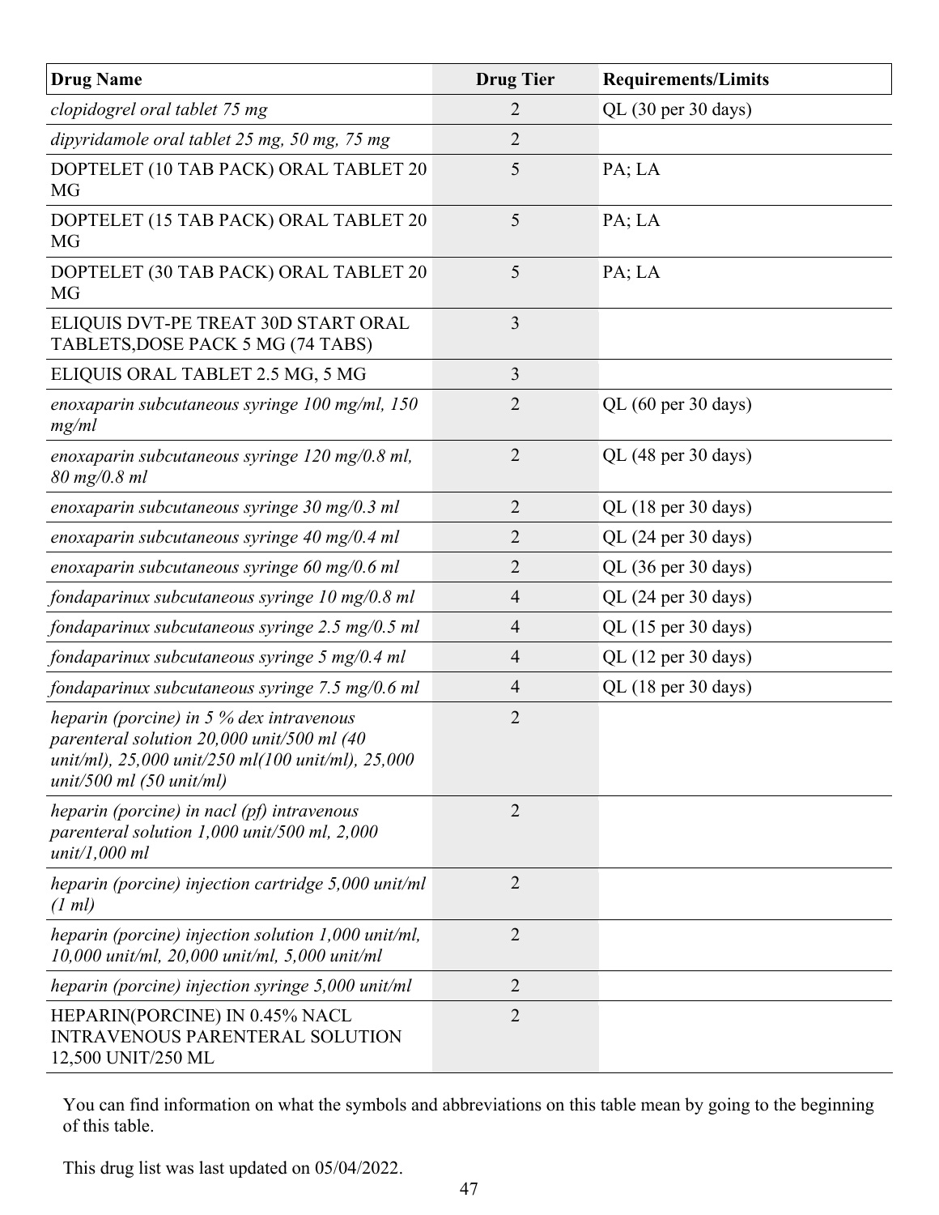| Drug Name | Drug Tier | Requirements/Limits |
|---|---|---|
| *clopidogrel oral tablet 75 mg* | 2 | QL (30 per 30 days) |
| *dipyridamole oral tablet 25 mg, 50 mg, 75 mg* | 2 | |
| DOPTELET (10 TAB PACK) ORAL TABLET 20 MG | 5 | PA; LA |
| DOPTELET (15 TAB PACK) ORAL TABLET 20 MG | 5 | PA; LA |
| DOPTELET (30 TAB PACK) ORAL TABLET 20 MG | 5 | PA; LA |
| ELIQUIS DVT-PE TREAT 30D START ORAL TABLETS,DOSE PACK 5 MG (74 TABS) | 3 | |
| ELIQUIS ORAL TABLET 2.5 MG, 5 MG | 3 | |
| *enoxaparin subcutaneous syringe 100 mg/ml, 150 mg/ml* | 2 | QL (60 per 30 days) |
| *enoxaparin subcutaneous syringe 120 mg/0.8 ml, 80 mg/0.8 ml* | 2 | QL (48 per 30 days) |
| *enoxaparin subcutaneous syringe 30 mg/0.3 ml* | 2 | QL (18 per 30 days) |
| *enoxaparin subcutaneous syringe 40 mg/0.4 ml* | 2 | QL (24 per 30 days) |
| *enoxaparin subcutaneous syringe 60 mg/0.6 ml* | 2 | QL (36 per 30 days) |
| *fondaparinux subcutaneous syringe 10 mg/0.8 ml* | 4 | QL (24 per 30 days) |
| *fondaparinux subcutaneous syringe 2.5 mg/0.5 ml* | 4 | QL (15 per 30 days) |
| *fondaparinux subcutaneous syringe 5 mg/0.4 ml* | 4 | QL (12 per 30 days) |
| *fondaparinux subcutaneous syringe 7.5 mg/0.6 ml* | 4 | QL (18 per 30 days) |
| *heparin (porcine) in 5 % dex intravenous parenteral solution 20,000 unit/500 ml (40 unit/ml), 25,000 unit/250 ml(100 unit/ml), 25,000 unit/500 ml (50 unit/ml)* | 2 | |
| *heparin (porcine) in nacl (pf) intravenous parenteral solution 1,000 unit/500 ml, 2,000 unit/1,000 ml* | 2 | |
| *heparin (porcine) injection cartridge 5,000 unit/ml (1 ml)* | 2 | |
| *heparin (porcine) injection solution 1,000 unit/ml, 10,000 unit/ml, 20,000 unit/ml, 5,000 unit/ml* | 2 | |
| *heparin (porcine) injection syringe 5,000 unit/ml* | 2 | |
| HEPARIN(PORCINE) IN 0.45% NACL INTRAVENOUS PARENTERAL SOLUTION 12,500 UNIT/250 ML | 2 | |

You can find information on what the symbols and abbreviations on this table mean by going to the beginning of this table.

This drug list was last updated on 05/04/2022.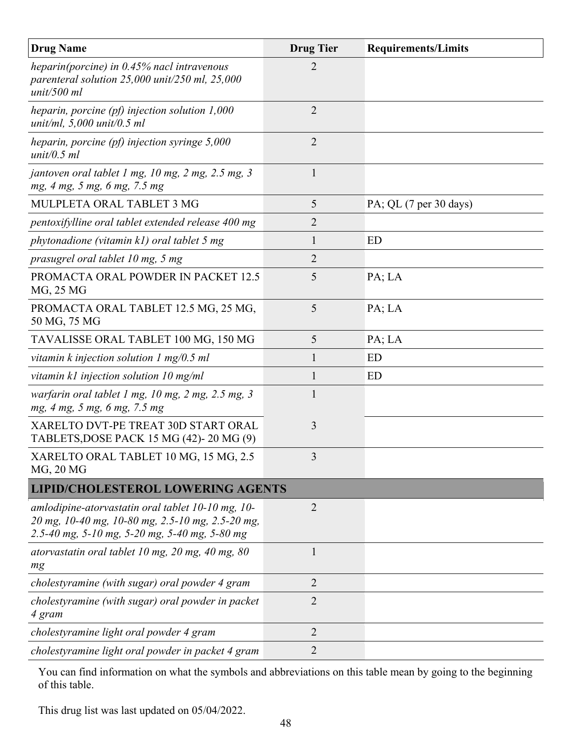| Drug Name | Drug Tier | Requirements/Limits |
|---|---|---|
| *heparin(porcine) in 0.45% nacl intravenous parenteral solution 25,000 unit/250 ml, 25,000 unit/500 ml* | 2 | |
| *heparin, porcine (pf) injection solution 1,000 unit/ml, 5,000 unit/0.5 ml* | 2 | |
| *heparin, porcine (pf) injection syringe 5,000 unit/0.5 ml* | 2 | |
| *jantoven oral tablet 1 mg, 10 mg, 2 mg, 2.5 mg, 3 mg, 4 mg, 5 mg, 6 mg, 7.5 mg* | 1 | |
| MULPLETA ORAL TABLET 3 MG | 5 | PA; QL (7 per 30 days) |
| *pentoxifylline oral tablet extended release 400 mg* | 2 | |
| *phytonadione (vitamin k1) oral tablet 5 mg* | 1 | ED |
| *prasugrel oral tablet 10 mg, 5 mg* | 2 | |
| PROMACTA ORAL POWDER IN PACKET 12.5 MG, 25 MG | 5 | PA; LA |
| PROMACTA ORAL TABLET 12.5 MG, 25 MG, 50 MG, 75 MG | 5 | PA; LA |
| TAVALISSE ORAL TABLET 100 MG, 150 MG | 5 | PA; LA |
| *vitamin k injection solution 1 mg/0.5 ml* | 1 | ED |
| *vitamin k1 injection solution 10 mg/ml* | 1 | ED |
| *warfarin oral tablet 1 mg, 10 mg, 2 mg, 2.5 mg, 3 mg, 4 mg, 5 mg, 6 mg, 7.5 mg* | 1 | |
| XARELTO DVT-PE TREAT 30D START ORAL TABLETS,DOSE PACK 15 MG (42)- 20 MG (9) | 3 | |
| XARELTO ORAL TABLET 10 MG, 15 MG, 2.5 MG, 20 MG | 3 | |
| **LIPID/CHOLESTEROL LOWERING AGENTS** | | |
| *amlodipine-atorvastatin oral tablet 10-10 mg, 10-20 mg, 10-40 mg, 10-80 mg, 2.5-10 mg, 2.5-20 mg, 2.5-40 mg, 5-10 mg, 5-20 mg, 5-40 mg, 5-80 mg* | 2 | |
| *atorvastatin oral tablet 10 mg, 20 mg, 40 mg, 80 mg* | 1 | |
| *cholestyramine (with sugar) oral powder 4 gram* | 2 | |
| *cholestyramine (with sugar) oral powder in packet 4 gram* | 2 | |
| *cholestyramine light oral powder 4 gram* | 2 | |
| *cholestyramine light oral powder in packet 4 gram* | 2 | |

You can find information on what the symbols and abbreviations on this table mean by going to the beginning of this table.

This drug list was last updated on 05/04/2022.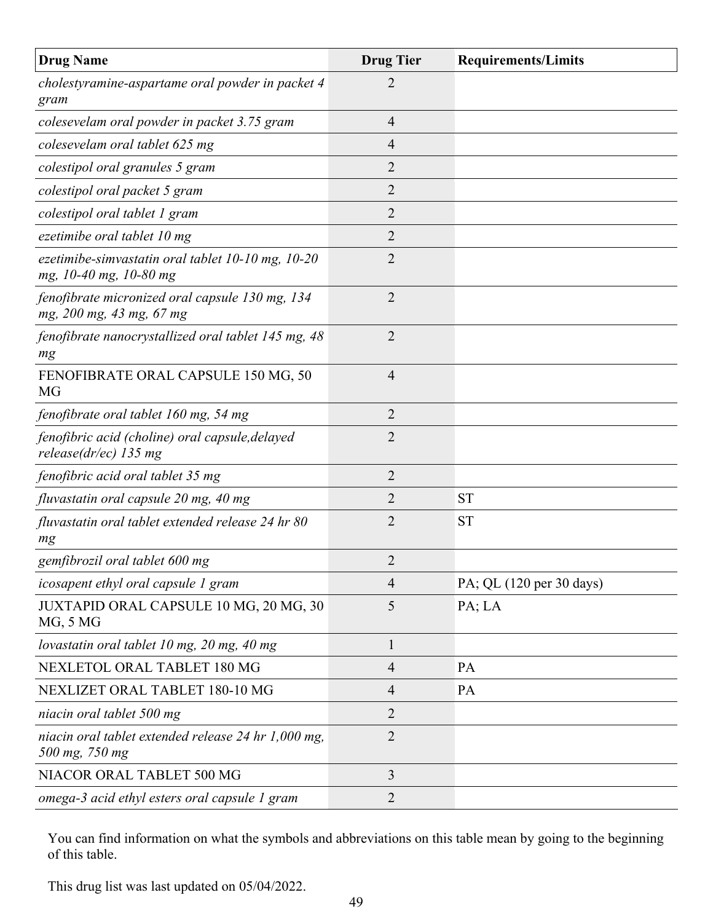| Drug Name | Drug Tier | Requirements/Limits |
|---|---|---|
| *cholestyramine-aspartame oral powder in packet 4 gram* | 2 | |
| *colesevelam oral powder in packet 3.75 gram* | 4 | |
| *colesevelam oral tablet 625 mg* | 4 | |
| *colestipol oral granules 5 gram* | 2 | |
| *colestipol oral packet 5 gram* | 2 | |
| *colestipol oral tablet 1 gram* | 2 | |
| *ezetimibe oral tablet 10 mg* | 2 | |
| *ezetimibe-simvastatin oral tablet 10-10 mg, 10-20 mg, 10-40 mg, 10-80 mg* | 2 | |
| *fenofibrate micronized oral capsule 130 mg, 134 mg, 200 mg, 43 mg, 67 mg* | 2 | |
| *fenofibrate nanocrystallized oral tablet 145 mg, 48 mg* | 2 | |
| FENOFIBRATE ORAL CAPSULE 150 MG, 50 MG | 4 | |
| *fenofibrate oral tablet 160 mg, 54 mg* | 2 | |
| *fenofibric acid (choline) oral capsule,delayed release(dr/ec) 135 mg* | 2 | |
| *fenofibric acid oral tablet 35 mg* | 2 | |
| *fluvastatin oral capsule 20 mg, 40 mg* | 2 | ST |
| *fluvastatin oral tablet extended release 24 hr 80 mg* | 2 | ST |
| *gemfibrozil oral tablet 600 mg* | 2 | |
| *icosapent ethyl oral capsule 1 gram* | 4 | PA; QL (120 per 30 days) |
| JUXTAPID ORAL CAPSULE 10 MG, 20 MG, 30 MG, 5 MG | 5 | PA; LA |
| *lovastatin oral tablet 10 mg, 20 mg, 40 mg* | 1 | |
| NEXLETOL ORAL TABLET 180 MG | 4 | PA |
| NEXLIZET ORAL TABLET 180-10 MG | 4 | PA |
| *niacin oral tablet 500 mg* | 2 | |
| *niacin oral tablet extended release 24 hr 1,000 mg, 500 mg, 750 mg* | 2 | |
| NIACOR ORAL TABLET 500 MG | 3 | |
| *omega-3 acid ethyl esters oral capsule 1 gram* | 2 | |

You can find information on what the symbols and abbreviations on this table mean by going to the beginning of this table.

This drug list was last updated on 05/04/2022.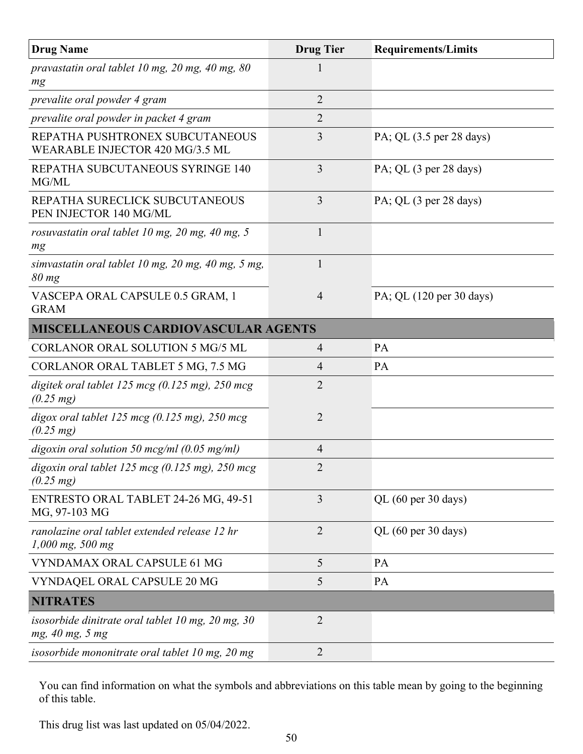| Drug Name | Drug Tier | Requirements/Limits |
|---|---|---|
| *pravastatin oral tablet 10 mg, 20 mg, 40 mg, 80 mg* | 1 | |
| *prevalite oral powder 4 gram* | 2 | |
| *prevalite oral powder in packet 4 gram* | 2 | |
| REPATHA PUSHTRONEX SUBCUTANEOUS WEARABLE INJECTOR 420 MG/3.5 ML | 3 | PA; QL (3.5 per 28 days) |
| REPATHA SUBCUTANEOUS SYRINGE 140 MG/ML | 3 | PA; QL (3 per 28 days) |
| REPATHA SURECLICK SUBCUTANEOUS PEN INJECTOR 140 MG/ML | 3 | PA; QL (3 per 28 days) |
| *rosuvastatin oral tablet 10 mg, 20 mg, 40 mg, 5 mg* | 1 | |
| *simvastatin oral tablet 10 mg, 20 mg, 40 mg, 5 mg, 80 mg* | 1 | |
| VASCEPA ORAL CAPSULE 0.5 GRAM, 1 GRAM | 4 | PA; QL (120 per 30 days) |
| **MISCELLANEOUS CARDIOVASCULAR AGENTS** | | |
| CORLANOR ORAL SOLUTION 5 MG/5 ML | 4 | PA |
| CORLANOR ORAL TABLET 5 MG, 7.5 MG | 4 | PA |
| *digitek oral tablet 125 mcg (0.125 mg), 250 mcg (0.25 mg)* | 2 | |
| *digox oral tablet 125 mcg (0.125 mg), 250 mcg (0.25 mg)* | 2 | |
| *digoxin oral solution 50 mcg/ml (0.05 mg/ml)* | 4 | |
| *digoxin oral tablet 125 mcg (0.125 mg), 250 mcg (0.25 mg)* | 2 | |
| ENTRESTO ORAL TABLET 24-26 MG, 49-51 MG, 97-103 MG | 3 | QL (60 per 30 days) |
| *ranolazine oral tablet extended release 12 hr 1,000 mg, 500 mg* | 2 | QL (60 per 30 days) |
| VYNDAMAX ORAL CAPSULE 61 MG | 5 | PA |
| VYNDAQEL ORAL CAPSULE 20 MG | 5 | PA |
| **NITRATES** | | |
| *isosorbide dinitrate oral tablet 10 mg, 20 mg, 30 mg, 40 mg, 5 mg* | 2 | |
| *isosorbide mononitrate oral tablet 10 mg, 20 mg* | 2 | |

You can find information on what the symbols and abbreviations on this table mean by going to the beginning of this table.

This drug list was last updated on 05/04/2022.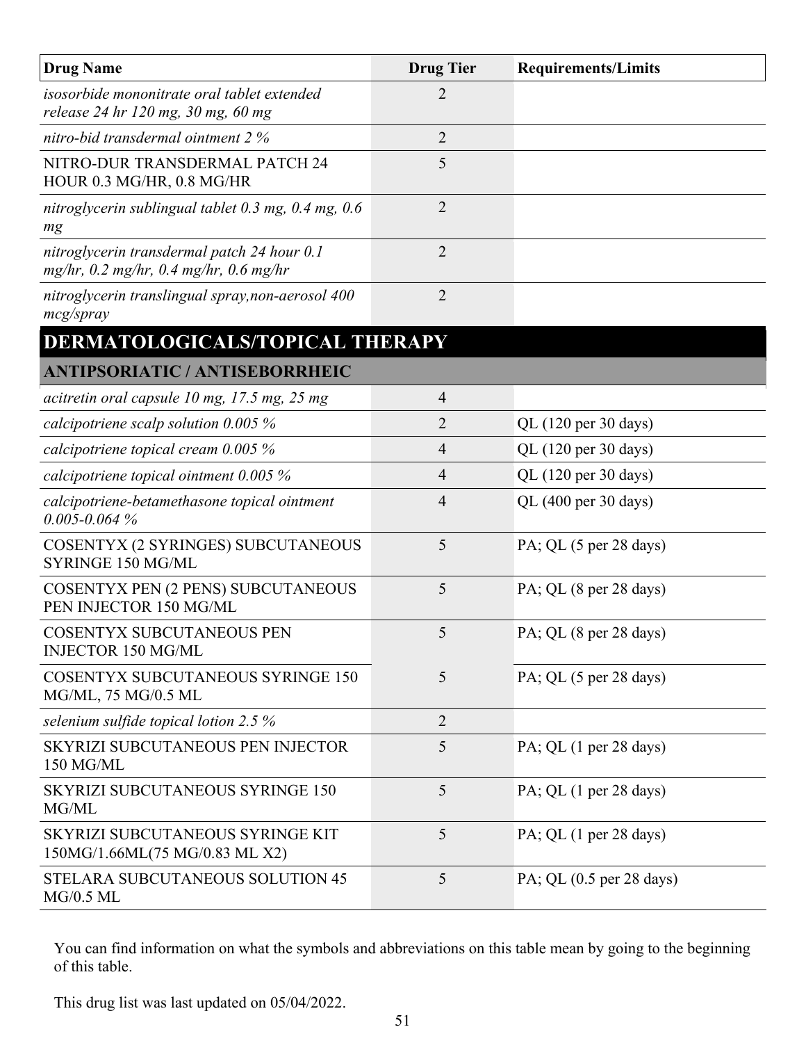| Drug Name | Drug Tier | Requirements/Limits |
|---|---|---|
| *isosorbide mononitrate oral tablet extended release 24 hr 120 mg, 30 mg, 60 mg* | 2 | |
| *nitro-bid transdermal ointment 2 %* | 2 | |
| NITRO-DUR TRANSDERMAL PATCH 24 HOUR 0.3 MG/HR, 0.8 MG/HR | 5 | |
| *nitroglycerin sublingual tablet 0.3 mg, 0.4 mg, 0.6 mg* | 2 | |
| *nitroglycerin transdermal patch 24 hour 0.1 mg/hr, 0.2 mg/hr, 0.4 mg/hr, 0.6 mg/hr* | 2 | |
| *nitroglycerin translingual spray,non-aerosol 400 mcg/spray* | 2 | |
| **DERMATOLOGICALS/TOPICAL THERAPY** | | |
| **ANTIPSORIATIC / ANTISEBORRHEIC** | | |
| *acitretin oral capsule 10 mg, 17.5 mg, 25 mg* | 4 | |
| *calcipotriene scalp solution 0.005 %* | 2 | QL (120 per 30 days) |
| *calcipotriene topical cream 0.005 %* | 4 | QL (120 per 30 days) |
| *calcipotriene topical ointment 0.005 %* | 4 | QL (120 per 30 days) |
| *calcipotriene-betamethasone topical ointment 0.005-0.064 %* | 4 | QL (400 per 30 days) |
| COSENTYX (2 SYRINGES) SUBCUTANEOUS SYRINGE 150 MG/ML | 5 | PA; QL (5 per 28 days) |
| COSENTYX PEN (2 PENS) SUBCUTANEOUS PEN INJECTOR 150 MG/ML | 5 | PA; QL (8 per 28 days) |
| COSENTYX SUBCUTANEOUS PEN INJECTOR 150 MG/ML | 5 | PA; QL (8 per 28 days) |
| COSENTYX SUBCUTANEOUS SYRINGE 150 MG/ML, 75 MG/0.5 ML | 5 | PA; QL (5 per 28 days) |
| *selenium sulfide topical lotion 2.5 %* | 2 | |
| SKYRIZI SUBCUTANEOUS PEN INJECTOR 150 MG/ML | 5 | PA; QL (1 per 28 days) |
| SKYRIZI SUBCUTANEOUS SYRINGE 150 MG/ML | 5 | PA; QL (1 per 28 days) |
| SKYRIZI SUBCUTANEOUS SYRINGE KIT 150MG/1.66ML(75 MG/0.83 ML X2) | 5 | PA; QL (1 per 28 days) |
| STELARA SUBCUTANEOUS SOLUTION 45 MG/0.5 ML | 5 | PA; QL (0.5 per 28 days) |

You can find information on what the symbols and abbreviations on this table mean by going to the beginning of this table.

This drug list was last updated on 05/04/2022.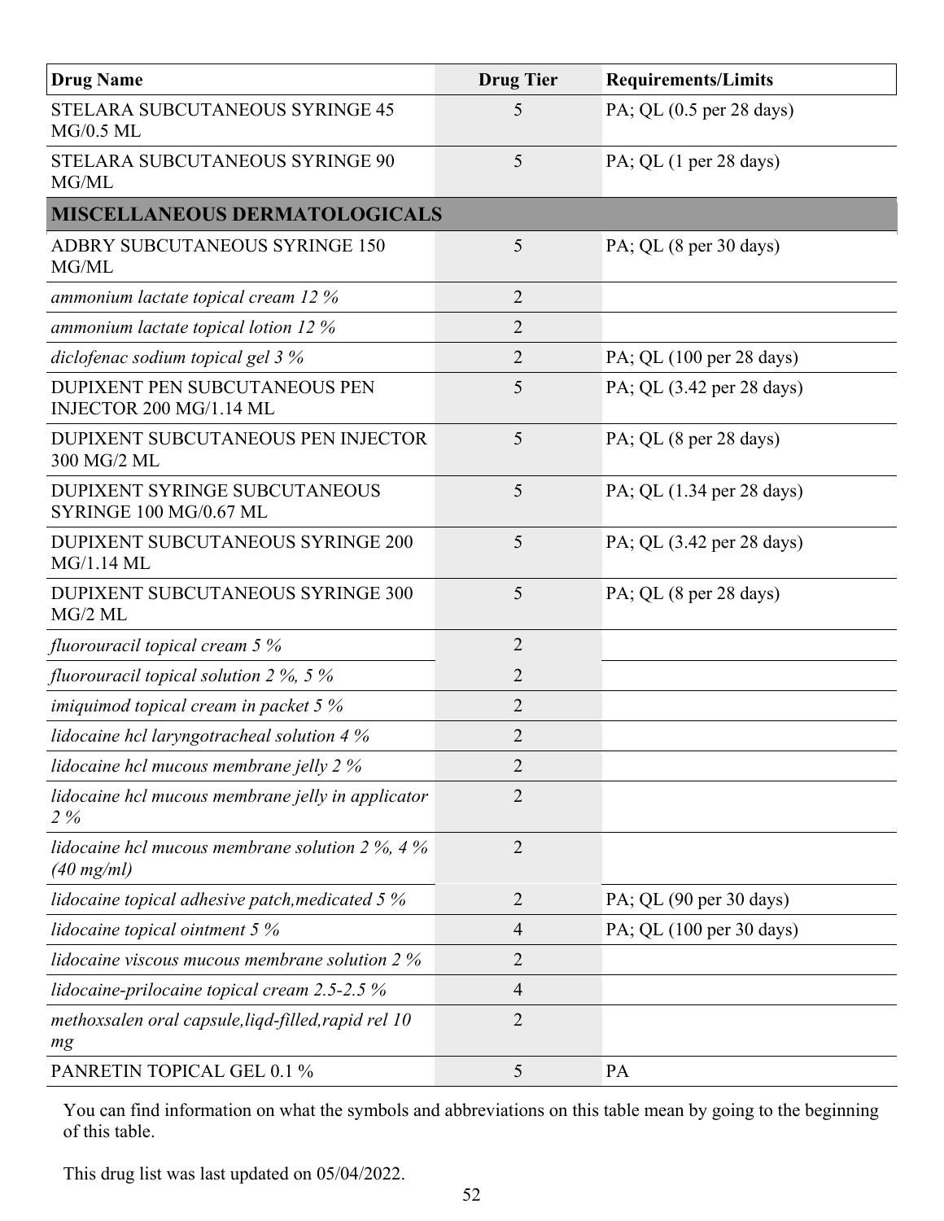| Drug Name | Drug Tier | Requirements/Limits |
| --- | --- | --- |
| STELARA SUBCUTANEOUS SYRINGE 45 MG/0.5 ML | 5 | PA; QL (0.5 per 28 days) |
| STELARA SUBCUTANEOUS SYRINGE 90 MG/ML | 5 | PA; QL (1 per 28 days) |
| **MISCELLANEOUS DERMATOLOGICALS** | | |
| ADBRY SUBCUTANEOUS SYRINGE 150 MG/ML | 5 | PA; QL (8 per 30 days) |
| *ammonium lactate topical cream 12 %* | 2 | |
| *ammonium lactate topical lotion 12 %* | 2 | |
| *diclofenac sodium topical gel 3 %* | 2 | PA; QL (100 per 28 days) |
| DUPIXENT PEN SUBCUTANEOUS PEN INJECTOR 200 MG/1.14 ML | 5 | PA; QL (3.42 per 28 days) |
| DUPIXENT SUBCUTANEOUS PEN INJECTOR 300 MG/2 ML | 5 | PA; QL (8 per 28 days) |
| DUPIXENT SYRINGE SUBCUTANEOUS SYRINGE 100 MG/0.67 ML | 5 | PA; QL (1.34 per 28 days) |
| DUPIXENT SUBCUTANEOUS SYRINGE 200 MG/1.14 ML | 5 | PA; QL (3.42 per 28 days) |
| DUPIXENT SUBCUTANEOUS SYRINGE 300 MG/2 ML | 5 | PA; QL (8 per 28 days) |
| *fluorouracil topical cream 5 %* | 2 | |
| *fluorouracil topical solution 2 %, 5 %* | 2 | |
| *imiquimod topical cream in packet 5 %* | 2 | |
| *lidocaine hcl laryngotracheal solution 4 %* | 2 | |
| *lidocaine hcl mucous membrane jelly 2 %* | 2 | |
| *lidocaine hcl mucous membrane jelly in applicator 2 %* | 2 | |
| *lidocaine hcl mucous membrane solution 2 %, 4 % (40 mg/ml)* | 2 | |
| *lidocaine topical adhesive patch,medicated 5 %* | 2 | PA; QL (90 per 30 days) |
| *lidocaine topical ointment 5 %* | 4 | PA; QL (100 per 30 days) |
| *lidocaine viscous mucous membrane solution 2 %* | 2 | |
| *lidocaine-prilocaine topical cream 2.5-2.5 %* | 4 | |
| *methoxsalen oral capsule,liqd-filled,rapid rel 10 mg* | 2 | |
| PANRETIN TOPICAL GEL 0.1 % | 5 | PA |

You can find information on what the symbols and abbreviations on this table mean by going to the beginning of this table.

This drug list was last updated on 05/04/2022.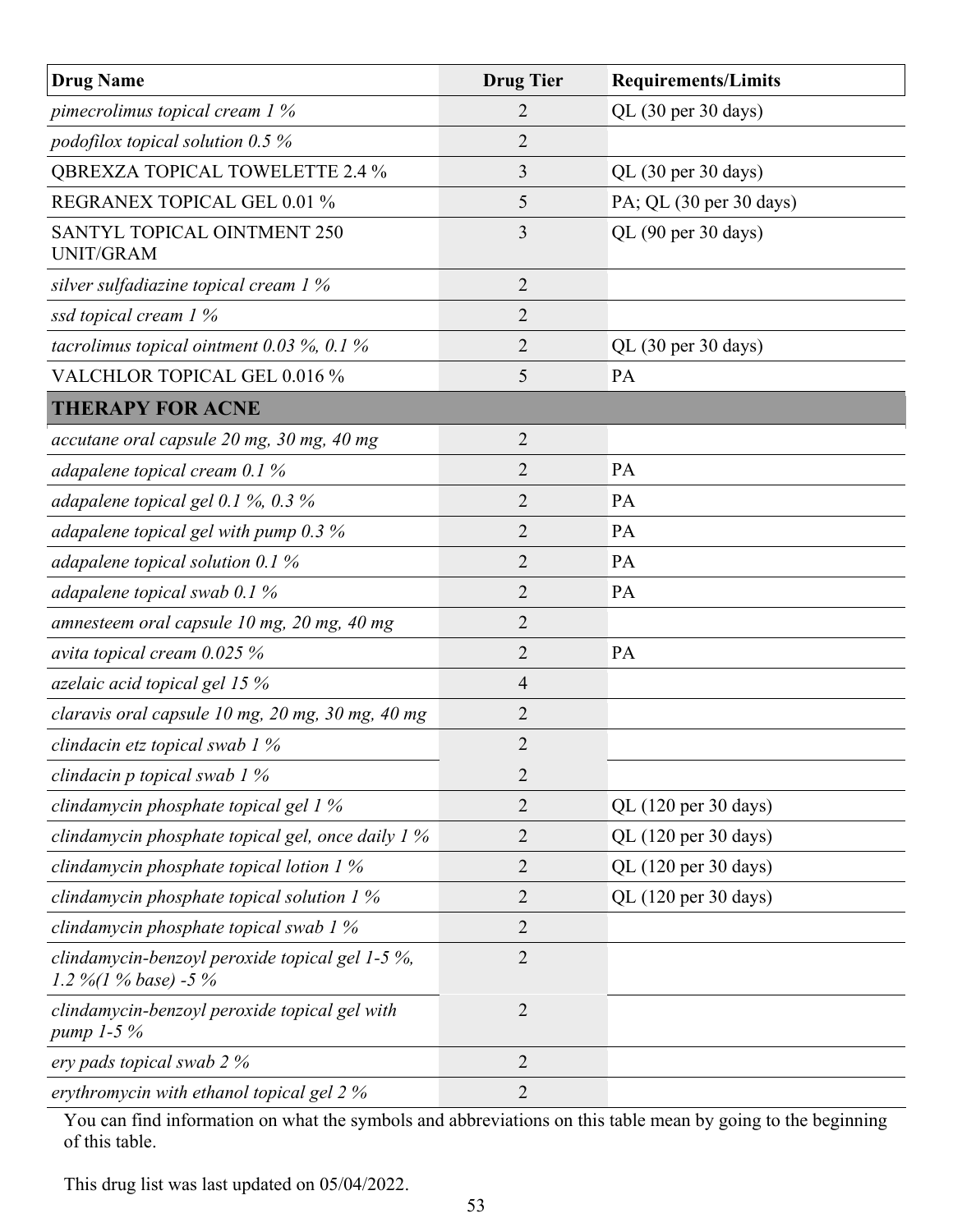| Drug Name | Drug Tier | Requirements/Limits |
|---|---|---|
| *pimecrolimus topical cream 1 %* | 2 | QL (30 per 30 days) |
| *podofilox topical solution 0.5 %* | 2 | |
| QBREXZA TOPICAL TOWELETTE 2.4 % | 3 | QL (30 per 30 days) |
| REGRANEX TOPICAL GEL 0.01 % | 5 | PA; QL (30 per 30 days) |
| SANTYL TOPICAL OINTMENT 250 UNIT/GRAM | 3 | QL (90 per 30 days) |
| *silver sulfadiazine topical cream 1 %* | 2 | |
| *ssd topical cream 1 %* | 2 | |
| *tacrolimus topical ointment 0.03 %, 0.1 %* | 2 | QL (30 per 30 days) |
| VALCHLOR TOPICAL GEL 0.016 % | 5 | PA |
| **THERAPY FOR ACNE** | | |
| *accutane oral capsule 20 mg, 30 mg, 40 mg* | 2 | |
| *adapalene topical cream 0.1 %* | 2 | PA |
| *adapalene topical gel 0.1 %, 0.3 %* | 2 | PA |
| *adapalene topical gel with pump 0.3 %* | 2 | PA |
| *adapalene topical solution 0.1 %* | 2 | PA |
| *adapalene topical swab 0.1 %* | 2 | PA |
| *amnesteem oral capsule 10 mg, 20 mg, 40 mg* | 2 | |
| *avita topical cream 0.025 %* | 2 | PA |
| *azelaic acid topical gel 15 %* | 4 | |
| *claravis oral capsule 10 mg, 20 mg, 30 mg, 40 mg* | 2 | |
| *clindacin etz topical swab 1 %* | 2 | |
| *clindacin p topical swab 1 %* | 2 | |
| *clindamycin phosphate topical gel 1 %* | 2 | QL (120 per 30 days) |
| *clindamycin phosphate topical gel, once daily 1 %* | 2 | QL (120 per 30 days) |
| *clindamycin phosphate topical lotion 1 %* | 2 | QL (120 per 30 days) |
| *clindamycin phosphate topical solution 1 %* | 2 | QL (120 per 30 days) |
| *clindamycin phosphate topical swab 1 %* | 2 | |
| *clindamycin-benzoyl peroxide topical gel 1-5 %, 1.2 %(1 % base) -5 %* | 2 | |
| *clindamycin-benzoyl peroxide topical gel with pump 1-5 %* | 2 | |
| *ery pads topical swab 2 %* | 2 | |
| *erythromycin with ethanol topical gel 2 %* | 2 | |

You can find information on what the symbols and abbreviations on this table mean by going to the beginning of this table.

This drug list was last updated on 05/04/2022.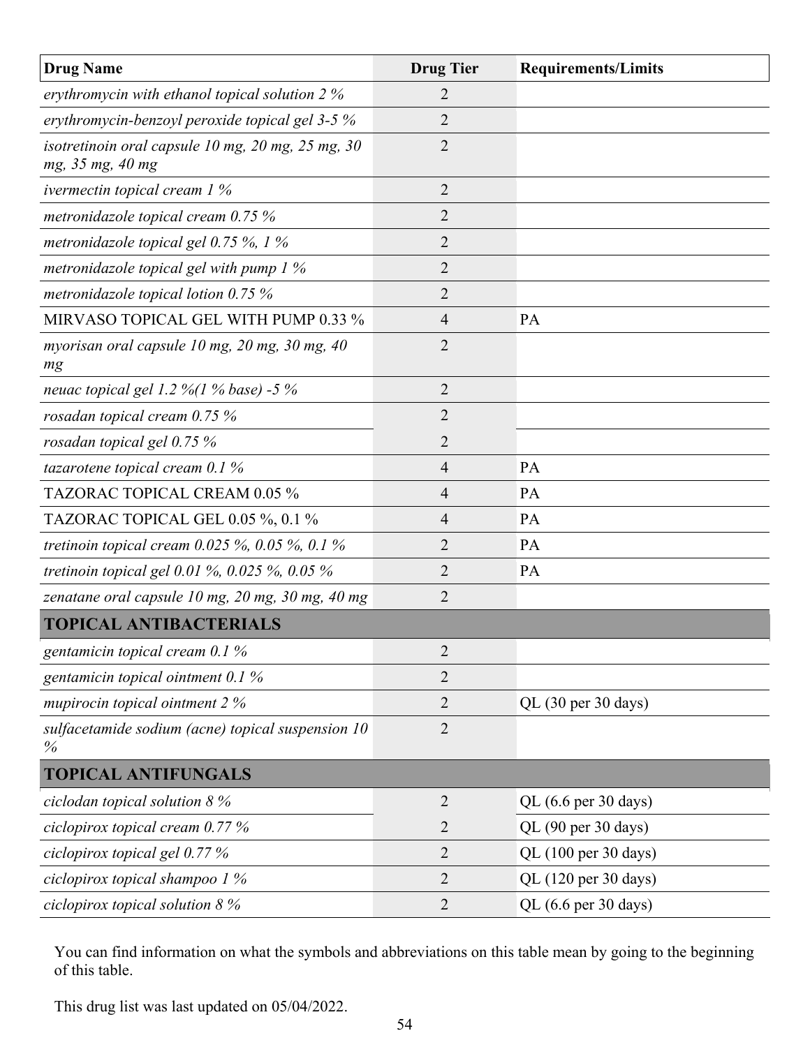| Drug Name | Drug Tier | Requirements/Limits |
|---|---|---|
| *erythromycin with ethanol topical solution 2 %* | 2 | |
| *erythromycin-benzoyl peroxide topical gel 3-5 %* | 2 | |
| *isotretinoin oral capsule 10 mg, 20 mg, 25 mg, 30 mg, 35 mg, 40 mg* | 2 | |
| *ivermectin topical cream 1 %* | 2 | |
| *metronidazole topical cream 0.75 %* | 2 | |
| *metronidazole topical gel 0.75 %, 1 %* | 2 | |
| *metronidazole topical gel with pump 1 %* | 2 | |
| *metronidazole topical lotion 0.75 %* | 2 | |
| MIRVASO TOPICAL GEL WITH PUMP 0.33 % | 4 | PA |
| *myorisan oral capsule 10 mg, 20 mg, 30 mg, 40 mg* | 2 | |
| *neuac topical gel 1.2 %(1 % base) -5 %* | 2 | |
| *rosadan topical cream 0.75 %* | 2 | |
| *rosadan topical gel 0.75 %* | 2 | |
| *tazarotene topical cream 0.1 %* | 4 | PA |
| TAZORAC TOPICAL CREAM 0.05 % | 4 | PA |
| TAZORAC TOPICAL GEL 0.05 %, 0.1 % | 4 | PA |
| *tretinoin topical cream 0.025 %, 0.05 %, 0.1 %* | 2 | PA |
| *tretinoin topical gel 0.01 %, 0.025 %, 0.05 %* | 2 | PA |
| *zenatane oral capsule 10 mg, 20 mg, 30 mg, 40 mg* | 2 | |
| **TOPICAL ANTIBACTERIALS** | | |
| *gentamicin topical cream 0.1 %* | 2 | |
| *gentamicin topical ointment 0.1 %* | 2 | |
| *mupirocin topical ointment 2 %* | 2 | QL (30 per 30 days) |
| *sulfacetamide sodium (acne) topical suspension 10 %* | 2 | |
| **TOPICAL ANTIFUNGALS** | | |
| *ciclodan topical solution 8 %* | 2 | QL (6.6 per 30 days) |
| *ciclopirox topical cream 0.77 %* | 2 | QL (90 per 30 days) |
| *ciclopirox topical gel 0.77 %* | 2 | QL (100 per 30 days) |
| *ciclopirox topical shampoo 1 %* | 2 | QL (120 per 30 days) |
| *ciclopirox topical solution 8 %* | 2 | QL (6.6 per 30 days) |

You can find information on what the symbols and abbreviations on this table mean by going to the beginning of this table.

This drug list was last updated on 05/04/2022.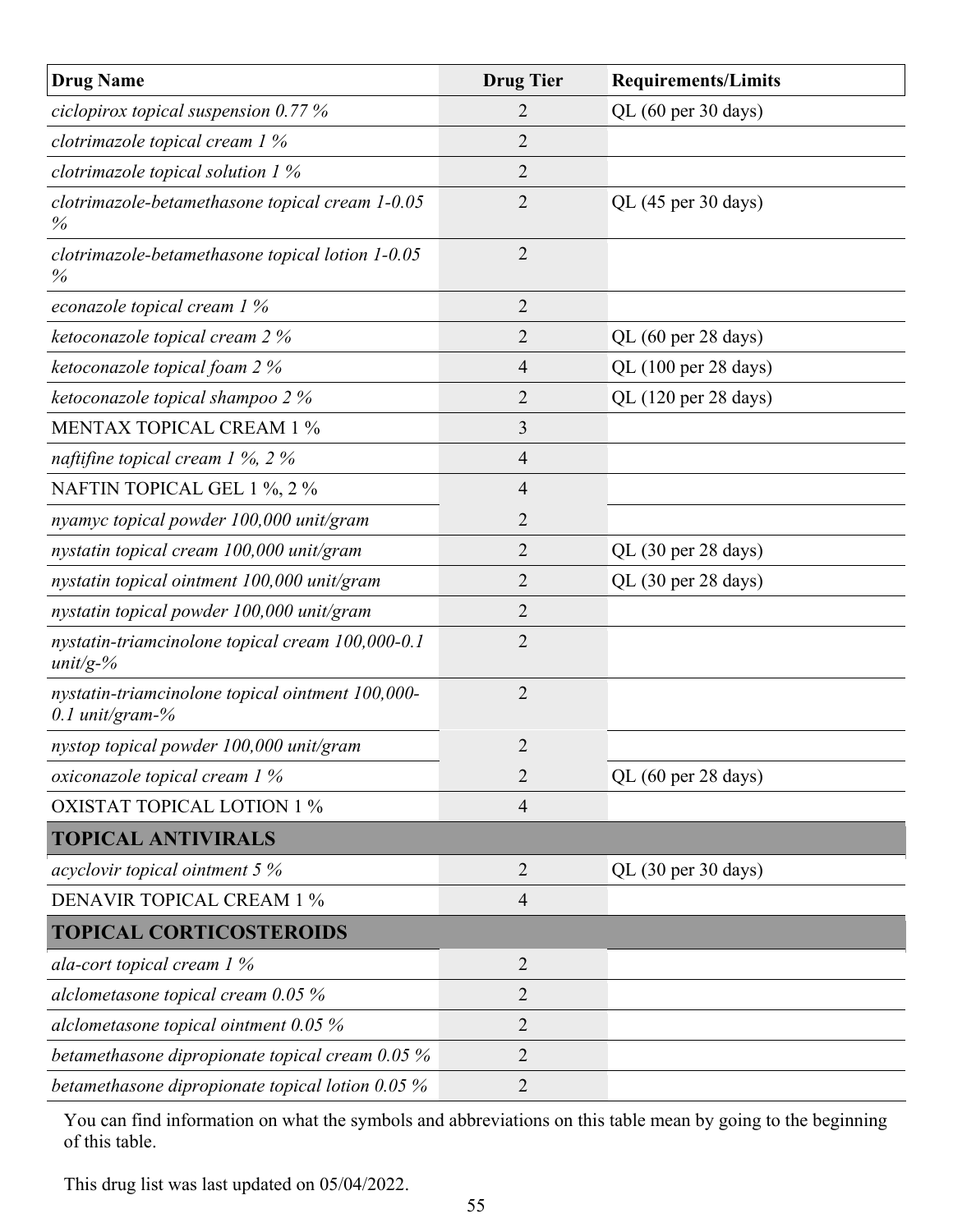| Drug Name | Drug Tier | Requirements/Limits |
|---|---|---|
| *ciclopirox topical suspension 0.77 %* | 2 | QL (60 per 30 days) |
| *clotrimazole topical cream 1 %* | 2 | |
| *clotrimazole topical solution 1 %* | 2 | |
| *clotrimazole-betamethasone topical cream 1-0.05 %* | 2 | QL (45 per 30 days) |
| *clotrimazole-betamethasone topical lotion 1-0.05 %* | 2 | |
| *econazole topical cream 1 %* | 2 | |
| *ketoconazole topical cream 2 %* | 2 | QL (60 per 28 days) |
| *ketoconazole topical foam 2 %* | 4 | QL (100 per 28 days) |
| *ketoconazole topical shampoo 2 %* | 2 | QL (120 per 28 days) |
| MENTAX TOPICAL CREAM 1 % | 3 | |
| *naftifine topical cream 1 %, 2 %* | 4 | |
| NAFTIN TOPICAL GEL 1 %, 2 % | 4 | |
| *nyamyc topical powder 100,000 unit/gram* | 2 | |
| *nystatin topical cream 100,000 unit/gram* | 2 | QL (30 per 28 days) |
| *nystatin topical ointment 100,000 unit/gram* | 2 | QL (30 per 28 days) |
| *nystatin topical powder 100,000 unit/gram* | 2 | |
| *nystatin-triamcinolone topical cream 100,000-0.1 unit/g-%* | 2 | |
| *nystatin-triamcinolone topical ointment 100,000-0.1 unit/gram-%* | 2 | |
| *nystop topical powder 100,000 unit/gram* | 2 | |
| *oxiconazole topical cream 1 %* | 2 | QL (60 per 28 days) |
| OXISTAT TOPICAL LOTION 1 % | 4 | |
| **TOPICAL ANTIVIRALS** | | |
| *acyclovir topical ointment 5 %* | 2 | QL (30 per 30 days) |
| DENAVIR TOPICAL CREAM 1 % | 4 | |
| **TOPICAL CORTICOSTEROIDS** | | |
| *ala-cort topical cream 1 %* | 2 | |
| *alclometasone topical cream 0.05 %* | 2 | |
| *alclometasone topical ointment 0.05 %* | 2 | |
| *betamethasone dipropionate topical cream 0.05 %* | 2 | |
| *betamethasone dipropionate topical lotion 0.05 %* | 2 | |

You can find information on what the symbols and abbreviations on this table mean by going to the beginning of this table.

This drug list was last updated on 05/04/2022.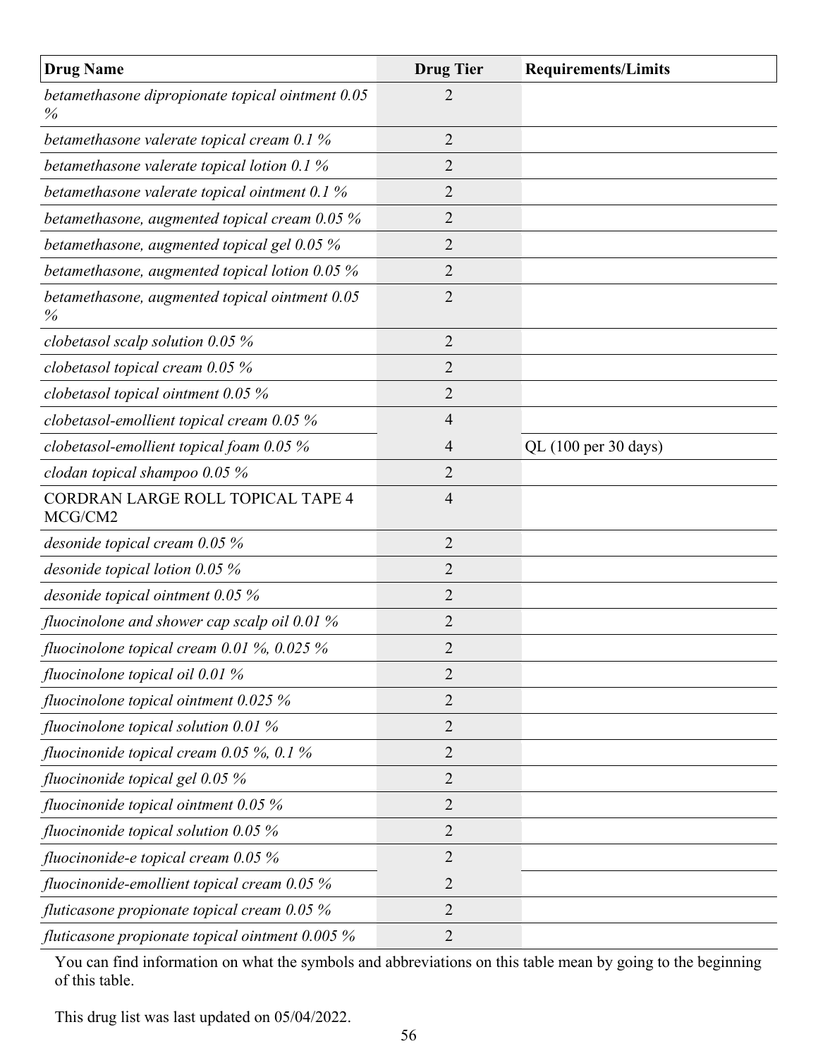| Drug Name | Drug Tier | Requirements/Limits |
|---|---|---|
| *betamethasone dipropionate topical ointment 0.05 %* | 2 | |
| *betamethasone valerate topical cream 0.1 %* | 2 | |
| *betamethasone valerate topical lotion 0.1 %* | 2 | |
| *betamethasone valerate topical ointment 0.1 %* | 2 | |
| *betamethasone, augmented topical cream 0.05 %* | 2 | |
| *betamethasone, augmented topical gel 0.05 %* | 2 | |
| *betamethasone, augmented topical lotion 0.05 %* | 2 | |
| *betamethasone, augmented topical ointment 0.05 %* | 2 | |
| *clobetasol scalp solution 0.05 %* | 2 | |
| *clobetasol topical cream 0.05 %* | 2 | |
| *clobetasol topical ointment 0.05 %* | 2 | |
| *clobetasol-emollient topical cream 0.05 %* | 4 | |
| *clobetasol-emollient topical foam 0.05 %* | 4 | QL (100 per 30 days) |
| *clodan topical shampoo 0.05 %* | 2 | |
| CORDRAN LARGE ROLL TOPICAL TAPE 4 MCG/CM2 | 4 | |
| *desonide topical cream 0.05 %* | 2 | |
| *desonide topical lotion 0.05 %* | 2 | |
| *desonide topical ointment 0.05 %* | 2 | |
| *fluocinolone and shower cap scalp oil 0.01 %* | 2 | |
| *fluocinolone topical cream 0.01 %, 0.025 %* | 2 | |
| *fluocinolone topical oil 0.01 %* | 2 | |
| *fluocinolone topical ointment 0.025 %* | 2 | |
| *fluocinolone topical solution 0.01 %* | 2 | |
| *fluocinonide topical cream 0.05 %, 0.1 %* | 2 | |
| *fluocinonide topical gel 0.05 %* | 2 | |
| *fluocinonide topical ointment 0.05 %* | 2 | |
| *fluocinonide topical solution 0.05 %* | 2 | |
| *fluocinonide-e topical cream 0.05 %* | 2 | |
| *fluocinonide-emollient topical cream 0.05 %* | 2 | |
| *fluticasone propionate topical cream 0.05 %* | 2 | |
| *fluticasone propionate topical ointment 0.005 %* | 2 | |

You can find information on what the symbols and abbreviations on this table mean by going to the beginning of this table.

This drug list was last updated on 05/04/2022.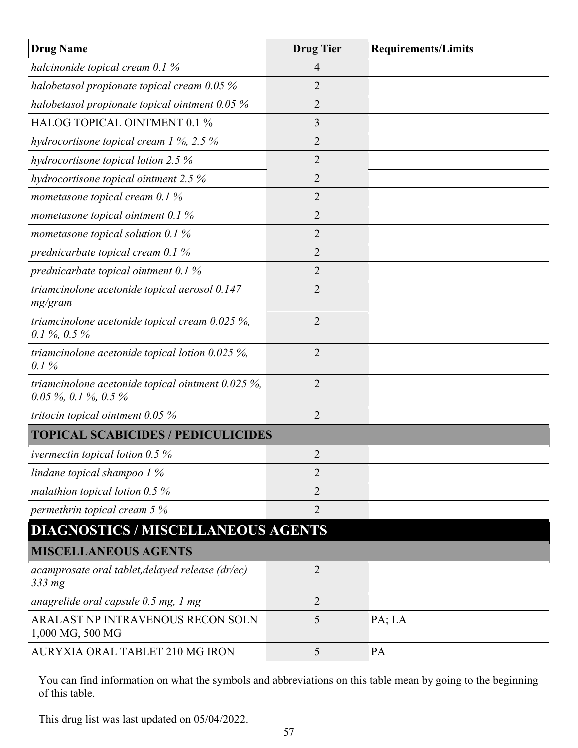| Drug Name | Drug Tier | Requirements/Limits |
|---|---|---|
| *halcinonide topical cream 0.1 %* | 4 | |
| *halobetasol propionate topical cream 0.05 %* | 2 | |
| *halobetasol propionate topical ointment 0.05 %* | 2 | |
| HALOG TOPICAL OINTMENT 0.1 % | 3 | |
| *hydrocortisone topical cream 1 %, 2.5 %* | 2 | |
| *hydrocortisone topical lotion 2.5 %* | 2 | |
| *hydrocortisone topical ointment 2.5 %* | 2 | |
| *mometasone topical cream 0.1 %* | 2 | |
| *mometasone topical ointment 0.1 %* | 2 | |
| *mometasone topical solution 0.1 %* | 2 | |
| *prednicarbate topical cream 0.1 %* | 2 | |
| *prednicarbate topical ointment 0.1 %* | 2 | |
| *triamcinolone acetonide topical aerosol 0.147 mg/gram* | 2 | |
| *triamcinolone acetonide topical cream 0.025 %, 0.1 %, 0.5 %* | 2 | |
| *triamcinolone acetonide topical lotion 0.025 %, 0.1 %* | 2 | |
| *triamcinolone acetonide topical ointment 0.025 %, 0.05 %, 0.1 %, 0.5 %* | 2 | |
| *tritocin topical ointment 0.05 %* | 2 | |
| **TOPICAL SCABICIDES / PEDICULICIDES** | | |
| *ivermectin topical lotion 0.5 %* | 2 | |
| *lindane topical shampoo 1 %* | 2 | |
| *malathion topical lotion 0.5 %* | 2 | |
| *permethrin topical cream 5 %* | 2 | |
| **DIAGNOSTICS / MISCELLANEOUS AGENTS** | | |
| **MISCELLANEOUS AGENTS** | | |
| *acamprosate oral tablet,delayed release (dr/ec) 333 mg* | 2 | |
| *anagrelide oral capsule 0.5 mg, 1 mg* | 2 | |
| ARALAST NP INTRAVENOUS RECON SOLN 1,000 MG, 500 MG | 5 | PA; LA |
| AURYXIA ORAL TABLET 210 MG IRON | 5 | PA |

You can find information on what the symbols and abbreviations on this table mean by going to the beginning of this table.

This drug list was last updated on 05/04/2022.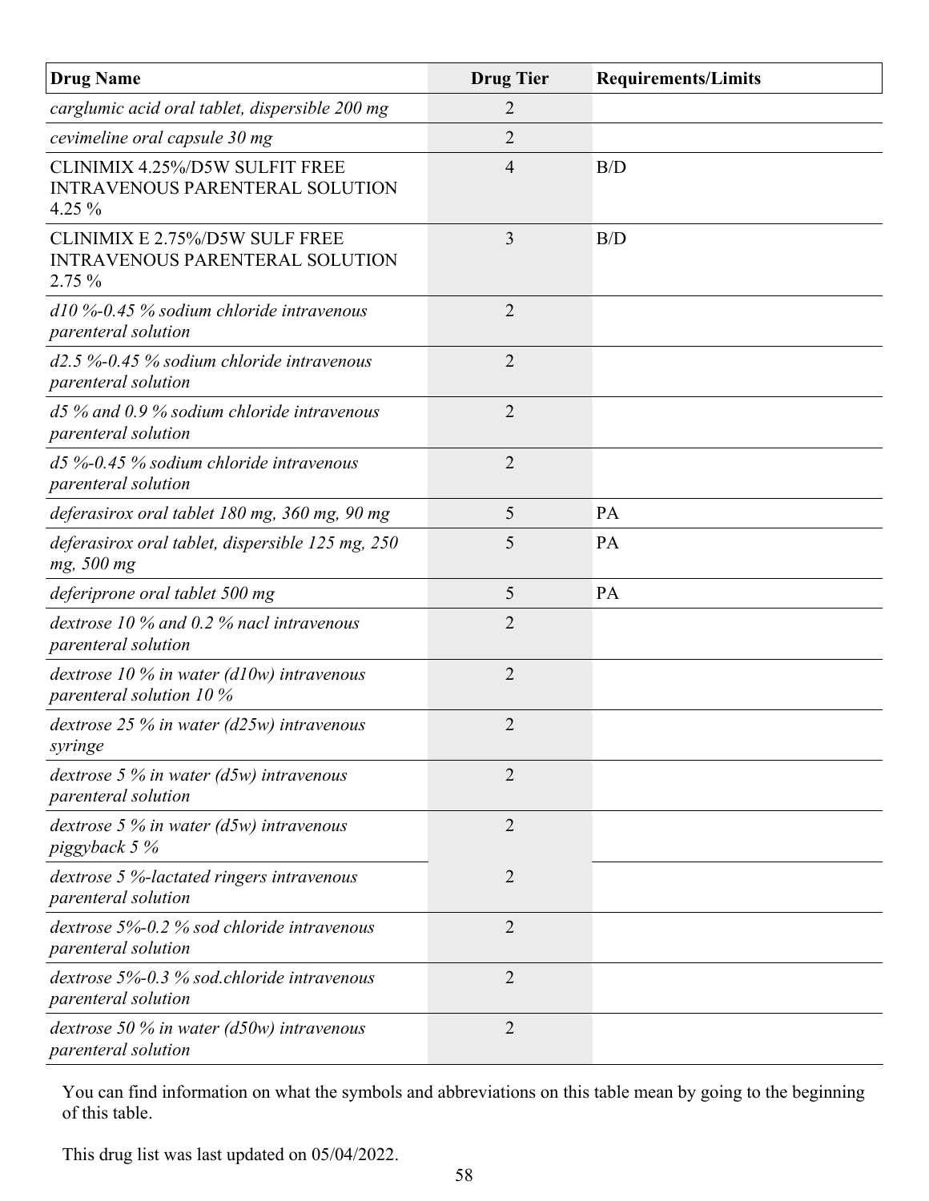| Drug Name | Drug Tier | Requirements/Limits |
|---|---|---|
| *carglumic acid oral tablet, dispersible 200 mg* | 2 | |
| *cevimeline oral capsule 30 mg* | 2 | |
| CLINIMIX 4.25%/D5W SULFIT FREE INTRAVENOUS PARENTERAL SOLUTION 4.25 % | 4 | B/D |
| CLINIMIX E 2.75%/D5W SULF FREE INTRAVENOUS PARENTERAL SOLUTION 2.75 % | 3 | B/D |
| *d10 %-0.45 % sodium chloride intravenous parenteral solution* | 2 | |
| *d2.5 %-0.45 % sodium chloride intravenous parenteral solution* | 2 | |
| *d5 % and 0.9 % sodium chloride intravenous parenteral solution* | 2 | |
| *d5 %-0.45 % sodium chloride intravenous parenteral solution* | 2 | |
| *deferasirox oral tablet 180 mg, 360 mg, 90 mg* | 5 | PA |
| *deferasirox oral tablet, dispersible 125 mg, 250 mg, 500 mg* | 5 | PA |
| *deferiprone oral tablet 500 mg* | 5 | PA |
| *dextrose 10 % and 0.2 % nacl intravenous parenteral solution* | 2 | |
| *dextrose 10 % in water (d10w) intravenous parenteral solution 10 %* | 2 | |
| *dextrose 25 % in water (d25w) intravenous syringe* | 2 | |
| *dextrose 5 % in water (d5w) intravenous parenteral solution* | 2 | |
| *dextrose 5 % in water (d5w) intravenous piggyback 5 %* | 2 | |
| *dextrose 5 %-lactated ringers intravenous parenteral solution* | 2 | |
| *dextrose 5%-0.2 % sod chloride intravenous parenteral solution* | 2 | |
| *dextrose 5%-0.3 % sod.chloride intravenous parenteral solution* | 2 | |
| *dextrose 50 % in water (d50w) intravenous parenteral solution* | 2 | |

You can find information on what the symbols and abbreviations on this table mean by going to the beginning of this table.

This drug list was last updated on 05/04/2022.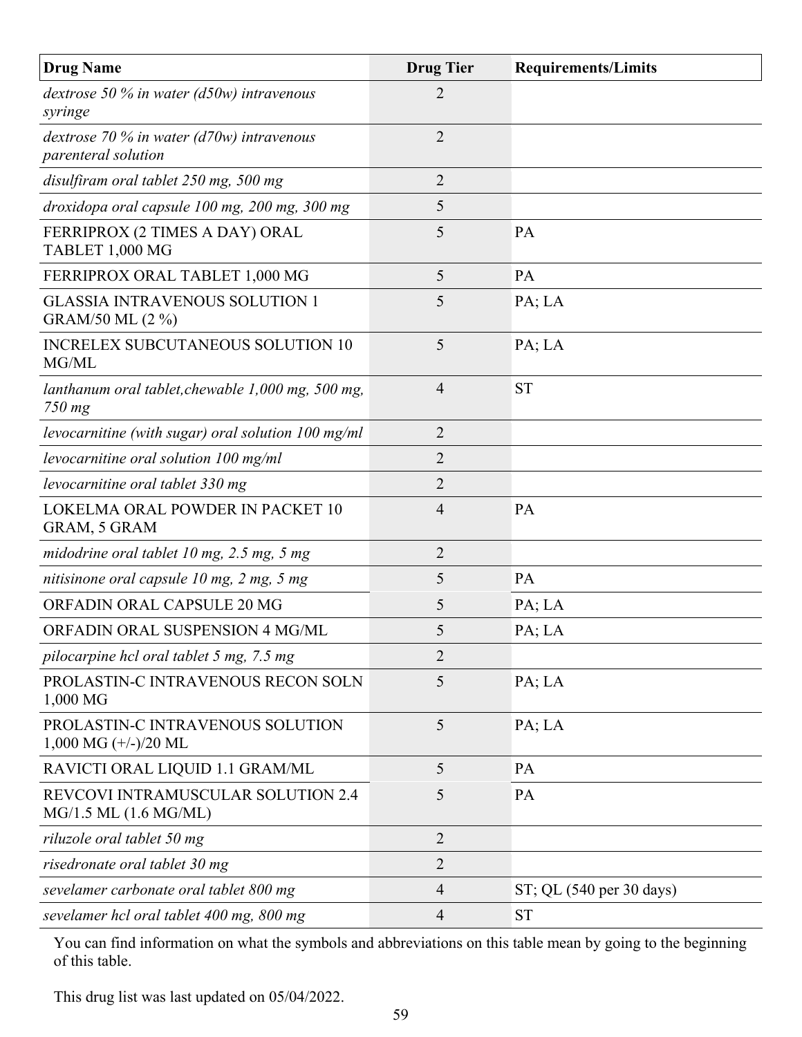| Drug Name | Drug Tier | Requirements/Limits |
|---|---|---|
| *dextrose 50 % in water (d50w) intravenous syringe* | 2 | |
| *dextrose 70 % in water (d70w) intravenous parenteral solution* | 2 | |
| *disulfiram oral tablet 250 mg, 500 mg* | 2 | |
| *droxidopa oral capsule 100 mg, 200 mg, 300 mg* | 5 | |
| FERRIPROX (2 TIMES A DAY) ORAL TABLET 1,000 MG | 5 | PA |
| FERRIPROX ORAL TABLET 1,000 MG | 5 | PA |
| GLASSIA INTRAVENOUS SOLUTION 1 GRAM/50 ML (2 %) | 5 | PA; LA |
| INCRELEX SUBCUTANEOUS SOLUTION 10 MG/ML | 5 | PA; LA |
| *lanthanum oral tablet,chewable 1,000 mg, 500 mg, 750 mg* | 4 | ST |
| *levocarnitine (with sugar) oral solution 100 mg/ml* | 2 | |
| *levocarnitine oral solution 100 mg/ml* | 2 | |
| *levocarnitine oral tablet 330 mg* | 2 | |
| LOKELMA ORAL POWDER IN PACKET 10 GRAM, 5 GRAM | 4 | PA |
| *midodrine oral tablet 10 mg, 2.5 mg, 5 mg* | 2 | |
| *nitisinone oral capsule 10 mg, 2 mg, 5 mg* | 5 | PA |
| ORFADIN ORAL CAPSULE 20 MG | 5 | PA; LA |
| ORFADIN ORAL SUSPENSION 4 MG/ML | 5 | PA; LA |
| *pilocarpine hcl oral tablet 5 mg, 7.5 mg* | 2 | |
| PROLASTIN-C INTRAVENOUS RECON SOLN 1,000 MG | 5 | PA; LA |
| PROLASTIN-C INTRAVENOUS SOLUTION 1,000 MG (+/-)/20 ML | 5 | PA; LA |
| RAVICTI ORAL LIQUID 1.1 GRAM/ML | 5 | PA |
| REVCOVI INTRAMUSCULAR SOLUTION 2.4 MG/1.5 ML (1.6 MG/ML) | 5 | PA |
| *riluzole oral tablet 50 mg* | 2 | |
| *risedronate oral tablet 30 mg* | 2 | |
| *sevelamer carbonate oral tablet 800 mg* | 4 | ST; QL (540 per 30 days) |
| *sevelamer hcl oral tablet 400 mg, 800 mg* | 4 | ST |

You can find information on what the symbols and abbreviations on this table mean by going to the beginning of this table.

This drug list was last updated on 05/04/2022.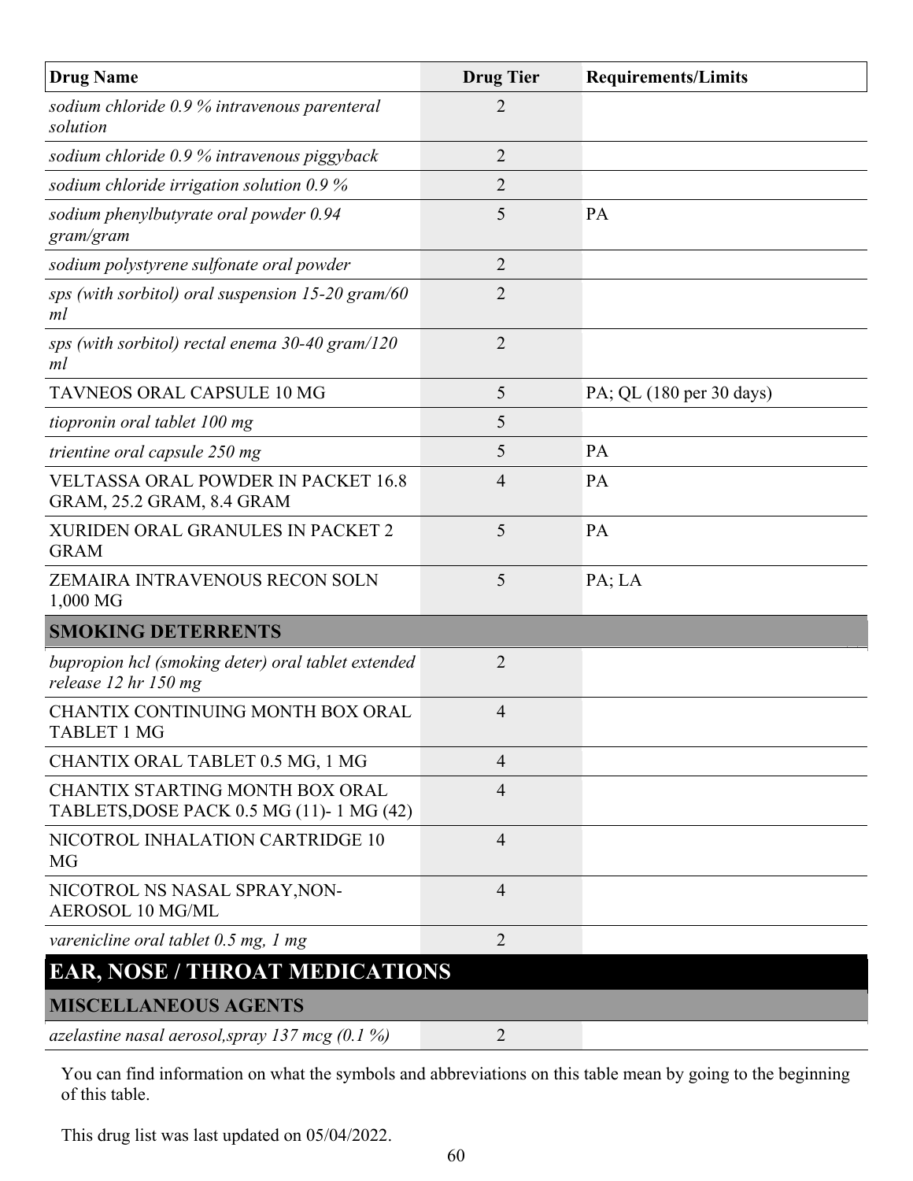| Drug Name | Drug Tier | Requirements/Limits |
|---|---|---|
| *sodium chloride 0.9 % intravenous parenteral solution* | 2 | |
| *sodium chloride 0.9 % intravenous piggyback* | 2 | |
| *sodium chloride irrigation solution 0.9 %* | 2 | |
| *sodium phenylbutyrate oral powder 0.94 gram/gram* | 5 | PA |
| *sodium polystyrene sulfonate oral powder* | 2 | |
| *sps (with sorbitol) oral suspension 15-20 gram/60 ml* | 2 | |
| *sps (with sorbitol) rectal enema 30-40 gram/120 ml* | 2 | |
| TAVNEOS ORAL CAPSULE 10 MG | 5 | PA; QL (180 per 30 days) |
| *tiopronin oral tablet 100 mg* | 5 | |
| *trientine oral capsule 250 mg* | 5 | PA |
| VELTASSA ORAL POWDER IN PACKET 16.8 GRAM, 25.2 GRAM, 8.4 GRAM | 4 | PA |
| XURIDEN ORAL GRANULES IN PACKET 2 GRAM | 5 | PA |
| ZEMAIRA INTRAVENOUS RECON SOLN 1,000 MG | 5 | PA; LA |
| **SMOKING DETERRENTS** | | |
| *bupropion hcl (smoking deter) oral tablet extended release 12 hr 150 mg* | 2 | |
| CHANTIX CONTINUING MONTH BOX ORAL TABLET 1 MG | 4 | |
| CHANTIX ORAL TABLET 0.5 MG, 1 MG | 4 | |
| CHANTIX STARTING MONTH BOX ORAL TABLETS,DOSE PACK 0.5 MG (11)- 1 MG (42) | 4 | |
| NICOTROL INHALATION CARTRIDGE 10 MG | 4 | |
| NICOTROL NS NASAL SPRAY,NON-AEROSOL 10 MG/ML | 4 | |
| *varenicline oral tablet 0.5 mg, 1 mg* | 2 | |

## EAR, NOSE / THROAT MEDICATIONS

| Drug Name | Drug Tier | Requirements/Limits |
|---|---|---|
| **MISCELLANEOUS AGENTS** | | |
| *azelastine nasal aerosol,spray 137 mcg (0.1 %)* | 2 | |

You can find information on what the symbols and abbreviations on this table mean by going to the beginning of this table.

This drug list was last updated on 05/04/2022.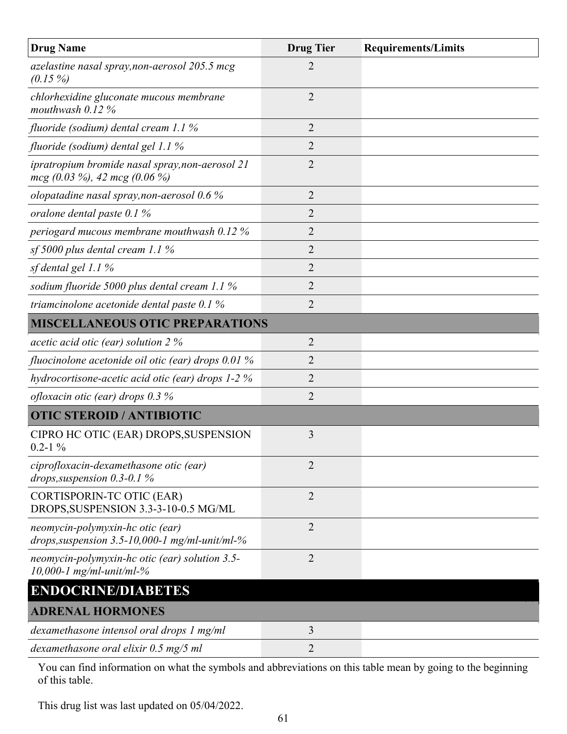| Drug Name | Drug Tier | Requirements/Limits |
|---|---|---|
| *azelastine nasal spray,non-aerosol 205.5 mcg (0.15 %)* | 2 | |
| *chlorhexidine gluconate mucous membrane mouthwash 0.12 %* | 2 | |
| *fluoride (sodium) dental cream 1.1 %* | 2 | |
| *fluoride (sodium) dental gel 1.1 %* | 2 | |
| *ipratropium bromide nasal spray,non-aerosol 21 mcg (0.03 %), 42 mcg (0.06 %)* | 2 | |
| *olopatadine nasal spray,non-aerosol 0.6 %* | 2 | |
| *oralone dental paste 0.1 %* | 2 | |
| *periogard mucous membrane mouthwash 0.12 %* | 2 | |
| *sf 5000 plus dental cream 1.1 %* | 2 | |
| *sf dental gel 1.1 %* | 2 | |
| *sodium fluoride 5000 plus dental cream 1.1 %* | 2 | |
| *triamcinolone acetonide dental paste 0.1 %* | 2 | |
| **MISCELLANEOUS OTIC PREPARATIONS** | | |
| *acetic acid otic (ear) solution 2 %* | 2 | |
| *fluocinolone acetonide oil otic (ear) drops 0.01 %* | 2 | |
| *hydrocortisone-acetic acid otic (ear) drops 1-2 %* | 2 | |
| *ofloxacin otic (ear) drops 0.3 %* | 2 | |
| **OTIC STEROID / ANTIBIOTIC** | | |
| CIPRO HC OTIC (EAR) DROPS,SUSPENSION 0.2-1 % | 3 | |
| *ciprofloxacin-dexamethasone otic (ear) drops,suspension 0.3-0.1 %* | 2 | |
| CORTISPORIN-TC OTIC (EAR) DROPS,SUSPENSION 3.3-3-10-0.5 MG/ML | 2 | |
| *neomycin-polymyxin-hc otic (ear) drops,suspension 3.5-10,000-1 mg/ml-unit/ml-%* | 2 | |
| *neomycin-polymyxin-hc otic (ear) solution 3.5-10,000-1 mg/ml-unit/ml-%* | 2 | |
| **ENDOCRINE/DIABETES** | | |
| **ADRENAL HORMONES** | | |
| *dexamethasone intensol oral drops 1 mg/ml* | 3 | |
| *dexamethasone oral elixir 0.5 mg/5 ml* | 2 | |

You can find information on what the symbols and abbreviations on this table mean by going to the beginning of this table.

This drug list was last updated on 05/04/2022.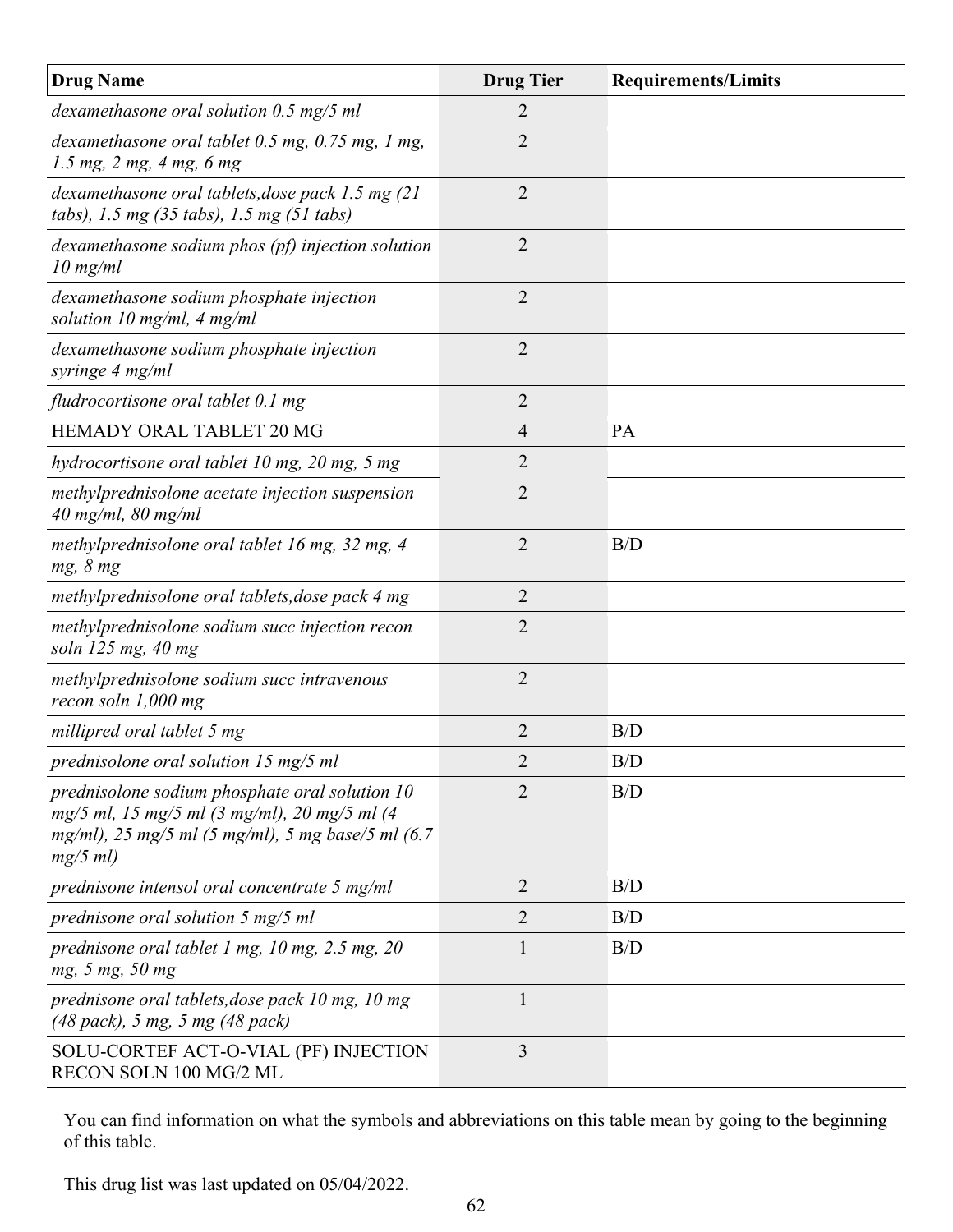| Drug Name | Drug Tier | Requirements/Limits |
|---|---|---|
| *dexamethasone oral solution 0.5 mg/5 ml* | 2 | |
| *dexamethasone oral tablet 0.5 mg, 0.75 mg, 1 mg, 1.5 mg, 2 mg, 4 mg, 6 mg* | 2 | |
| *dexamethasone oral tablets,dose pack 1.5 mg (21 tabs), 1.5 mg (35 tabs), 1.5 mg (51 tabs)* | 2 | |
| *dexamethasone sodium phos (pf) injection solution 10 mg/ml* | 2 | |
| *dexamethasone sodium phosphate injection solution 10 mg/ml, 4 mg/ml* | 2 | |
| *dexamethasone sodium phosphate injection syringe 4 mg/ml* | 2 | |
| *fludrocortisone oral tablet 0.1 mg* | 2 | |
| HEMADY ORAL TABLET 20 MG | 4 | PA |
| *hydrocortisone oral tablet 10 mg, 20 mg, 5 mg* | 2 | |
| *methylprednisolone acetate injection suspension 40 mg/ml, 80 mg/ml* | 2 | |
| *methylprednisolone oral tablet 16 mg, 32 mg, 4 mg, 8 mg* | 2 | B/D |
| *methylprednisolone oral tablets,dose pack 4 mg* | 2 | |
| *methylprednisolone sodium succ injection recon soln 125 mg, 40 mg* | 2 | |
| *methylprednisolone sodium succ intravenous recon soln 1,000 mg* | 2 | |
| *millipred oral tablet 5 mg* | 2 | B/D |
| *prednisolone oral solution 15 mg/5 ml* | 2 | B/D |
| *prednisolone sodium phosphate oral solution 10 mg/5 ml, 15 mg/5 ml (3 mg/ml), 20 mg/5 ml (4 mg/ml), 25 mg/5 ml (5 mg/ml), 5 mg base/5 ml (6.7 mg/5 ml)* | 2 | B/D |
| *prednisone intensol oral concentrate 5 mg/ml* | 2 | B/D |
| *prednisone oral solution 5 mg/5 ml* | 2 | B/D |
| *prednisone oral tablet 1 mg, 10 mg, 2.5 mg, 20 mg, 5 mg, 50 mg* | 1 | B/D |
| *prednisone oral tablets,dose pack 10 mg, 10 mg (48 pack), 5 mg, 5 mg (48 pack)* | 1 | |
| SOLU-CORTEF ACT-O-VIAL (PF) INJECTION RECON SOLN 100 MG/2 ML | 3 | |

You can find information on what the symbols and abbreviations on this table mean by going to the beginning of this table.

This drug list was last updated on 05/04/2022.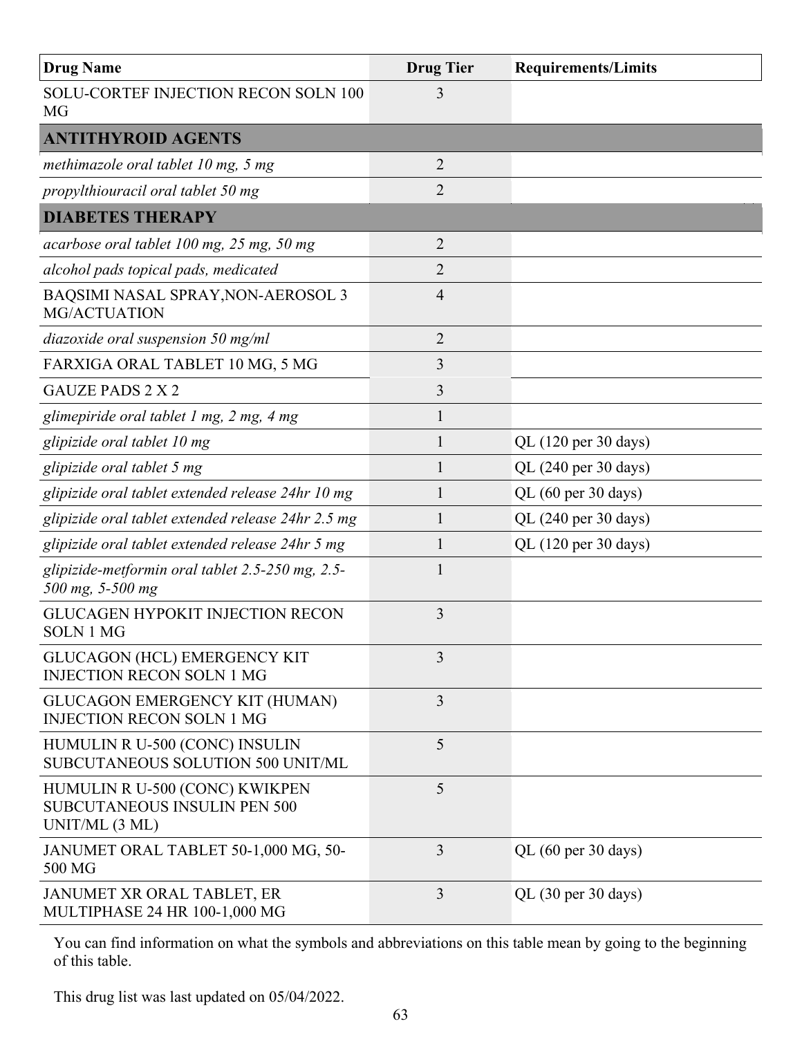| Drug Name | Drug Tier | Requirements/Limits |
|---|---|---|
| SOLU-CORTEF INJECTION RECON SOLN 100 MG | 3 | |
| **ANTITHYROID AGENTS** | | |
| *methimazole oral tablet 10 mg, 5 mg* | 2 | |
| *propylthiouracil oral tablet 50 mg* | 2 | |
| **DIABETES THERAPY** | | |
| *acarbose oral tablet 100 mg, 25 mg, 50 mg* | 2 | |
| *alcohol pads topical pads, medicated* | 2 | |
| BAQSIMI NASAL SPRAY,NON-AEROSOL 3 MG/ACTUATION | 4 | |
| *diazoxide oral suspension 50 mg/ml* | 2 | |
| FARXIGA ORAL TABLET 10 MG, 5 MG | 3 | |
| GAUZE PADS 2 X 2 | 3 | |
| *glimepiride oral tablet 1 mg, 2 mg, 4 mg* | 1 | |
| *glipizide oral tablet 10 mg* | 1 | QL (120 per 30 days) |
| *glipizide oral tablet 5 mg* | 1 | QL (240 per 30 days) |
| *glipizide oral tablet extended release 24hr 10 mg* | 1 | QL (60 per 30 days) |
| *glipizide oral tablet extended release 24hr 2.5 mg* | 1 | QL (240 per 30 days) |
| *glipizide oral tablet extended release 24hr 5 mg* | 1 | QL (120 per 30 days) |
| *glipizide-metformin oral tablet 2.5-250 mg, 2.5-500 mg, 5-500 mg* | 1 | |
| GLUCAGEN HYPOKIT INJECTION RECON SOLN 1 MG | 3 | |
| GLUCAGON (HCL) EMERGENCY KIT INJECTION RECON SOLN 1 MG | 3 | |
| GLUCAGON EMERGENCY KIT (HUMAN) INJECTION RECON SOLN 1 MG | 3 | |
| HUMULIN R U-500 (CONC) INSULIN SUBCUTANEOUS SOLUTION 500 UNIT/ML | 5 | |
| HUMULIN R U-500 (CONC) KWIKPEN SUBCUTANEOUS INSULIN PEN 500 UNIT/ML (3 ML) | 5 | |
| JANUMET ORAL TABLET 50-1,000 MG, 50-500 MG | 3 | QL (60 per 30 days) |
| JANUMET XR ORAL TABLET, ER MULTIPHASE 24 HR 100-1,000 MG | 3 | QL (30 per 30 days) |

You can find information on what the symbols and abbreviations on this table mean by going to the beginning of this table.

This drug list was last updated on 05/04/2022.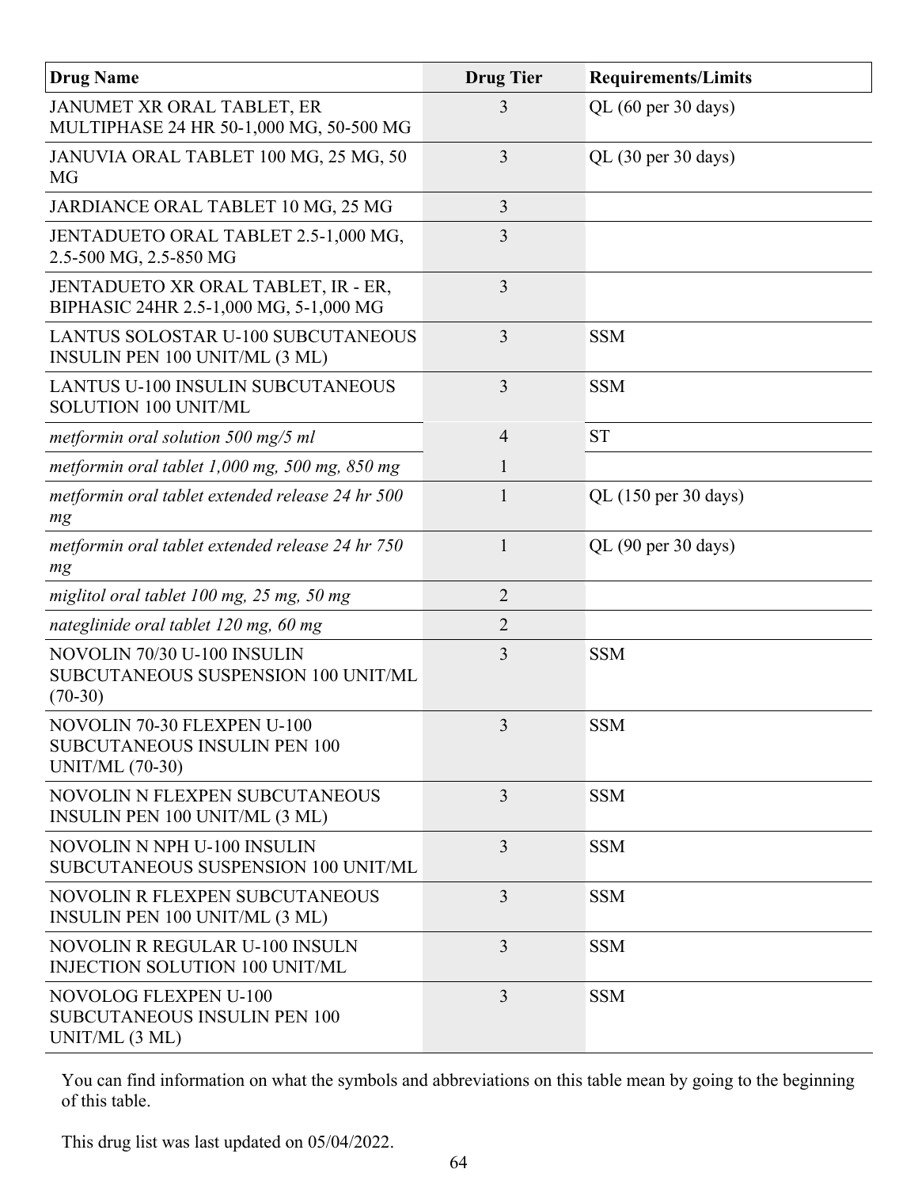| Drug Name | Drug Tier | Requirements/Limits |
| --- | --- | --- |
| JANUMET XR ORAL TABLET, ER MULTIPHASE 24 HR 50-1,000 MG, 50-500 MG | 3 | QL (60 per 30 days) |
| JANUVIA ORAL TABLET 100 MG, 25 MG, 50 MG | 3 | QL (30 per 30 days) |
| JARDIANCE ORAL TABLET 10 MG, 25 MG | 3 | |
| JENTADUETO ORAL TABLET 2.5-1,000 MG, 2.5-500 MG, 2.5-850 MG | 3 | |
| JENTADUETO XR ORAL TABLET, IR - ER, BIPHASIC 24HR 2.5-1,000 MG, 5-1,000 MG | 3 | |
| LANTUS SOLOSTAR U-100 SUBCUTANEOUS INSULIN PEN 100 UNIT/ML (3 ML) | 3 | SSM |
| LANTUS U-100 INSULIN SUBCUTANEOUS SOLUTION 100 UNIT/ML | 3 | SSM |
| *metformin oral solution 500 mg/5 ml* | 4 | ST |
| *metformin oral tablet 1,000 mg, 500 mg, 850 mg* | 1 | |
| *metformin oral tablet extended release 24 hr 500 mg* | 1 | QL (150 per 30 days) |
| *metformin oral tablet extended release 24 hr 750 mg* | 1 | QL (90 per 30 days) |
| *miglitol oral tablet 100 mg, 25 mg, 50 mg* | 2 | |
| *nateglinide oral tablet 120 mg, 60 mg* | 2 | |
| NOVOLIN 70/30 U-100 INSULIN SUBCUTANEOUS SUSPENSION 100 UNIT/ML (70-30) | 3 | SSM |
| NOVOLIN 70-30 FLEXPEN U-100 SUBCUTANEOUS INSULIN PEN 100 UNIT/ML (70-30) | 3 | SSM |
| NOVOLIN N FLEXPEN SUBCUTANEOUS INSULIN PEN 100 UNIT/ML (3 ML) | 3 | SSM |
| NOVOLIN N NPH U-100 INSULIN SUBCUTANEOUS SUSPENSION 100 UNIT/ML | 3 | SSM |
| NOVOLIN R FLEXPEN SUBCUTANEOUS INSULIN PEN 100 UNIT/ML (3 ML) | 3 | SSM |
| NOVOLIN R REGULAR U-100 INSULN INJECTION SOLUTION 100 UNIT/ML | 3 | SSM |
| NOVOLOG FLEXPEN U-100 SUBCUTANEOUS INSULIN PEN 100 UNIT/ML (3 ML) | 3 | SSM |

You can find information on what the symbols and abbreviations on this table mean by going to the beginning of this table.

This drug list was last updated on 05/04/2022.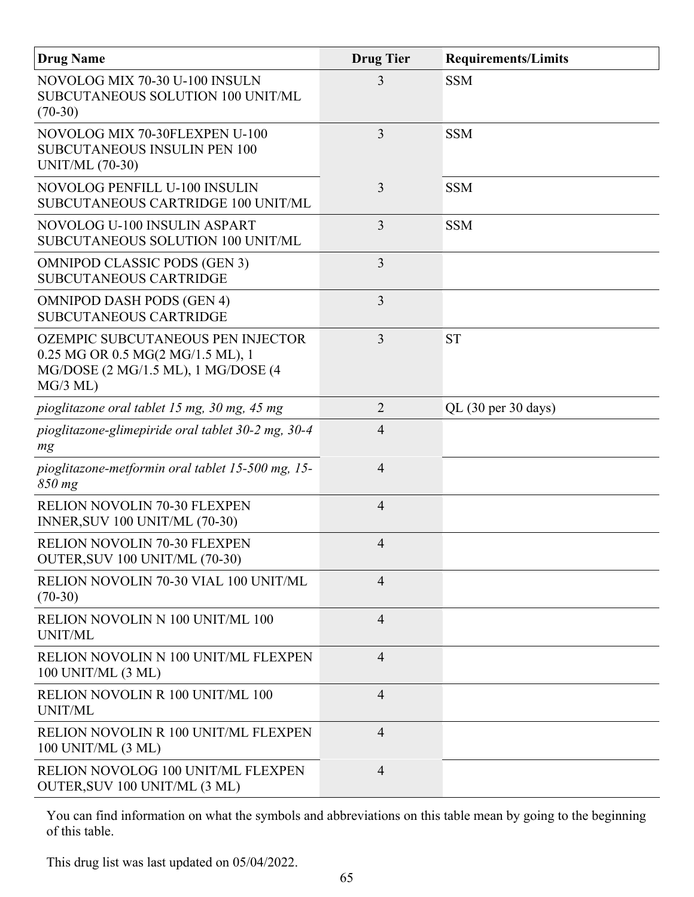| Drug Name | Drug Tier | Requirements/Limits |
| --- | --- | --- |
| NOVOLOG MIX 70-30 U-100 INSULN SUBCUTANEOUS SOLUTION 100 UNIT/ML (70-30) | 3 | SSM |
| NOVOLOG MIX 70-30FLEXPEN U-100 SUBCUTANEOUS INSULIN PEN 100 UNIT/ML (70-30) | 3 | SSM |
| NOVOLOG PENFILL U-100 INSULIN SUBCUTANEOUS CARTRIDGE 100 UNIT/ML | 3 | SSM |
| NOVOLOG U-100 INSULIN ASPART SUBCUTANEOUS SOLUTION 100 UNIT/ML | 3 | SSM |
| OMNIPOD CLASSIC PODS (GEN 3) SUBCUTANEOUS CARTRIDGE | 3 | |
| OMNIPOD DASH PODS (GEN 4) SUBCUTANEOUS CARTRIDGE | 3 | |
| OZEMPIC SUBCUTANEOUS PEN INJECTOR 0.25 MG OR 0.5 MG(2 MG/1.5 ML), 1 MG/DOSE (2 MG/1.5 ML), 1 MG/DOSE (4 MG/3 ML) | 3 | ST |
| *pioglitazone oral tablet 15 mg, 30 mg, 45 mg* | 2 | QL (30 per 30 days) |
| *pioglitazone-glimepiride oral tablet 30-2 mg, 30-4 mg* | 4 | |
| *pioglitazone-metformin oral tablet 15-500 mg, 15-850 mg* | 4 | |
| RELION NOVOLIN 70-30 FLEXPEN INNER,SUV 100 UNIT/ML (70-30) | 4 | |
| RELION NOVOLIN 70-30 FLEXPEN OUTER,SUV 100 UNIT/ML (70-30) | 4 | |
| RELION NOVOLIN 70-30 VIAL 100 UNIT/ML (70-30) | 4 | |
| RELION NOVOLIN N 100 UNIT/ML 100 UNIT/ML | 4 | |
| RELION NOVOLIN N 100 UNIT/ML FLEXPEN 100 UNIT/ML (3 ML) | 4 | |
| RELION NOVOLIN R 100 UNIT/ML 100 UNIT/ML | 4 | |
| RELION NOVOLIN R 100 UNIT/ML FLEXPEN 100 UNIT/ML (3 ML) | 4 | |
| RELION NOVOLOG 100 UNIT/ML FLEXPEN OUTER,SUV 100 UNIT/ML (3 ML) | 4 | |

You can find information on what the symbols and abbreviations on this table mean by going to the beginning of this table.

This drug list was last updated on 05/04/2022.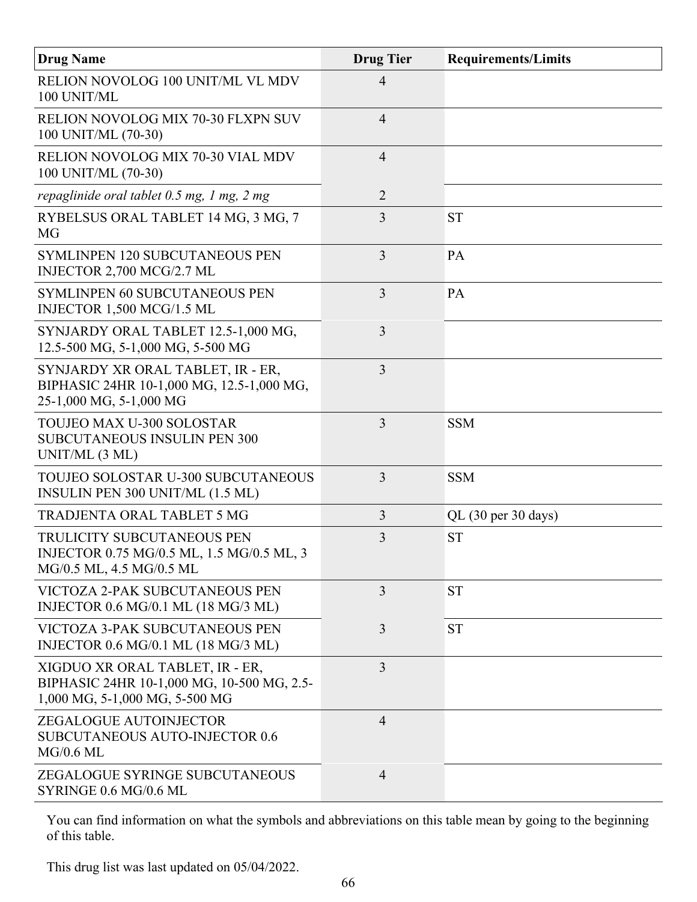| Drug Name | Drug Tier | Requirements/Limits |
|---|---|---|
| RELION NOVOLOG 100 UNIT/ML VL MDV 100 UNIT/ML | 4 | |
| RELION NOVOLOG MIX 70-30 FLXPN SUV 100 UNIT/ML (70-30) | 4 | |
| RELION NOVOLOG MIX 70-30 VIAL MDV 100 UNIT/ML (70-30) | 4 | |
| *repaglinide oral tablet 0.5 mg, 1 mg, 2 mg* | 2 | |
| RYBELSUS ORAL TABLET 14 MG, 3 MG, 7 MG | 3 | ST |
| SYMLINPEN 120 SUBCUTANEOUS PEN INJECTOR 2,700 MCG/2.7 ML | 3 | PA |
| SYMLINPEN 60 SUBCUTANEOUS PEN INJECTOR 1,500 MCG/1.5 ML | 3 | PA |
| SYNJARDY ORAL TABLET 12.5-1,000 MG, 12.5-500 MG, 5-1,000 MG, 5-500 MG | 3 | |
| SYNJARDY XR ORAL TABLET, IR - ER, BIPHASIC 24HR 10-1,000 MG, 12.5-1,000 MG, 25-1,000 MG, 5-1,000 MG | 3 | |
| TOUJEO MAX U-300 SOLOSTAR SUBCUTANEOUS INSULIN PEN 300 UNIT/ML (3 ML) | 3 | SSM |
| TOUJEO SOLOSTAR U-300 SUBCUTANEOUS INSULIN PEN 300 UNIT/ML (1.5 ML) | 3 | SSM |
| TRADJENTA ORAL TABLET 5 MG | 3 | QL (30 per 30 days) |
| TRULICITY SUBCUTANEOUS PEN INJECTOR 0.75 MG/0.5 ML, 1.5 MG/0.5 ML, 3 MG/0.5 ML, 4.5 MG/0.5 ML | 3 | ST |
| VICTOZA 2-PAK SUBCUTANEOUS PEN INJECTOR 0.6 MG/0.1 ML (18 MG/3 ML) | 3 | ST |
| VICTOZA 3-PAK SUBCUTANEOUS PEN INJECTOR 0.6 MG/0.1 ML (18 MG/3 ML) | 3 | ST |
| XIGDUO XR ORAL TABLET, IR - ER, BIPHASIC 24HR 10-1,000 MG, 10-500 MG, 2.5-1,000 MG, 5-1,000 MG, 5-500 MG | 3 | |
| ZEGALOGUE AUTOINJECTOR SUBCUTANEOUS AUTO-INJECTOR 0.6 MG/0.6 ML | 4 | |
| ZEGALOGUE SYRINGE SUBCUTANEOUS SYRINGE 0.6 MG/0.6 ML | 4 | |

You can find information on what the symbols and abbreviations on this table mean by going to the beginning of this table.

This drug list was last updated on 05/04/2022.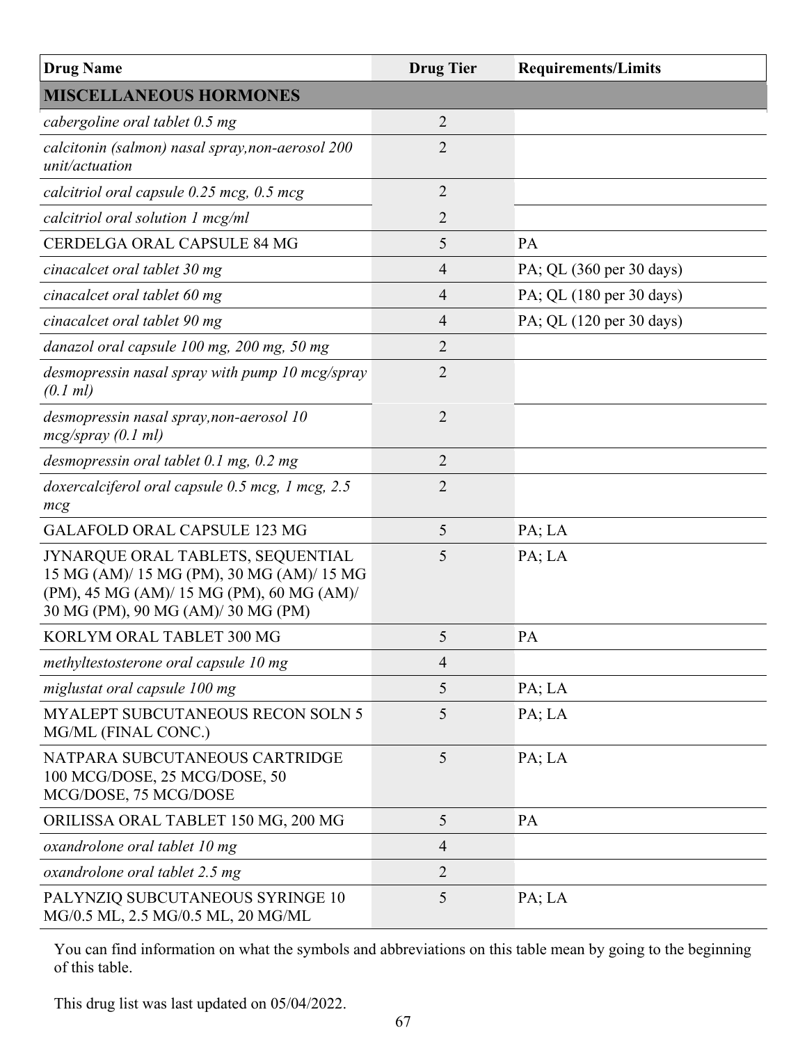| Drug Name | Drug Tier | Requirements/Limits |
|---|---|---|
| **MISCELLANEOUS HORMONES** | | |
| *cabergoline oral tablet 0.5 mg* | 2 | |
| *calcitonin (salmon) nasal spray,non-aerosol 200 unit/actuation* | 2 | |
| *calcitriol oral capsule 0.25 mcg, 0.5 mcg* | 2 | |
| *calcitriol oral solution 1 mcg/ml* | 2 | |
| CERDELGA ORAL CAPSULE 84 MG | 5 | PA |
| *cinacalcet oral tablet 30 mg* | 4 | PA; QL (360 per 30 days) |
| *cinacalcet oral tablet 60 mg* | 4 | PA; QL (180 per 30 days) |
| *cinacalcet oral tablet 90 mg* | 4 | PA; QL (120 per 30 days) |
| *danazol oral capsule 100 mg, 200 mg, 50 mg* | 2 | |
| *desmopressin nasal spray with pump 10 mcg/spray (0.1 ml)* | 2 | |
| *desmopressin nasal spray,non-aerosol 10 mcg/spray (0.1 ml)* | 2 | |
| *desmopressin oral tablet 0.1 mg, 0.2 mg* | 2 | |
| *doxercalciferol oral capsule 0.5 mcg, 1 mcg, 2.5 mcg* | 2 | |
| GALAFOLD ORAL CAPSULE 123 MG | 5 | PA; LA |
| JYNARQUE ORAL TABLETS, SEQUENTIAL 15 MG (AM)/ 15 MG (PM), 30 MG (AM)/ 15 MG (PM), 45 MG (AM)/ 15 MG (PM), 60 MG (AM)/ 30 MG (PM), 90 MG (AM)/ 30 MG (PM) | 5 | PA; LA |
| KORLYM ORAL TABLET 300 MG | 5 | PA |
| *methyltestosterone oral capsule 10 mg* | 4 | |
| *miglustat oral capsule 100 mg* | 5 | PA; LA |
| MYALEPT SUBCUTANEOUS RECON SOLN 5 MG/ML (FINAL CONC.) | 5 | PA; LA |
| NATPARA SUBCUTANEOUS CARTRIDGE 100 MCG/DOSE, 25 MCG/DOSE, 50 MCG/DOSE, 75 MCG/DOSE | 5 | PA; LA |
| ORILISSA ORAL TABLET 150 MG, 200 MG | 5 | PA |
| *oxandrolone oral tablet 10 mg* | 4 | |
| *oxandrolone oral tablet 2.5 mg* | 2 | |
| PALYNZIQ SUBCUTANEOUS SYRINGE 10 MG/0.5 ML, 2.5 MG/0.5 ML, 20 MG/ML | 5 | PA; LA |

You can find information on what the symbols and abbreviations on this table mean by going to the beginning of this table.

This drug list was last updated on 05/04/2022.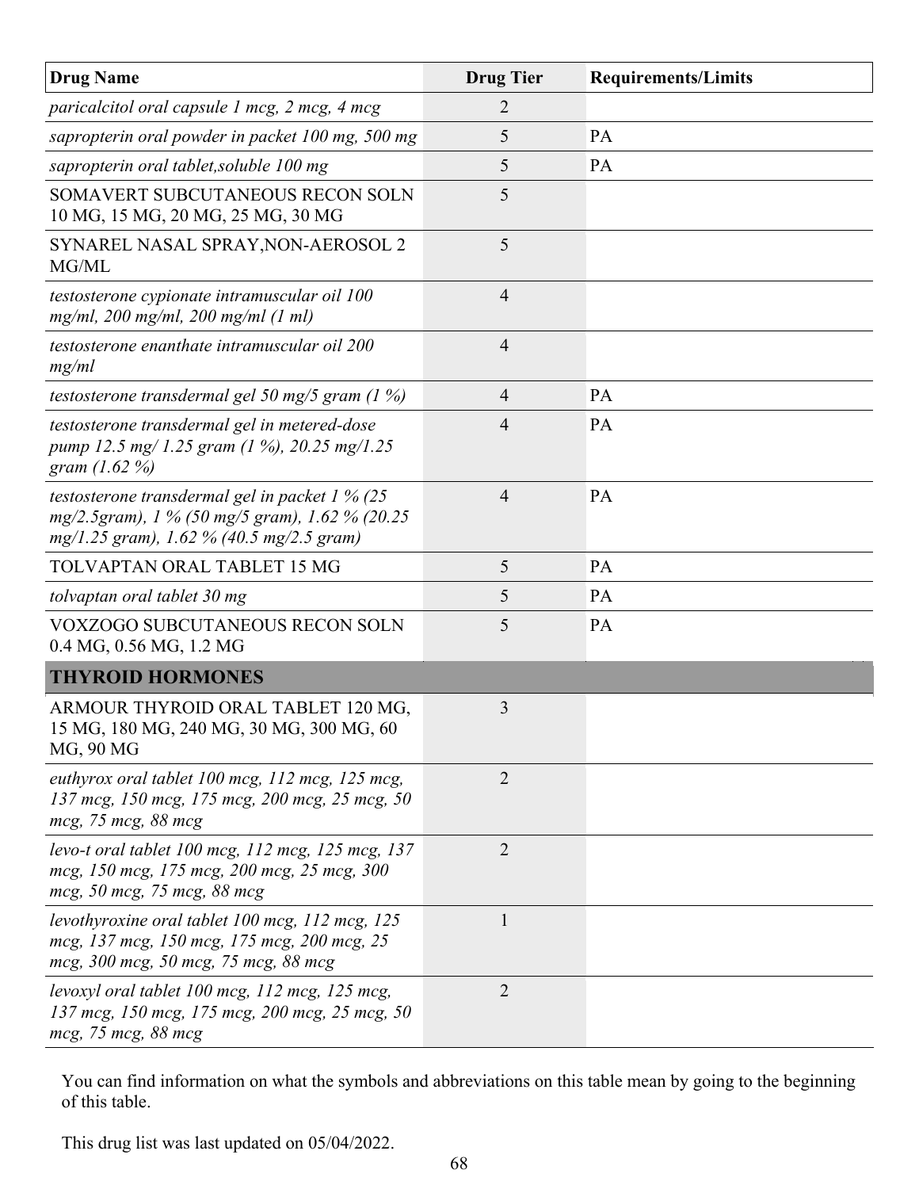| Drug Name | Drug Tier | Requirements/Limits |
|---|---|---|
| *paricalcitol oral capsule 1 mcg, 2 mcg, 4 mcg* | 2 | |
| *sapropterin oral powder in packet 100 mg, 500 mg* | 5 | PA |
| *sapropterin oral tablet,soluble 100 mg* | 5 | PA |
| SOMAVERT SUBCUTANEOUS RECON SOLN 10 MG, 15 MG, 20 MG, 25 MG, 30 MG | 5 | |
| SYNAREL NASAL SPRAY,NON-AEROSOL 2 MG/ML | 5 | |
| *testosterone cypionate intramuscular oil 100 mg/ml, 200 mg/ml, 200 mg/ml (1 ml)* | 4 | |
| *testosterone enanthate intramuscular oil 200 mg/ml* | 4 | |
| *testosterone transdermal gel 50 mg/5 gram (1 %)* | 4 | PA |
| *testosterone transdermal gel in metered-dose pump 12.5 mg/ 1.25 gram (1 %), 20.25 mg/1.25 gram (1.62 %)* | 4 | PA |
| *testosterone transdermal gel in packet 1 % (25 mg/2.5gram), 1 % (50 mg/5 gram), 1.62 % (20.25 mg/1.25 gram), 1.62 % (40.5 mg/2.5 gram)* | 4 | PA |
| TOLVAPTAN ORAL TABLET 15 MG | 5 | PA |
| *tolvaptan oral tablet 30 mg* | 5 | PA |
| VOXZOGO SUBCUTANEOUS RECON SOLN 0.4 MG, 0.56 MG, 1.2 MG | 5 | PA |
| **THYROID HORMONES** | | |
| ARMOUR THYROID ORAL TABLET 120 MG, 15 MG, 180 MG, 240 MG, 30 MG, 300 MG, 60 MG, 90 MG | 3 | |
| *euthyrox oral tablet 100 mcg, 112 mcg, 125 mcg, 137 mcg, 150 mcg, 175 mcg, 200 mcg, 25 mcg, 50 mcg, 75 mcg, 88 mcg* | 2 | |
| *levo-t oral tablet 100 mcg, 112 mcg, 125 mcg, 137 mcg, 150 mcg, 175 mcg, 200 mcg, 25 mcg, 300 mcg, 50 mcg, 75 mcg, 88 mcg* | 2 | |
| *levothyroxine oral tablet 100 mcg, 112 mcg, 125 mcg, 137 mcg, 150 mcg, 175 mcg, 200 mcg, 25 mcg, 300 mcg, 50 mcg, 75 mcg, 88 mcg* | 1 | |
| *levoxyl oral tablet 100 mcg, 112 mcg, 125 mcg, 137 mcg, 150 mcg, 175 mcg, 200 mcg, 25 mcg, 50 mcg, 75 mcg, 88 mcg* | 2 | |

You can find information on what the symbols and abbreviations on this table mean by going to the beginning of this table.

This drug list was last updated on 05/04/2022.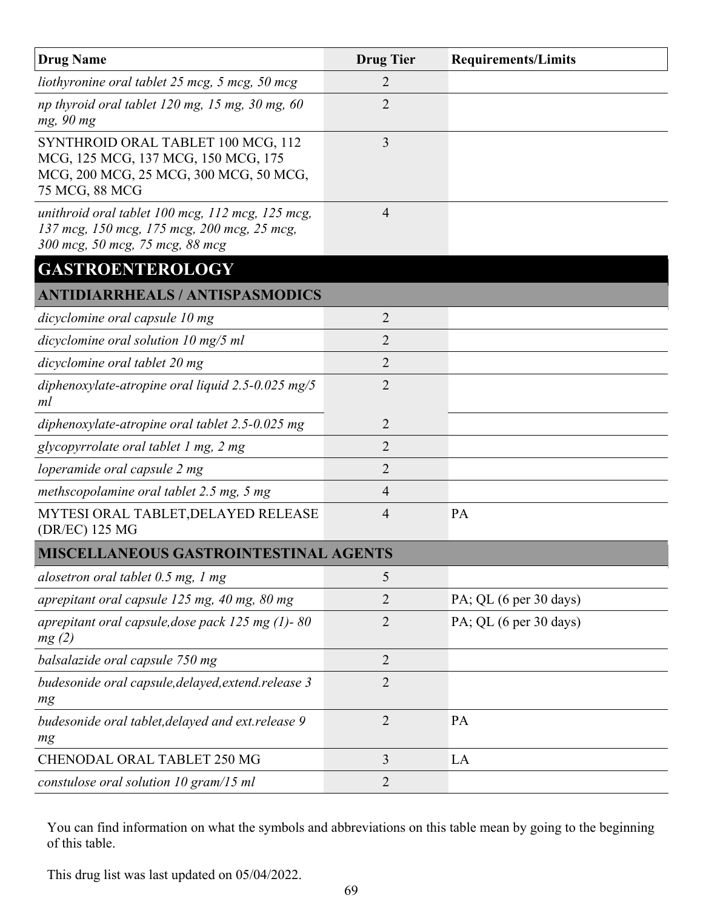| Drug Name | Drug Tier | Requirements/Limits |
|---|---|---|
| *liothyronine oral tablet 25 mcg, 5 mcg, 50 mcg* | 2 | |
| *np thyroid oral tablet 120 mg, 15 mg, 30 mg, 60 mg, 90 mg* | 2 | |
| SYNTHROID ORAL TABLET 100 MCG, 112 MCG, 125 MCG, 137 MCG, 150 MCG, 175 MCG, 200 MCG, 25 MCG, 300 MCG, 50 MCG, 75 MCG, 88 MCG | 3 | |
| *unithroid oral tablet 100 mcg, 112 mcg, 125 mcg, 137 mcg, 150 mcg, 175 mcg, 200 mcg, 25 mcg, 300 mcg, 50 mcg, 75 mcg, 88 mcg* | 4 | |
| **GASTROENTEROLOGY** | | |
| **ANTIDIARRHEALS / ANTISPASMODICS** | | |
| *dicyclomine oral capsule 10 mg* | 2 | |
| *dicyclomine oral solution 10 mg/5 ml* | 2 | |
| *dicyclomine oral tablet 20 mg* | 2 | |
| *diphenoxylate-atropine oral liquid 2.5-0.025 mg/5 ml* | 2 | |
| *diphenoxylate-atropine oral tablet 2.5-0.025 mg* | 2 | |
| *glycopyrrolate oral tablet 1 mg, 2 mg* | 2 | |
| *loperamide oral capsule 2 mg* | 2 | |
| *methscopolamine oral tablet 2.5 mg, 5 mg* | 4 | |
| MYTESI ORAL TABLET,DELAYED RELEASE (DR/EC) 125 MG | 4 | PA |
| **MISCELLANEOUS GASTROINTESTINAL AGENTS** | | |
| *alosetron oral tablet 0.5 mg, 1 mg* | 5 | |
| *aprepitant oral capsule 125 mg, 40 mg, 80 mg* | 2 | PA; QL (6 per 30 days) |
| *aprepitant oral capsule,dose pack 125 mg (1)- 80 mg (2)* | 2 | PA; QL (6 per 30 days) |
| *balsalazide oral capsule 750 mg* | 2 | |
| *budesonide oral capsule,delayed,extend.release 3 mg* | 2 | |
| *budesonide oral tablet,delayed and ext.release 9 mg* | 2 | PA |
| CHENODAL ORAL TABLET 250 MG | 3 | LA |
| *constulose oral solution 10 gram/15 ml* | 2 | |

You can find information on what the symbols and abbreviations on this table mean by going to the beginning of this table.

This drug list was last updated on 05/04/2022.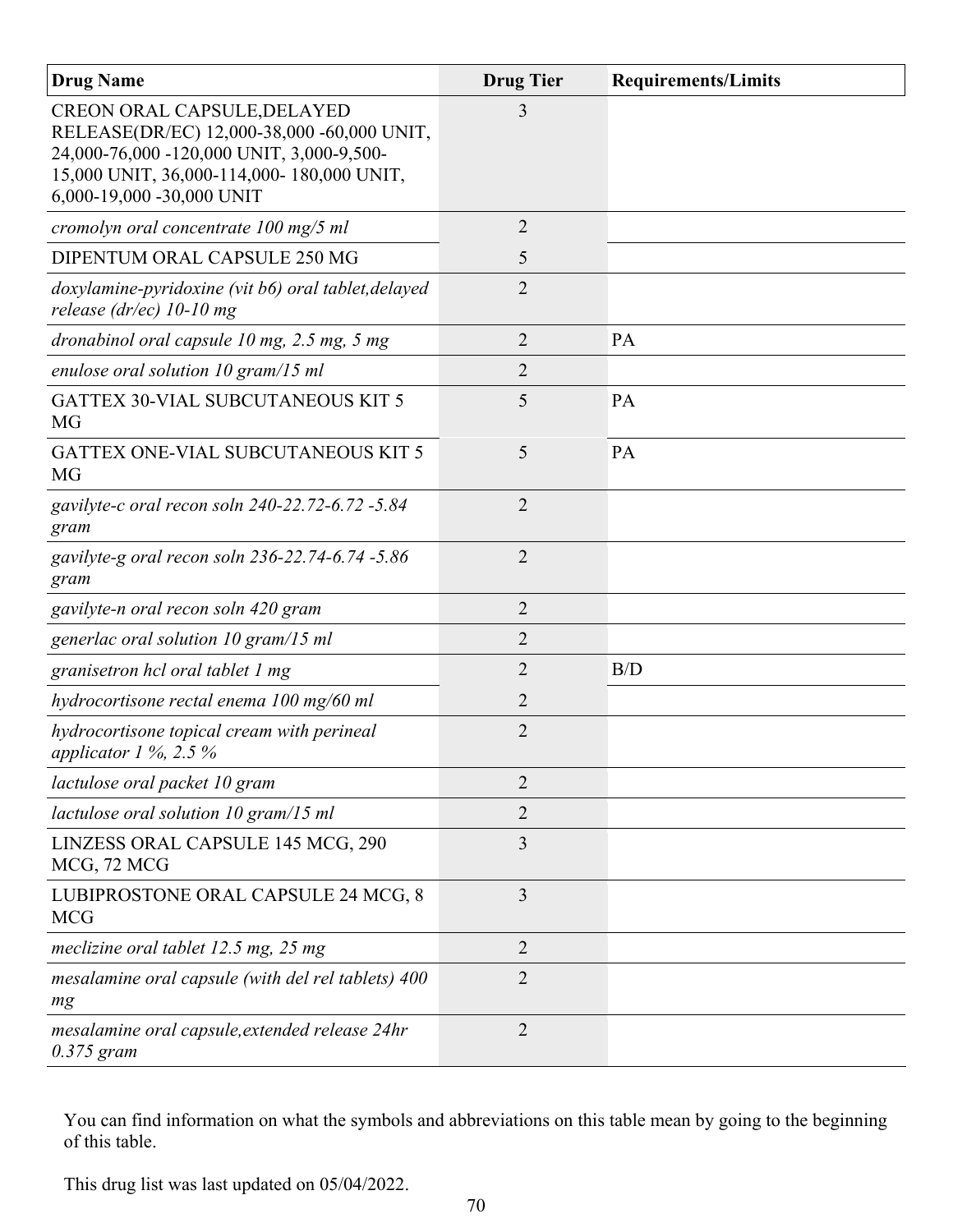| Drug Name | Drug Tier | Requirements/Limits |
| --- | --- | --- |
| CREON ORAL CAPSULE,DELAYED RELEASE(DR/EC) 12,000-38,000 -60,000 UNIT, 24,000-76,000 -120,000 UNIT, 3,000-9,500-15,000 UNIT, 36,000-114,000- 180,000 UNIT, 6,000-19,000 -30,000 UNIT | 3 | |
| *cromolyn oral concentrate 100 mg/5 ml* | 2 | |
| DIPENTUM ORAL CAPSULE 250 MG | 5 | |
| *doxylamine-pyridoxine (vit b6) oral tablet,delayed release (dr/ec) 10-10 mg* | 2 | |
| *dronabinol oral capsule 10 mg, 2.5 mg, 5 mg* | 2 | PA |
| *enulose oral solution 10 gram/15 ml* | 2 | |
| GATTEX 30-VIAL SUBCUTANEOUS KIT 5 MG | 5 | PA |
| GATTEX ONE-VIAL SUBCUTANEOUS KIT 5 MG | 5 | PA |
| *gavilyte-c oral recon soln 240-22.72-6.72 -5.84 gram* | 2 | |
| *gavilyte-g oral recon soln 236-22.74-6.74 -5.86 gram* | 2 | |
| *gavilyte-n oral recon soln 420 gram* | 2 | |
| *generlac oral solution 10 gram/15 ml* | 2 | |
| *granisetron hcl oral tablet 1 mg* | 2 | B/D |
| *hydrocortisone rectal enema 100 mg/60 ml* | 2 | |
| *hydrocortisone topical cream with perineal applicator 1 %, 2.5 %* | 2 | |
| *lactulose oral packet 10 gram* | 2 | |
| *lactulose oral solution 10 gram/15 ml* | 2 | |
| LINZESS ORAL CAPSULE 145 MCG, 290 MCG, 72 MCG | 3 | |
| LUBIPROSTONE ORAL CAPSULE 24 MCG, 8 MCG | 3 | |
| *meclizine oral tablet 12.5 mg, 25 mg* | 2 | |
| *mesalamine oral capsule (with del rel tablets) 400 mg* | 2 | |
| *mesalamine oral capsule,extended release 24hr 0.375 gram* | 2 | |

You can find information on what the symbols and abbreviations on this table mean by going to the beginning of this table.

This drug list was last updated on 05/04/2022.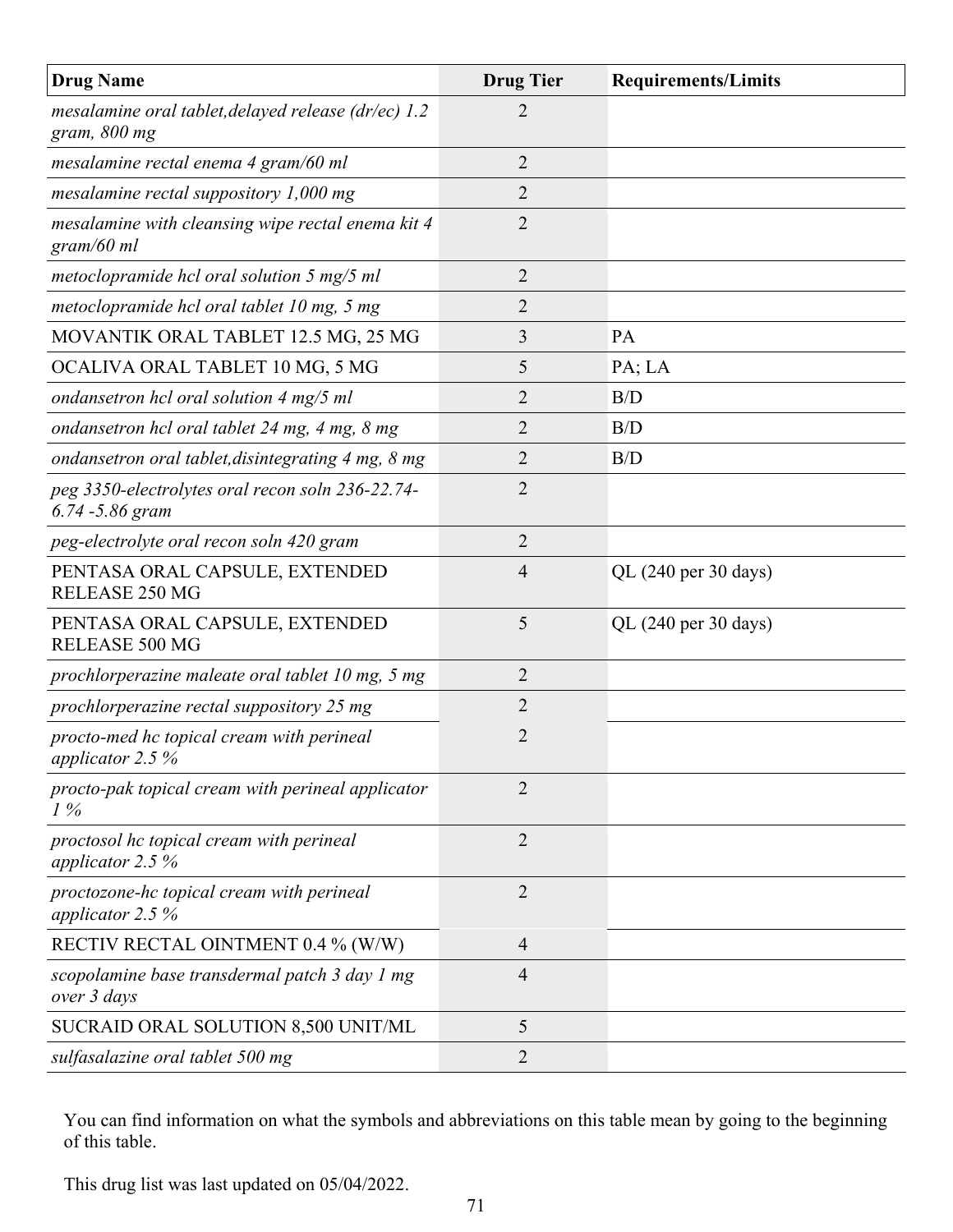| Drug Name | Drug Tier | Requirements/Limits |
|---|---|---|
| *mesalamine oral tablet,delayed release (dr/ec) 1.2 gram, 800 mg* | 2 | |
| *mesalamine rectal enema 4 gram/60 ml* | 2 | |
| *mesalamine rectal suppository 1,000 mg* | 2 | |
| *mesalamine with cleansing wipe rectal enema kit 4 gram/60 ml* | 2 | |
| *metoclopramide hcl oral solution 5 mg/5 ml* | 2 | |
| *metoclopramide hcl oral tablet 10 mg, 5 mg* | 2 | |
| MOVANTIK ORAL TABLET 12.5 MG, 25 MG | 3 | PA |
| OCALIVA ORAL TABLET 10 MG, 5 MG | 5 | PA; LA |
| *ondansetron hcl oral solution 4 mg/5 ml* | 2 | B/D |
| *ondansetron hcl oral tablet 24 mg, 4 mg, 8 mg* | 2 | B/D |
| *ondansetron oral tablet,disintegrating 4 mg, 8 mg* | 2 | B/D |
| *peg 3350-electrolytes oral recon soln 236-22.74-6.74 -5.86 gram* | 2 | |
| *peg-electrolyte oral recon soln 420 gram* | 2 | |
| PENTASA ORAL CAPSULE, EXTENDED RELEASE 250 MG | 4 | QL (240 per 30 days) |
| PENTASA ORAL CAPSULE, EXTENDED RELEASE 500 MG | 5 | QL (240 per 30 days) |
| *prochlorperazine maleate oral tablet 10 mg, 5 mg* | 2 | |
| *prochlorperazine rectal suppository 25 mg* | 2 | |
| *procto-med hc topical cream with perineal applicator 2.5 %* | 2 | |
| *procto-pak topical cream with perineal applicator 1 %* | 2 | |
| *proctosol hc topical cream with perineal applicator 2.5 %* | 2 | |
| *proctozone-hc topical cream with perineal applicator 2.5 %* | 2 | |
| RECTIV RECTAL OINTMENT 0.4 % (W/W) | 4 | |
| *scopolamine base transdermal patch 3 day 1 mg over 3 days* | 4 | |
| SUCRAID ORAL SOLUTION 8,500 UNIT/ML | 5 | |
| *sulfasalazine oral tablet 500 mg* | 2 | |

You can find information on what the symbols and abbreviations on this table mean by going to the beginning of this table.

This drug list was last updated on 05/04/2022.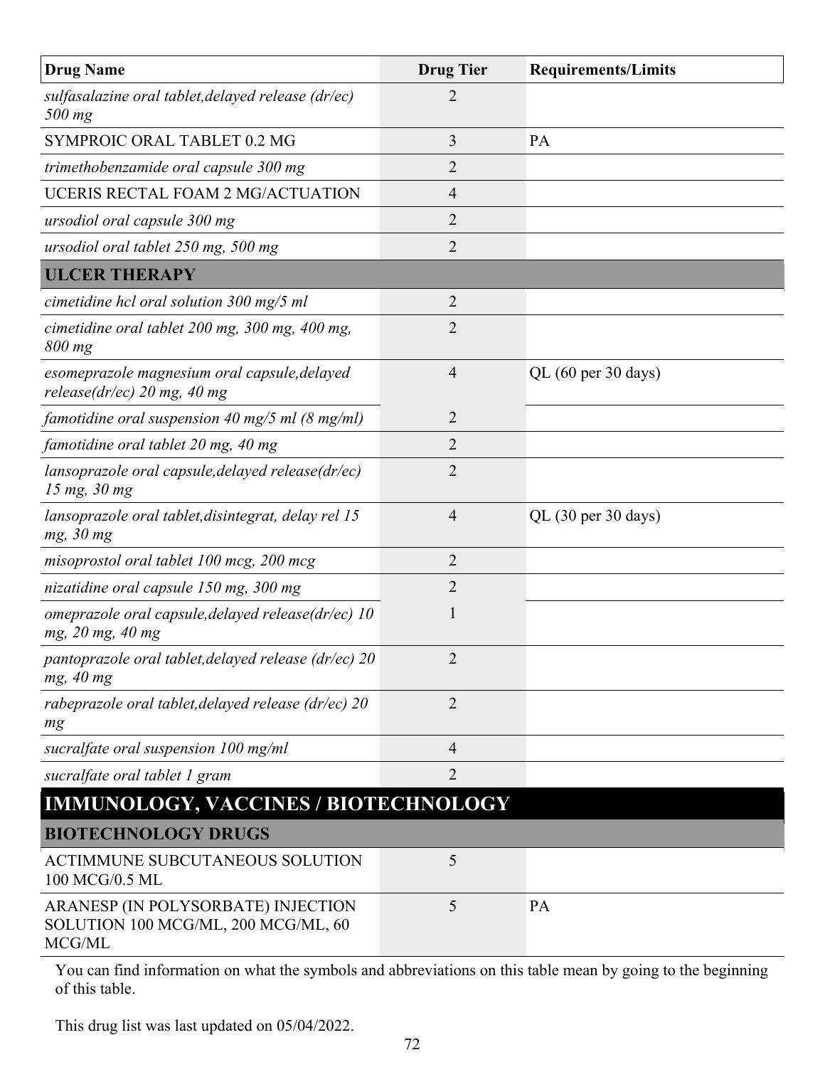| Drug Name | Drug Tier | Requirements/Limits |
|---|---|---|
| *sulfasalazine oral tablet,delayed release (dr/ec) 500 mg* | 2 | |
| SYMPROIC ORAL TABLET 0.2 MG | 3 | PA |
| *trimethobenzamide oral capsule 300 mg* | 2 | |
| UCERIS RECTAL FOAM 2 MG/ACTUATION | 4 | |
| *ursodiol oral capsule 300 mg* | 2 | |
| *ursodiol oral tablet 250 mg, 500 mg* | 2 | |
| **ULCER THERAPY** | | |
| *cimetidine hcl oral solution 300 mg/5 ml* | 2 | |
| *cimetidine oral tablet 200 mg, 300 mg, 400 mg, 800 mg* | 2 | |
| *esomeprazole magnesium oral capsule,delayed release(dr/ec) 20 mg, 40 mg* | 4 | QL (60 per 30 days) |
| *famotidine oral suspension 40 mg/5 ml (8 mg/ml)* | 2 | |
| *famotidine oral tablet 20 mg, 40 mg* | 2 | |
| *lansoprazole oral capsule,delayed release(dr/ec) 15 mg, 30 mg* | 2 | |
| *lansoprazole oral tablet,disintegrat, delay rel 15 mg, 30 mg* | 4 | QL (30 per 30 days) |
| *misoprostol oral tablet 100 mcg, 200 mcg* | 2 | |
| *nizatidine oral capsule 150 mg, 300 mg* | 2 | |
| *omeprazole oral capsule,delayed release(dr/ec) 10 mg, 20 mg, 40 mg* | 1 | |
| *pantoprazole oral tablet,delayed release (dr/ec) 20 mg, 40 mg* | 2 | |
| *rabeprazole oral tablet,delayed release (dr/ec) 20 mg* | 2 | |
| *sucralfate oral suspension 100 mg/ml* | 4 | |
| *sucralfate oral tablet 1 gram* | 2 | |
| **IMMUNOLOGY, VACCINES / BIOTECHNOLOGY** | | |
| **BIOTECHNOLOGY DRUGS** | | |
| ACTIMMUNE SUBCUTANEOUS SOLUTION 100 MCG/0.5 ML | 5 | |
| ARANESP (IN POLYSORBATE) INJECTION SOLUTION 100 MCG/ML, 200 MCG/ML, 60 MCG/ML | 5 | PA |

You can find information on what the symbols and abbreviations on this table mean by going to the beginning of this table.

This drug list was last updated on 05/04/2022.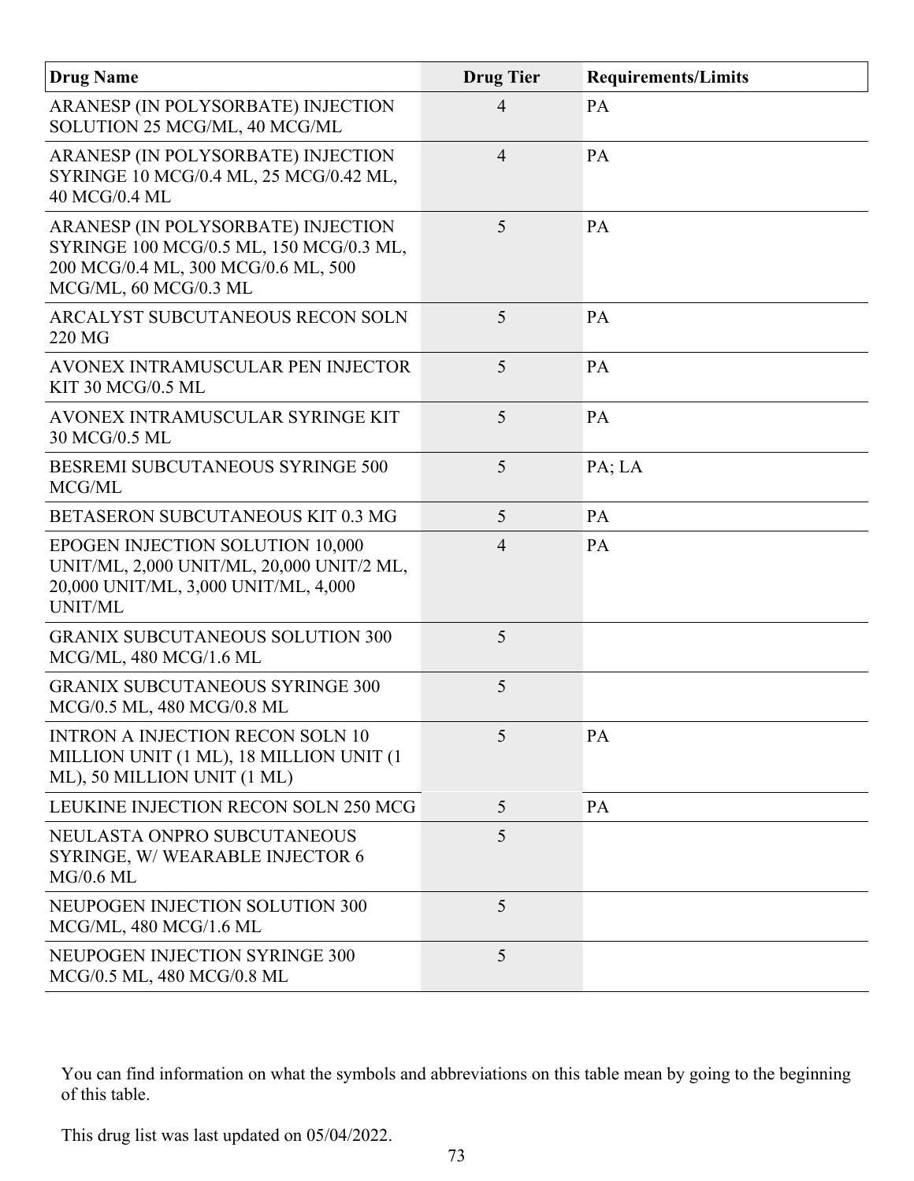| Drug Name | Drug Tier | Requirements/Limits |
| --- | --- | --- |
| ARANESP (IN POLYSORBATE) INJECTION SOLUTION 25 MCG/ML, 40 MCG/ML | 4 | PA |
| ARANESP (IN POLYSORBATE) INJECTION SYRINGE 10 MCG/0.4 ML, 25 MCG/0.42 ML, 40 MCG/0.4 ML | 4 | PA |
| ARANESP (IN POLYSORBATE) INJECTION SYRINGE 100 MCG/0.5 ML, 150 MCG/0.3 ML, 200 MCG/0.4 ML, 300 MCG/0.6 ML, 500 MCG/ML, 60 MCG/0.3 ML | 5 | PA |
| ARCALYST SUBCUTANEOUS RECON SOLN 220 MG | 5 | PA |
| AVONEX INTRAMUSCULAR PEN INJECTOR KIT 30 MCG/0.5 ML | 5 | PA |
| AVONEX INTRAMUSCULAR SYRINGE KIT 30 MCG/0.5 ML | 5 | PA |
| BESREMI SUBCUTANEOUS SYRINGE 500 MCG/ML | 5 | PA; LA |
| BETASERON SUBCUTANEOUS KIT 0.3 MG | 5 | PA |
| EPOGEN INJECTION SOLUTION 10,000 UNIT/ML, 2,000 UNIT/ML, 20,000 UNIT/2 ML, 20,000 UNIT/ML, 3,000 UNIT/ML, 4,000 UNIT/ML | 4 | PA |
| GRANIX SUBCUTANEOUS SOLUTION 300 MCG/ML, 480 MCG/1.6 ML | 5 | |
| GRANIX SUBCUTANEOUS SYRINGE 300 MCG/0.5 ML, 480 MCG/0.8 ML | 5 | |
| INTRON A INJECTION RECON SOLN 10 MILLION UNIT (1 ML), 18 MILLION UNIT (1 ML), 50 MILLION UNIT (1 ML) | 5 | PA |
| LEUKINE INJECTION RECON SOLN 250 MCG | 5 | PA |
| NEULASTA ONPRO SUBCUTANEOUS SYRINGE, W/ WEARABLE INJECTOR 6 MG/0.6 ML | 5 | |
| NEUPOGEN INJECTION SOLUTION 300 MCG/ML, 480 MCG/1.6 ML | 5 | |
| NEUPOGEN INJECTION SYRINGE 300 MCG/0.5 ML, 480 MCG/0.8 ML | 5 | |

You can find information on what the symbols and abbreviations on this table mean by going to the beginning of this table.

This drug list was last updated on 05/04/2022.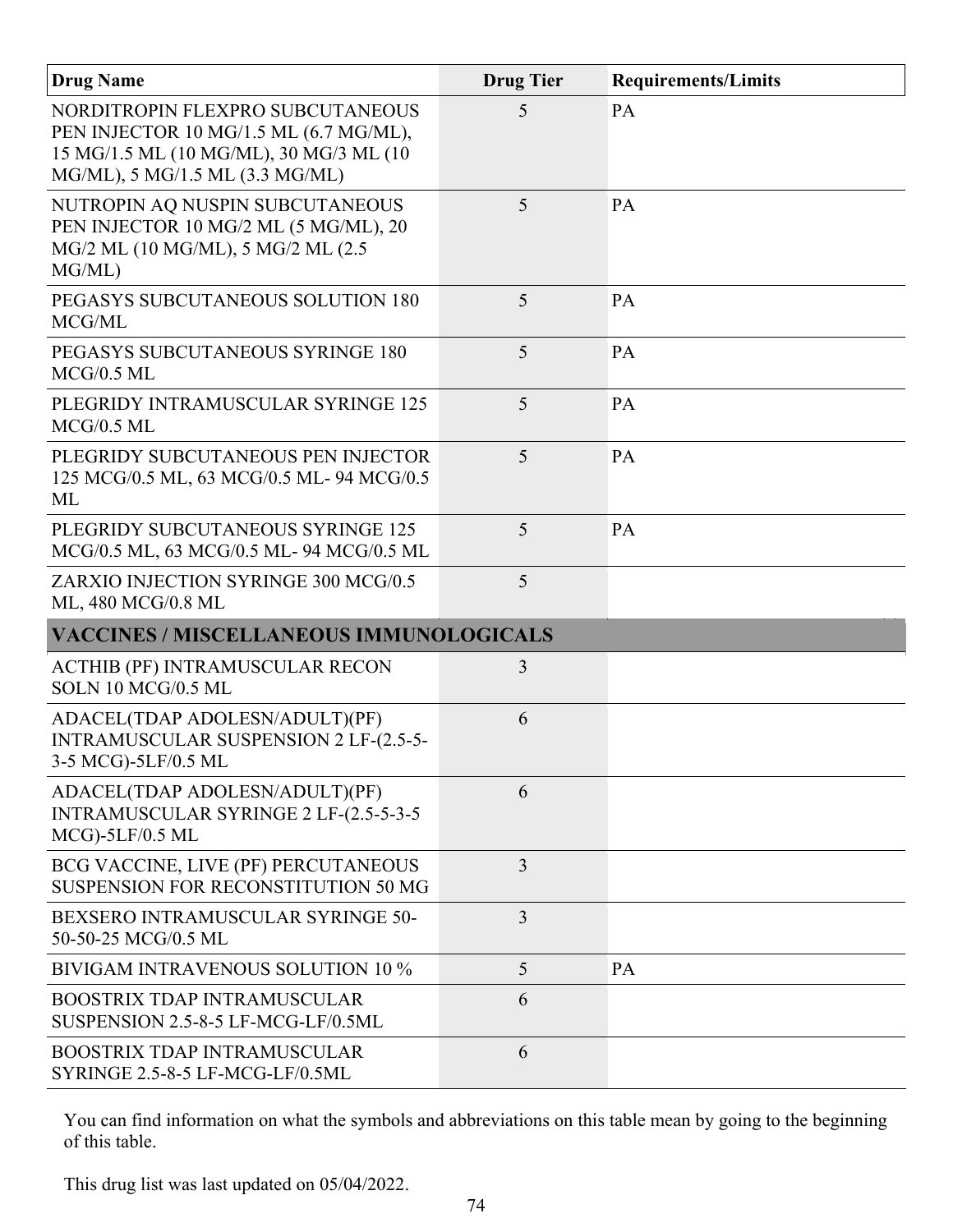| Drug Name | Drug Tier | Requirements/Limits |
|---|---|---|
| NORDITROPIN FLEXPRO SUBCUTANEOUS PEN INJECTOR 10 MG/1.5 ML (6.7 MG/ML), 15 MG/1.5 ML (10 MG/ML), 30 MG/3 ML (10 MG/ML), 5 MG/1.5 ML (3.3 MG/ML) | 5 | PA |
| NUTROPIN AQ NUSPIN SUBCUTANEOUS PEN INJECTOR 10 MG/2 ML (5 MG/ML), 20 MG/2 ML (10 MG/ML), 5 MG/2 ML (2.5 MG/ML) | 5 | PA |
| PEGASYS SUBCUTANEOUS SOLUTION 180 MCG/ML | 5 | PA |
| PEGASYS SUBCUTANEOUS SYRINGE 180 MCG/0.5 ML | 5 | PA |
| PLEGRIDY INTRAMUSCULAR SYRINGE 125 MCG/0.5 ML | 5 | PA |
| PLEGRIDY SUBCUTANEOUS PEN INJECTOR 125 MCG/0.5 ML, 63 MCG/0.5 ML- 94 MCG/0.5 ML | 5 | PA |
| PLEGRIDY SUBCUTANEOUS SYRINGE 125 MCG/0.5 ML, 63 MCG/0.5 ML- 94 MCG/0.5 ML | 5 | PA |
| ZARXIO INJECTION SYRINGE 300 MCG/0.5 ML, 480 MCG/0.8 ML | 5 | |
| **VACCINES / MISCELLANEOUS IMMUNOLOGICALS** | | |
| ACTHIB (PF) INTRAMUSCULAR RECON SOLN 10 MCG/0.5 ML | 3 | |
| ADACEL(TDAP ADOLESN/ADULT)(PF) INTRAMUSCULAR SUSPENSION 2 LF-(2.5-5-3-5 MCG)-5LF/0.5 ML | 6 | |
| ADACEL(TDAP ADOLESN/ADULT)(PF) INTRAMUSCULAR SYRINGE 2 LF-(2.5-5-3-5 MCG)-5LF/0.5 ML | 6 | |
| BCG VACCINE, LIVE (PF) PERCUTANEOUS SUSPENSION FOR RECONSTITUTION 50 MG | 3 | |
| BEXSERO INTRAMUSCULAR SYRINGE 50-50-50-25 MCG/0.5 ML | 3 | |
| BIVIGAM INTRAVENOUS SOLUTION 10 % | 5 | PA |
| BOOSTRIX TDAP INTRAMUSCULAR SUSPENSION 2.5-8-5 LF-MCG-LF/0.5ML | 6 | |
| BOOSTRIX TDAP INTRAMUSCULAR SYRINGE 2.5-8-5 LF-MCG-LF/0.5ML | 6 | |

You can find information on what the symbols and abbreviations on this table mean by going to the beginning of this table.

This drug list was last updated on 05/04/2022.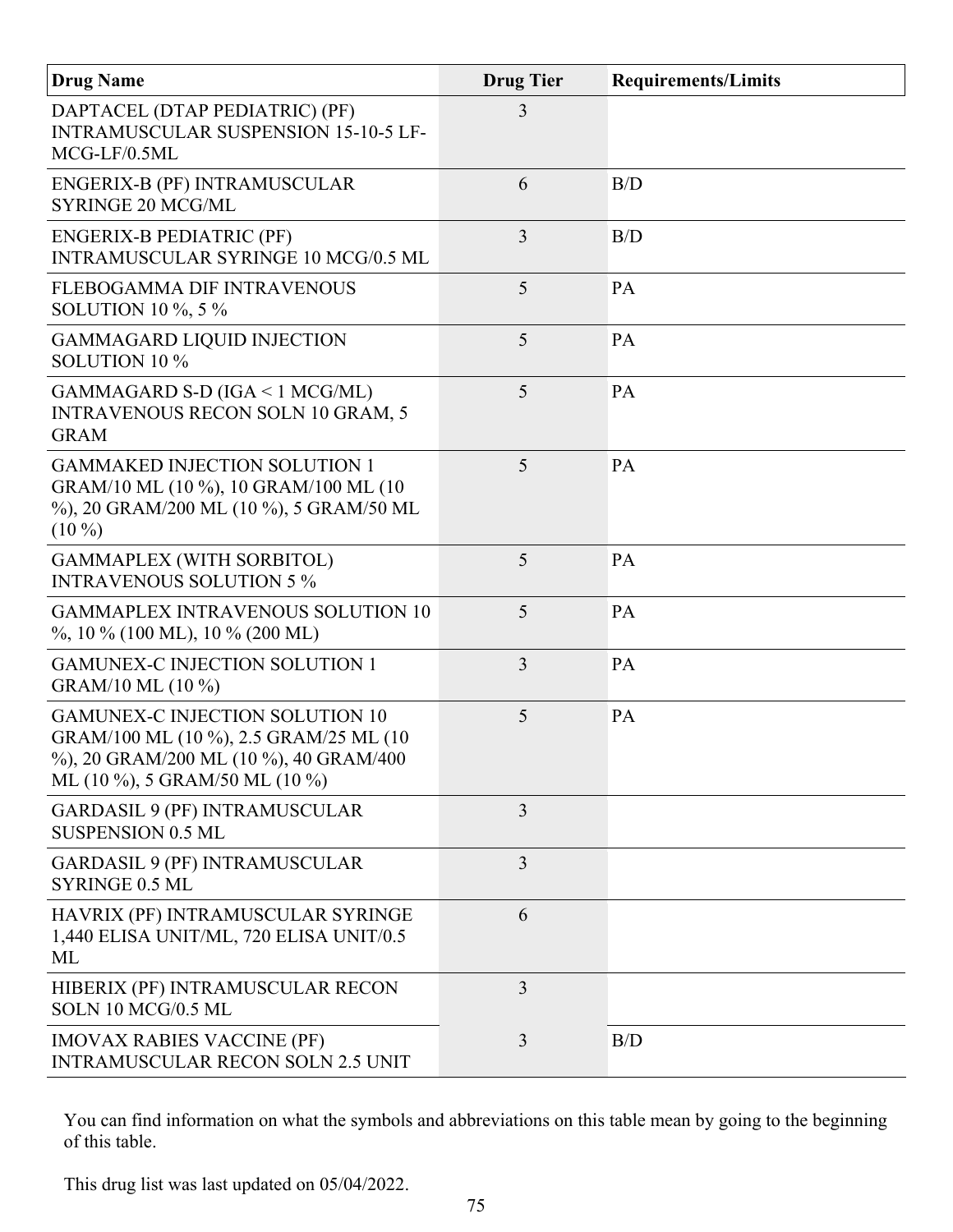| Drug Name | Drug Tier | Requirements/Limits |
| --- | --- | --- |
| DAPTACEL (DTAP PEDIATRIC) (PF) INTRAMUSCULAR SUSPENSION 15-10-5 LF-MCG-LF/0.5ML | 3 | |
| ENGERIX-B (PF) INTRAMUSCULAR SYRINGE 20 MCG/ML | 6 | B/D |
| ENGERIX-B PEDIATRIC (PF) INTRAMUSCULAR SYRINGE 10 MCG/0.5 ML | 3 | B/D |
| FLEBOGAMMA DIF INTRAVENOUS SOLUTION 10 %, 5 % | 5 | PA |
| GAMMAGARD LIQUID INJECTION SOLUTION 10 % | 5 | PA |
| GAMMAGARD S-D (IGA < 1 MCG/ML) INTRAVENOUS RECON SOLN 10 GRAM, 5 GRAM | 5 | PA |
| GAMMAKED INJECTION SOLUTION 1 GRAM/10 ML (10 %), 10 GRAM/100 ML (10 %), 20 GRAM/200 ML (10 %), 5 GRAM/50 ML (10 %) | 5 | PA |
| GAMMAPLEX (WITH SORBITOL) INTRAVENOUS SOLUTION 5 % | 5 | PA |
| GAMMAPLEX INTRAVENOUS SOLUTION 10 %, 10 % (100 ML), 10 % (200 ML) | 5 | PA |
| GAMUNEX-C INJECTION SOLUTION 1 GRAM/10 ML (10 %) | 3 | PA |
| GAMUNEX-C INJECTION SOLUTION 10 GRAM/100 ML (10 %), 2.5 GRAM/25 ML (10 %), 20 GRAM/200 ML (10 %), 40 GRAM/400 ML (10 %), 5 GRAM/50 ML (10 %) | 5 | PA |
| GARDASIL 9 (PF) INTRAMUSCULAR SUSPENSION 0.5 ML | 3 | |
| GARDASIL 9 (PF) INTRAMUSCULAR SYRINGE 0.5 ML | 3 | |
| HAVRIX (PF) INTRAMUSCULAR SYRINGE 1,440 ELISA UNIT/ML, 720 ELISA UNIT/0.5 ML | 6 | |
| HIBERIX (PF) INTRAMUSCULAR RECON SOLN 10 MCG/0.5 ML | 3 | |
| IMOVAX RABIES VACCINE (PF) INTRAMUSCULAR RECON SOLN 2.5 UNIT | 3 | B/D |

You can find information on what the symbols and abbreviations on this table mean by going to the beginning of this table.

This drug list was last updated on 05/04/2022.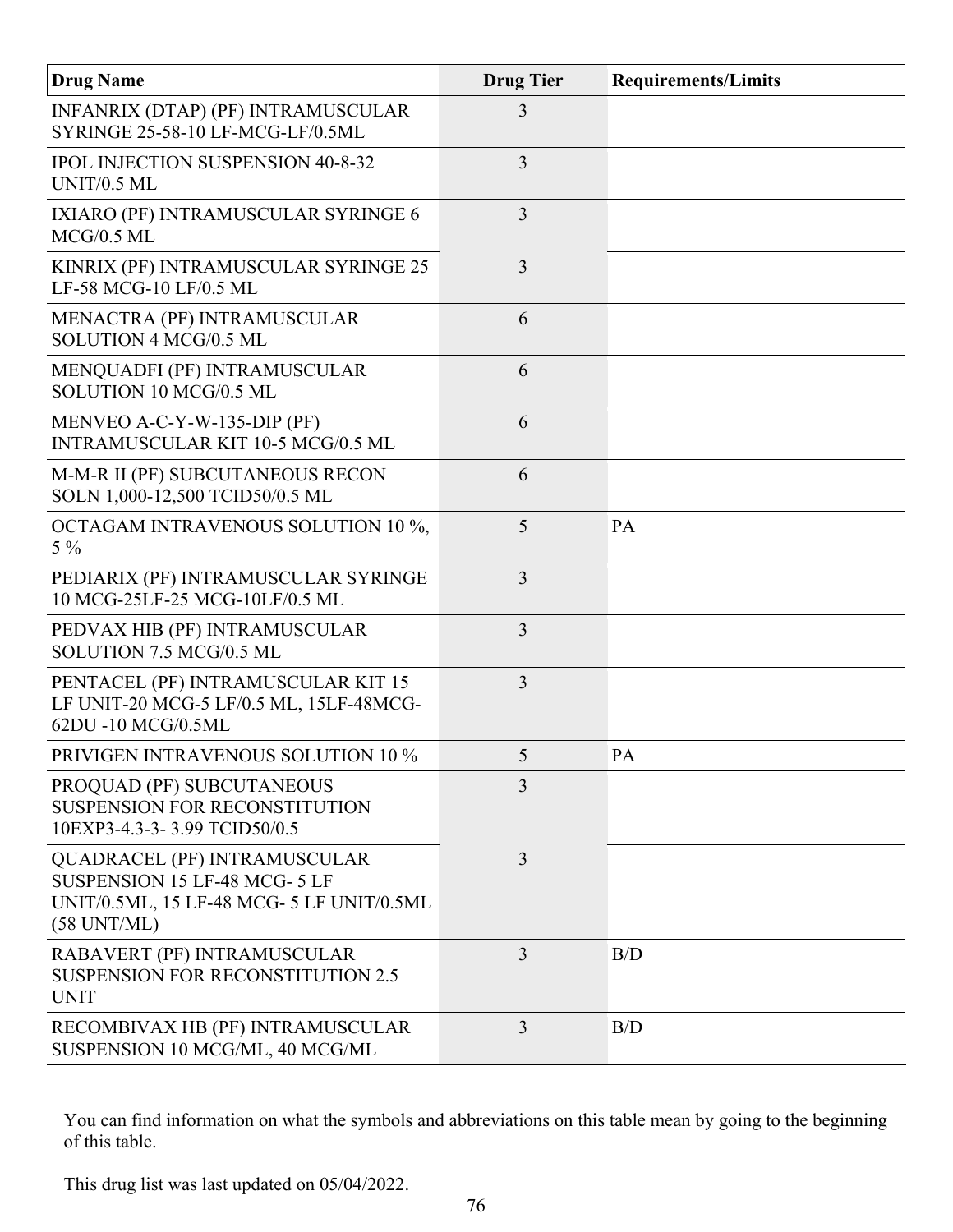| Drug Name | Drug Tier | Requirements/Limits |
|---|---|---|
| INFANRIX (DTAP) (PF) INTRAMUSCULAR SYRINGE 25-58-10 LF-MCG-LF/0.5ML | 3 | |
| IPOL INJECTION SUSPENSION 40-8-32 UNIT/0.5 ML | 3 | |
| IXIARO (PF) INTRAMUSCULAR SYRINGE 6 MCG/0.5 ML | 3 | |
| KINRIX (PF) INTRAMUSCULAR SYRINGE 25 LF-58 MCG-10 LF/0.5 ML | 3 | |
| MENACTRA (PF) INTRAMUSCULAR SOLUTION 4 MCG/0.5 ML | 6 | |
| MENQUADFI (PF) INTRAMUSCULAR SOLUTION 10 MCG/0.5 ML | 6 | |
| MENVEO A-C-Y-W-135-DIP (PF) INTRAMUSCULAR KIT 10-5 MCG/0.5 ML | 6 | |
| M-M-R II (PF) SUBCUTANEOUS RECON SOLN 1,000-12,500 TCID50/0.5 ML | 6 | |
| OCTAGAM INTRAVENOUS SOLUTION 10 %, 5 % | 5 | PA |
| PEDIARIX (PF) INTRAMUSCULAR SYRINGE 10 MCG-25LF-25 MCG-10LF/0.5 ML | 3 | |
| PEDVAX HIB (PF) INTRAMUSCULAR SOLUTION 7.5 MCG/0.5 ML | 3 | |
| PENTACEL (PF) INTRAMUSCULAR KIT 15 LF UNIT-20 MCG-5 LF/0.5 ML, 15LF-48MCG-62DU -10 MCG/0.5ML | 3 | |
| PRIVIGEN INTRAVENOUS SOLUTION 10 % | 5 | PA |
| PROQUAD (PF) SUBCUTANEOUS SUSPENSION FOR RECONSTITUTION 10EXP3-4.3-3- 3.99 TCID50/0.5 | 3 | |
| QUADRACEL (PF) INTRAMUSCULAR SUSPENSION 15 LF-48 MCG- 5 LF UNIT/0.5ML, 15 LF-48 MCG- 5 LF UNIT/0.5ML (58 UNT/ML) | 3 | |
| RABAVERT (PF) INTRAMUSCULAR SUSPENSION FOR RECONSTITUTION 2.5 UNIT | 3 | B/D |
| RECOMBIVAX HB (PF) INTRAMUSCULAR SUSPENSION 10 MCG/ML, 40 MCG/ML | 3 | B/D |

You can find information on what the symbols and abbreviations on this table mean by going to the beginning of this table.

This drug list was last updated on 05/04/2022.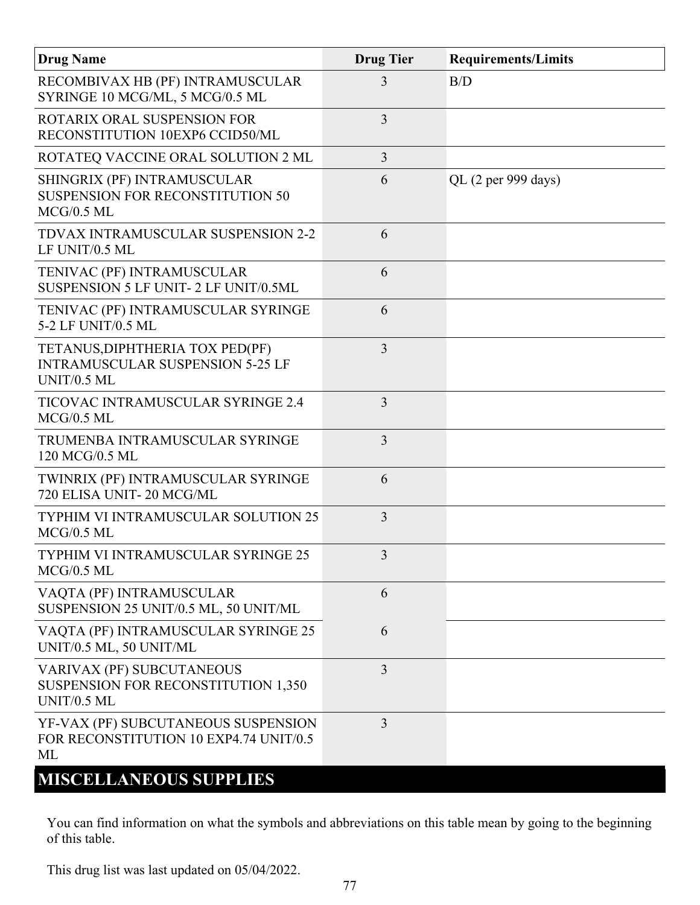| Drug Name | Drug Tier | Requirements/Limits |
|---|---|---|
| RECOMBIVAX HB (PF) INTRAMUSCULAR SYRINGE 10 MCG/ML, 5 MCG/0.5 ML | 3 | B/D |
| ROTARIX ORAL SUSPENSION FOR RECONSTITUTION 10EXP6 CCID50/ML | 3 | |
| ROTATEQ VACCINE ORAL SOLUTION 2 ML | 3 | |
| SHINGRIX (PF) INTRAMUSCULAR SUSPENSION FOR RECONSTITUTION 50 MCG/0.5 ML | 6 | QL (2 per 999 days) |
| TDVAX INTRAMUSCULAR SUSPENSION 2-2 LF UNIT/0.5 ML | 6 | |
| TENIVAC (PF) INTRAMUSCULAR SUSPENSION 5 LF UNIT- 2 LF UNIT/0.5ML | 6 | |
| TENIVAC (PF) INTRAMUSCULAR SYRINGE 5-2 LF UNIT/0.5 ML | 6 | |
| TETANUS,DIPHTHERIA TOX PED(PF) INTRAMUSCULAR SUSPENSION 5-25 LF UNIT/0.5 ML | 3 | |
| TICOVAC INTRAMUSCULAR SYRINGE 2.4 MCG/0.5 ML | 3 | |
| TRUMENBA INTRAMUSCULAR SYRINGE 120 MCG/0.5 ML | 3 | |
| TWINRIX (PF) INTRAMUSCULAR SYRINGE 720 ELISA UNIT- 20 MCG/ML | 6 | |
| TYPHIM VI INTRAMUSCULAR SOLUTION 25 MCG/0.5 ML | 3 | |
| TYPHIM VI INTRAMUSCULAR SYRINGE 25 MCG/0.5 ML | 3 | |
| VAQTA (PF) INTRAMUSCULAR SUSPENSION 25 UNIT/0.5 ML, 50 UNIT/ML | 6 | |
| VAQTA (PF) INTRAMUSCULAR SYRINGE 25 UNIT/0.5 ML, 50 UNIT/ML | 6 | |
| VARIVAX (PF) SUBCUTANEOUS SUSPENSION FOR RECONSTITUTION 1,350 UNIT/0.5 ML | 3 | |
| YF-VAX (PF) SUBCUTANEOUS SUSPENSION FOR RECONSTITUTION 10 EXP4.74 UNIT/0.5 ML | 3 | |

## MISCELLANEOUS SUPPLIES

You can find information on what the symbols and abbreviations on this table mean by going to the beginning of this table.

This drug list was last updated on 05/04/2022.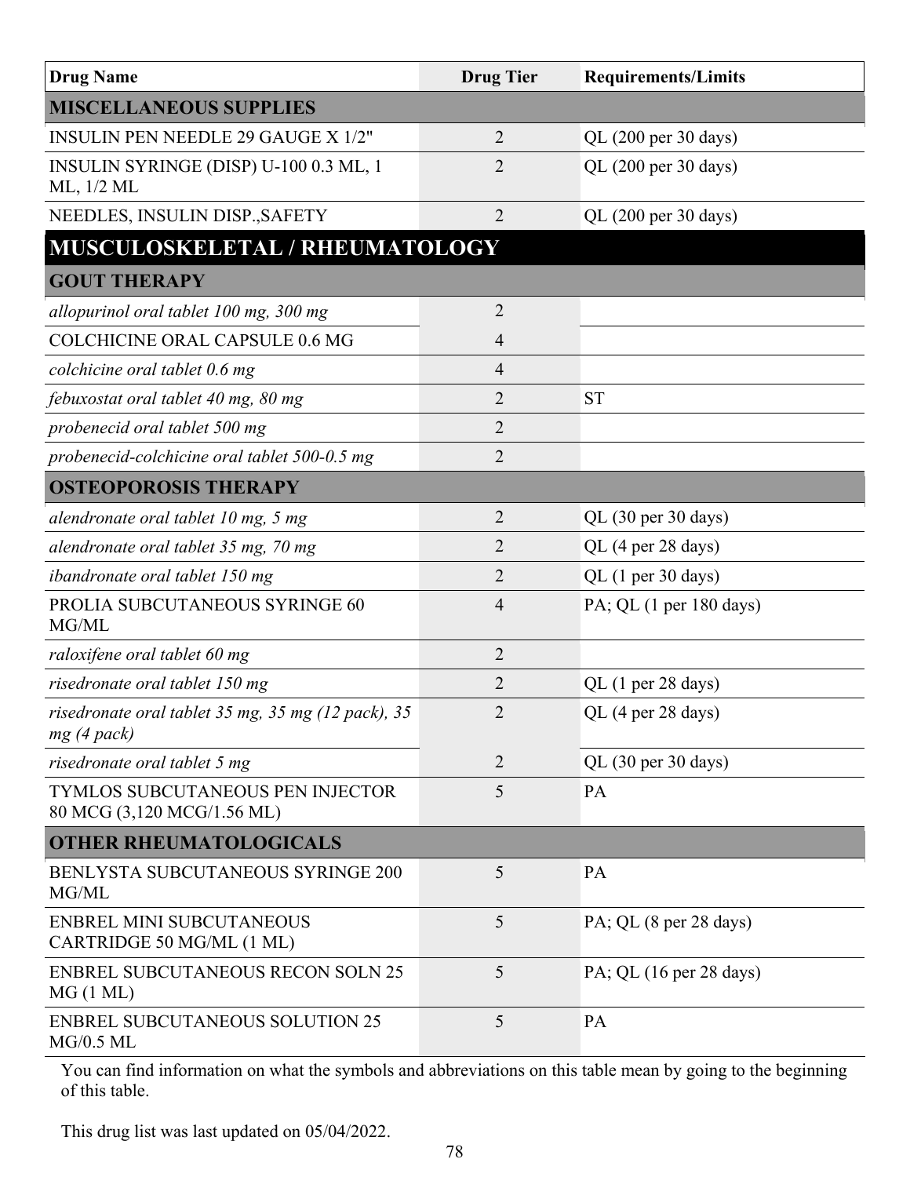| Drug Name | Drug Tier | Requirements/Limits |
|---|---|---|
| **MISCELLANEOUS SUPPLIES** | | |
| INSULIN PEN NEEDLE 29 GAUGE X 1/2" | 2 | QL (200 per 30 days) |
| INSULIN SYRINGE (DISP) U-100 0.3 ML, 1 ML, 1/2 ML | 2 | QL (200 per 30 days) |
| NEEDLES, INSULIN DISP.,SAFETY | 2 | QL (200 per 30 days) |
| **MUSCULOSKELETAL / RHEUMATOLOGY** | | |
| **GOUT THERAPY** | | |
| *allopurinol oral tablet 100 mg, 300 mg* | 2 | |
| COLCHICINE ORAL CAPSULE 0.6 MG | 4 | |
| *colchicine oral tablet 0.6 mg* | 4 | |
| *febuxostat oral tablet 40 mg, 80 mg* | 2 | ST |
| *probenecid oral tablet 500 mg* | 2 | |
| *probenecid-colchicine oral tablet 500-0.5 mg* | 2 | |
| **OSTEOPOROSIS THERAPY** | | |
| *alendronate oral tablet 10 mg, 5 mg* | 2 | QL (30 per 30 days) |
| *alendronate oral tablet 35 mg, 70 mg* | 2 | QL (4 per 28 days) |
| *ibandronate oral tablet 150 mg* | 2 | QL (1 per 30 days) |
| PROLIA SUBCUTANEOUS SYRINGE 60 MG/ML | 4 | PA; QL (1 per 180 days) |
| *raloxifene oral tablet 60 mg* | 2 | |
| *risedronate oral tablet 150 mg* | 2 | QL (1 per 28 days) |
| *risedronate oral tablet 35 mg, 35 mg (12 pack), 35 mg (4 pack)* | 2 | QL (4 per 28 days) |
| *risedronate oral tablet 5 mg* | 2 | QL (30 per 30 days) |
| TYMLOS SUBCUTANEOUS PEN INJECTOR 80 MCG (3,120 MCG/1.56 ML) | 5 | PA |
| **OTHER RHEUMATOLOGICALS** | | |
| BENLYSTA SUBCUTANEOUS SYRINGE 200 MG/ML | 5 | PA |
| ENBREL MINI SUBCUTANEOUS CARTRIDGE 50 MG/ML (1 ML) | 5 | PA; QL (8 per 28 days) |
| ENBREL SUBCUTANEOUS RECON SOLN 25 MG (1 ML) | 5 | PA; QL (16 per 28 days) |
| ENBREL SUBCUTANEOUS SOLUTION 25 MG/0.5 ML | 5 | PA |

You can find information on what the symbols and abbreviations on this table mean by going to the beginning of this table.

This drug list was last updated on 05/04/2022.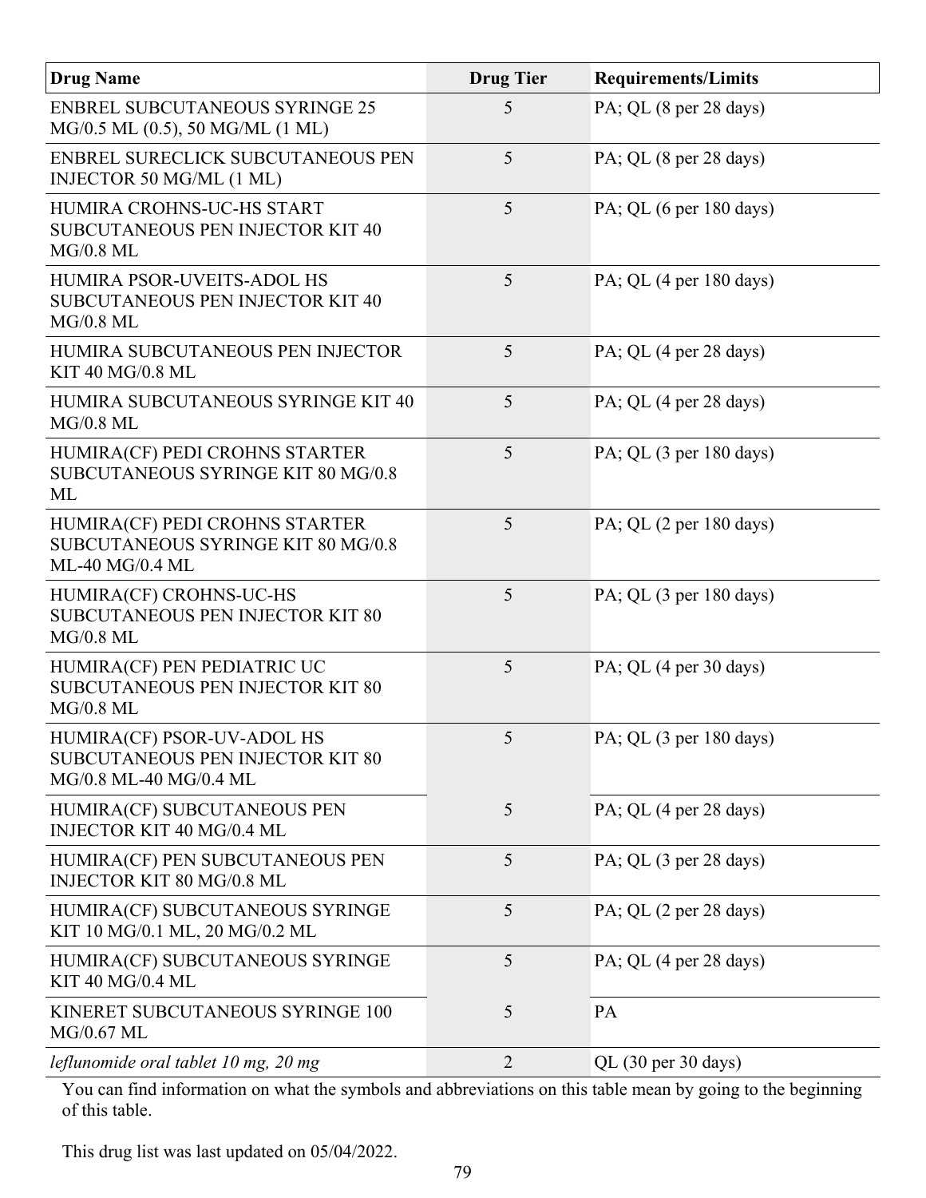| Drug Name | Drug Tier | Requirements/Limits |
|---|---|---|
| ENBREL SUBCUTANEOUS SYRINGE 25 MG/0.5 ML (0.5), 50 MG/ML (1 ML) | 5 | PA; QL (8 per 28 days) |
| ENBREL SURECLICK SUBCUTANEOUS PEN INJECTOR 50 MG/ML (1 ML) | 5 | PA; QL (8 per 28 days) |
| HUMIRA CROHNS-UC-HS START SUBCUTANEOUS PEN INJECTOR KIT 40 MG/0.8 ML | 5 | PA; QL (6 per 180 days) |
| HUMIRA PSOR-UVEITS-ADOL HS SUBCUTANEOUS PEN INJECTOR KIT 40 MG/0.8 ML | 5 | PA; QL (4 per 180 days) |
| HUMIRA SUBCUTANEOUS PEN INJECTOR KIT 40 MG/0.8 ML | 5 | PA; QL (4 per 28 days) |
| HUMIRA SUBCUTANEOUS SYRINGE KIT 40 MG/0.8 ML | 5 | PA; QL (4 per 28 days) |
| HUMIRA(CF) PEDI CROHNS STARTER SUBCUTANEOUS SYRINGE KIT 80 MG/0.8 ML | 5 | PA; QL (3 per 180 days) |
| HUMIRA(CF) PEDI CROHNS STARTER SUBCUTANEOUS SYRINGE KIT 80 MG/0.8 ML-40 MG/0.4 ML | 5 | PA; QL (2 per 180 days) |
| HUMIRA(CF) CROHNS-UC-HS SUBCUTANEOUS PEN INJECTOR KIT 80 MG/0.8 ML | 5 | PA; QL (3 per 180 days) |
| HUMIRA(CF) PEN PEDIATRIC UC SUBCUTANEOUS PEN INJECTOR KIT 80 MG/0.8 ML | 5 | PA; QL (4 per 30 days) |
| HUMIRA(CF) PSOR-UV-ADOL HS SUBCUTANEOUS PEN INJECTOR KIT 80 MG/0.8 ML-40 MG/0.4 ML | 5 | PA; QL (3 per 180 days) |
| HUMIRA(CF) SUBCUTANEOUS PEN INJECTOR KIT 40 MG/0.4 ML | 5 | PA; QL (4 per 28 days) |
| HUMIRA(CF) PEN SUBCUTANEOUS PEN INJECTOR KIT 80 MG/0.8 ML | 5 | PA; QL (3 per 28 days) |
| HUMIRA(CF) SUBCUTANEOUS SYRINGE KIT 10 MG/0.1 ML, 20 MG/0.2 ML | 5 | PA; QL (2 per 28 days) |
| HUMIRA(CF) SUBCUTANEOUS SYRINGE KIT 40 MG/0.4 ML | 5 | PA; QL (4 per 28 days) |
| KINERET SUBCUTANEOUS SYRINGE 100 MG/0.67 ML | 5 | PA |
| *leflunomide oral tablet 10 mg, 20 mg* | 2 | QL (30 per 30 days) |

You can find information on what the symbols and abbreviations on this table mean by going to the beginning of this table.

This drug list was last updated on 05/04/2022.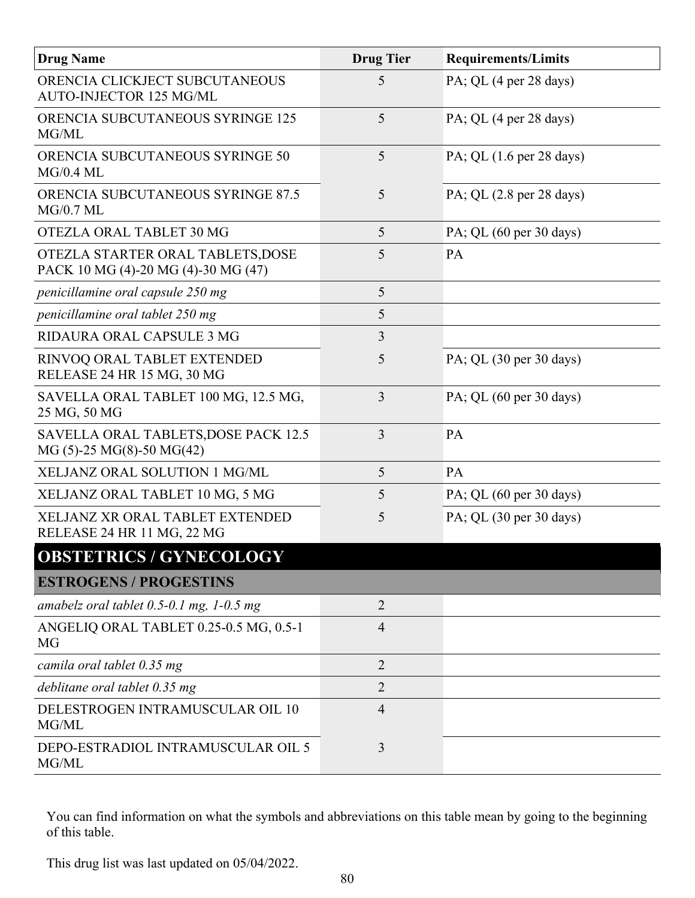| Drug Name | Drug Tier | Requirements/Limits |
|---|---|---|
| ORENCIA CLICKJECT SUBCUTANEOUS AUTO-INJECTOR 125 MG/ML | 5 | PA; QL (4 per 28 days) |
| ORENCIA SUBCUTANEOUS SYRINGE 125 MG/ML | 5 | PA; QL (4 per 28 days) |
| ORENCIA SUBCUTANEOUS SYRINGE 50 MG/0.4 ML | 5 | PA; QL (1.6 per 28 days) |
| ORENCIA SUBCUTANEOUS SYRINGE 87.5 MG/0.7 ML | 5 | PA; QL (2.8 per 28 days) |
| OTEZLA ORAL TABLET 30 MG | 5 | PA; QL (60 per 30 days) |
| OTEZLA STARTER ORAL TABLETS,DOSE PACK 10 MG (4)-20 MG (4)-30 MG (47) | 5 | PA |
| *penicillamine oral capsule 250 mg* | 5 | |
| *penicillamine oral tablet 250 mg* | 5 | |
| RIDAURA ORAL CAPSULE 3 MG | 3 | |
| RINVOQ ORAL TABLET EXTENDED RELEASE 24 HR 15 MG, 30 MG | 5 | PA; QL (30 per 30 days) |
| SAVELLA ORAL TABLET 100 MG, 12.5 MG, 25 MG, 50 MG | 3 | PA; QL (60 per 30 days) |
| SAVELLA ORAL TABLETS,DOSE PACK 12.5 MG (5)-25 MG(8)-50 MG(42) | 3 | PA |
| XELJANZ ORAL SOLUTION 1 MG/ML | 5 | PA |
| XELJANZ ORAL TABLET 10 MG, 5 MG | 5 | PA; QL (60 per 30 days) |
| XELJANZ XR ORAL TABLET EXTENDED RELEASE 24 HR 11 MG, 22 MG | 5 | PA; QL (30 per 30 days) |

# OBSTETRICS / GYNECOLOGY

## ESTROGENS / PROGESTINS

| Drug Name | Drug Tier | Requirements/Limits |
|---|---|---|
| *amabelz oral tablet 0.5-0.1 mg, 1-0.5 mg* | 2 | |
| ANGELIQ ORAL TABLET 0.25-0.5 MG, 0.5-1 MG | 4 | |
| *camila oral tablet 0.35 mg* | 2 | |
| *deblitane oral tablet 0.35 mg* | 2 | |
| DELESTROGEN INTRAMUSCULAR OIL 10 MG/ML | 4 | |
| DEPO-ESTRADIOL INTRAMUSCULAR OIL 5 MG/ML | 3 | |

You can find information on what the symbols and abbreviations on this table mean by going to the beginning of this table.

This drug list was last updated on 05/04/2022.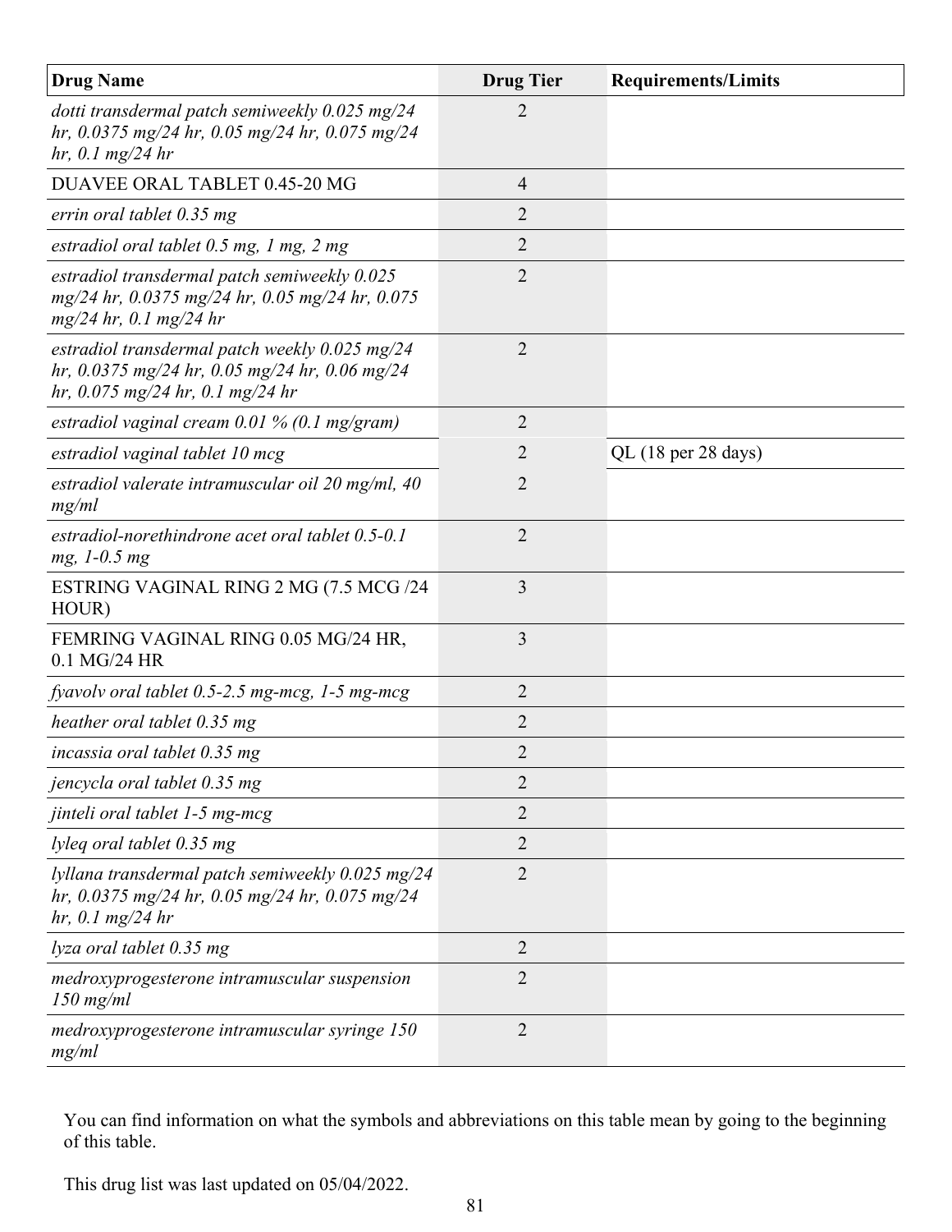| Drug Name | Drug Tier | Requirements/Limits |
|---|---|---|
| *dotti transdermal patch semiweekly 0.025 mg/24 hr, 0.0375 mg/24 hr, 0.05 mg/24 hr, 0.075 mg/24 hr, 0.1 mg/24 hr* | 2 | |
| DUAVEE ORAL TABLET 0.45-20 MG | 4 | |
| *errin oral tablet 0.35 mg* | 2 | |
| *estradiol oral tablet 0.5 mg, 1 mg, 2 mg* | 2 | |
| *estradiol transdermal patch semiweekly 0.025 mg/24 hr, 0.0375 mg/24 hr, 0.05 mg/24 hr, 0.075 mg/24 hr, 0.1 mg/24 hr* | 2 | |
| *estradiol transdermal patch weekly 0.025 mg/24 hr, 0.0375 mg/24 hr, 0.05 mg/24 hr, 0.06 mg/24 hr, 0.075 mg/24 hr, 0.1 mg/24 hr* | 2 | |
| *estradiol vaginal cream 0.01 % (0.1 mg/gram)* | 2 | |
| *estradiol vaginal tablet 10 mcg* | 2 | QL (18 per 28 days) |
| *estradiol valerate intramuscular oil 20 mg/ml, 40 mg/ml* | 2 | |
| *estradiol-norethindrone acet oral tablet 0.5-0.1 mg, 1-0.5 mg* | 2 | |
| ESTRING VAGINAL RING 2 MG (7.5 MCG /24 HOUR) | 3 | |
| FEMRING VAGINAL RING 0.05 MG/24 HR, 0.1 MG/24 HR | 3 | |
| *fyavolv oral tablet 0.5-2.5 mg-mcg, 1-5 mg-mcg* | 2 | |
| *heather oral tablet 0.35 mg* | 2 | |
| *incassia oral tablet 0.35 mg* | 2 | |
| *jencycla oral tablet 0.35 mg* | 2 | |
| *jinteli oral tablet 1-5 mg-mcg* | 2 | |
| *lyleq oral tablet 0.35 mg* | 2 | |
| *lyllana transdermal patch semiweekly 0.025 mg/24 hr, 0.0375 mg/24 hr, 0.05 mg/24 hr, 0.075 mg/24 hr, 0.1 mg/24 hr* | 2 | |
| *lyza oral tablet 0.35 mg* | 2 | |
| *medroxyprogesterone intramuscular suspension 150 mg/ml* | 2 | |
| *medroxyprogesterone intramuscular syringe 150 mg/ml* | 2 | |

You can find information on what the symbols and abbreviations on this table mean by going to the beginning of this table.

This drug list was last updated on 05/04/2022.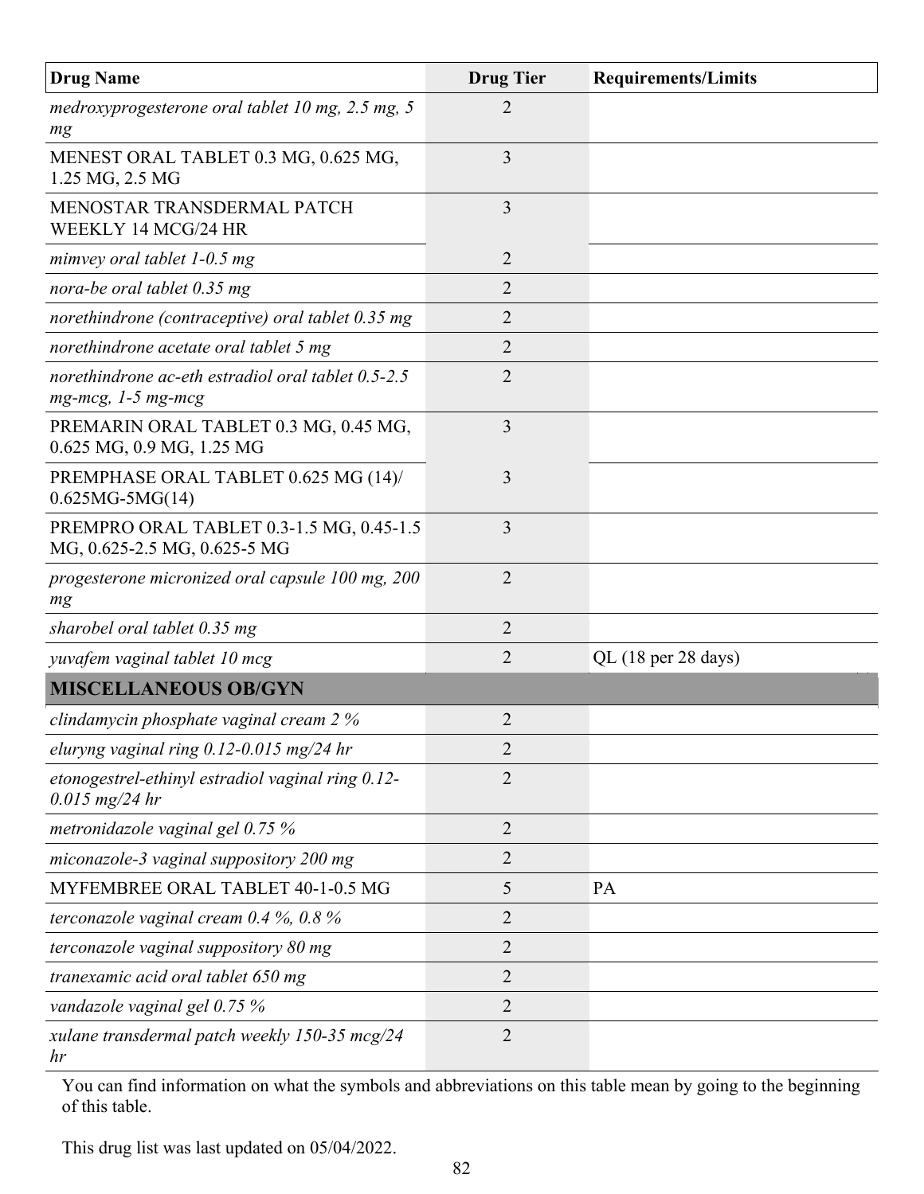| Drug Name | Drug Tier | Requirements/Limits |
|---|---|---|
| *medroxyprogesterone oral tablet 10 mg, 2.5 mg, 5 mg* | 2 | |
| MENEST ORAL TABLET 0.3 MG, 0.625 MG, 1.25 MG, 2.5 MG | 3 | |
| MENOSTAR TRANSDERMAL PATCH WEEKLY 14 MCG/24 HR | 3 | |
| *mimvey oral tablet 1-0.5 mg* | 2 | |
| *nora-be oral tablet 0.35 mg* | 2 | |
| *norethindrone (contraceptive) oral tablet 0.35 mg* | 2 | |
| *norethindrone acetate oral tablet 5 mg* | 2 | |
| *norethindrone ac-eth estradiol oral tablet 0.5-2.5 mg-mcg, 1-5 mg-mcg* | 2 | |
| PREMARIN ORAL TABLET 0.3 MG, 0.45 MG, 0.625 MG, 0.9 MG, 1.25 MG | 3 | |
| PREMPHASE ORAL TABLET 0.625 MG (14)/ 0.625MG-5MG(14) | 3 | |
| PREMPRO ORAL TABLET 0.3-1.5 MG, 0.45-1.5 MG, 0.625-2.5 MG, 0.625-5 MG | 3 | |
| *progesterone micronized oral capsule 100 mg, 200 mg* | 2 | |
| *sharobel oral tablet 0.35 mg* | 2 | |
| *yuvafem vaginal tablet 10 mcg* | 2 | QL (18 per 28 days) |
| **MISCELLANEOUS OB/GYN** | | |
| *clindamycin phosphate vaginal cream 2 %* | 2 | |
| *eluryng vaginal ring 0.12-0.015 mg/24 hr* | 2 | |
| *etonogestrel-ethinyl estradiol vaginal ring 0.12-0.015 mg/24 hr* | 2 | |
| *metronidazole vaginal gel 0.75 %* | 2 | |
| *miconazole-3 vaginal suppository 200 mg* | 2 | |
| MYFEMBREE ORAL TABLET 40-1-0.5 MG | 5 | PA |
| *terconazole vaginal cream 0.4 %, 0.8 %* | 2 | |
| *terconazole vaginal suppository 80 mg* | 2 | |
| *tranexamic acid oral tablet 650 mg* | 2 | |
| *vandazole vaginal gel 0.75 %* | 2 | |
| *xulane transdermal patch weekly 150-35 mcg/24 hr* | 2 | |

You can find information on what the symbols and abbreviations on this table mean by going to the beginning of this table.

This drug list was last updated on 05/04/2022.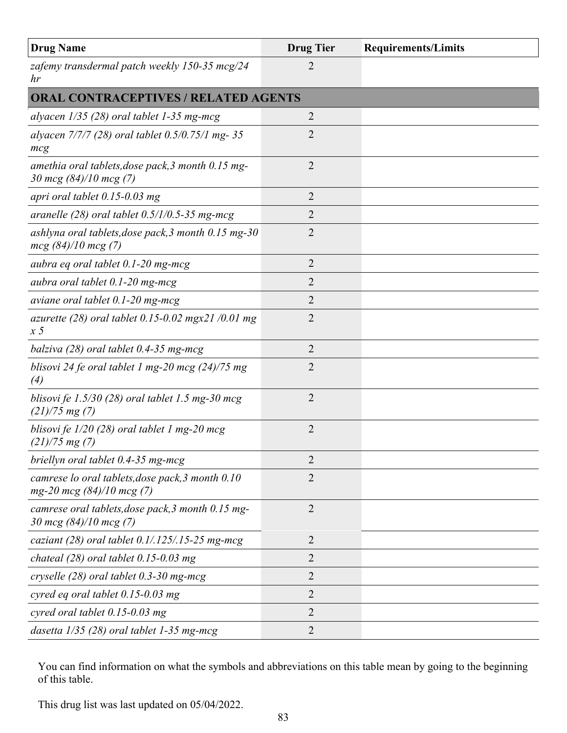| Drug Name | Drug Tier | Requirements/Limits |
|---|---|---|
| *zafemy transdermal patch weekly 150-35 mcg/24 hr* | 2 | |
| **ORAL CONTRACEPTIVES / RELATED AGENTS** | | |
| *alyacen 1/35 (28) oral tablet 1-35 mg-mcg* | 2 | |
| *alyacen 7/7/7 (28) oral tablet 0.5/0.75/1 mg- 35 mcg* | 2 | |
| *amethia oral tablets,dose pack,3 month 0.15 mg-30 mcg (84)/10 mcg (7)* | 2 | |
| *apri oral tablet 0.15-0.03 mg* | 2 | |
| *aranelle (28) oral tablet 0.5/1/0.5-35 mg-mcg* | 2 | |
| *ashlyna oral tablets,dose pack,3 month 0.15 mg-30 mcg (84)/10 mcg (7)* | 2 | |
| *aubra eq oral tablet 0.1-20 mg-mcg* | 2 | |
| *aubra oral tablet 0.1-20 mg-mcg* | 2 | |
| *aviane oral tablet 0.1-20 mg-mcg* | 2 | |
| *azurette (28) oral tablet 0.15-0.02 mgx21 /0.01 mg x 5* | 2 | |
| *balziva (28) oral tablet 0.4-35 mg-mcg* | 2 | |
| *blisovi 24 fe oral tablet 1 mg-20 mcg (24)/75 mg (4)* | 2 | |
| *blisovi fe 1.5/30 (28) oral tablet 1.5 mg-30 mcg (21)/75 mg (7)* | 2 | |
| *blisovi fe 1/20 (28) oral tablet 1 mg-20 mcg (21)/75 mg (7)* | 2 | |
| *briellyn oral tablet 0.4-35 mg-mcg* | 2 | |
| *camrese lo oral tablets,dose pack,3 month 0.10 mg-20 mcg (84)/10 mcg (7)* | 2 | |
| *camrese oral tablets,dose pack,3 month 0.15 mg-30 mcg (84)/10 mcg (7)* | 2 | |
| *caziant (28) oral tablet 0.1/.125/.15-25 mg-mcg* | 2 | |
| *chateal (28) oral tablet 0.15-0.03 mg* | 2 | |
| *cryselle (28) oral tablet 0.3-30 mg-mcg* | 2 | |
| *cyred eq oral tablet 0.15-0.03 mg* | 2 | |
| *cyred oral tablet 0.15-0.03 mg* | 2 | |
| *dasetta 1/35 (28) oral tablet 1-35 mg-mcg* | 2 | |

You can find information on what the symbols and abbreviations on this table mean by going to the beginning of this table.

This drug list was last updated on 05/04/2022.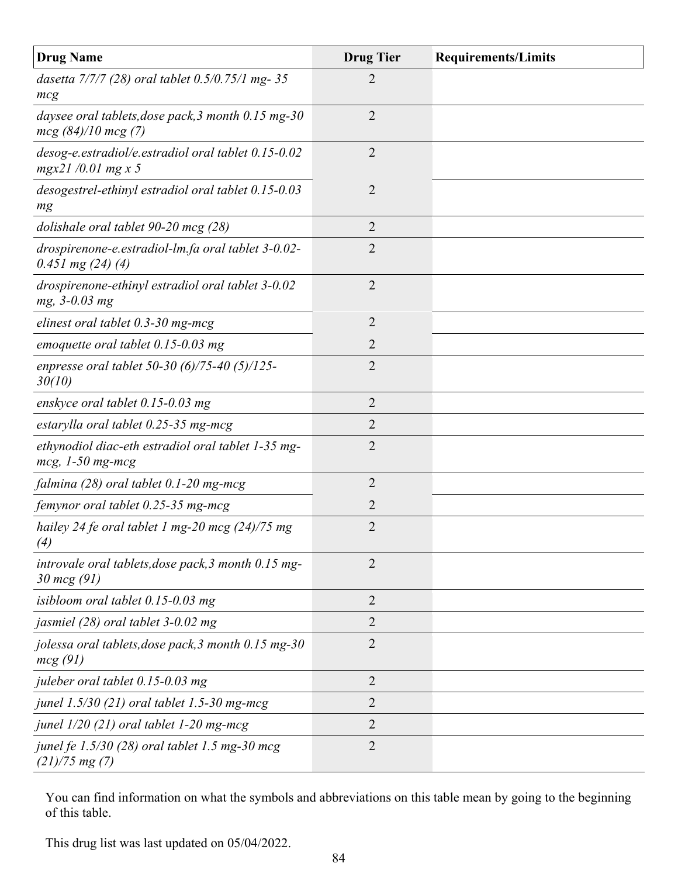| Drug Name | Drug Tier | Requirements/Limits |
|---|---|---|
| *dasetta 7/7/7 (28) oral tablet 0.5/0.75/1 mg- 35 mcg* | 2 | |
| *daysee oral tablets,dose pack,3 month 0.15 mg-30 mcg (84)/10 mcg (7)* | 2 | |
| *desog-e.estradiol/e.estradiol oral tablet 0.15-0.02 mgx21 /0.01 mg x 5* | 2 | |
| *desogestrel-ethinyl estradiol oral tablet 0.15-0.03 mg* | 2 | |
| *dolishale oral tablet 90-20 mcg (28)* | 2 | |
| *drospirenone-e.estradiol-lm.fa oral tablet 3-0.02-0.451 mg (24) (4)* | 2 | |
| *drospirenone-ethinyl estradiol oral tablet 3-0.02 mg, 3-0.03 mg* | 2 | |
| *elinest oral tablet 0.3-30 mg-mcg* | 2 | |
| *emoquette oral tablet 0.15-0.03 mg* | 2 | |
| *enpresse oral tablet 50-30 (6)/75-40 (5)/125-30(10)* | 2 | |
| *enskyce oral tablet 0.15-0.03 mg* | 2 | |
| *estarylla oral tablet 0.25-35 mg-mcg* | 2 | |
| *ethynodiol diac-eth estradiol oral tablet 1-35 mg-mcg, 1-50 mg-mcg* | 2 | |
| *falmina (28) oral tablet 0.1-20 mg-mcg* | 2 | |
| *femynor oral tablet 0.25-35 mg-mcg* | 2 | |
| *hailey 24 fe oral tablet 1 mg-20 mcg (24)/75 mg (4)* | 2 | |
| *introvale oral tablets,dose pack,3 month 0.15 mg-30 mcg (91)* | 2 | |
| *isibloom oral tablet 0.15-0.03 mg* | 2 | |
| *jasmiel (28) oral tablet 3-0.02 mg* | 2 | |
| *jolessa oral tablets,dose pack,3 month 0.15 mg-30 mcg (91)* | 2 | |
| *juleber oral tablet 0.15-0.03 mg* | 2 | |
| *junel 1.5/30 (21) oral tablet 1.5-30 mg-mcg* | 2 | |
| *junel 1/20 (21) oral tablet 1-20 mg-mcg* | 2 | |
| *junel fe 1.5/30 (28) oral tablet 1.5 mg-30 mcg (21)/75 mg (7)* | 2 | |

You can find information on what the symbols and abbreviations on this table mean by going to the beginning of this table.

This drug list was last updated on 05/04/2022.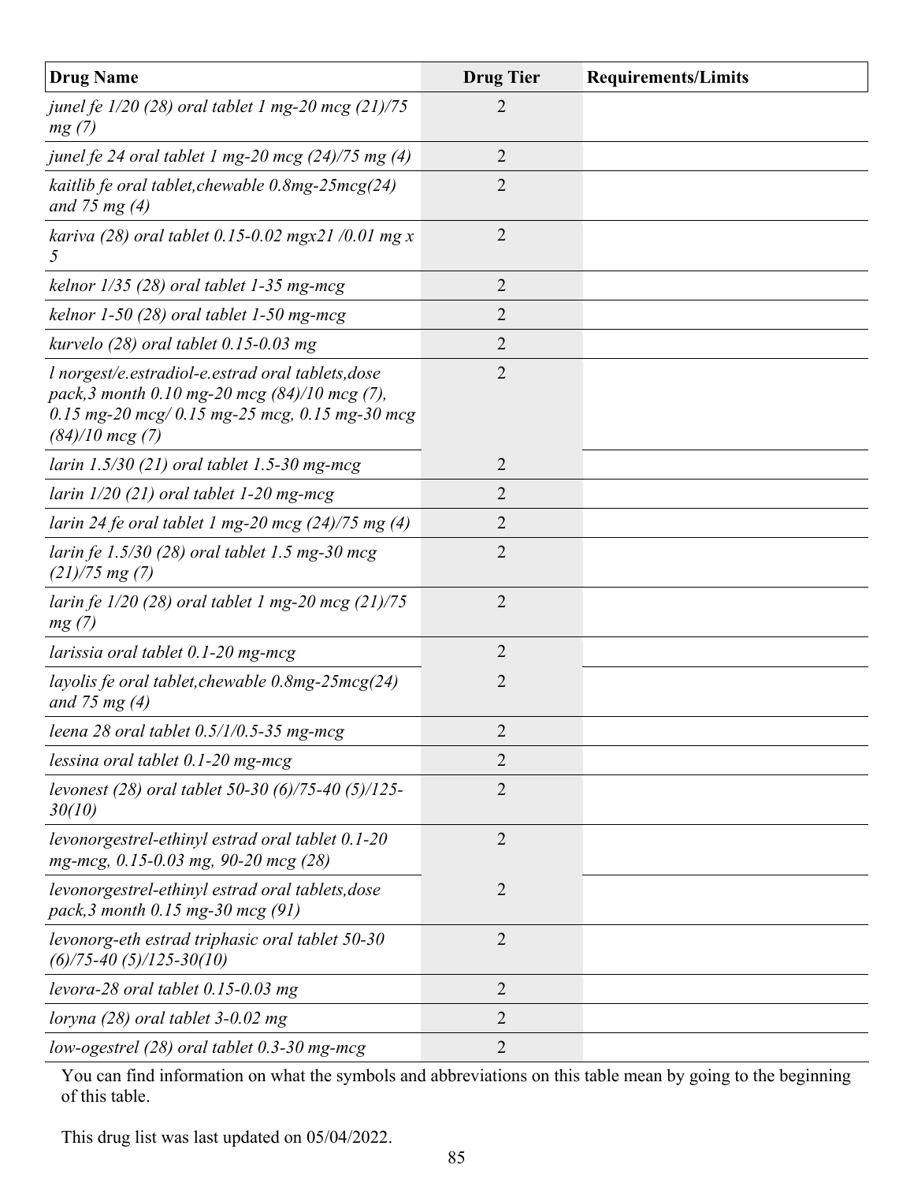| Drug Name | Drug Tier | Requirements/Limits |
|---|---|---|
| *junel fe 1/20 (28) oral tablet 1 mg-20 mcg (21)/75 mg (7)* | 2 | |
| *junel fe 24 oral tablet 1 mg-20 mcg (24)/75 mg (4)* | 2 | |
| *kaitlib fe oral tablet,chewable 0.8mg-25mcg(24) and 75 mg (4)* | 2 | |
| *kariva (28) oral tablet 0.15-0.02 mgx21 /0.01 mg x 5* | 2 | |
| *kelnor 1/35 (28) oral tablet 1-35 mg-mcg* | 2 | |
| *kelnor 1-50 (28) oral tablet 1-50 mg-mcg* | 2 | |
| *kurvelo (28) oral tablet 0.15-0.03 mg* | 2 | |
| *l norgest/e.estradiol-e.estrad oral tablets,dose pack,3 month 0.10 mg-20 mcg (84)/10 mcg (7), 0.15 mg-20 mcg/ 0.15 mg-25 mcg, 0.15 mg-30 mcg (84)/10 mcg (7)* | 2 | |
| *larin 1.5/30 (21) oral tablet 1.5-30 mg-mcg* | 2 | |
| *larin 1/20 (21) oral tablet 1-20 mg-mcg* | 2 | |
| *larin 24 fe oral tablet 1 mg-20 mcg (24)/75 mg (4)* | 2 | |
| *larin fe 1.5/30 (28) oral tablet 1.5 mg-30 mcg (21)/75 mg (7)* | 2 | |
| *larin fe 1/20 (28) oral tablet 1 mg-20 mcg (21)/75 mg (7)* | 2 | |
| *larissia oral tablet 0.1-20 mg-mcg* | 2 | |
| *layolis fe oral tablet,chewable 0.8mg-25mcg(24) and 75 mg (4)* | 2 | |
| *leena 28 oral tablet 0.5/1/0.5-35 mg-mcg* | 2 | |
| *lessina oral tablet 0.1-20 mg-mcg* | 2 | |
| *levonest (28) oral tablet 50-30 (6)/75-40 (5)/125-30(10)* | 2 | |
| *levonorgestrel-ethinyl estrad oral tablet 0.1-20 mg-mcg, 0.15-0.03 mg, 90-20 mcg (28)* | 2 | |
| *levonorgestrel-ethinyl estrad oral tablets,dose pack,3 month 0.15 mg-30 mcg (91)* | 2 | |
| *levonorg-eth estrad triphasic oral tablet 50-30 (6)/75-40 (5)/125-30(10)* | 2 | |
| *levora-28 oral tablet 0.15-0.03 mg* | 2 | |
| *loryna (28) oral tablet 3-0.02 mg* | 2 | |
| *low-ogestrel (28) oral tablet 0.3-30 mg-mcg* | 2 | |

You can find information on what the symbols and abbreviations on this table mean by going to the beginning of this table.

This drug list was last updated on 05/04/2022.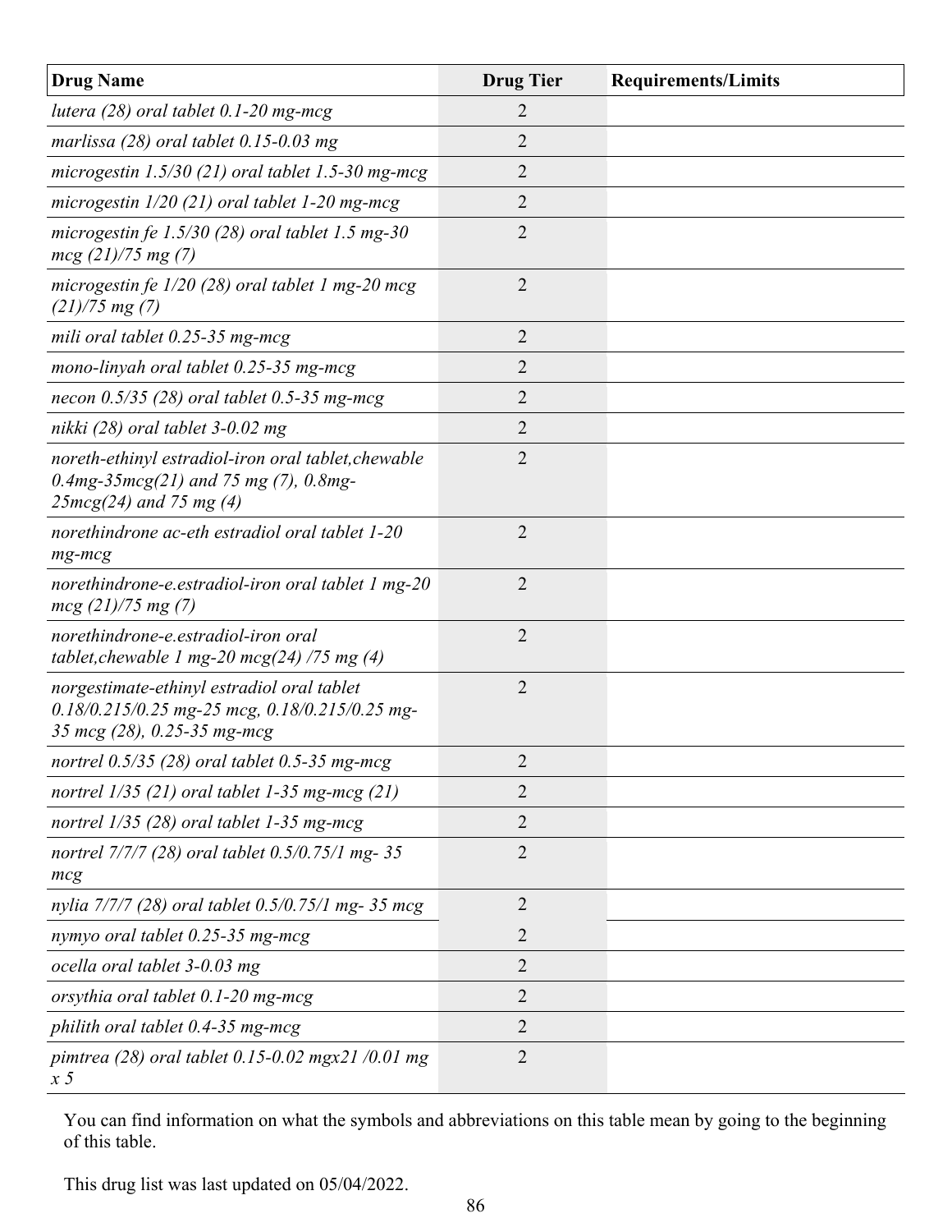| Drug Name | Drug Tier | Requirements/Limits |
|---|---|---|
| *lutera (28) oral tablet 0.1-20 mg-mcg* | 2 | |
| *marlissa (28) oral tablet 0.15-0.03 mg* | 2 | |
| *microgestin 1.5/30 (21) oral tablet 1.5-30 mg-mcg* | 2 | |
| *microgestin 1/20 (21) oral tablet 1-20 mg-mcg* | 2 | |
| *microgestin fe 1.5/30 (28) oral tablet 1.5 mg-30 mcg (21)/75 mg (7)* | 2 | |
| *microgestin fe 1/20 (28) oral tablet 1 mg-20 mcg (21)/75 mg (7)* | 2 | |
| *mili oral tablet 0.25-35 mg-mcg* | 2 | |
| *mono-linyah oral tablet 0.25-35 mg-mcg* | 2 | |
| *necon 0.5/35 (28) oral tablet 0.5-35 mg-mcg* | 2 | |
| *nikki (28) oral tablet 3-0.02 mg* | 2 | |
| *noreth-ethinyl estradiol-iron oral tablet,chewable 0.4mg-35mcg(21) and 75 mg (7), 0.8mg-25mcg(24) and 75 mg (4)* | 2 | |
| *norethindrone ac-eth estradiol oral tablet 1-20 mg-mcg* | 2 | |
| *norethindrone-e.estradiol-iron oral tablet 1 mg-20 mcg (21)/75 mg (7)* | 2 | |
| *norethindrone-e.estradiol-iron oral tablet,chewable 1 mg-20 mcg(24) /75 mg (4)* | 2 | |
| *norgestimate-ethinyl estradiol oral tablet 0.18/0.215/0.25 mg-25 mcg, 0.18/0.215/0.25 mg-35 mcg (28), 0.25-35 mg-mcg* | 2 | |
| *nortrel 0.5/35 (28) oral tablet 0.5-35 mg-mcg* | 2 | |
| *nortrel 1/35 (21) oral tablet 1-35 mg-mcg (21)* | 2 | |
| *nortrel 1/35 (28) oral tablet 1-35 mg-mcg* | 2 | |
| *nortrel 7/7/7 (28) oral tablet 0.5/0.75/1 mg- 35 mcg* | 2 | |
| *nylia 7/7/7 (28) oral tablet 0.5/0.75/1 mg- 35 mcg* | 2 | |
| *nymyo oral tablet 0.25-35 mg-mcg* | 2 | |
| *ocella oral tablet 3-0.03 mg* | 2 | |
| *orsythia oral tablet 0.1-20 mg-mcg* | 2 | |
| *philith oral tablet 0.4-35 mg-mcg* | 2 | |
| *pimtrea (28) oral tablet 0.15-0.02 mgx21 /0.01 mg x 5* | 2 | |

You can find information on what the symbols and abbreviations on this table mean by going to the beginning of this table.

This drug list was last updated on 05/04/2022.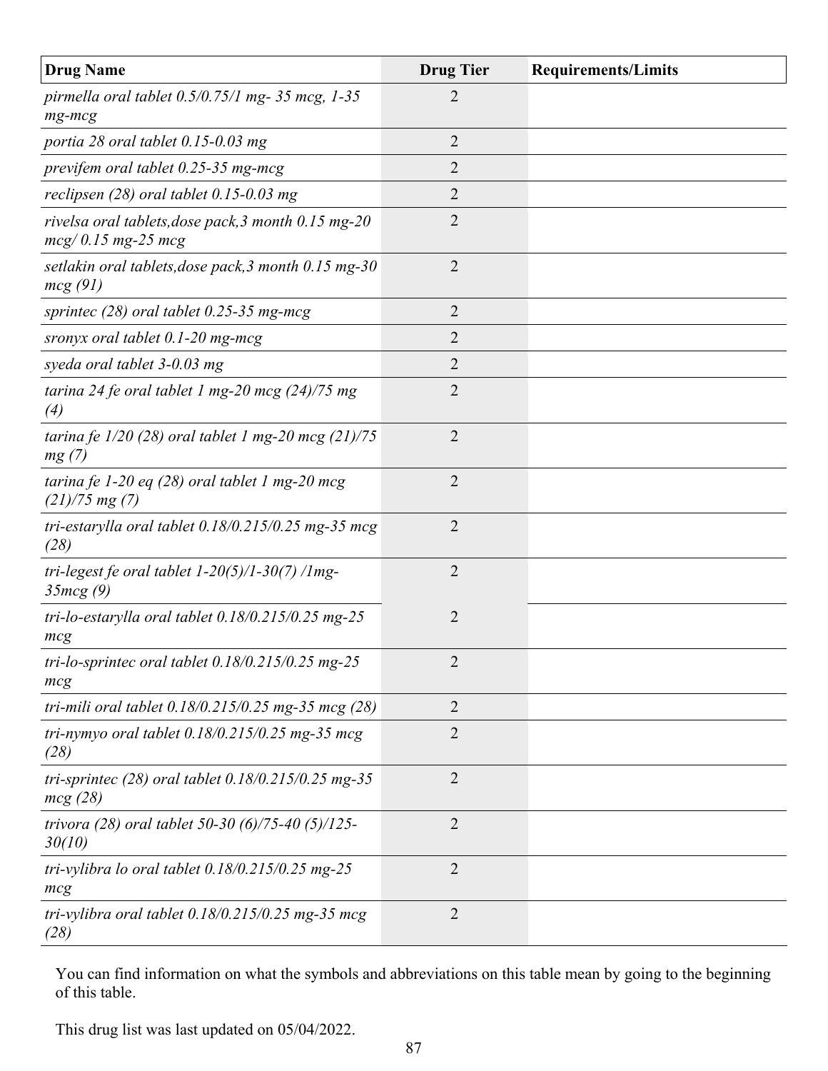| Drug Name | Drug Tier | Requirements/Limits |
|---|---|---|
| *pirmella oral tablet 0.5/0.75/1 mg- 35 mcg, 1-35 mg-mcg* | 2 | |
| *portia 28 oral tablet 0.15-0.03 mg* | 2 | |
| *previfem oral tablet 0.25-35 mg-mcg* | 2 | |
| *reclipsen (28) oral tablet 0.15-0.03 mg* | 2 | |
| *rivelsa oral tablets,dose pack,3 month 0.15 mg-20 mcg/ 0.15 mg-25 mcg* | 2 | |
| *setlakin oral tablets,dose pack,3 month 0.15 mg-30 mcg (91)* | 2 | |
| *sprintec (28) oral tablet 0.25-35 mg-mcg* | 2 | |
| *sronyx oral tablet 0.1-20 mg-mcg* | 2 | |
| *syeda oral tablet 3-0.03 mg* | 2 | |
| *tarina 24 fe oral tablet 1 mg-20 mcg (24)/75 mg (4)* | 2 | |
| *tarina fe 1/20 (28) oral tablet 1 mg-20 mcg (21)/75 mg (7)* | 2 | |
| *tarina fe 1-20 eq (28) oral tablet 1 mg-20 mcg (21)/75 mg (7)* | 2 | |
| *tri-estarylla oral tablet 0.18/0.215/0.25 mg-35 mcg (28)* | 2 | |
| *tri-legest fe oral tablet 1-20(5)/1-30(7) /1mg-35mcg (9)* | 2 | |
| *tri-lo-estarylla oral tablet 0.18/0.215/0.25 mg-25 mcg* | 2 | |
| *tri-lo-sprintec oral tablet 0.18/0.215/0.25 mg-25 mcg* | 2 | |
| *tri-mili oral tablet 0.18/0.215/0.25 mg-35 mcg (28)* | 2 | |
| *tri-nymyo oral tablet 0.18/0.215/0.25 mg-35 mcg (28)* | 2 | |
| *tri-sprintec (28) oral tablet 0.18/0.215/0.25 mg-35 mcg (28)* | 2 | |
| *trivora (28) oral tablet 50-30 (6)/75-40 (5)/125-30(10)* | 2 | |
| *tri-vylibra lo oral tablet 0.18/0.215/0.25 mg-25 mcg* | 2 | |
| *tri-vylibra oral tablet 0.18/0.215/0.25 mg-35 mcg (28)* | 2 | |

You can find information on what the symbols and abbreviations on this table mean by going to the beginning of this table.

This drug list was last updated on 05/04/2022.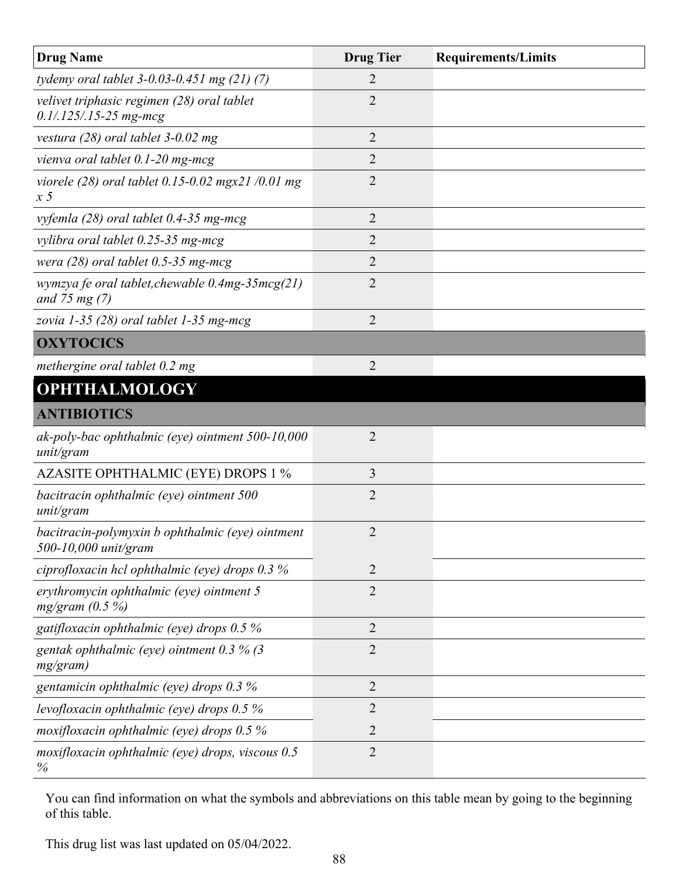| Drug Name | Drug Tier | Requirements/Limits |
|---|---|---|
| *tydemy oral tablet 3-0.03-0.451 mg (21) (7)* | 2 | |
| *velivet triphasic regimen (28) oral tablet 0.1/.125/.15-25 mg-mcg* | 2 | |
| *vestura (28) oral tablet 3-0.02 mg* | 2 | |
| *vienva oral tablet 0.1-20 mg-mcg* | 2 | |
| *viorele (28) oral tablet 0.15-0.02 mgx21 /0.01 mg x 5* | 2 | |
| *vyfemla (28) oral tablet 0.4-35 mg-mcg* | 2 | |
| *vylibra oral tablet 0.25-35 mg-mcg* | 2 | |
| *wera (28) oral tablet 0.5-35 mg-mcg* | 2 | |
| *wymzya fe oral tablet,chewable 0.4mg-35mcg(21) and 75 mg (7)* | 2 | |
| *zovia 1-35 (28) oral tablet 1-35 mg-mcg* | 2 | |
| **OXYTOCICS** | | |
| *methergine oral tablet 0.2 mg* | 2 | |
| **OPHTHALMOLOGY** | | |
| **ANTIBIOTICS** | | |
| *ak-poly-bac ophthalmic (eye) ointment 500-10,000 unit/gram* | 2 | |
| AZASITE OPHTHALMIC (EYE) DROPS 1 % | 3 | |
| *bacitracin ophthalmic (eye) ointment 500 unit/gram* | 2 | |
| *bacitracin-polymyxin b ophthalmic (eye) ointment 500-10,000 unit/gram* | 2 | |
| *ciprofloxacin hcl ophthalmic (eye) drops 0.3 %* | 2 | |
| *erythromycin ophthalmic (eye) ointment 5 mg/gram (0.5 %)* | 2 | |
| *gatifloxacin ophthalmic (eye) drops 0.5 %* | 2 | |
| *gentak ophthalmic (eye) ointment 0.3 % (3 mg/gram)* | 2 | |
| *gentamicin ophthalmic (eye) drops 0.3 %* | 2 | |
| *levofloxacin ophthalmic (eye) drops 0.5 %* | 2 | |
| *moxifloxacin ophthalmic (eye) drops 0.5 %* | 2 | |
| *moxifloxacin ophthalmic (eye) drops, viscous 0.5 %* | 2 | |

You can find information on what the symbols and abbreviations on this table mean by going to the beginning of this table.

This drug list was last updated on 05/04/2022.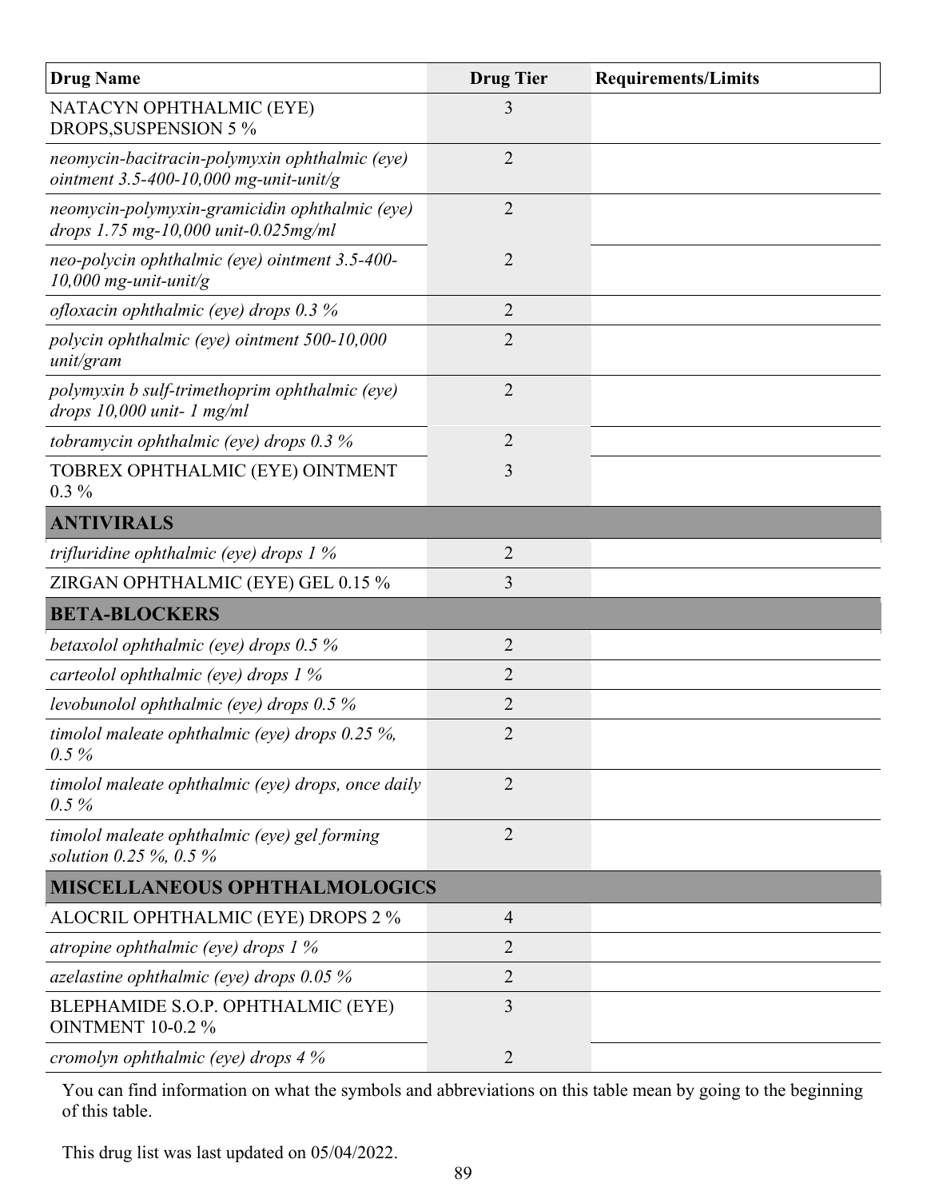| Drug Name | Drug Tier | Requirements/Limits |
|---|---|---|
| NATACYN OPHTHALMIC (EYE) DROPS,SUSPENSION 5 % | 3 | |
| *neomycin-bacitracin-polymyxin ophthalmic (eye) ointment 3.5-400-10,000 mg-unit-unit/g* | 2 | |
| *neomycin-polymyxin-gramicidin ophthalmic (eye) drops 1.75 mg-10,000 unit-0.025mg/ml* | 2 | |
| *neo-polycin ophthalmic (eye) ointment 3.5-400-10,000 mg-unit-unit/g* | 2 | |
| *ofloxacin ophthalmic (eye) drops 0.3 %* | 2 | |
| *polycin ophthalmic (eye) ointment 500-10,000 unit/gram* | 2 | |
| *polymyxin b sulf-trimethoprim ophthalmic (eye) drops 10,000 unit- 1 mg/ml* | 2 | |
| *tobramycin ophthalmic (eye) drops 0.3 %* | 2 | |
| TOBREX OPHTHALMIC (EYE) OINTMENT 0.3 % | 3 | |
| **ANTIVIRALS** | | |
| *trifluridine ophthalmic (eye) drops 1 %* | 2 | |
| ZIRGAN OPHTHALMIC (EYE) GEL 0.15 % | 3 | |
| **BETA-BLOCKERS** | | |
| *betaxolol ophthalmic (eye) drops 0.5 %* | 2 | |
| *carteolol ophthalmic (eye) drops 1 %* | 2 | |
| *levobunolol ophthalmic (eye) drops 0.5 %* | 2 | |
| *timolol maleate ophthalmic (eye) drops 0.25 %, 0.5 %* | 2 | |
| *timolol maleate ophthalmic (eye) drops, once daily 0.5 %* | 2 | |
| *timolol maleate ophthalmic (eye) gel forming solution 0.25 %, 0.5 %* | 2 | |
| **MISCELLANEOUS OPHTHALMOLOGICS** | | |
| ALOCRIL OPHTHALMIC (EYE) DROPS 2 % | 4 | |
| *atropine ophthalmic (eye) drops 1 %* | 2 | |
| *azelastine ophthalmic (eye) drops 0.05 %* | 2 | |
| BLEPHAMIDE S.O.P. OPHTHALMIC (EYE) OINTMENT 10-0.2 % | 3 | |
| *cromolyn ophthalmic (eye) drops 4 %* | 2 | |

You can find information on what the symbols and abbreviations on this table mean by going to the beginning of this table.

This drug list was last updated on 05/04/2022.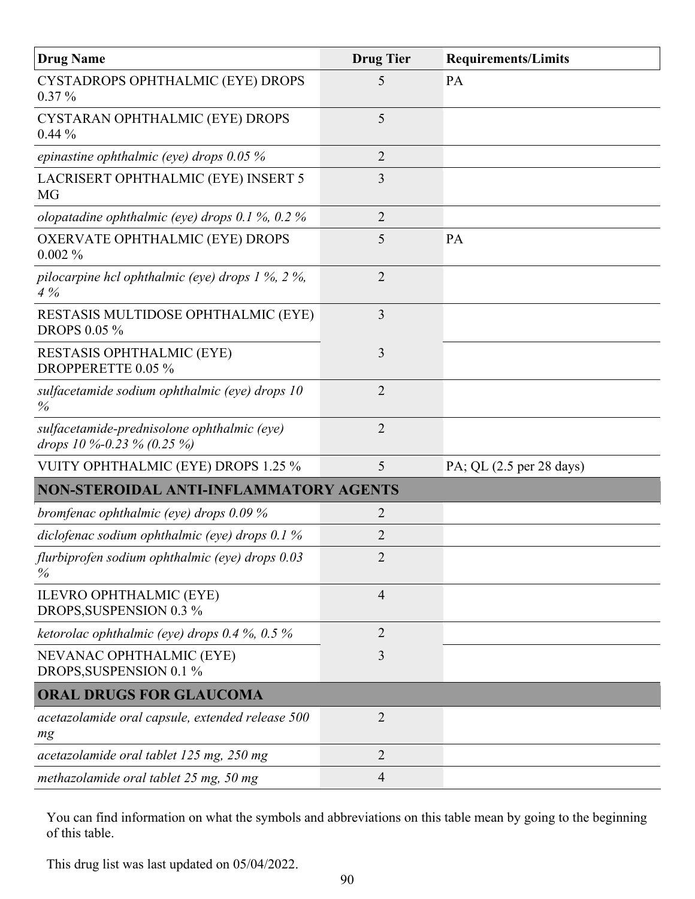| Drug Name | Drug Tier | Requirements/Limits |
|---|---|---|
| CYSTADROPS OPHTHALMIC (EYE) DROPS 0.37 % | 5 | PA |
| CYSTARAN OPHTHALMIC (EYE) DROPS 0.44 % | 5 | |
| *epinastine ophthalmic (eye) drops 0.05 %* | 2 | |
| LACRISERT OPHTHALMIC (EYE) INSERT 5 MG | 3 | |
| *olopatadine ophthalmic (eye) drops 0.1 %, 0.2 %* | 2 | |
| OXERVATE OPHTHALMIC (EYE) DROPS 0.002 % | 5 | PA |
| *pilocarpine hcl ophthalmic (eye) drops 1 %, 2 %, 4 %* | 2 | |
| RESTASIS MULTIDOSE OPHTHALMIC (EYE) DROPS 0.05 % | 3 | |
| RESTASIS OPHTHALMIC (EYE) DROPPERETTE 0.05 % | 3 | |
| *sulfacetamide sodium ophthalmic (eye) drops 10 %* | 2 | |
| *sulfacetamide-prednisolone ophthalmic (eye) drops 10 %-0.23 % (0.25 %)* | 2 | |
| VUITY OPHTHALMIC (EYE) DROPS 1.25 % | 5 | PA; QL (2.5 per 28 days) |
| **NON-STEROIDAL ANTI-INFLAMMATORY AGENTS** | | |
| *bromfenac ophthalmic (eye) drops 0.09 %* | 2 | |
| *diclofenac sodium ophthalmic (eye) drops 0.1 %* | 2 | |
| *flurbiprofen sodium ophthalmic (eye) drops 0.03 %* | 2 | |
| ILEVRO OPHTHALMIC (EYE) DROPS,SUSPENSION 0.3 % | 4 | |
| *ketorolac ophthalmic (eye) drops 0.4 %, 0.5 %* | 2 | |
| NEVANAC OPHTHALMIC (EYE) DROPS,SUSPENSION 0.1 % | 3 | |
| **ORAL DRUGS FOR GLAUCOMA** | | |
| *acetazolamide oral capsule, extended release 500 mg* | 2 | |
| *acetazolamide oral tablet 125 mg, 250 mg* | 2 | |
| *methazolamide oral tablet 25 mg, 50 mg* | 4 | |

You can find information on what the symbols and abbreviations on this table mean by going to the beginning of this table.

This drug list was last updated on 05/04/2022.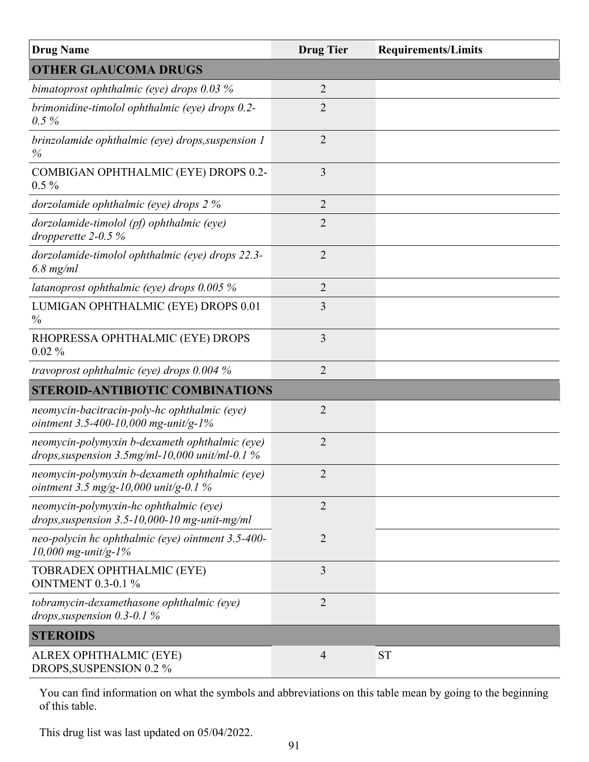| Drug Name | Drug Tier | Requirements/Limits |
|---|---|---|
| **OTHER GLAUCOMA DRUGS** | | |
| *bimatoprost ophthalmic (eye) drops 0.03 %* | 2 | |
| *brimonidine-timolol ophthalmic (eye) drops 0.2-0.5 %* | 2 | |
| *brinzolamide ophthalmic (eye) drops,suspension 1 %* | 2 | |
| COMBIGAN OPHTHALMIC (EYE) DROPS 0.2-0.5 % | 3 | |
| *dorzolamide ophthalmic (eye) drops 2 %* | 2 | |
| *dorzolamide-timolol (pf) ophthalmic (eye) dropperette 2-0.5 %* | 2 | |
| *dorzolamide-timolol ophthalmic (eye) drops 22.3-6.8 mg/ml* | 2 | |
| *latanoprost ophthalmic (eye) drops 0.005 %* | 2 | |
| LUMIGAN OPHTHALMIC (EYE) DROPS 0.01 % | 3 | |
| RHOPRESSA OPHTHALMIC (EYE) DROPS 0.02 % | 3 | |
| *travoprost ophthalmic (eye) drops 0.004 %* | 2 | |
| **STEROID-ANTIBIOTIC COMBINATIONS** | | |
| *neomycin-bacitracin-poly-hc ophthalmic (eye) ointment 3.5-400-10,000 mg-unit/g-1%* | 2 | |
| *neomycin-polymyxin b-dexameth ophthalmic (eye) drops,suspension 3.5mg/ml-10,000 unit/ml-0.1 %* | 2 | |
| *neomycin-polymyxin b-dexameth ophthalmic (eye) ointment 3.5 mg/g-10,000 unit/g-0.1 %* | 2 | |
| *neomycin-polymyxin-hc ophthalmic (eye) drops,suspension 3.5-10,000-10 mg-unit-mg/ml* | 2 | |
| *neo-polycin hc ophthalmic (eye) ointment 3.5-400-10,000 mg-unit/g-1%* | 2 | |
| TOBRADEX OPHTHALMIC (EYE) OINTMENT 0.3-0.1 % | 3 | |
| *tobramycin-dexamethasone ophthalmic (eye) drops,suspension 0.3-0.1 %* | 2 | |
| **STEROIDS** | | |
| ALREX OPHTHALMIC (EYE) DROPS,SUSPENSION 0.2 % | 4 | ST |

You can find information on what the symbols and abbreviations on this table mean by going to the beginning of this table.

This drug list was last updated on 05/04/2022.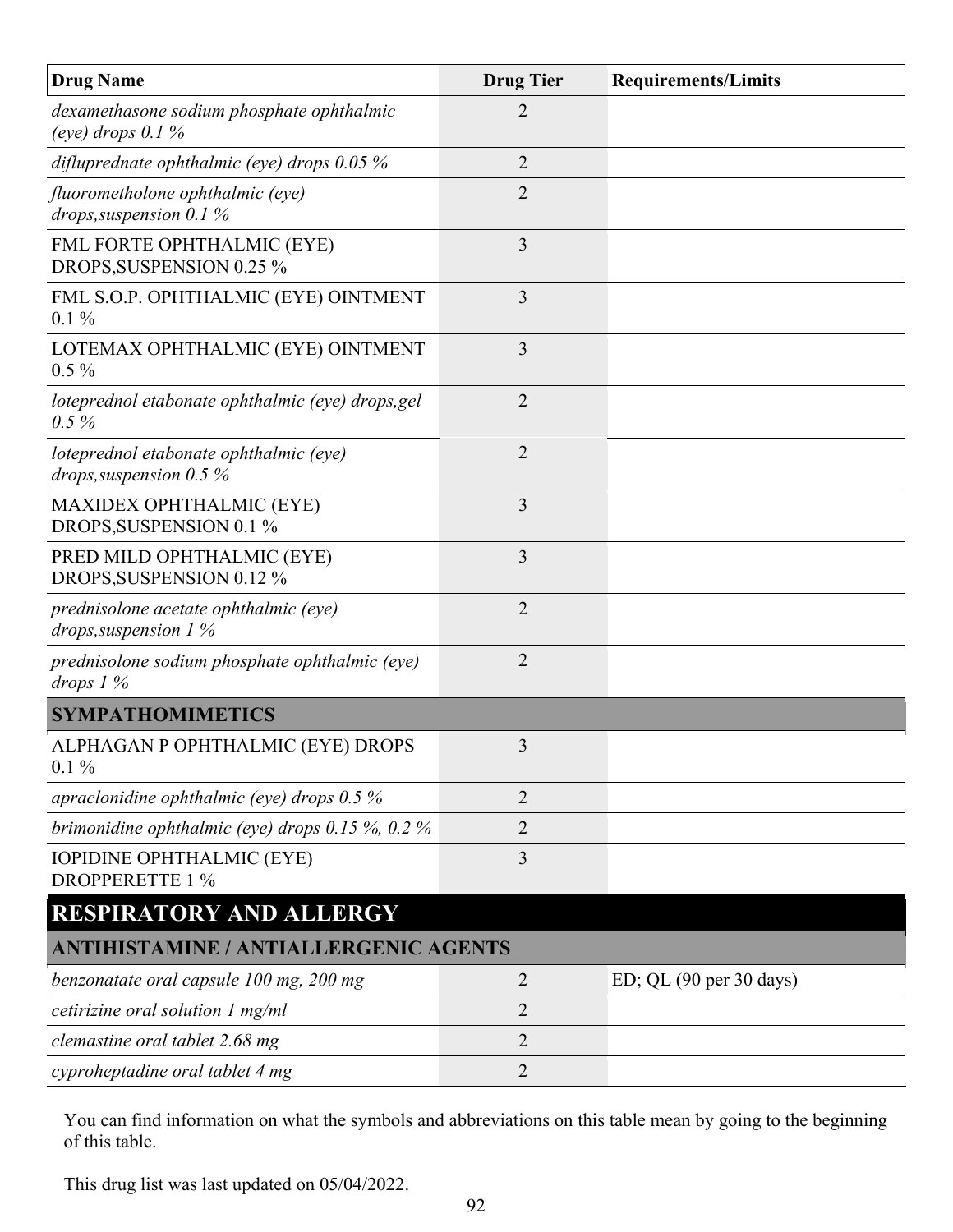| Drug Name | Drug Tier | Requirements/Limits |
| --- | --- | --- |
| *dexamethasone sodium phosphate ophthalmic (eye) drops 0.1 %* | 2 | |
| *difluprednate ophthalmic (eye) drops 0.05 %* | 2 | |
| *fluorometholone ophthalmic (eye) drops,suspension 0.1 %* | 2 | |
| FML FORTE OPHTHALMIC (EYE) DROPS,SUSPENSION 0.25 % | 3 | |
| FML S.O.P. OPHTHALMIC (EYE) OINTMENT 0.1 % | 3 | |
| LOTEMAX OPHTHALMIC (EYE) OINTMENT 0.5 % | 3 | |
| *loteprednol etabonate ophthalmic (eye) drops,gel 0.5 %* | 2 | |
| *loteprednol etabonate ophthalmic (eye) drops,suspension 0.5 %* | 2 | |
| MAXIDEX OPHTHALMIC (EYE) DROPS,SUSPENSION 0.1 % | 3 | |
| PRED MILD OPHTHALMIC (EYE) DROPS,SUSPENSION 0.12 % | 3 | |
| *prednisolone acetate ophthalmic (eye) drops,suspension 1 %* | 2 | |
| *prednisolone sodium phosphate ophthalmic (eye) drops 1 %* | 2 | |
| **SYMPATHOMIMETICS** | | |
| ALPHAGAN P OPHTHALMIC (EYE) DROPS 0.1 % | 3 | |
| *apraclonidine ophthalmic (eye) drops 0.5 %* | 2 | |
| *brimonidine ophthalmic (eye) drops 0.15 %, 0.2 %* | 2 | |
| IOPIDINE OPHTHALMIC (EYE) DROPPERETTE 1 % | 3 | |
| **RESPIRATORY AND ALLERGY** | | |
| **ANTIHISTAMINE / ANTIALLERGENIC AGENTS** | | |
| *benzonatate oral capsule 100 mg, 200 mg* | 2 | ED; QL (90 per 30 days) |
| *cetirizine oral solution 1 mg/ml* | 2 | |
| *clemastine oral tablet 2.68 mg* | 2 | |
| *cyproheptadine oral tablet 4 mg* | 2 | |

You can find information on what the symbols and abbreviations on this table mean by going to the beginning of this table.

This drug list was last updated on 05/04/2022.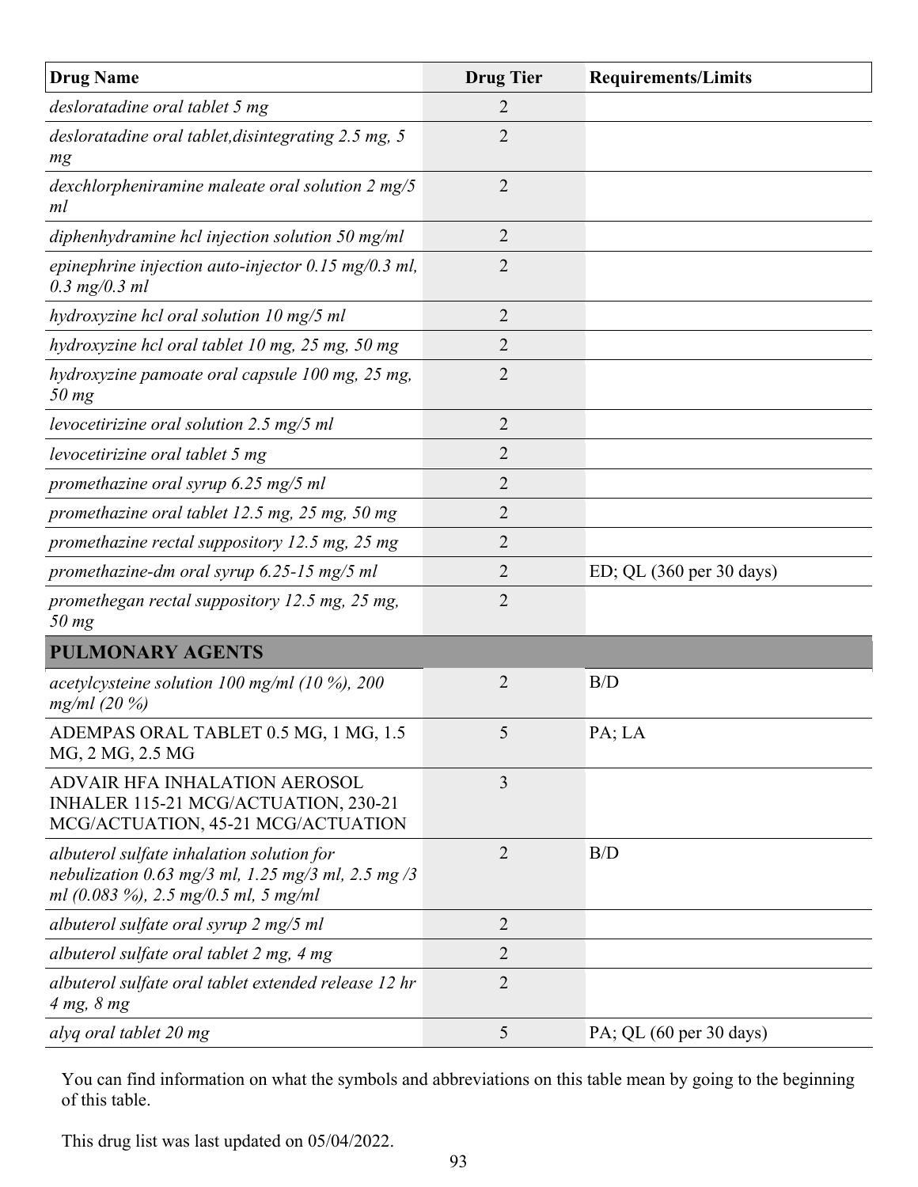| Drug Name | Drug Tier | Requirements/Limits |
|---|---|---|
| *desloratadine oral tablet 5 mg* | 2 | |
| *desloratadine oral tablet,disintegrating 2.5 mg, 5 mg* | 2 | |
| *dexchlorpheniramine maleate oral solution 2 mg/5 ml* | 2 | |
| *diphenhydramine hcl injection solution 50 mg/ml* | 2 | |
| *epinephrine injection auto-injector 0.15 mg/0.3 ml, 0.3 mg/0.3 ml* | 2 | |
| *hydroxyzine hcl oral solution 10 mg/5 ml* | 2 | |
| *hydroxyzine hcl oral tablet 10 mg, 25 mg, 50 mg* | 2 | |
| *hydroxyzine pamoate oral capsule 100 mg, 25 mg, 50 mg* | 2 | |
| *levocetirizine oral solution 2.5 mg/5 ml* | 2 | |
| *levocetirizine oral tablet 5 mg* | 2 | |
| *promethazine oral syrup 6.25 mg/5 ml* | 2 | |
| *promethazine oral tablet 12.5 mg, 25 mg, 50 mg* | 2 | |
| *promethazine rectal suppository 12.5 mg, 25 mg* | 2 | |
| *promethazine-dm oral syrup 6.25-15 mg/5 ml* | 2 | ED; QL (360 per 30 days) |
| *promethegan rectal suppository 12.5 mg, 25 mg, 50 mg* | 2 | |
| **PULMONARY AGENTS** | | |
| *acetylcysteine solution 100 mg/ml (10 %), 200 mg/ml (20 %)* | 2 | B/D |
| ADEMPAS ORAL TABLET 0.5 MG, 1 MG, 1.5 MG, 2 MG, 2.5 MG | 5 | PA; LA |
| ADVAIR HFA INHALATION AEROSOL INHALER 115-21 MCG/ACTUATION, 230-21 MCG/ACTUATION, 45-21 MCG/ACTUATION | 3 | |
| *albuterol sulfate inhalation solution for nebulization 0.63 mg/3 ml, 1.25 mg/3 ml, 2.5 mg /3 ml (0.083 %), 2.5 mg/0.5 ml, 5 mg/ml* | 2 | B/D |
| *albuterol sulfate oral syrup 2 mg/5 ml* | 2 | |
| *albuterol sulfate oral tablet 2 mg, 4 mg* | 2 | |
| *albuterol sulfate oral tablet extended release 12 hr 4 mg, 8 mg* | 2 | |
| *alyq oral tablet 20 mg* | 5 | PA; QL (60 per 30 days) |

You can find information on what the symbols and abbreviations on this table mean by going to the beginning of this table.

This drug list was last updated on 05/04/2022.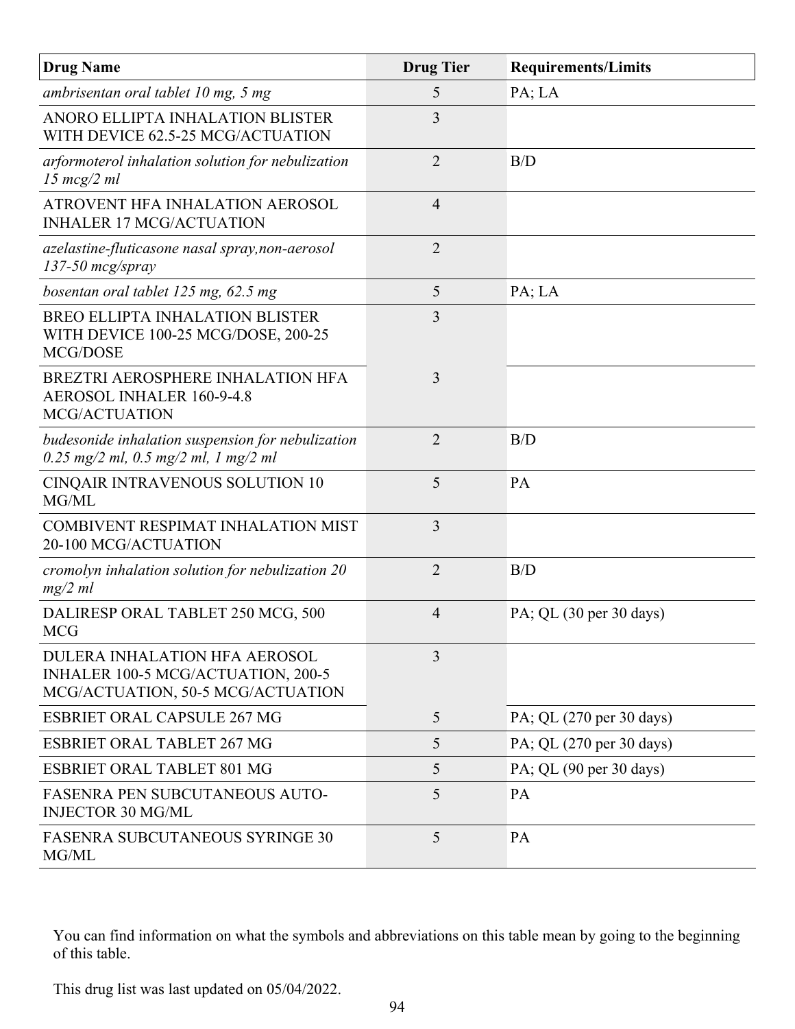| Drug Name | Drug Tier | Requirements/Limits |
|---|---|---|
| *ambrisentan oral tablet 10 mg, 5 mg* | 5 | PA; LA |
| ANORO ELLIPTA INHALATION BLISTER WITH DEVICE 62.5-25 MCG/ACTUATION | 3 | |
| *arformoterol inhalation solution for nebulization 15 mcg/2 ml* | 2 | B/D |
| ATROVENT HFA INHALATION AEROSOL INHALER 17 MCG/ACTUATION | 4 | |
| *azelastine-fluticasone nasal spray,non-aerosol 137-50 mcg/spray* | 2 | |
| *bosentan oral tablet 125 mg, 62.5 mg* | 5 | PA; LA |
| BREO ELLIPTA INHALATION BLISTER WITH DEVICE 100-25 MCG/DOSE, 200-25 MCG/DOSE | 3 | |
| BREZTRI AEROSPHERE INHALATION HFA AEROSOL INHALER 160-9-4.8 MCG/ACTUATION | 3 | |
| *budesonide inhalation suspension for nebulization 0.25 mg/2 ml, 0.5 mg/2 ml, 1 mg/2 ml* | 2 | B/D |
| CINQAIR INTRAVENOUS SOLUTION 10 MG/ML | 5 | PA |
| COMBIVENT RESPIMAT INHALATION MIST 20-100 MCG/ACTUATION | 3 | |
| *cromolyn inhalation solution for nebulization 20 mg/2 ml* | 2 | B/D |
| DALIRESP ORAL TABLET 250 MCG, 500 MCG | 4 | PA; QL (30 per 30 days) |
| DULERA INHALATION HFA AEROSOL INHALER 100-5 MCG/ACTUATION, 200-5 MCG/ACTUATION, 50-5 MCG/ACTUATION | 3 | |
| ESBRIET ORAL CAPSULE 267 MG | 5 | PA; QL (270 per 30 days) |
| ESBRIET ORAL TABLET 267 MG | 5 | PA; QL (270 per 30 days) |
| ESBRIET ORAL TABLET 801 MG | 5 | PA; QL (90 per 30 days) |
| FASENRA PEN SUBCUTANEOUS AUTO-INJECTOR 30 MG/ML | 5 | PA |
| FASENRA SUBCUTANEOUS SYRINGE 30 MG/ML | 5 | PA |

You can find information on what the symbols and abbreviations on this table mean by going to the beginning of this table.

This drug list was last updated on 05/04/2022.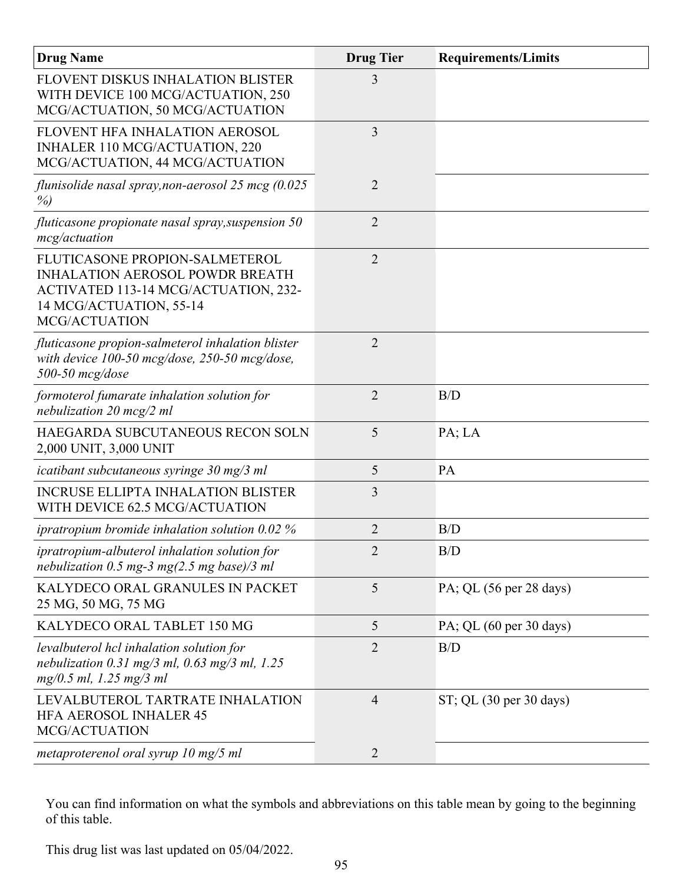| Drug Name | Drug Tier | Requirements/Limits |
|---|---|---|
| FLOVENT DISKUS INHALATION BLISTER WITH DEVICE 100 MCG/ACTUATION, 250 MCG/ACTUATION, 50 MCG/ACTUATION | 3 | |
| FLOVENT HFA INHALATION AEROSOL INHALER 110 MCG/ACTUATION, 220 MCG/ACTUATION, 44 MCG/ACTUATION | 3 | |
| *flunisolide nasal spray,non-aerosol 25 mcg (0.025 %)* | 2 | |
| *fluticasone propionate nasal spray,suspension 50 mcg/actuation* | 2 | |
| FLUTICASONE PROPION-SALMETEROL INHALATION AEROSOL POWDR BREATH ACTIVATED 113-14 MCG/ACTUATION, 232-14 MCG/ACTUATION, 55-14 MCG/ACTUATION | 2 | |
| *fluticasone propion-salmeterol inhalation blister with device 100-50 mcg/dose, 250-50 mcg/dose, 500-50 mcg/dose* | 2 | |
| *formoterol fumarate inhalation solution for nebulization 20 mcg/2 ml* | 2 | B/D |
| HAEGARDA SUBCUTANEOUS RECON SOLN 2,000 UNIT, 3,000 UNIT | 5 | PA; LA |
| *icatibant subcutaneous syringe 30 mg/3 ml* | 5 | PA |
| INCRUSE ELLIPTA INHALATION BLISTER WITH DEVICE 62.5 MCG/ACTUATION | 3 | |
| *ipratropium bromide inhalation solution 0.02 %* | 2 | B/D |
| *ipratropium-albuterol inhalation solution for nebulization 0.5 mg-3 mg(2.5 mg base)/3 ml* | 2 | B/D |
| KALYDECO ORAL GRANULES IN PACKET 25 MG, 50 MG, 75 MG | 5 | PA; QL (56 per 28 days) |
| KALYDECO ORAL TABLET 150 MG | 5 | PA; QL (60 per 30 days) |
| *levalbuterol hcl inhalation solution for nebulization 0.31 mg/3 ml, 0.63 mg/3 ml, 1.25 mg/0.5 ml, 1.25 mg/3 ml* | 2 | B/D |
| LEVALBUTEROL TARTRATE INHALATION HFA AEROSOL INHALER 45 MCG/ACTUATION | 4 | ST; QL (30 per 30 days) |
| *metaproterenol oral syrup 10 mg/5 ml* | 2 | |

You can find information on what the symbols and abbreviations on this table mean by going to the beginning of this table.

This drug list was last updated on 05/04/2022.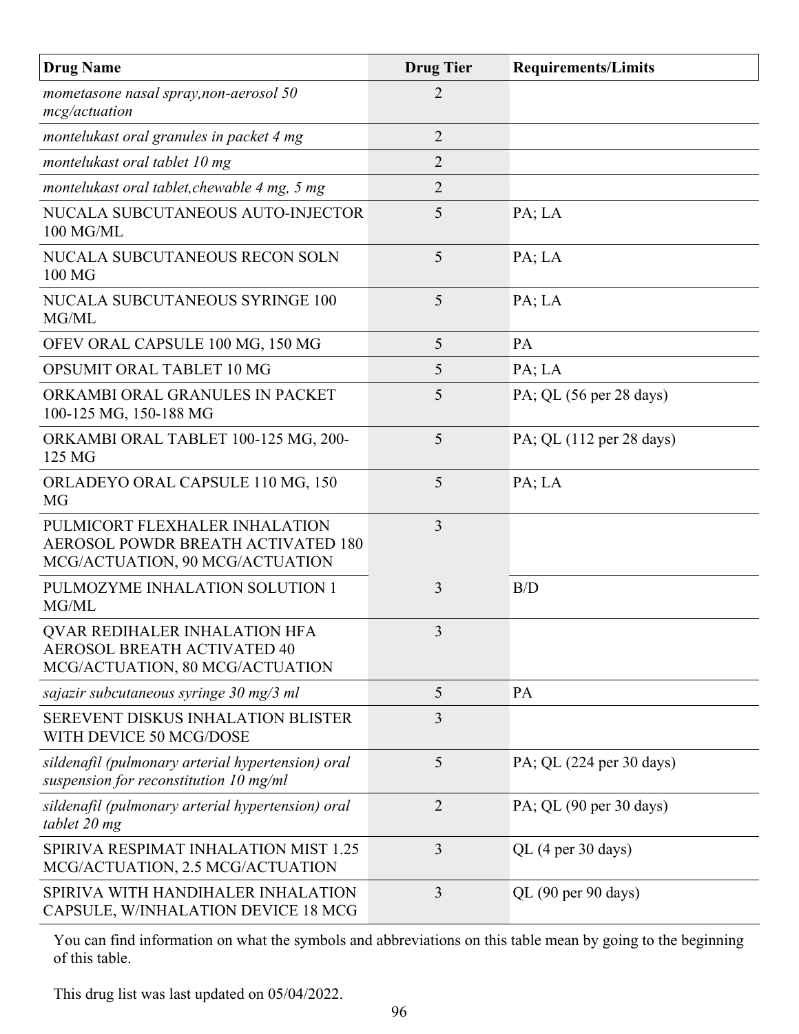| Drug Name | Drug Tier | Requirements/Limits |
|---|---|---|
| *mometasone nasal spray,non-aerosol 50 mcg/actuation* | 2 | |
| *montelukast oral granules in packet 4 mg* | 2 | |
| *montelukast oral tablet 10 mg* | 2 | |
| *montelukast oral tablet,chewable 4 mg, 5 mg* | 2 | |
| NUCALA SUBCUTANEOUS AUTO-INJECTOR 100 MG/ML | 5 | PA; LA |
| NUCALA SUBCUTANEOUS RECON SOLN 100 MG | 5 | PA; LA |
| NUCALA SUBCUTANEOUS SYRINGE 100 MG/ML | 5 | PA; LA |
| OFEV ORAL CAPSULE 100 MG, 150 MG | 5 | PA |
| OPSUMIT ORAL TABLET 10 MG | 5 | PA; LA |
| ORKAMBI ORAL GRANULES IN PACKET 100-125 MG, 150-188 MG | 5 | PA; QL (56 per 28 days) |
| ORKAMBI ORAL TABLET 100-125 MG, 200-125 MG | 5 | PA; QL (112 per 28 days) |
| ORLADEYO ORAL CAPSULE 110 MG, 150 MG | 5 | PA; LA |
| PULMICORT FLEXHALER INHALATION AEROSOL POWDR BREATH ACTIVATED 180 MCG/ACTUATION, 90 MCG/ACTUATION | 3 | |
| PULMOZYME INHALATION SOLUTION 1 MG/ML | 3 | B/D |
| QVAR REDIHALER INHALATION HFA AEROSOL BREATH ACTIVATED 40 MCG/ACTUATION, 80 MCG/ACTUATION | 3 | |
| *sajazir subcutaneous syringe 30 mg/3 ml* | 5 | PA |
| SEREVENT DISKUS INHALATION BLISTER WITH DEVICE 50 MCG/DOSE | 3 | |
| *sildenafil (pulmonary arterial hypertension) oral suspension for reconstitution 10 mg/ml* | 5 | PA; QL (224 per 30 days) |
| *sildenafil (pulmonary arterial hypertension) oral tablet 20 mg* | 2 | PA; QL (90 per 30 days) |
| SPIRIVA RESPIMAT INHALATION MIST 1.25 MCG/ACTUATION, 2.5 MCG/ACTUATION | 3 | QL (4 per 30 days) |
| SPIRIVA WITH HANDIHALER INHALATION CAPSULE, W/INHALATION DEVICE 18 MCG | 3 | QL (90 per 90 days) |

You can find information on what the symbols and abbreviations on this table mean by going to the beginning of this table.

This drug list was last updated on 05/04/2022.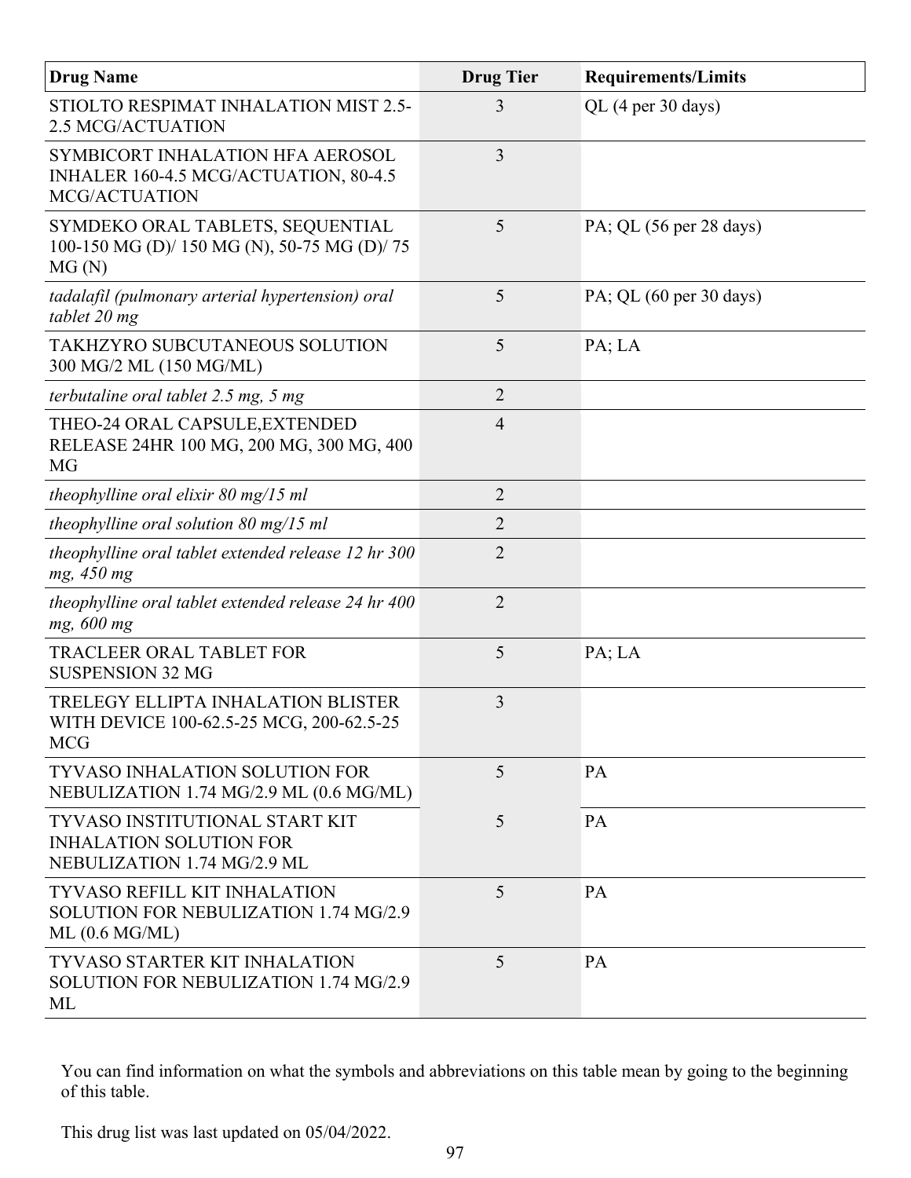| Drug Name | Drug Tier | Requirements/Limits |
|---|---|---|
| STIOLTO RESPIMAT INHALATION MIST 2.5-2.5 MCG/ACTUATION | 3 | QL (4 per 30 days) |
| SYMBICORT INHALATION HFA AEROSOL INHALER 160-4.5 MCG/ACTUATION, 80-4.5 MCG/ACTUATION | 3 | |
| SYMDEKO ORAL TABLETS, SEQUENTIAL 100-150 MG (D)/ 150 MG (N), 50-75 MG (D)/ 75 MG (N) | 5 | PA; QL (56 per 28 days) |
| *tadalafil (pulmonary arterial hypertension) oral tablet 20 mg* | 5 | PA; QL (60 per 30 days) |
| TAKHZYRO SUBCUTANEOUS SOLUTION 300 MG/2 ML (150 MG/ML) | 5 | PA; LA |
| *terbutaline oral tablet 2.5 mg, 5 mg* | 2 | |
| THEO-24 ORAL CAPSULE,EXTENDED RELEASE 24HR 100 MG, 200 MG, 300 MG, 400 MG | 4 | |
| *theophylline oral elixir 80 mg/15 ml* | 2 | |
| *theophylline oral solution 80 mg/15 ml* | 2 | |
| *theophylline oral tablet extended release 12 hr 300 mg, 450 mg* | 2 | |
| *theophylline oral tablet extended release 24 hr 400 mg, 600 mg* | 2 | |
| TRACLEER ORAL TABLET FOR SUSPENSION 32 MG | 5 | PA; LA |
| TRELEGY ELLIPTA INHALATION BLISTER WITH DEVICE 100-62.5-25 MCG, 200-62.5-25 MCG | 3 | |
| TYVASO INHALATION SOLUTION FOR NEBULIZATION 1.74 MG/2.9 ML (0.6 MG/ML) | 5 | PA |
| TYVASO INSTITUTIONAL START KIT INHALATION SOLUTION FOR NEBULIZATION 1.74 MG/2.9 ML | 5 | PA |
| TYVASO REFILL KIT INHALATION SOLUTION FOR NEBULIZATION 1.74 MG/2.9 ML (0.6 MG/ML) | 5 | PA |
| TYVASO STARTER KIT INHALATION SOLUTION FOR NEBULIZATION 1.74 MG/2.9 ML | 5 | PA |

You can find information on what the symbols and abbreviations on this table mean by going to the beginning of this table.

This drug list was last updated on 05/04/2022.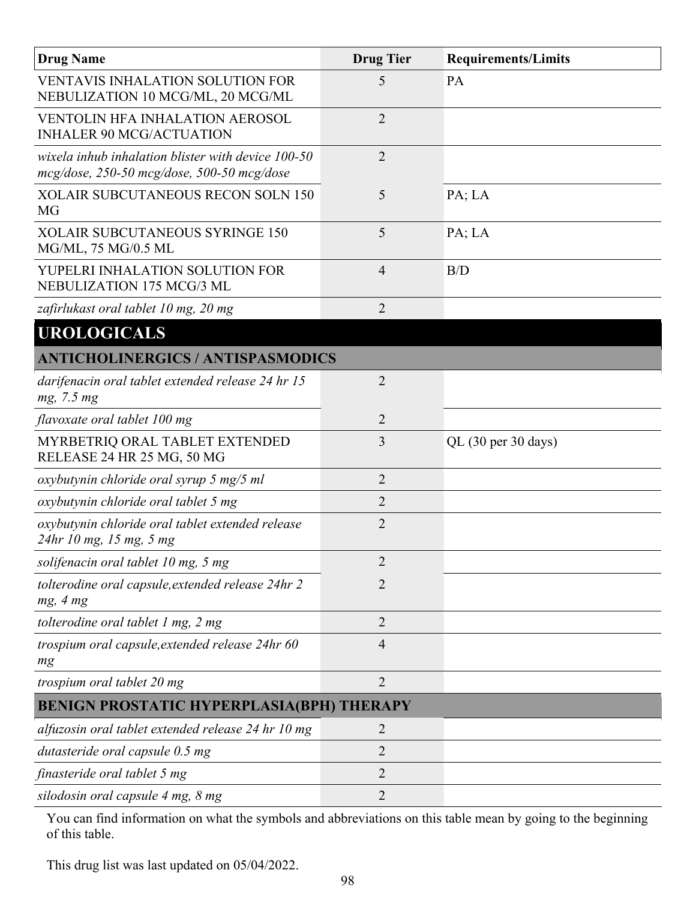| Drug Name | Drug Tier | Requirements/Limits |
|---|---|---|
| VENTAVIS INHALATION SOLUTION FOR NEBULIZATION 10 MCG/ML, 20 MCG/ML | 5 | PA |
| VENTOLIN HFA INHALATION AEROSOL INHALER 90 MCG/ACTUATION | 2 | |
| *wixela inhub inhalation blister with device 100-50 mcg/dose, 250-50 mcg/dose, 500-50 mcg/dose* | 2 | |
| XOLAIR SUBCUTANEOUS RECON SOLN 150 MG | 5 | PA; LA |
| XOLAIR SUBCUTANEOUS SYRINGE 150 MG/ML, 75 MG/0.5 ML | 5 | PA; LA |
| YUPELRI INHALATION SOLUTION FOR NEBULIZATION 175 MCG/3 ML | 4 | B/D |
| *zafirlukast oral tablet 10 mg, 20 mg* | 2 | |
| **UROLOGICALS** | | |
| **ANTICHOLINERGICS / ANTISPASMODICS** | | |
| *darifenacin oral tablet extended release 24 hr 15 mg, 7.5 mg* | 2 | |
| *flavoxate oral tablet 100 mg* | 2 | |
| MYRBETRIQ ORAL TABLET EXTENDED RELEASE 24 HR 25 MG, 50 MG | 3 | QL (30 per 30 days) |
| *oxybutynin chloride oral syrup 5 mg/5 ml* | 2 | |
| *oxybutynin chloride oral tablet 5 mg* | 2 | |
| *oxybutynin chloride oral tablet extended release 24hr 10 mg, 15 mg, 5 mg* | 2 | |
| *solifenacin oral tablet 10 mg, 5 mg* | 2 | |
| *tolterodine oral capsule,extended release 24hr 2 mg, 4 mg* | 2 | |
| *tolterodine oral tablet 1 mg, 2 mg* | 2 | |
| *trospium oral capsule,extended release 24hr 60 mg* | 4 | |
| *trospium oral tablet 20 mg* | 2 | |
| **BENIGN PROSTATIC HYPERPLASIA(BPH) THERAPY** | | |
| *alfuzosin oral tablet extended release 24 hr 10 mg* | 2 | |
| *dutasteride oral capsule 0.5 mg* | 2 | |
| *finasteride oral tablet 5 mg* | 2 | |
| *silodosin oral capsule 4 mg, 8 mg* | 2 | |

You can find information on what the symbols and abbreviations on this table mean by going to the beginning of this table.

This drug list was last updated on 05/04/2022.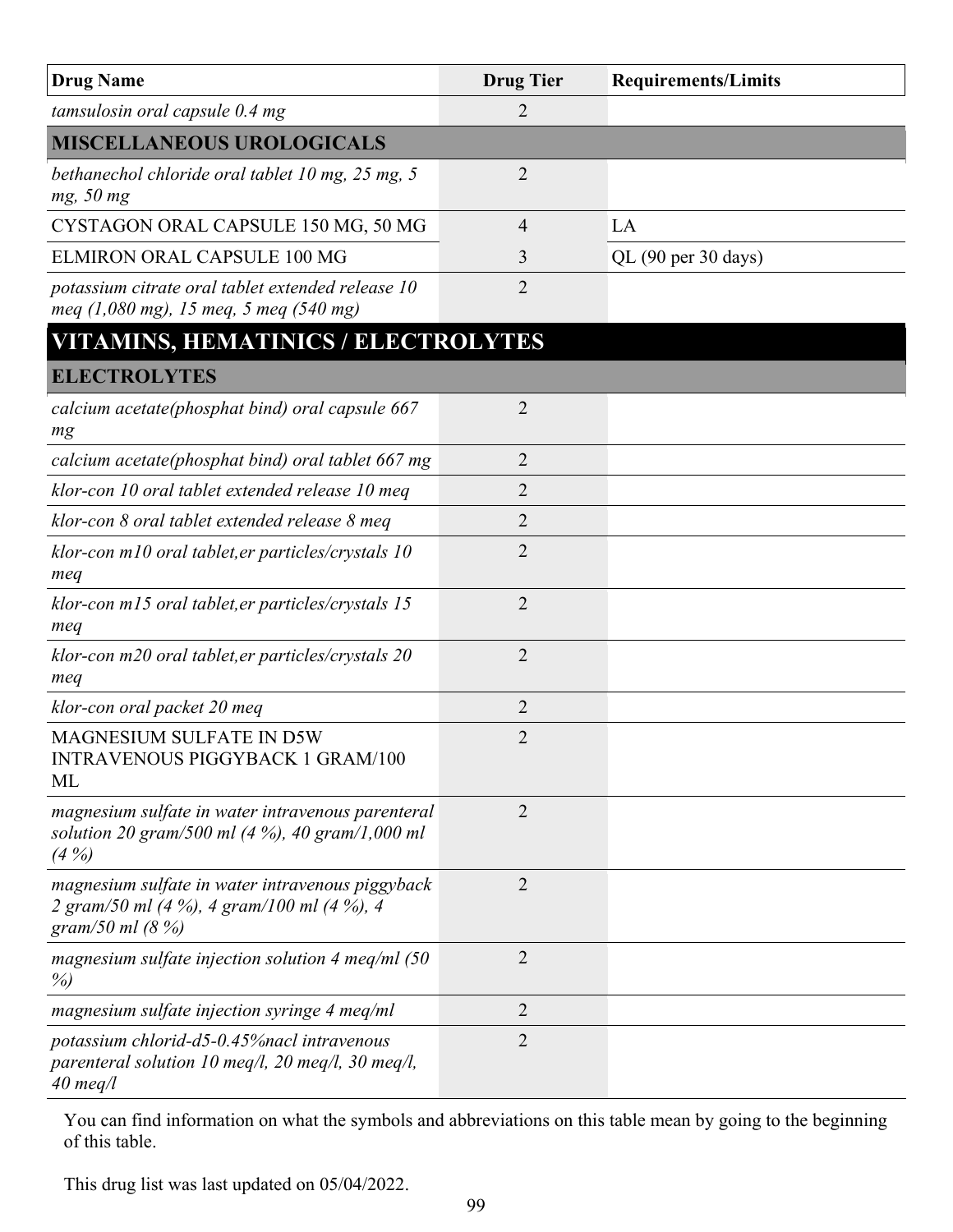| Drug Name | Drug Tier | Requirements/Limits |
|---|---|---|
| *tamsulosin oral capsule 0.4 mg* | 2 | |
| **MISCELLANEOUS UROLOGICALS** | | |
| *bethanechol chloride oral tablet 10 mg, 25 mg, 5 mg, 50 mg* | 2 | |
| CYSTAGON ORAL CAPSULE 150 MG, 50 MG | 4 | LA |
| ELMIRON ORAL CAPSULE 100 MG | 3 | QL (90 per 30 days) |
| *potassium citrate oral tablet extended release 10 meq (1,080 mg), 15 meq, 5 meq (540 mg)* | 2 | |
| **VITAMINS, HEMATINICS / ELECTROLYTES** | | |
| **ELECTROLYTES** | | |
| *calcium acetate(phosphat bind) oral capsule 667 mg* | 2 | |
| *calcium acetate(phosphat bind) oral tablet 667 mg* | 2 | |
| *klor-con 10 oral tablet extended release 10 meq* | 2 | |
| *klor-con 8 oral tablet extended release 8 meq* | 2 | |
| *klor-con m10 oral tablet,er particles/crystals 10 meq* | 2 | |
| *klor-con m15 oral tablet,er particles/crystals 15 meq* | 2 | |
| *klor-con m20 oral tablet,er particles/crystals 20 meq* | 2 | |
| *klor-con oral packet 20 meq* | 2 | |
| MAGNESIUM SULFATE IN D5W INTRAVENOUS PIGGYBACK 1 GRAM/100 ML | 2 | |
| *magnesium sulfate in water intravenous parenteral solution 20 gram/500 ml (4 %), 40 gram/1,000 ml (4 %)* | 2 | |
| *magnesium sulfate in water intravenous piggyback 2 gram/50 ml (4 %), 4 gram/100 ml (4 %), 4 gram/50 ml (8 %)* | 2 | |
| *magnesium sulfate injection solution 4 meq/ml (50 %)* | 2 | |
| *magnesium sulfate injection syringe 4 meq/ml* | 2 | |
| *potassium chlorid-d5-0.45%nacl intravenous parenteral solution 10 meq/l, 20 meq/l, 30 meq/l, 40 meq/l* | 2 | |

You can find information on what the symbols and abbreviations on this table mean by going to the beginning of this table.

This drug list was last updated on 05/04/2022.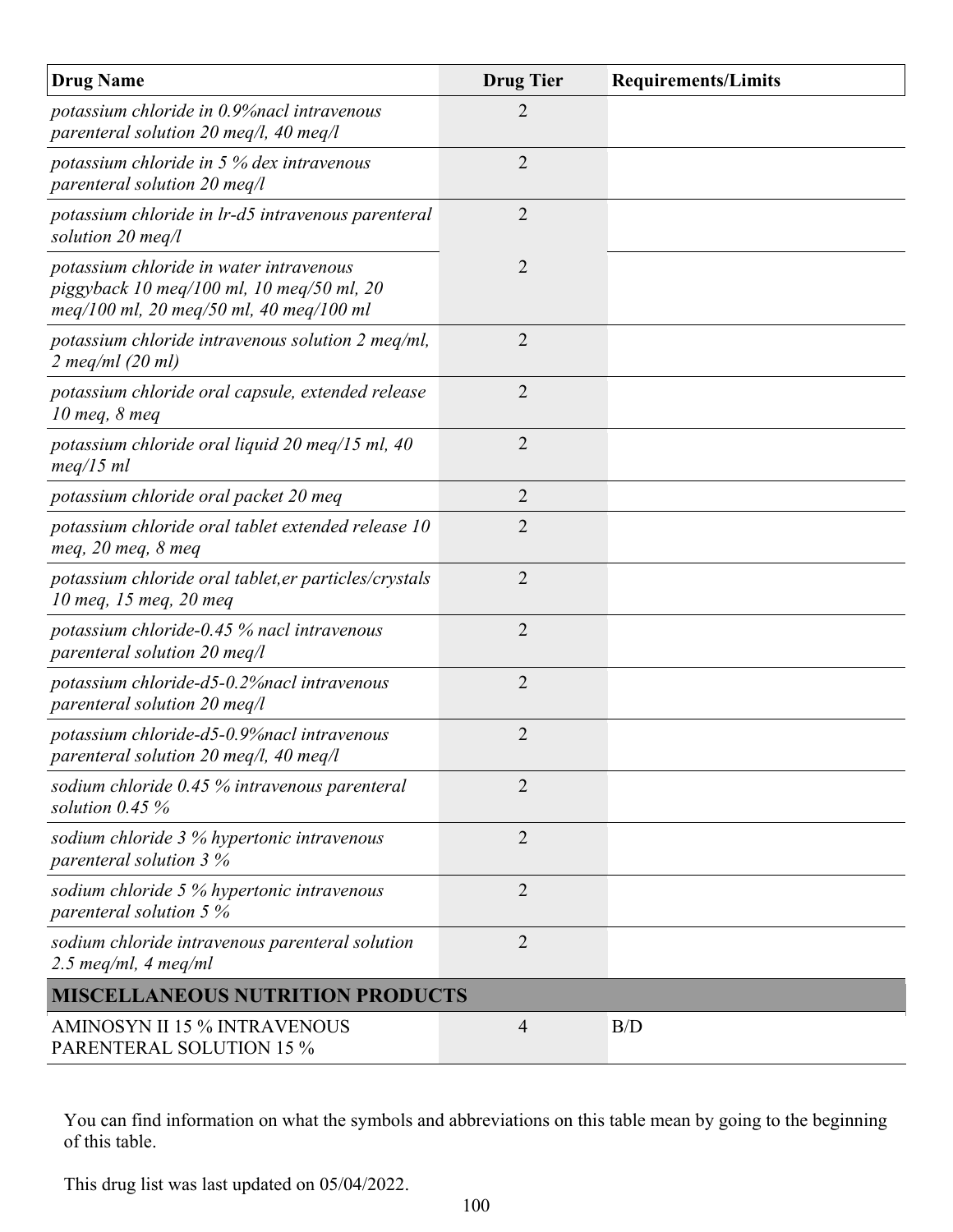| Drug Name | Drug Tier | Requirements/Limits |
|---|---|---|
| *potassium chloride in 0.9%nacl intravenous parenteral solution 20 meq/l, 40 meq/l* | 2 | |
| *potassium chloride in 5 % dex intravenous parenteral solution 20 meq/l* | 2 | |
| *potassium chloride in lr-d5 intravenous parenteral solution 20 meq/l* | 2 | |
| *potassium chloride in water intravenous piggyback 10 meq/100 ml, 10 meq/50 ml, 20 meq/100 ml, 20 meq/50 ml, 40 meq/100 ml* | 2 | |
| *potassium chloride intravenous solution 2 meq/ml, 2 meq/ml (20 ml)* | 2 | |
| *potassium chloride oral capsule, extended release 10 meq, 8 meq* | 2 | |
| *potassium chloride oral liquid 20 meq/15 ml, 40 meq/15 ml* | 2 | |
| *potassium chloride oral packet 20 meq* | 2 | |
| *potassium chloride oral tablet extended release 10 meq, 20 meq, 8 meq* | 2 | |
| *potassium chloride oral tablet,er particles/crystals 10 meq, 15 meq, 20 meq* | 2 | |
| *potassium chloride-0.45 % nacl intravenous parenteral solution 20 meq/l* | 2 | |
| *potassium chloride-d5-0.2%nacl intravenous parenteral solution 20 meq/l* | 2 | |
| *potassium chloride-d5-0.9%nacl intravenous parenteral solution 20 meq/l, 40 meq/l* | 2 | |
| *sodium chloride 0.45 % intravenous parenteral solution 0.45 %* | 2 | |
| *sodium chloride 3 % hypertonic intravenous parenteral solution 3 %* | 2 | |
| *sodium chloride 5 % hypertonic intravenous parenteral solution 5 %* | 2 | |
| *sodium chloride intravenous parenteral solution 2.5 meq/ml, 4 meq/ml* | 2 | |
| **MISCELLANEOUS NUTRITION PRODUCTS** | | |
| AMINOSYN II 15 % INTRAVENOUS PARENTERAL SOLUTION 15 % | 4 | B/D |

You can find information on what the symbols and abbreviations on this table mean by going to the beginning of this table.

This drug list was last updated on 05/04/2022.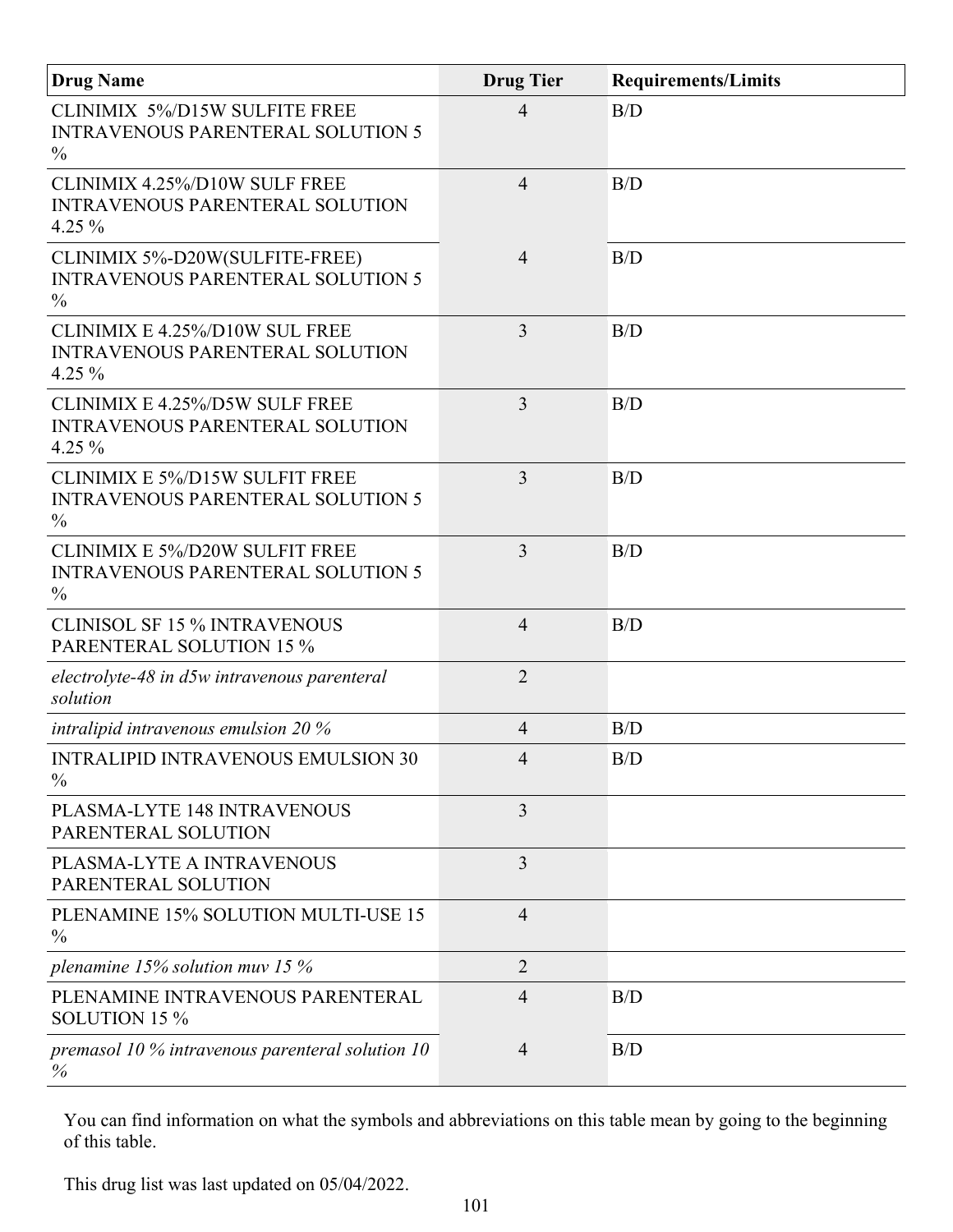| Drug Name | Drug Tier | Requirements/Limits |
|---|---|---|
| CLINIMIX 5%/D15W SULFITE FREE INTRAVENOUS PARENTERAL SOLUTION 5 % | 4 | B/D |
| CLINIMIX 4.25%/D10W SULF FREE INTRAVENOUS PARENTERAL SOLUTION 4.25 % | 4 | B/D |
| CLINIMIX 5%-D20W(SULFITE-FREE) INTRAVENOUS PARENTERAL SOLUTION 5 % | 4 | B/D |
| CLINIMIX E 4.25%/D10W SUL FREE INTRAVENOUS PARENTERAL SOLUTION 4.25 % | 3 | B/D |
| CLINIMIX E 4.25%/D5W SULF FREE INTRAVENOUS PARENTERAL SOLUTION 4.25 % | 3 | B/D |
| CLINIMIX E 5%/D15W SULFIT FREE INTRAVENOUS PARENTERAL SOLUTION 5 % | 3 | B/D |
| CLINIMIX E 5%/D20W SULFIT FREE INTRAVENOUS PARENTERAL SOLUTION 5 % | 3 | B/D |
| CLINISOL SF 15 % INTRAVENOUS PARENTERAL SOLUTION 15 % | 4 | B/D |
| *electrolyte-48 in d5w intravenous parenteral solution* | 2 | |
| *intralipid intravenous emulsion 20 %* | 4 | B/D |
| INTRALIPID INTRAVENOUS EMULSION 30 % | 4 | B/D |
| PLASMA-LYTE 148 INTRAVENOUS PARENTERAL SOLUTION | 3 | |
| PLASMA-LYTE A INTRAVENOUS PARENTERAL SOLUTION | 3 | |
| PLENAMINE 15% SOLUTION MULTI-USE 15 % | 4 | |
| *plenamine 15% solution muv 15 %* | 2 | |
| PLENAMINE INTRAVENOUS PARENTERAL SOLUTION 15 % | 4 | B/D |
| *premasol 10 % intravenous parenteral solution 10 %* | 4 | B/D |

You can find information on what the symbols and abbreviations on this table mean by going to the beginning of this table.

This drug list was last updated on 05/04/2022.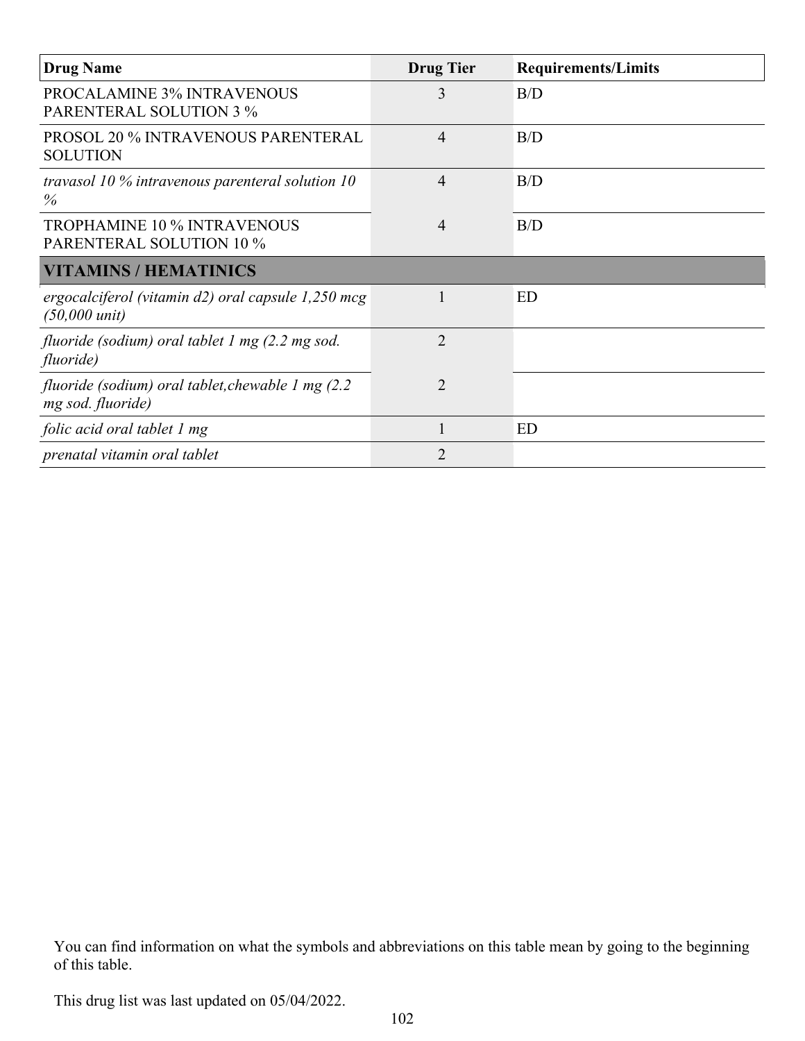| Drug Name | Drug Tier | Requirements/Limits |
|---|---|---|
| PROCALAMINE 3% INTRAVENOUS PARENTERAL SOLUTION 3 % | 3 | B/D |
| PROSOL 20 % INTRAVENOUS PARENTERAL SOLUTION | 4 | B/D |
| *travasol 10 % intravenous parenteral solution 10 %* | 4 | B/D |
| TROPHAMINE 10 % INTRAVENOUS PARENTERAL SOLUTION 10 % | 4 | B/D |
| **VITAMINS / HEMATINICS** | | |
| *ergocalciferol (vitamin d2) oral capsule 1,250 mcg (50,000 unit)* | 1 | ED |
| *fluoride (sodium) oral tablet 1 mg (2.2 mg sod. fluoride)* | 2 | |
| *fluoride (sodium) oral tablet,chewable 1 mg (2.2 mg sod. fluoride)* | 2 | |
| *folic acid oral tablet 1 mg* | 1 | ED |
| *prenatal vitamin oral tablet* | 2 | |

You can find information on what the symbols and abbreviations on this table mean by going to the beginning of this table.

This drug list was last updated on 05/04/2022.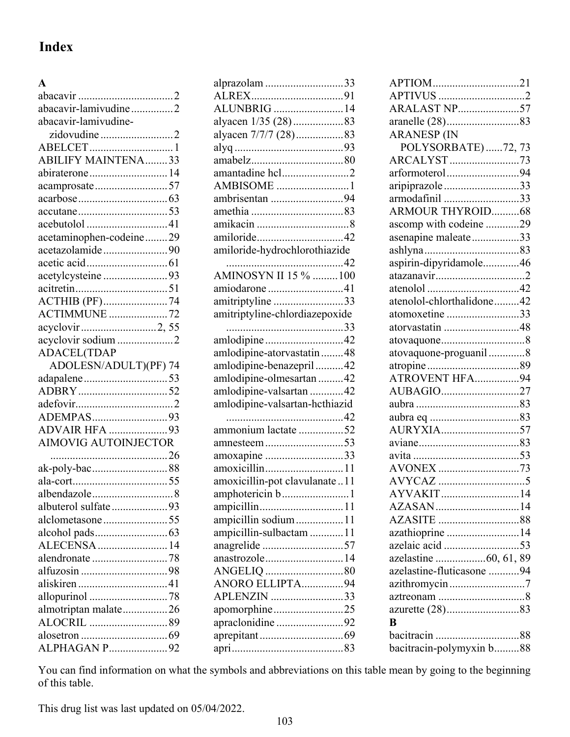# Index

**A**

abacavir ..................................2
abacavir-lamivudine ...............2
abacavir-lamivudine-zidovudine ..........................2
ABELCET .............................. 1
ABILIFY MAINTENA........33
abiraterone ............................14
acamprosate ..........................57
acarbose................................63
accutane................................53
acebutolol .............................41
acetaminophen-codeine........29
acetazolamide .......................90
acetic acid .............................61
acetylcysteine .......................93
acitretin.................................51
ACTHIB (PF).......................74
ACTIMMUNE .....................72
acyclovir ...........................2, 55
acyclovir sodium ....................2
ADACEL(TDAP ADOLESN/ADULT)(PF) 74
adapalene ..............................53
ADBRY ................................52
adefovir...................................2
ADEMPAS...........................93
ADVAIR HFA .....................93
AIMOVIG AUTOINJECTOR ..........................................26
ak-poly-bac...........................88
ala-cort..................................55
albendazole.............................8
albuterol sulfate ....................93
alclometasone .......................55
alcohol pads..........................63
ALECENSA .........................14
alendronate ...........................78
alfuzosin ...............................98
aliskiren ................................41
allopurinol ............................78
almotriptan malate................26
ALOCRIL ............................89
alosetron ...............................69
ALPHAGAN P.....................92
alprazolam ............................33
ALREX.................................91
ALUNBRIG .........................14
alyacen 1/35 (28) ..................83
alyacen 7/7/7 (28).................83
alyq .......................................93
amabelz.................................80
amantadine hcl........................2
AMBISOME ..........................1
ambrisentan ..........................94
amethia .................................83
amikacin .................................8
amiloride...............................42
amiloride-hydrochlorothiazide ..........................................42
AMINOSYN II 15 % .........100
amiodarone ...........................41
amitriptyline .........................33
amitriptyline-chlordiazepoxide ..........................................33
amlodipine ............................42
amlodipine-atorvastatin ........48
amlodipine-benazepril ..........42
amlodipine-olmesartan .........42
amlodipine-valsartan ............42
amlodipine-valsartan-hcthiazid ..........................................42
ammonium lactate ................52
amnesteem ............................53
amoxapine ............................33
amoxicillin............................11
amoxicillin-pot clavulanate ..11
amphotericin b ........................1
ampicillin..............................11
ampicillin sodium .................11
ampicillin-sulbactam ............11
anagrelide .............................57
anastrozole............................14
ANGELIQ ............................80
ANORO ELLIPTA...............94
APLENZIN ..........................33
apomorphine.........................25
apraclonidine ........................92
aprepitant ..............................69
apri........................................83
APTIOM...............................21
APTIVUS ...............................2
ARALAST NP......................57
aranelle (28)..........................83
ARANESP (IN POLYSORBATE) ......72, 73
ARCALYST .........................73
arformoterol ..........................94
aripiprazole ...........................33
armodafinil ...........................33
ARMOUR THYROID..........68
ascomp with codeine ............29
asenapine maleate .................33
ashlyna ..................................83
aspirin-dipyridamole.............46
atazanavir................................2
atenolol .................................42
atenolol-chlorthalidone.........42
atomoxetine ..........................33
atorvastatin ...........................48
atovaquone..............................8
atovaquone-proguanil .............8
atropine .................................89
ATROVENT HFA................94
AUBAGIO............................27
aubra .....................................83
aubra eq ................................83
AURYXIA............................57
aviane....................................83
avita ......................................53
AVONEX .............................73
AVYCAZ ...............................5
AYVAKIT ............................14
AZASAN ..............................14
AZASITE .............................88
azathioprine ..........................14
azelaic acid ...........................53
azelastine ..................60, 61, 89
azelastine-fluticasone ...........94
azithromycin ...........................7
aztreonam ...............................8
azurette (28)..........................83

**B**

bacitracin ..............................88
bacitracin-polymyxin b.........88

You can find information on what the symbols and abbreviations on this table mean by going to the beginning of this table.

This drug list was last updated on 05/04/2022.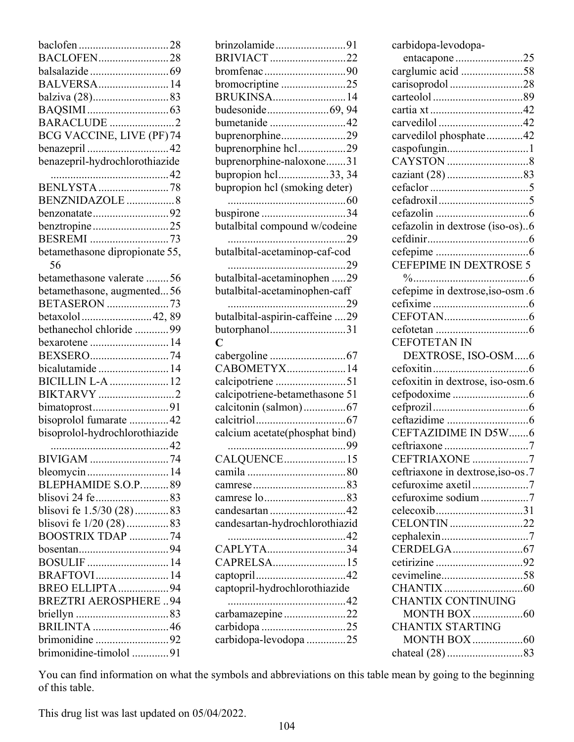baclofen ................................ 28
BACLOFEN ......................... 28
balsalazide ............................ 69
BALVERSA ......................... 14
balziva (28) ........................... 83
BAQSIMI ............................. 63
BARACLUDE ....................... 2
BCG VACCINE, LIVE (PF) 74
benazepril ............................. 42
benazepril-hydrochlorothiazide .......................................... 42
BENLYSTA ......................... 78
BENZNIDAZOLE ................. 8
benzonatate ........................... 92
benztropine ........................... 25
BESREMI ............................ 73
betamethasone dipropionate 55, 56
betamethasone valerate ........ 56
betamethasone, augmented... 56
BETASERON ...................... 73
betaxolol ......................... 42, 89
bethanechol chloride ............ 99
bexarotene ............................ 14
BEXSERO ............................ 74
bicalutamide ......................... 14
BICILLIN L-A ..................... 12
BIKTARVY ........................... 2
bimatoprost ........................... 91
bisoprolol fumarate .............. 42
bisoprolol-hydrochlorothiazide .......................................... 42
BIVIGAM ............................ 74
bleomycin ............................. 14
BLEPHAMIDE S.O.P. .......... 89
blisovi 24 fe .......................... 83
blisovi fe 1.5/30 (28) ............ 83
blisovi fe 1/20 (28) ............... 83
BOOSTRIX TDAP .............. 74
bosentan ................................ 94
BOSULIF ............................. 14
BRAFTOVI .......................... 14
BREO ELLIPTA .................. 94
BREZTRI AEROSPHERE .. 94
briellyn ................................. 83
BRILINTA ........................... 46
brimonidine .......................... 92
brimonidine-timolol ............. 91
brinzolamide ......................... 91
BRIVIACT ........................... 22
bromfenac ............................. 90
bromocriptine ....................... 25
BRUKINSA .......................... 14
budesonide ...................... 69, 94
bumetanide ........................... 42
buprenorphine ....................... 29
buprenorphine hcl ................. 29
buprenorphine-naloxone ....... 31
bupropion hcl .................. 33, 34
bupropion hcl (smoking deter) .......................................... 60
buspirone ............................. 34
butalbital compound w/codeine .......................................... 29
butalbital-acetaminop-caf-cod .......................................... 29
butalbital-acetaminophen ..... 29
butalbital-acetaminophen-caff .......................................... 29
butalbital-aspirin-caffeine .... 29
butorphanol ........................... 31

**C**

cabergoline ........................... 67
CABOMETYX ..................... 14
calcipotriene ......................... 51
calcipotriene-betamethasone 51
calcitonin (salmon) ............... 67
calcitriol ................................ 67
calcium acetate(phosphat bind) .......................................... 99
CALQUENCE ...................... 15
camila ................................... 80
camrese ................................. 83
camrese lo ............................. 83
candesartan ........................... 42
candesartan-hydrochlorothiazid .......................................... 42
CAPLYTA ............................ 34
CAPRELSA .......................... 15
captopril ................................ 42
captopril-hydrochlorothiazide .......................................... 42
carbamazepine ...................... 22
carbidopa .............................. 25
carbidopa-levodopa .............. 25
carbidopa-levodopa-entacapone ........................ 25
carglumic acid ...................... 58
carisoprodol .......................... 28
carteolol ................................ 89
cartia xt ................................. 42
carvedilol .............................. 42
carvedilol phosphate ............. 42
caspofungin ............................. 1
CAYSTON ............................. 8
caziant (28) ........................... 83
cefaclor ................................... 5
cefadroxil ................................ 5
cefazolin ................................. 6
cefazolin in dextrose (iso-os) .. 6
cefdinir .................................... 6
cefepime ................................. 6
CEFEPIME IN DEXTROSE 5 % ......................................... 6
cefepime in dextrose,iso-osm . 6
cefixime .................................. 6
CEFOTAN .............................. 6
cefotetan ................................. 6
CEFOTETAN IN DEXTROSE, ISO-OSM ..... 6
cefoxitin .................................. 6
cefoxitin in dextrose, iso-osm. 6
cefpodoxime ........................... 6
cefprozil .................................. 6
ceftazidime ............................. 6
CEFTAZIDIME IN D5W ....... 6
ceftriaxone .............................. 7
CEFTRIAXONE ..................... 7
ceftriaxone in dextrose,iso-os . 7
cefuroxime axetil .................... 7
cefuroxime sodium ................. 7
celecoxib ............................... 31
CELONTIN .......................... 22
cephalexin ............................... 7
CERDELGA ......................... 67
cetirizine ............................... 92
cevimeline ............................. 58
CHANTIX ............................ 60
CHANTIX CONTINUING MONTH BOX .................. 60
CHANTIX STARTING MONTH BOX .................. 60
chateal (28) ........................... 83

You can find information on what the symbols and abbreviations on this table mean by going to the beginning of this table.

This drug list was last updated on 05/04/2022.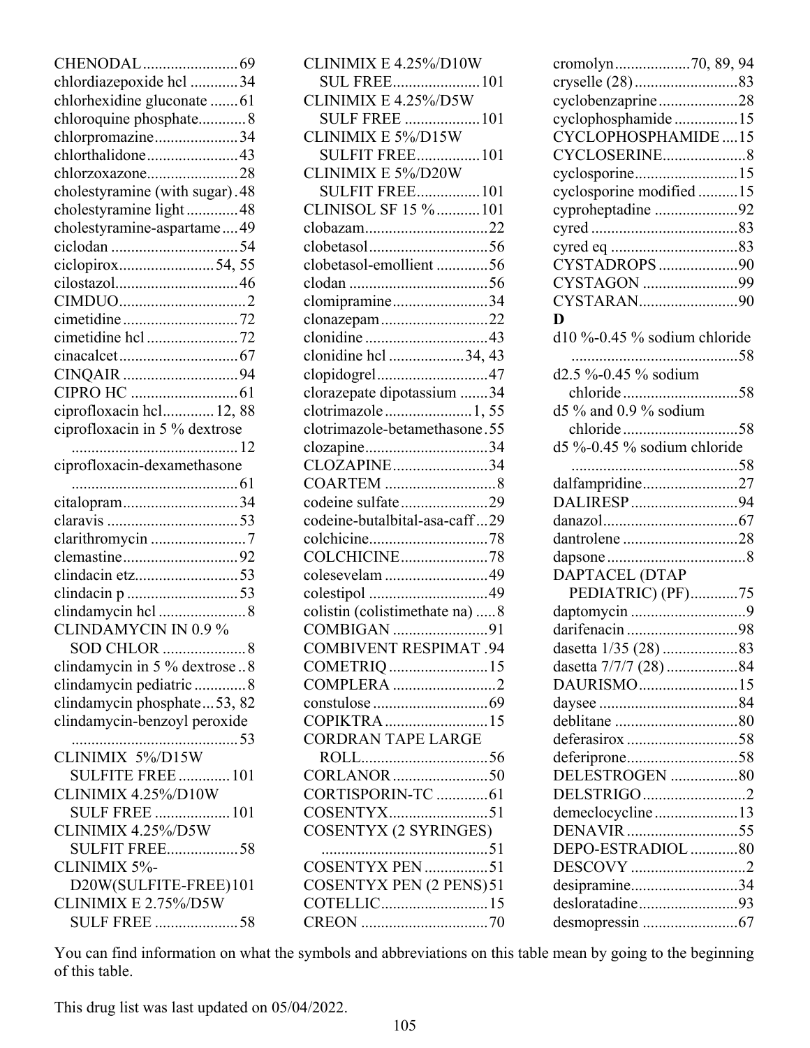CHENODAL........................69
chlordiazepoxide hcl ............34
chlorhexidine gluconate .......61
chloroquine phosphate............8
chlorpromazine.....................34
chlorthalidone.......................43
chlorzoxazone.......................28
cholestyramine (with sugar).48
cholestyramine light .............48
cholestyramine-aspartame....49
ciclodan ................................54
ciclopirox........................54, 55
cilostazol...............................46
CIMDUO................................2
cimetidine.............................72
cimetidine hcl .......................72
cinacalcet..............................67
CINQAIR .............................94
CIPRO HC ...........................61
ciprofloxacin hcl............12, 88
ciprofloxacin in 5 % dextrose ..........................................12
ciprofloxacin-dexamethasone ..........................................61
citalopram.............................34
claravis .................................53
clarithromycin ........................7
clemastine.............................92
clindacin etz..........................53
clindacin p ............................53
clindamycin hcl ......................8
CLINDAMYCIN IN 0.9 % SOD CHLOR .....................8
clindamycin in 5 % dextrose ..8
clindamycin pediatric .............8
clindamycin phosphate...53, 82
clindamycin-benzoyl peroxide ..........................................53
CLINIMIX 5%/D15W SULFITE FREE .............101
CLINIMIX 4.25%/D10W SULF FREE ...................101
CLINIMIX 4.25%/D5W SULFIT FREE..................58
CLINIMIX 5%-D20W(SULFITE-FREE)101
CLINIMIX E 2.75%/D5W SULF FREE .....................58
CLINIMIX E 4.25%/D10W SUL FREE......................101
CLINIMIX E 4.25%/D5W SULF FREE ...................101
CLINIMIX E 5%/D15W SULFIT FREE................101
CLINIMIX E 5%/D20W SULFIT FREE................101
CLINISOL SF 15 %...........101
clobazam...............................22
clobetasol..............................56
clobetasol-emollient .............56
clodan ...................................56
clomipramine........................34
clonazepam...........................22
clonidine ...............................43
clonidine hcl ...................34, 43
clopidogrel............................47
clorazepate dipotassium .......34
clotrimazole ......................1, 55
clotrimazole-betamethasone.55
clozapine...............................34
CLOZAPINE........................34
COARTEM ............................8
codeine sulfate......................29
codeine-butalbital-asa-caff...29
colchicine..............................78
COLCHICINE......................78
colesevelam ..........................49
colestipol ..............................49
colistin (colistimethate na) .....8
COMBIGAN ........................91
COMBIVENT RESPIMAT .94
COMETRIQ .........................15
COMPLERA ..........................2
constulose .............................69
COPIKTRA ..........................15
CORDRAN TAPE LARGE ROLL................................56
CORLANOR ........................50
CORTISPORIN-TC .............61
COSENTYX.........................51
COSENTYX (2 SYRINGES) ..........................................51
COSENTYX PEN ................51
COSENTYX PEN (2 PENS)51
COTELLIC...........................15
CREON ................................70
cromolyn..................70, 89, 94
cryselle (28) ..........................83
cyclobenzaprine....................28
cyclophosphamide ................15
CYCLOPHOSPHAMIDE ....15
CYCLOSERINE.....................8
cyclosporine..........................15
cyclosporine modified ..........15
cyproheptadine .....................92
cyred .....................................83
cyred eq ................................83
CYSTADROPS ....................90
CYSTAGON ........................99
CYSTARAN.........................90

**D**

d10 %-0.45 % sodium chloride ..........................................58
d2.5 %-0.45 % sodium chloride .............................58
d5 % and 0.9 % sodium chloride .............................58
d5 %-0.45 % sodium chloride ..........................................58
dalfampridine........................27
DALIRESP ...........................94
danazol..................................67
dantrolene .............................28
dapsone ...................................8
DAPTACEL (DTAP PEDIATRIC) (PF)............75
daptomycin .............................9
darifenacin ............................98
dasetta 1/35 (28) ...................83
dasetta 7/7/7 (28) ..................84
DAURISMO.........................15
daysee ...................................84
deblitane ...............................80
deferasirox ............................58
deferiprone............................58
DELESTROGEN .................80
DELSTRIGO ..........................2
demeclocycline .....................13
DENAVIR ............................55
DEPO-ESTRADIOL ............80
DESCOVY .............................2
desipramine...........................34
desloratadine.........................93
desmopressin ........................67

You can find information on what the symbols and abbreviations on this table mean by going to the beginning of this table.

This drug list was last updated on 05/04/2022.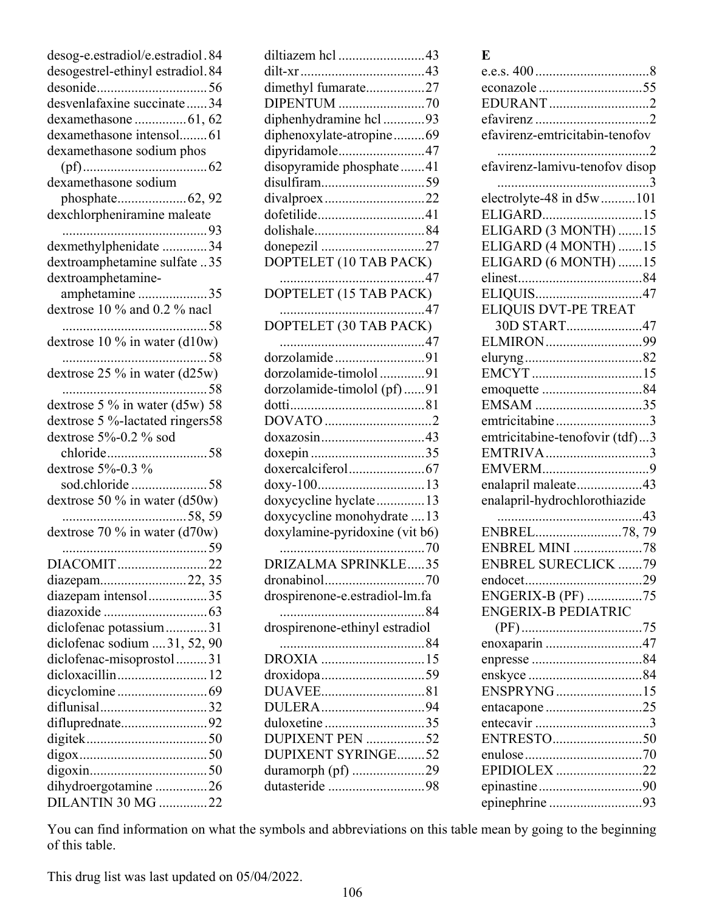desog-e.estradiol/e.estradiol . 84
desogestrel-ethinyl estradiol . 84
desonide . 56
desvenlafaxine succinate . 34
dexamethasone . 61, 62
dexamethasone intensol . 61
dexamethasone sodium phos (pf) . 62
dexamethasone sodium phosphate . 62, 92
dexchlorpheniramine maleate . 93
dexmethylphenidate . 34
dextroamphetamine sulfate . 35
dextroamphetamine-amphetamine . 35
dextrose 10 % and 0.2 % nacl . 58
dextrose 10 % in water (d10w) . 58
dextrose 25 % in water (d25w) . 58
dextrose 5 % in water (d5w) 58
dextrose 5 %-lactated ringers 58
dextrose 5%-0.2 % sod chloride . 58
dextrose 5%-0.3 % sod.chloride . 58
dextrose 50 % in water (d50w) . 58, 59
dextrose 70 % in water (d70w) . 59
DIACOMIT . 22
diazepam . 22, 35
diazepam intensol . 35
diazoxide . 63
diclofenac potassium . 31
diclofenac sodium . 31, 52, 90
diclofenac-misoprostol . 31
dicloxacillin . 12
dicyclomine . 69
diflunisal . 32
difluprednate . 92
digitek . 50
digox . 50
digoxin . 50
dihydroergotamine . 26
DILANTIN 30 MG . 22
diltiazem hcl . 43
dilt-xr . 43
dimethyl fumarate . 27
DIPENTUM . 70
diphenhydramine hcl . 93
diphenoxylate-atropine . 69
dipyridamole . 47
disopyramide phosphate . 41
disulfiram . 59
divalproex . 22
dofetilide . 41
dolishale . 84
donepezil . 27
DOPTELET (10 TAB PACK) . 47
DOPTELET (15 TAB PACK) . 47
DOPTELET (30 TAB PACK) . 47
dorzolamide . 91
dorzolamide-timolol . 91
dorzolamide-timolol (pf) . 91
dotti . 81
DOVATO . 2
doxazosin . 43
doxepin . 35
doxercalciferol . 67
doxy-100 . 13
doxycycline hyclate . 13
doxycycline monohydrate . 13
doxylamine-pyridoxine (vit b6) . 70
DRIZALMA SPRINKLE . 35
dronabinol . 70
drospirenone-e.estradiol-lm.fa . 84
drospirenone-ethinyl estradiol . 84
DROXIA . 15
droxidopa . 59
DUAVEE . 81
DULERA . 94
duloxetine . 35
DUPIXENT PEN . 52
DUPIXENT SYRINGE . 52
duramorph (pf) . 29
dutasteride . 98

**E**

e.e.s. 400 . 8
econazole . 55
EDURANT . 2
efavirenz . 2
efavirenz-emtricitabin-tenofov . 2
efavirenz-lamivu-tenofov disop . 3
electrolyte-48 in d5w . 101
ELIGARD . 15
ELIGARD (3 MONTH) . 15
ELIGARD (4 MONTH) . 15
ELIGARD (6 MONTH) . 15
elinest . 84
ELIQUIS . 47
ELIQUIS DVT-PE TREAT 30D START . 47
ELMIRON . 99
eluryng . 82
EMCYT . 15
emoquette . 84
EMSAM . 35
emtricitabine . 3
emtricitabine-tenofovir (tdf) . 3
EMTRIVA . 3
EMVERM . 9
enalapril maleate . 43
enalapril-hydrochlorothiazide . 43
ENBREL . 78, 79
ENBREL MINI . 78
ENBREL SURECLICK . 79
endocet . 29
ENGERIX-B (PF) . 75
ENGERIX-B PEDIATRIC (PF) . 75
enoxaparin . 47
enpresse . 84
enskyce . 84
ENSPRYNG . 15
entacapone . 25
entecavir . 3
ENTRESTO . 50
enulose . 70
EPIDIOLEX . 22
epinastine . 90
epinephrine . 93

You can find information on what the symbols and abbreviations on this table mean by going to the beginning of this table.

This drug list was last updated on 05/04/2022.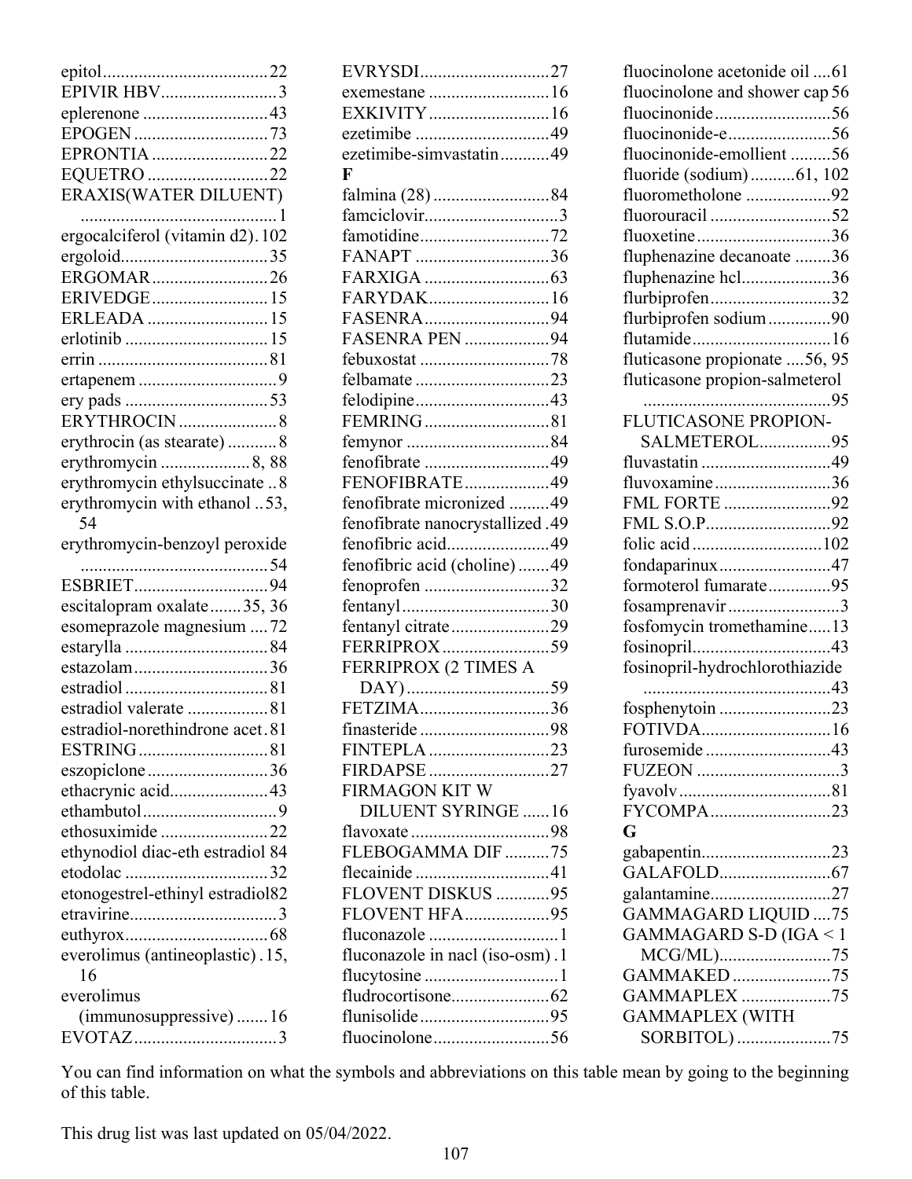epitol....................................22
EPIVIR HBV..........................3
eplerenone ............................43
EPOGEN ..............................73
EPRONTIA ..........................22
EQUETRO ...........................22
ERAXIS(WATER DILUENT) ............................................1
ergocalciferol (vitamin d2).102
ergoloid.................................35
ERGOMAR..........................26
ERIVEDGE..........................15
ERLEADA ...........................15
erlotinib ................................15
errin ......................................81
ertapenem ...............................9
ery pads ................................53
ERYTHROCIN......................8
erythrocin (as stearate) ...........8
erythromycin ...................8, 88
erythromycin ethylsuccinate ..8
erythromycin with ethanol ..53, 54
erythromycin-benzoyl peroxide ..........................................54
ESBRIET..............................94
escitalopram oxalate.......35, 36
esomeprazole magnesium ....72
estarylla ................................84
estazolam..............................36
estradiol ................................81
estradiol valerate ..................81
estradiol-norethindrone acet.81
ESTRING.............................81
eszopiclone...........................36
ethacrynic acid......................43
ethambutol..............................9
ethosuximide ........................22
ethynodiol diac-eth estradiol 84
etodolac ................................32
etonogestrel-ethinyl estradiol82
etravirine.................................3
euthyrox................................68
everolimus (antineoplastic) .15, 16
everolimus (immunosuppressive) .......16
EVOTAZ................................3
EVRYSDI.............................27
exemestane ...........................16
EXKIVITY...........................16
ezetimibe ..............................49
ezetimibe-simvastatin...........49

**F**

falmina (28) ..........................84
famciclovir..............................3
famotidine.............................72
FANAPT ..............................36
FARXIGA ............................63
FARYDAK...........................16
FASENRA............................94
FASENRA PEN ...................94
febuxostat .............................78
felbamate ..............................23
felodipine..............................43
FEMRING............................81
femynor ................................84
fenofibrate ............................49
FENOFIBRATE...................49
fenofibrate micronized .........49
fenofibrate nanocrystallized .49
fenofibric acid.......................49
fenofibric acid (choline) .......49
fenoprofen ............................32
fentanyl .................................30
fentanyl citrate......................29
FERRIPROX........................59
FERRIPROX (2 TIMES A DAY) ................................59
FETZIMA.............................36
finasteride .............................98
FINTEPLA ...........................23
FIRDAPSE ...........................27
FIRMAGON KIT W DILUENT SYRINGE ......16
flavoxate ...............................98
FLEBOGAMMA DIF ..........75
flecainide ..............................41
FLOVENT DISKUS ............95
FLOVENT HFA...................95
fluconazole .............................1
fluconazole in nacl (iso-osm) .1
flucytosine ..............................1
fludrocortisone......................62
flunisolide.............................95
fluocinolone..........................56
fluocinolone acetonide oil ....61
fluocinolone and shower cap 56
fluocinonide ..........................56
fluocinonide-e.......................56
fluocinonide-emollient .........56
fluoride (sodium)..........61, 102
fluorometholone ...................92
fluorouracil ...........................52
fluoxetine..............................36
fluphenazine decanoate ........36
fluphenazine hcl....................36
flurbiprofen...........................32
flurbiprofen sodium..............90
flutamide...............................16
fluticasone propionate ....56, 95
fluticasone propion-salmeterol ..........................................95
FLUTICASONE PROPION-SALMETEROL................95
fluvastatin .............................49
fluvoxamine..........................36
FML FORTE ........................92
FML S.O.P............................92
folic acid .............................102
fondaparinux.........................47
formoterol fumarate..............95
fosamprenavir .........................3
fosfomycin tromethamine.....13
fosinopril...............................43
fosinopril-hydrochlorothiazide ..........................................43
fosphenytoin .........................23
FOTIVDA.............................16
furosemide ............................43
FUZEON ................................3
fyavolv ..................................81
FYCOMPA...........................23

**G**

gabapentin.............................23
GALAFOLD.........................67
galantamine...........................27
GAMMAGARD LIQUID ....75
GAMMAGARD S-D (IGA < 1 MCG/ML).........................75
GAMMAKED ......................75
GAMMAPLEX ....................75
GAMMAPLEX (WITH SORBITOL) .....................75

You can find information on what the symbols and abbreviations on this table mean by going to the beginning of this table.

This drug list was last updated on 05/04/2022.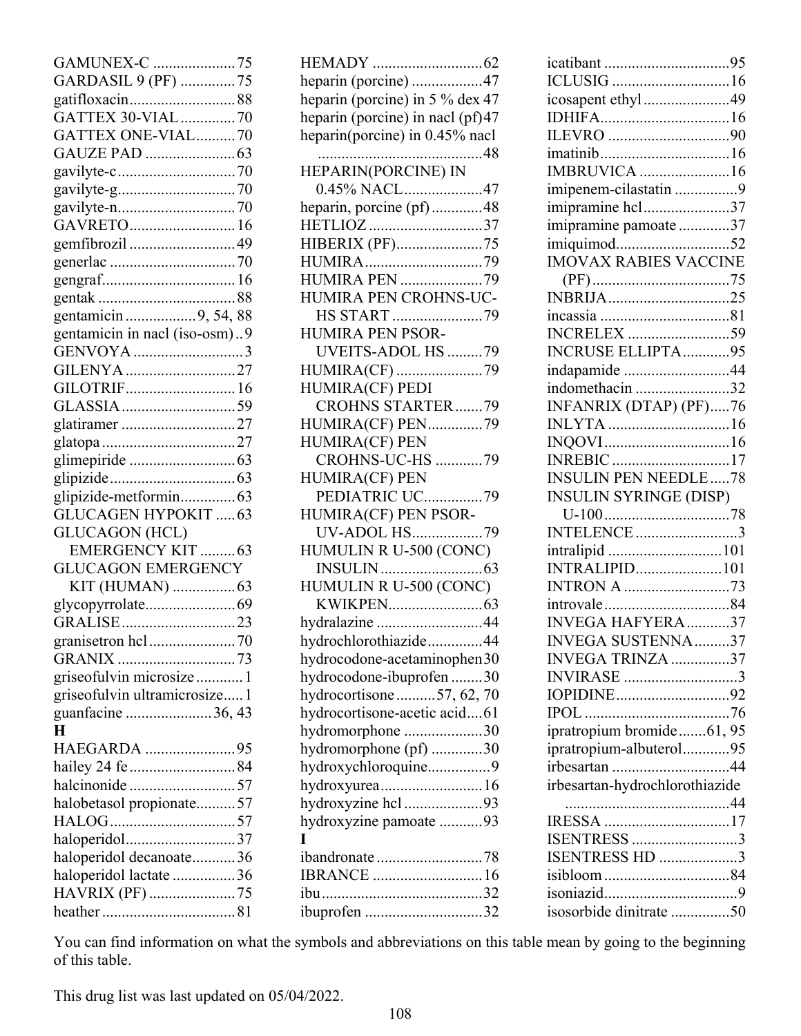GAMUNEX-C ..................... 75
GARDASIL 9 (PF) .............. 75
gatifloxacin........................... 88
GATTEX 30-VIAL .............. 70
GATTEX ONE-VIAL .......... 70
GAUZE PAD ....................... 63
gavilyte-c.............................. 70
gavilyte-g.............................. 70
gavilyte-n.............................. 70
GAVRETO........................... 16
gemfibrozil ........................... 49
generlac ................................ 70
gengraf.................................. 16
gentak ................................... 88
gentamicin .................. 9, 54, 88
gentamicin in nacl (iso-osm) .. 9
GENVOYA ............................ 3
GILENYA ............................ 27
GILOTRIF............................ 16
GLASSIA ............................. 59
glatiramer ............................. 27
glatopa .................................. 27
glimepiride ........................... 63
glipizide ................................ 63
glipizide-metformin.............. 63
GLUCAGEN HYPOKIT ..... 63
GLUCAGON (HCL) EMERGENCY KIT ......... 63
GLUCAGON EMERGENCY KIT (HUMAN) ................ 63
glycopyrrolate....................... 69
GRALISE ............................. 23
granisetron hcl ...................... 70
GRANIX .............................. 73
griseofulvin microsize ............ 1
griseofulvin ultramicrosize..... 1
guanfacine ...................... 36, 43

**H**

HAEGARDA ....................... 95
hailey 24 fe ........................... 84
halcinonide ........................... 57
halobetasol propionate.......... 57
HALOG ................................ 57
haloperidol............................ 37
haloperidol decanoate........... 36
haloperidol lactate ................ 36
HAVRIX (PF) ...................... 75
heather .................................. 81
HEMADY ............................ 62
heparin (porcine) .................. 47
heparin (porcine) in 5 % dex 47
heparin (porcine) in nacl (pf) 47
heparin(porcine) in 0.45% nacl .......................................... 48
HEPARIN(PORCINE) IN 0.45% NACL.................... 47
heparin, porcine (pf) ............. 48
HETLIOZ ............................. 37
HIBERIX (PF)...................... 75
HUMIRA .............................. 79
HUMIRA PEN ..................... 79
HUMIRA PEN CROHNS-UC-HS START ....................... 79
HUMIRA PEN PSOR-UVEITS-ADOL HS ......... 79
HUMIRA(CF) ...................... 79
HUMIRA(CF) PEDI CROHNS STARTER ....... 79
HUMIRA(CF) PEN............. 79
HUMIRA(CF) PEN CROHNS-UC-HS ............ 79
HUMIRA(CF) PEN PEDIATRIC UC............... 79
HUMIRA(CF) PEN PSOR-UV-ADOL HS.................. 79
HUMULIN R U-500 (CONC) INSULIN .......................... 63
HUMULIN R U-500 (CONC) KWIKPEN........................ 63
hydralazine ........................... 44
hydrochlorothiazide.............. 44
hydrocodone-acetaminophen 30
hydrocodone-ibuprofen ........ 30
hydrocortisone .......... 57, 62, 70
hydrocortisone-acetic acid.... 61
hydromorphone .................... 30
hydromorphone (pf) ............. 30
hydroxychloroquine................ 9
hydroxyurea .......................... 16
hydroxyzine hcl .................... 93
hydroxyzine pamoate ........... 93

**I**

ibandronate ........................... 78
IBRANCE ............................ 16
ibu ......................................... 32
ibuprofen .............................. 32
icatibant ................................ 95
ICLUSIG .............................. 16
icosapent ethyl ...................... 49
IDHIFA................................. 16
ILEVRO ............................... 90
imatinib ................................. 16
IMBRUVICA ....................... 16
imipenem-cilastatin ................ 9
imipramine hcl...................... 37
imipramine pamoate ............. 37
imiquimod............................. 52
IMOVAX RABIES VACCINE (PF) ................................... 75
INBRIJA ............................... 25
incassia ................................. 81
INCRELEX .......................... 59
INCRUSE ELLIPTA ............ 95
indapamide ........................... 44
indomethacin ........................ 32
INFANRIX (DTAP) (PF)..... 76
INLYTA ............................... 16
INQOVI ................................ 16
INREBIC .............................. 17
INSULIN PEN NEEDLE ..... 78
INSULIN SYRINGE (DISP) U-100 ................................ 78
INTELENCE .......................... 3
intralipid ............................. 101
INTRALIPID...................... 101
INTRON A ........................... 73
introvale ................................ 84
INVEGA HAFYERA ........... 37
INVEGA SUSTENNA ......... 37
INVEGA TRINZA ............... 37
INVIRASE ............................. 3
IOPIDINE ............................. 92
IPOL ..................................... 76
ipratropium bromide ....... 61, 95
ipratropium-albuterol............ 95
irbesartan .............................. 44
irbesartan-hydrochlorothiazide .......................................... 44
IRESSA ................................ 17
ISENTRESS ........................... 3
ISENTRESS HD .................... 3
isibloom ................................ 84
isoniazid.................................. 9
isosorbide dinitrate ............... 50

You can find information on what the symbols and abbreviations on this table mean by going to the beginning of this table.

This drug list was last updated on 05/04/2022.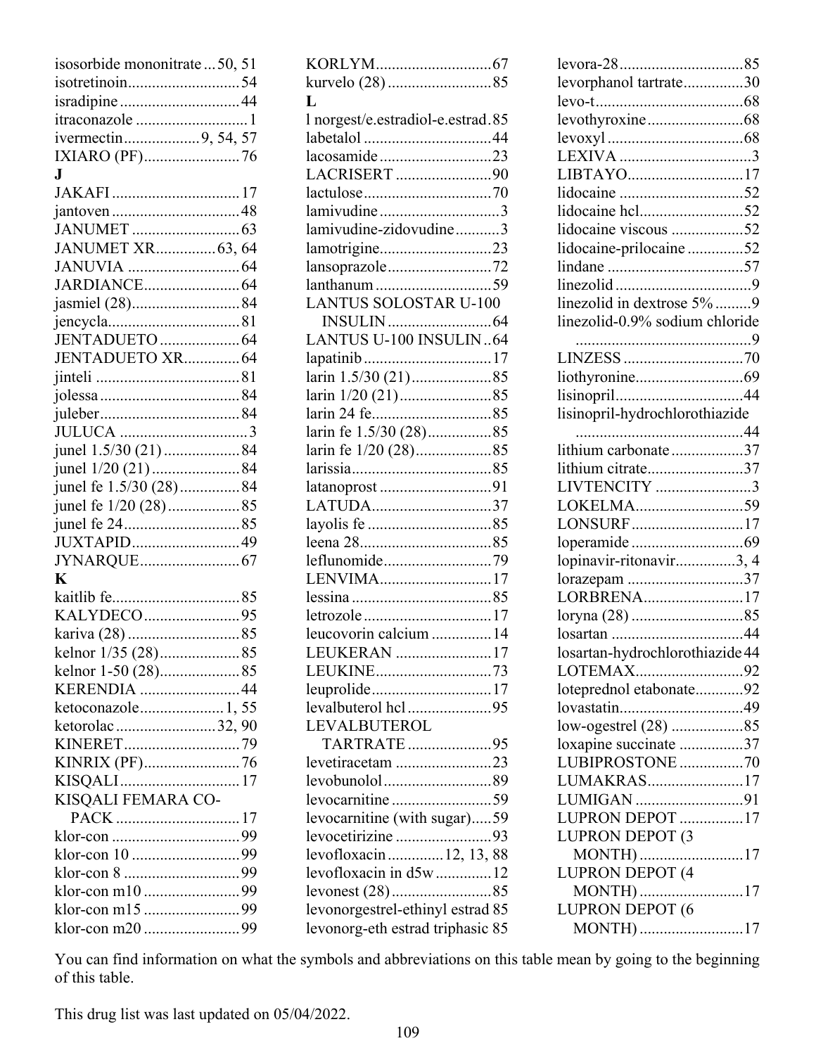isosorbide mononitrate ... 50, 51
isotretinoin ... 54
isradipine ... 44
itraconazole ... 1
ivermectin ... 9, 54, 57
IXIARO (PF) ... 76

**J**

JAKAFI ... 17
jantoven ... 48
JANUMET ... 63
JANUMET XR ... 63, 64
JANUVIA ... 64
JARDIANCE ... 64
jasmiel (28) ... 84
jencycla ... 81
JENTADUETO ... 64
JENTADUETO XR ... 64
jinteli ... 81
jolessa ... 84
juleber ... 84
JULUCA ... 3
junel 1.5/30 (21) ... 84
junel 1/20 (21) ... 84
junel fe 1.5/30 (28) ... 84
junel fe 1/20 (28) ... 85
junel fe 24 ... 85
JUXTAPID ... 49
JYNARQUE ... 67

**K**

kaitlib fe ... 85
KALYDECO ... 95
kariva (28) ... 85
kelnor 1/35 (28) ... 85
kelnor 1-50 (28) ... 85
KERENDIA ... 44
ketoconazole ... 1, 55
ketorolac ... 32, 90
KINERET ... 79
KINRIX (PF) ... 76
KISQALI ... 17
KISQALI FEMARA CO-PACK ... 17
klor-con ... 99
klor-con 10 ... 99
klor-con 8 ... 99
klor-con m10 ... 99
klor-con m15 ... 99
klor-con m20 ... 99
KORLYM ... 67
kurvelo (28) ... 85

**L**

l norgest/e.estradiol-e.estrad ... 85
labetalol ... 44
lacosamide ... 23
LACRISERT ... 90
lactulose ... 70
lamivudine ... 3
lamivudine-zidovudine ... 3
lamotrigine ... 23
lansoprazole ... 72
lanthanum ... 59
LANTUS SOLOSTAR U-100 INSULIN ... 64
LANTUS U-100 INSULIN ... 64
lapatinib ... 17
larin 1.5/30 (21) ... 85
larin 1/20 (21) ... 85
larin 24 fe ... 85
larin fe 1.5/30 (28) ... 85
larin fe 1/20 (28) ... 85
larissia ... 85
latanoprost ... 91
LATUDA ... 37
layolis fe ... 85
leena 28 ... 85
leflunomide ... 79
LENVIMA ... 17
lessina ... 85
letrozole ... 17
leucovorin calcium ... 14
LEUKERAN ... 17
LEUKINE ... 73
leuprolide ... 17
levalbuterol hcl ... 95
LEVALBUTEROL TARTRATE ... 95
levetiracetam ... 23
levobunolol ... 89
levocarnitine ... 59
levocarnitine (with sugar) ... 59
levocetirizine ... 93
levofloxacin ... 12, 13, 88
levofloxacin in d5w ... 12
levonest (28) ... 85
levonorgestrel-ethinyl estrad 85
levonorg-eth estrad triphasic 85
levora-28 ... 85
levorphanol tartrate ... 30
levo-t ... 68
levothyroxine ... 68
levoxyl ... 68
LEXIVA ... 3
LIBTAYO ... 17
lidocaine ... 52
lidocaine hcl ... 52
lidocaine viscous ... 52
lidocaine-prilocaine ... 52
lindane ... 57
linezolid ... 9
linezolid in dextrose 5% ... 9
linezolid-0.9% sodium chloride ... 9
LINZESS ... 70
liothyronine ... 69
lisinopril ... 44
lisinopril-hydrochlorothiazide ... 44
lithium carbonate ... 37
lithium citrate ... 37
LIVTENCITY ... 3
LOKELMA ... 59
LONSURF ... 17
loperamide ... 69
lopinavir-ritonavir ... 3, 4
lorazepam ... 37
LORBRENA ... 17
loryna (28) ... 85
losartan ... 44
losartan-hydrochlorothiazide 44
LOTEMAX ... 92
loteprednol etabonate ... 92
lovastatin ... 49
low-ogestrel (28) ... 85
loxapine succinate ... 37
LUBIPROSTONE ... 70
LUMAKRAS ... 17
LUMIGAN ... 91
LUPRON DEPOT ... 17
LUPRON DEPOT (3 MONTH) ... 17
LUPRON DEPOT (4 MONTH) ... 17
LUPRON DEPOT (6 MONTH) ... 17

You can find information on what the symbols and abbreviations on this table mean by going to the beginning of this table.

This drug list was last updated on 05/04/2022.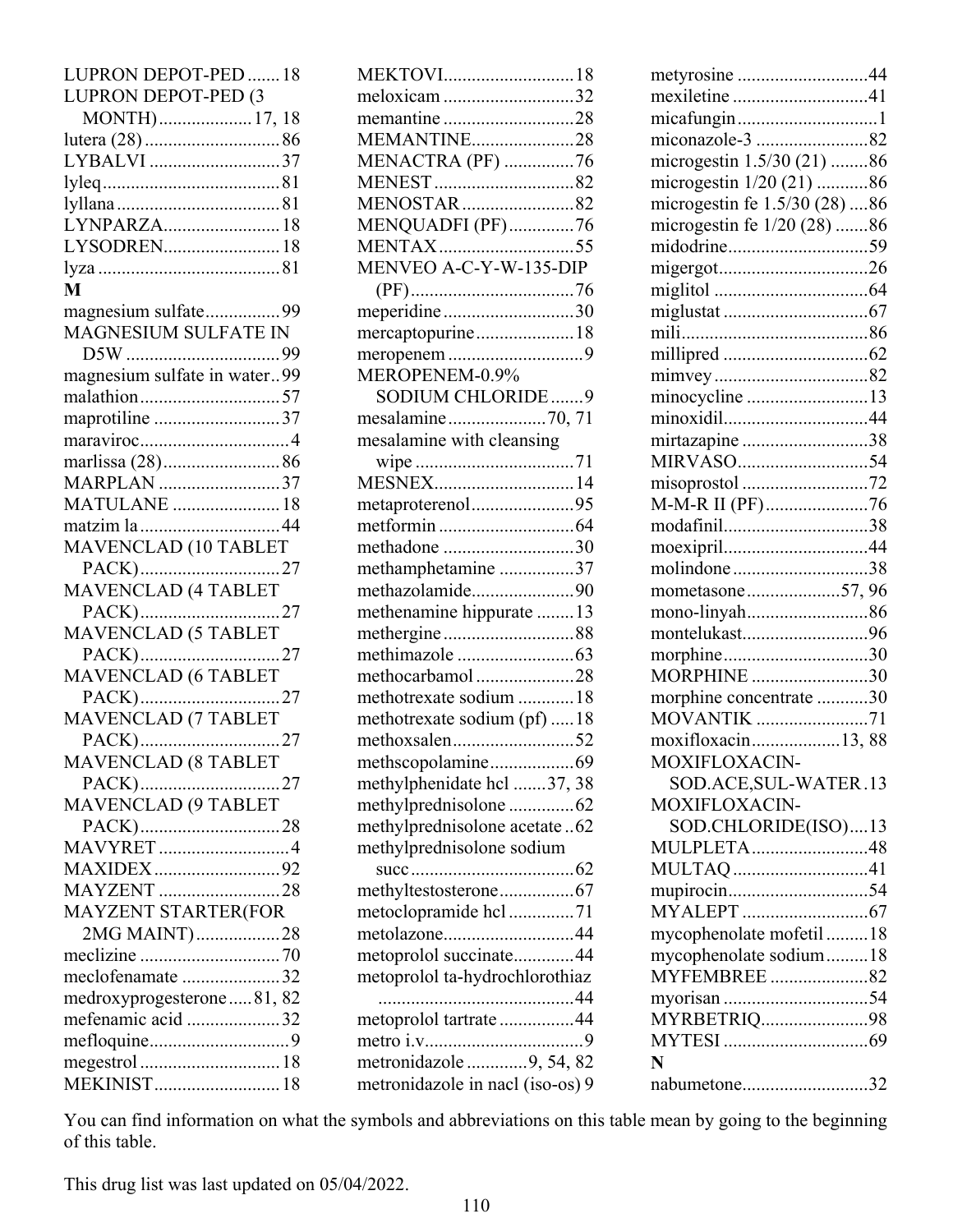LUPRON DEPOT-PED ....... 18
LUPRON DEPOT-PED (3 MONTH).................... 17, 18
lutera (28) ............................. 86
LYBALVI ............................ 37
lyleq ...................................... 81
lyllana ................................... 81
LYNPARZA......................... 18
LYSODREN......................... 18
lyza ....................................... 81

**M**

magnesium sulfate................ 99
MAGNESIUM SULFATE IN D5W ................................. 99
magnesium sulfate in water.. 99
malathion .............................. 57
maprotiline ........................... 37
maraviroc................................ 4
marlissa (28) ......................... 86
MARPLAN .......................... 37
MATULANE ....................... 18
matzim la .............................. 44
MAVENCLAD (10 TABLET PACK).............................. 27
MAVENCLAD (4 TABLET PACK).............................. 27
MAVENCLAD (5 TABLET PACK).............................. 27
MAVENCLAD (6 TABLET PACK).............................. 27
MAVENCLAD (7 TABLET PACK).............................. 27
MAVENCLAD (8 TABLET PACK).............................. 27
MAVENCLAD (9 TABLET PACK).............................. 28
MAVYRET ............................ 4
MAXIDEX ........................... 92
MAYZENT .......................... 28
MAYZENT STARTER(FOR 2MG MAINT).................. 28
meclizine .............................. 70
meclofenamate ..................... 32
medroxyprogesterone ..... 81, 82
mefenamic acid .................... 32
mefloquine.............................. 9
megestrol .............................. 18
MEKINIST........................... 18
MEKTOVI............................ 18
meloxicam ............................ 32
memantine ............................ 28
MEMANTINE...................... 28
MENACTRA (PF) ............... 76
MENEST .............................. 82
MENOSTAR ........................ 82
MENQUADFI (PF).............. 76
MENTAX ............................. 55
MENVEO A-C-Y-W-135-DIP (PF)................................... 76
meperidine ............................ 30
mercaptopurine..................... 18
meropenem ............................. 9
MEROPENEM-0.9% SODIUM CHLORIDE ....... 9
mesalamine ..................... 70, 71
mesalamine with cleansing wipe .................................. 71
MESNEX.............................. 14
metaproterenol...................... 95
metformin ............................. 64
methadone ............................ 30
methamphetamine ................ 37
methazolamide...................... 90
methenamine hippurate ........ 13
methergine ............................ 88
methimazole ......................... 63
methocarbamol ..................... 28
methotrexate sodium ............ 18
methotrexate sodium (pf) ..... 18
methoxsalen.......................... 52
methscopolamine.................. 69
methylphenidate hcl ....... 37, 38
methylprednisolone .............. 62
methylprednisolone acetate .. 62
methylprednisolone sodium succ ................................... 62
methyltestosterone................ 67
metoclopramide hcl .............. 71
metolazone............................ 44
metoprolol succinate............. 44
metoprolol ta-hydrochlorothiaz .......................................... 44
metoprolol tartrate ................ 44
metro i.v.................................. 9
metronidazole ............. 9, 54, 82
metronidazole in nacl (iso-os) 9
metyrosine ............................ 44
mexiletine ............................. 41
micafungin .............................. 1
miconazole-3 ........................ 82
microgestin 1.5/30 (21) ........ 86
microgestin 1/20 (21) ........... 86
microgestin fe 1.5/30 (28) .... 86
microgestin fe 1/20 (28) ....... 86
midodrine.............................. 59
migergot................................ 26
miglitol ................................. 64
miglustat ............................... 67
mili........................................ 86
millipred ............................... 62
mimvey ................................. 82
minocycline .......................... 13
minoxidil............................... 44
mirtazapine ........................... 38
MIRVASO............................ 54
misoprostol ........................... 72
M-M-R II (PF)...................... 76
modafinil............................... 38
moexipril............................... 44
molindone ............................. 38
mometasone .................... 57, 96
mono-linyah.......................... 86
montelukast........................... 96
morphine............................... 30
MORPHINE ......................... 30
morphine concentrate ........... 30
MOVANTIK ........................ 71
moxifloxacin.................. 13, 88
MOXIFLOXACIN-SOD.ACE,SUL-WATER . 13
MOXIFLOXACIN-SOD.CHLORIDE(ISO).... 13
MULPLETA ......................... 48
MULTAQ ............................. 41
mupirocin.............................. 54
MYALEPT ........................... 67
mycophenolate mofetil ......... 18
mycophenolate sodium ......... 18
MYFEMBREE ..................... 82
myorisan ............................... 54
MYRBETRIQ....................... 98
MYTESI ............................... 69

**N**

nabumetone........................... 32

You can find information on what the symbols and abbreviations on this table mean by going to the beginning of this table.

This drug list was last updated on 05/04/2022.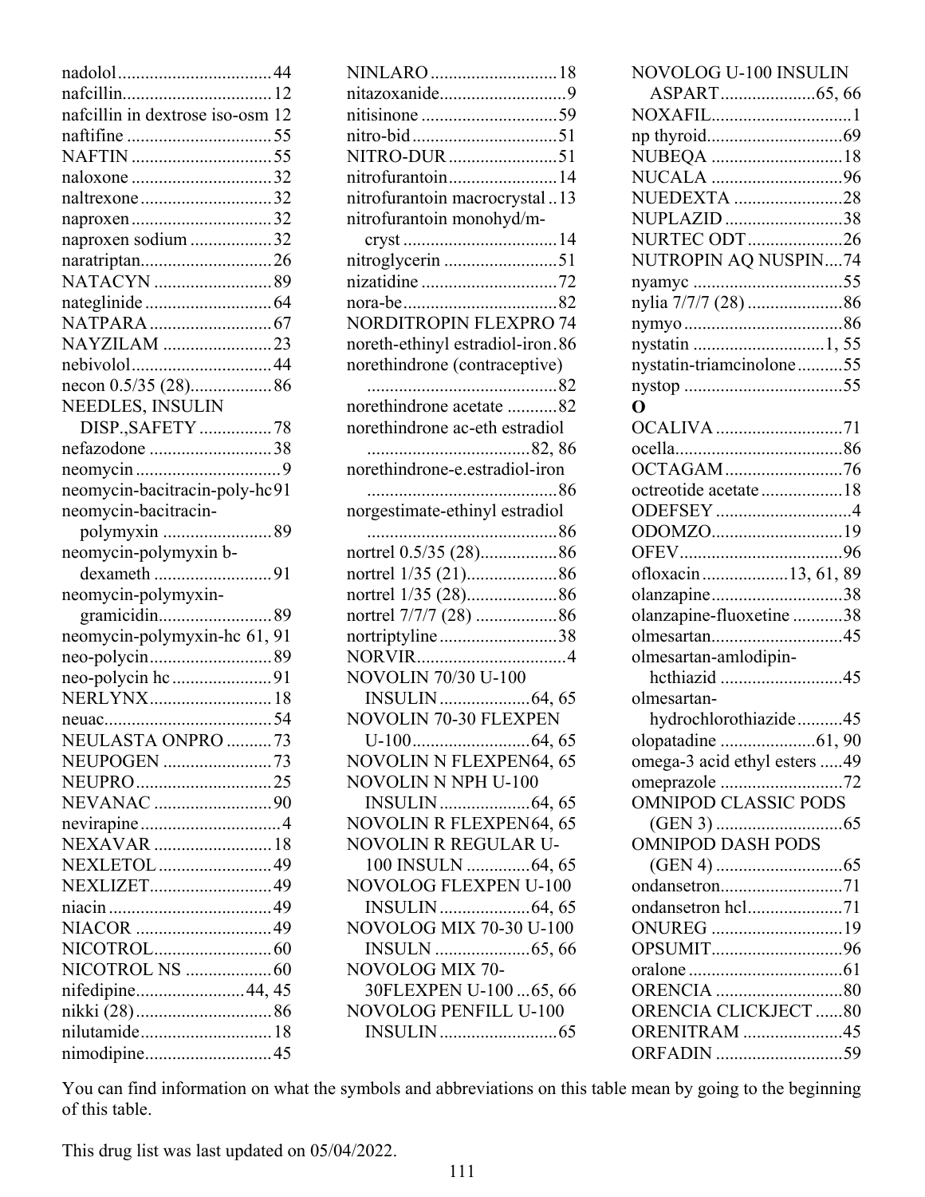nadolol...............................44
nafcillin...............................12
nafcillin in dextrose iso-osm 12
naftifine ...............................55
NAFTIN ...............................55
naloxone ...............................32
naltrexone ............................32
naproxen ...............................32
naproxen sodium ..................32
naratriptan............................26
NATACYN ..........................89
nateglinide ............................64
NATPARA ...........................67
NAYZILAM ........................23
nebivolol...............................44
necon 0.5/35 (28)..................86
NEEDLES, INSULIN DISP.,SAFETY ................78
nefazodone ...........................38
neomycin ................................9
neomycin-bacitracin-poly-hc 91
neomycin-bacitracin-polymyxin ........................89
neomycin-polymyxin b-dexameth ..........................91
neomycin-polymyxin-gramicidin.........................89
neomycin-polymyxin-hc 61, 91
neo-polycin...........................89
neo-polycin hc ......................91
NERLYNX...........................18
neuac.....................................54
NEULASTA ONPRO ..........73
NEUPOGEN ........................73
NEUPRO..............................25
NEVANAC ..........................90
nevirapine ...............................4
NEXAVAR ..........................18
NEXLETOL .........................49
NEXLIZET...........................49
niacin ....................................49
NIACOR ..............................49
NICOTROL..........................60
NICOTROL NS ...................60
nifedipine........................44, 45
nikki (28) ..............................86
nilutamide.............................18
nimodipine............................45
NINLARO ...........................18
nitazoxanide............................9
nitisinone ..............................59
nitro-bid ................................51
NITRO-DUR ........................51
nitrofurantoin........................14
nitrofurantoin macrocrystal ..13
nitrofurantoin monohyd/m-cryst ..................................14
nitroglycerin .........................51
nizatidine ..............................72
nora-be..................................82
NORDITROPIN FLEXPRO 74
noreth-ethinyl estradiol-iron.86
norethindrone (contraceptive) ..........................................82
norethindrone acetate ...........82
norethindrone ac-eth estradiol ...................................82, 86
norethindrone-e.estradiol-iron ..........................................86
norgestimate-ethinyl estradiol ..........................................86
nortrel 0.5/35 (28).................86
nortrel 1/35 (21)....................86
nortrel 1/35 (28)....................86
nortrel 7/7/7 (28) ..................86
nortriptyline ..........................38
NORVIR.................................4
NOVOLIN 70/30 U-100 INSULIN ....................64, 65
NOVOLIN 70-30 FLEXPEN U-100..........................64, 65
NOVOLIN N FLEXPEN64, 65
NOVOLIN N NPH U-100 INSULIN ....................64, 65
NOVOLIN R FLEXPEN64, 65
NOVOLIN R REGULAR U-100 INSULN .............64, 65
NOVOLOG FLEXPEN U-100 INSULIN ....................64, 65
NOVOLOG MIX 70-30 U-100 INSULN .....................65, 66
NOVOLOG MIX 70-30FLEXPEN U-100 ...65, 66
NOVOLOG PENFILL U-100 INSULIN ..........................65
NOVOLOG U-100 INSULIN ASPART.....................65, 66
NOXAFIL...............................1
np thyroid..............................69
NUBEQA .............................18
NUCALA .............................96
NUEDEXTA ........................28
NUPLAZID ..........................38
NURTEC ODT.....................26
NUTROPIN AQ NUSPIN....74
nyamyc .................................55
nylia 7/7/7 (28) .....................86
nymyo ...................................86
nystatin .............................1, 55
nystatin-triamcinolone..........55
nystop ...................................55

**O**

OCALIVA ............................71
ocella.....................................86
OCTAGAM ..........................76
octreotide acetate ..................18
ODEFSEY ..............................4
ODOMZO.............................19
OFEV....................................96
ofloxacin ..................13, 61, 89
olanzapine.............................38
olanzapine-fluoxetine ...........38
olmesartan.............................45
olmesartan-amlodipin-hcthiazid ...........................45
olmesartan-hydrochlorothiazide..........45
olopatadine .....................61, 90
omega-3 acid ethyl esters .....49
omeprazole ...........................72
OMNIPOD CLASSIC PODS (GEN 3) ............................65
OMNIPOD DASH PODS (GEN 4) ............................65
ondansetron...........................71
ondansetron hcl.....................71
ONUREG .............................19
OPSUMIT.............................96
oralone ..................................61
ORENCIA ............................80
ORENCIA CLICKJECT ......80
ORENITRAM ......................45
ORFADIN ............................59

You can find information on what the symbols and abbreviations on this table mean by going to the beginning of this table.

This drug list was last updated on 05/04/2022.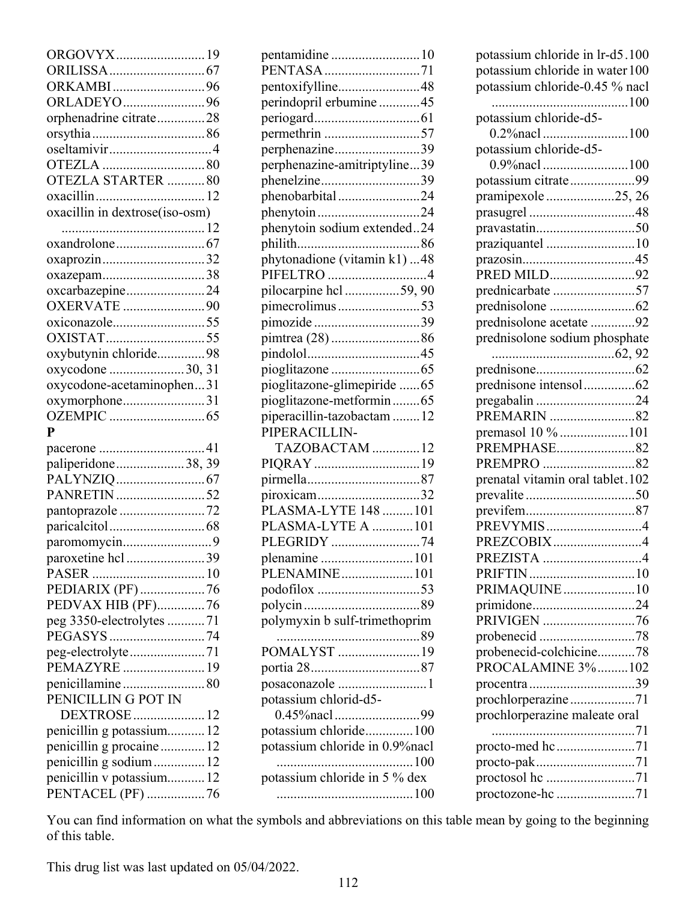ORGOVYX..........................19
ORILISSA............................67
ORKAMBI...........................96
ORLADEYO........................96
orphenadrine citrate..............28
orsythia.................................86
oseltamivir..............................4
OTEZLA ..............................80
OTEZLA STARTER ...........80
oxacillin................................12
oxacillin in dextrose(iso-osm) ..........................................12
oxandrolone..........................67
oxaprozin..............................32
oxazepam..............................38
oxcarbazepine.......................24
OXERVATE ........................90
oxiconazole...........................55
OXISTAT.............................55
oxybutynin chloride..............98
oxycodone ......................30, 31
oxycodone-acetaminophen...31
oxymorphone........................31
OZEMPIC ............................65

**P**

pacerone ...............................41
paliperidone....................38, 39
PALYNZIQ..........................67
PANRETIN ..........................52
pantoprazole .........................72
paricalcitol............................68
paromomycin..........................9
paroxetine hcl .......................39
PASER .................................10
PEDIARIX (PF) ...................76
PEDVAX HIB (PF)..............76
peg 3350-electrolytes ...........71
PEGASYS ............................74
peg-electrolyte......................71
PEMAZYRE ........................19
penicillamine ........................80
PENICILLIN G POT IN DEXTROSE.....................12
penicillin g potassium...........12
penicillin g procaine .............12
penicillin g sodium ...............12
penicillin v potassium...........12
PENTACEL (PF) .................76
pentamidine ..........................10
PENTASA ............................71
pentoxifylline........................48
perindopril erbumine ............45
periogard...............................61
permethrin ............................57
perphenazine.........................39
perphenazine-amitriptyline...39
phenelzine.............................39
phenobarbital ........................24
phenytoin ..............................24
phenytoin sodium extended..24
philith....................................86
phytonadione (vitamin k1) ...48
PIFELTRO .............................4
pilocarpine hcl ...............59, 90
pimecrolimus ........................53
pimozide ...............................39
pimtrea (28) ..........................86
pindolol.................................45
pioglitazone ..........................65
pioglitazone-glimepiride ......65
pioglitazone-metformin ........65
piperacillin-tazobactam ........12
PIPERACILLIN-TAZOBACTAM ..............12
PIQRAY ...............................19
pirmella.................................87
piroxicam..............................32
PLASMA-LYTE 148 .........101
PLASMA-LYTE A ............101
PLEGRIDY ..........................74
plenamine ...........................101
PLENAMINE.....................101
podofilox ..............................53
polycin..................................89
polymyxin b sulf-trimethoprim ..........................................89
POMALYST ........................19
portia 28................................87
posaconazole ..........................1
potassium chlorid-d5-0.45%nacl .........................99
potassium chloride..............100
potassium chloride in 0.9%nacl ........................................100
potassium chloride in 5 % dex ........................................100
potassium chloride in lr-d5.100
potassium chloride in water 100
potassium chloride-0.45 % nacl ........................................100
potassium chloride-d5-0.2%nacl .........................100
potassium chloride-d5-0.9%nacl .........................100
potassium citrate...................99
pramipexole ....................25, 26
prasugrel ...............................48
pravastatin.............................50
praziquantel ..........................10
prazosin.................................45
PRED MILD.........................92
prednicarbate ........................57
prednisolone .........................62
prednisolone acetate .............92
prednisolone sodium phosphate ....................................62, 92
prednisone.............................62
prednisone intensol ...............62
pregabalin .............................24
PREMARIN .........................82
premasol 10 % ....................101
PREMPHASE.......................82
PREMPRO ...........................82
prenatal vitamin oral tablet.102
prevalite ................................50
previfem................................87
PREVYMIS ............................4
PREZCOBIX ..........................4
PREZISTA ..............................4
PRIFTIN ...............................10
PRIMAQUINE .....................10
primidone..............................24
PRIVIGEN ...........................76
probenecid ............................78
probenecid-colchicine...........78
PROCALAMINE 3%.........102
procentra ...............................39
prochlorperazine...................71
prochlorperazine maleate oral ..........................................71
procto-med hc .......................71
procto-pak .............................71
proctosol hc ..........................71
proctozone-hc .......................71

You can find information on what the symbols and abbreviations on this table mean by going to the beginning of this table.

This drug list was last updated on 05/04/2022.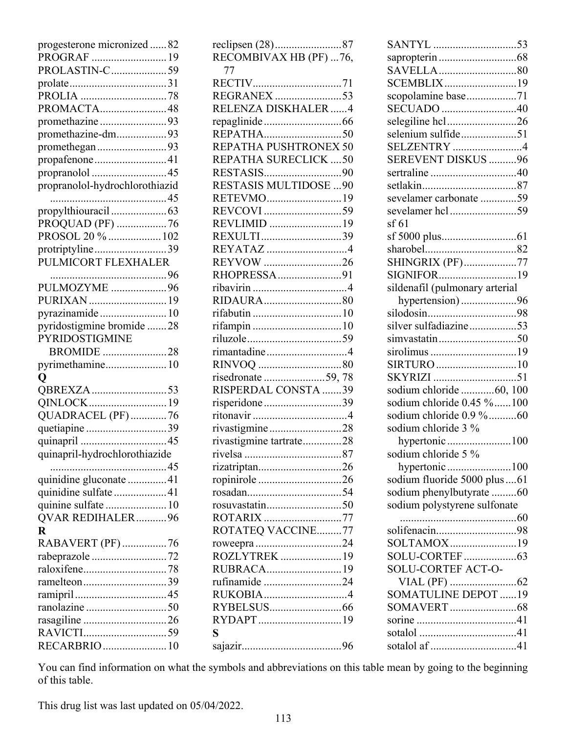progesterone micronized ...... 82
PROGRAF ........................... 19
PROLASTIN-C .................... 59
prolate ................................... 31
PROLIA ............................... 78
PROMACTA ........................ 48
promethazine ........................ 93
promethazine-dm .................. 93
promethegan ......................... 93
propafenone .......................... 41
propranolol ........................... 45
propranolol-hydrochlorothiazid .......................................... 45
propylthiouracil .................... 63
PROQUAD (PF) .................. 76
PROSOL 20 % ................... 102
protriptyline .......................... 39
PULMICORT FLEXHALER .......................................... 96
PULMOZYME .................... 96
PURIXAN ............................ 19
pyrazinamide ........................ 10
pyridostigmine bromide ....... 28
PYRIDOSTIGMINE BROMIDE ....................... 28
pyrimethamine ...................... 10

**Q**

QBREXZA ........................... 53
QINLOCK ............................ 19
QUADRACEL (PF) ............. 76
quetiapine ............................. 39
quinapril ............................... 45
quinapril-hydrochlorothiazide .......................................... 45
quinidine gluconate .............. 41
quinidine sulfate ................... 41
quinine sulfate ...................... 10
QVAR REDIHALER ........... 96

**R**

RABAVERT (PF) ................ 76
rabeprazole ........................... 72
raloxifene .............................. 78
ramelteon .............................. 39
ramipril ................................. 45
ranolazine ............................. 50
rasagiline .............................. 26
RAVICTI .............................. 59
RECARBRIO ....................... 10
reclipsen (28) ........................ 87
RECOMBIVAX HB (PF) ... 76, 77
RECTIV ................................ 71
REGRANEX ........................ 53
RELENZA DISKHALER ...... 4
repaglinide ............................ 66
REPATHA ............................ 50
REPATHA PUSHTRONEX 50
REPATHA SURECLICK .... 50
RESTASIS ............................ 90
RESTASIS MULTIDOSE ... 90
RETEVMO ........................... 19
REVCOVI ............................ 59
REVLIMID .......................... 19
REXULTI ............................. 39
REYATAZ ............................. 4
REYVOW ............................ 26
RHOPRESSA ....................... 91
ribavirin .................................. 4
RIDAURA ............................ 80
rifabutin ................................ 10
rifampin ................................ 10
riluzole .................................. 59
rimantadine ............................. 4
RINVOQ .............................. 80
risedronate ...................... 59, 78
RISPERDAL CONSTA ....... 39
risperidone ............................ 39
ritonavir .................................. 4
rivastigmine .......................... 28
rivastigmine tartrate .............. 28
rivelsa ................................... 87
rizatriptan .............................. 26
ropinirole .............................. 26
rosadan .................................. 54
rosuvastatin ........................... 50
ROTARIX ............................ 77
ROTATEQ VACCINE ......... 77
roweepra ............................... 24
ROZLYTREK ...................... 19
RUBRACA ........................... 19
rufinamide ............................ 24
RUKOBIA .............................. 4
RYBELSUS .......................... 66
RYDAPT .............................. 19

**S**

sajazir .................................... 96
SANTYL .............................. 53
sapropterin ............................ 68
SAVELLA ............................ 80
SCEMBLIX .......................... 19
scopolamine base .................. 71
SECUADO ........................... 40
selegiline hcl ......................... 26
selenium sulfide .................... 51
SELZENTRY ......................... 4
SEREVENT DISKUS .......... 96
sertraline ............................... 40
setlakin .................................. 87
sevelamer carbonate ............. 59
sevelamer hcl ........................ 59
sf 61
sf 5000 plus ........................... 61
sharobel ................................. 82
SHINGRIX (PF) ................... 77
SIGNIFOR ............................ 19
sildenafil (pulmonary arterial hypertension) .................... 96
silodosin ................................ 98
silver sulfadiazine ................. 53
simvastatin ............................ 50
sirolimus ............................... 19
SIRTURO ............................. 10
SKYRIZI .............................. 51
sodium chloride ............ 60, 100
sodium chloride 0.45 % ...... 100
sodium chloride 0.9 % .......... 60
sodium chloride 3 % hypertonic ....................... 100
sodium chloride 5 % hypertonic ....................... 100
sodium fluoride 5000 plus .... 61
sodium phenylbutyrate ......... 60
sodium polystyrene sulfonate .......................................... 60
solifenacin ............................. 98
SOLTAMOX ........................ 19
SOLU-CORTEF ................... 63
SOLU-CORTEF ACT-O-VIAL (PF) ........................ 62
SOMATULINE DEPOT ...... 19
SOMAVERT ........................ 68
sorine .................................... 41
sotalol ................................... 41
sotalol af ............................... 41

You can find information on what the symbols and abbreviations on this table mean by going to the beginning of this table.

This drug list was last updated on 05/04/2022.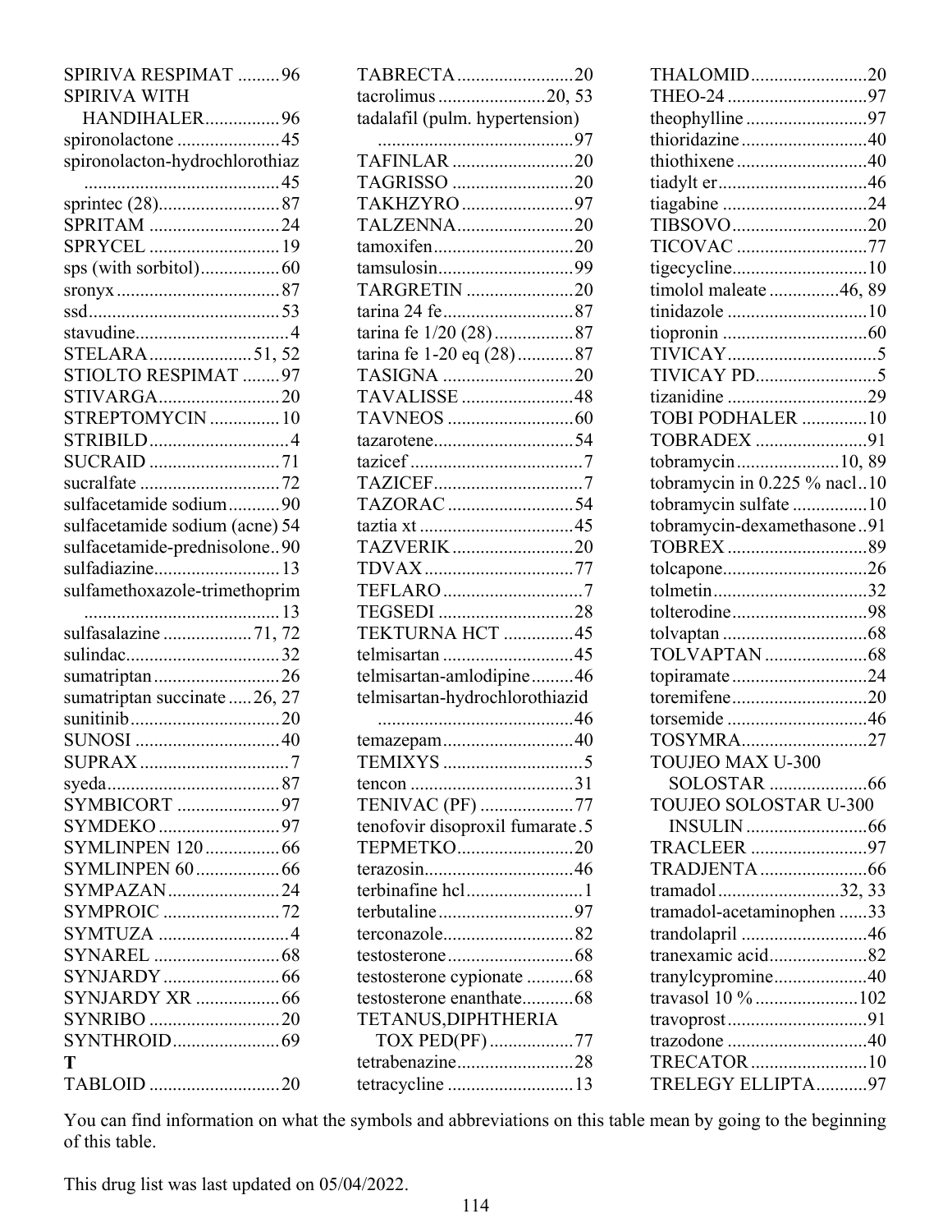SPIRIVA RESPIMAT .........96
SPIRIVA WITH HANDIHALER................96
spironolactone ......................45
spironolacton-hydrochlorothiaz ..........................................45
sprintec (28)..........................87
SPRITAM ............................24
SPRYCEL ............................19
sps (with sorbitol).................60
sronyx ...................................87
ssd.........................................53
stavudine.................................4
STELARA.....................51, 52
STIOLTO RESPIMAT ........97
STIVARGA..........................20
STREPTOMYCIN ...............10
STRIBILD..............................4
SUCRAID ............................71
sucralfate ..............................72
sulfacetamide sodium...........90
sulfacetamide sodium (acne) 54
sulfacetamide-prednisolone..90
sulfadiazine...........................13
sulfamethoxazole-trimethoprim ..........................................13
sulfasalazine ...................71, 72
sulindac.................................32
sumatriptan ...........................26
sumatriptan succinate .....26, 27
sunitinib................................20
SUNOSI ...............................40
SUPRAX ................................7
syeda.....................................87
SYMBICORT .....................97
SYMDEKO ..........................97
SYMLINPEN 120 ................66
SYMLINPEN 60 ..................66
SYMPAZAN........................24
SYMPROIC .........................72
SYMTUZA ............................4
SYNAREL ...........................68
SYNJARDY .........................66
SYNJARDY XR ..................66
SYNRIBO ............................20
SYNTHROID.......................69

**T**

TABLOID ............................20
TABRECTA.........................20
tacrolimus .......................20, 53
tadalafil (pulm. hypertension) ..........................................97
TAFINLAR ..........................20
TAGRISSO ..........................20
TAKHZYRO ........................97
TALZENNA.........................20
tamoxifen..............................20
tamsulosin.............................99
TARGRETIN .......................20
tarina 24 fe............................87
tarina fe 1/20 (28).................87
tarina fe 1-20 eq (28)............87
TASIGNA ............................20
TAVALISSE ........................48
TAVNEOS ...........................60
tazarotene..............................54
tazicef .....................................7
TAZICEF................................7
TAZORAC ...........................54
taztia xt .................................45
TAZVERIK ..........................20
TDVAX ................................77
TEFLARO ..............................7
TEGSEDI .............................28
TEKTURNA HCT ...............45
telmisartan ............................45
telmisartan-amlodipine.........46
telmisartan-hydrochlorothiazid ..........................................46
temazepam............................40
TEMIXYS ..............................5
tencon ...................................31
TENIVAC (PF) ....................77
tenofovir disoproxil fumarate.5
TEPMETKO.........................20
terazosin................................46
terbinafine hcl.........................1
terbutaline .............................97
terconazole............................82
testosterone ...........................68
testosterone cypionate ..........68
testosterone enanthate...........68
TETANUS,DIPHTHERIA TOX PED(PF) ..................77
tetrabenazine.........................28
tetracycline ...........................13
THALOMID.........................20
THEO-24 ..............................97
theophylline ..........................97
thioridazine ...........................40
thiothixene ............................40
tiadylt er................................46
tiagabine ...............................24
TIBSOVO.............................20
TICOVAC ............................77
tigecycline.............................10
timolol maleate ...............46, 89
tinidazole ..............................10
tiopronin ...............................60
TIVICAY................................5
TIVICAY PD..........................5
tizanidine ..............................29
TOBI PODHALER ..............10
TOBRADEX ........................91
tobramycin ......................10, 89
tobramycin in 0.225 % nacl..10
tobramycin sulfate ................10
tobramycin-dexamethasone..91
TOBREX ..............................89
tolcapone...............................26
tolmetin.................................32
tolterodine.............................98
tolvaptan ...............................68
TOLVAPTAN ......................68
topiramate .............................24
toremifene.............................20
torsemide ..............................46
TOSYMRA...........................27
TOUJEO MAX U-300 SOLOSTAR .....................66
TOUJEO SOLOSTAR U-300 INSULIN ..........................66
TRACLEER .........................97
TRADJENTA .......................66
tramadol ..........................32, 33
tramadol-acetaminophen ......33
trandolapril ...........................46
tranexamic acid.....................82
tranylcypromine....................40
travasol 10 % ......................102
travoprost ..............................91
trazodone ..............................40
TRECATOR .........................10
TRELEGY ELLIPTA...........97

You can find information on what the symbols and abbreviations on this table mean by going to the beginning of this table.

This drug list was last updated on 05/04/2022.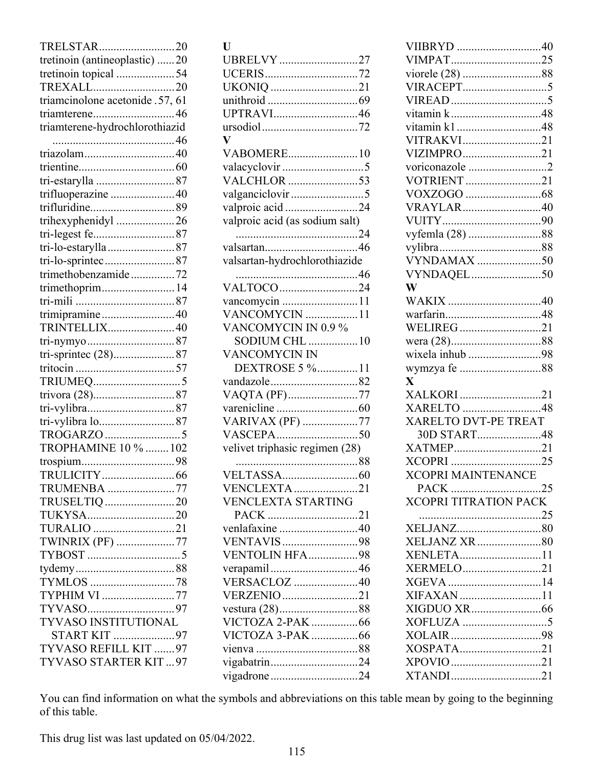TRELSTAR.........................20
tretinoin (antineoplastic) ......20
tretinoin topical ....................54
TREXALL............................20
triamcinolone acetonide .57, 61
triamterene............................46
triamterene-hydrochlorothiazid
..........................................46
triazolam...............................40
trientine.................................60
tri-estarylla ...........................87
trifluoperazine ......................40
trifluridine............................89
trihexyphenidyl ....................26
tri-legest fe............................87
tri-lo-estarylla .......................87
tri-lo-sprintec ........................87
trimethobenzamide ...............72
trimethoprim.........................14
tri-mili ..................................87
trimipramine .........................40
TRINTELLIX.......................40
tri-nymyo..............................87
tri-sprintec (28).....................87
tritocin ..................................57
TRIUMEQ..............................5
trivora (28)............................87
tri-vylibra..............................87
tri-vylibra lo..........................87
TROGARZO ..........................5
TROPHAMINE 10 % ........102
trospium................................98
TRULICITY.........................66
TRUMENBA .......................77
TRUSELTIQ ........................20
TUKYSA..............................20
TURALIO ............................21
TWINRIX (PF) ....................77
TYBOST ................................5
tydemy..................................88
TYMLOS .............................78
TYPHIM VI .........................77
TYVASO..............................97
TYVASO INSTITUTIONAL
START KIT .....................97
TYVASO REFILL KIT .......97
TYVASO STARTER KIT ...97

**U**

UBRELVY ...........................27
UCERIS................................72
UKONIQ ..............................21
unithroid ...............................69
UPTRAVI.............................46
ursodiol .................................72

**V**

VABOMERE........................10
valacyclovir ............................5
VALCHLOR ........................53
valganciclovir .........................5
valproic acid .........................24
valproic acid (as sodium salt)
..........................................24
valsartan................................46
valsartan-hydrochlorothiazide
..........................................46
VALTOCO...........................24
vancomycin ..........................11
VANCOMYCIN .................11
VANCOMYCIN IN 0.9 %
SODIUM CHL .................10
VANCOMYCIN IN
DEXTROSE 5 %.............11
vandazole..............................82
VAQTA (PF)........................77
varenicline ............................60
VARIVAX (PF) ...................77
VASCEPA............................50
velivet triphasic regimen (28)
..........................................88
VELTASSA..........................60
VENCLEXTA ......................21
VENCLEXTA STARTING
PACK ...............................21
venlafaxine ...........................40
VENTAVIS ..........................98
VENTOLIN HFA.................98
verapamil ..............................46
VERSACLOZ ......................40
VERZENIO ..........................21
vestura (28)...........................88
VICTOZA 2-PAK ................66
VICTOZA 3-PAK ................66
vienva ...................................88
vigabatrin..............................24
vigadrone ..............................24
VIIBRYD .............................40
VIMPAT...............................25
viorele (28) ...........................88
VIRACEPT.............................5
VIREAD .................................5
vitamin k ...............................48
vitamin k1 .............................48
VITRAKVI...........................21
VIZIMPRO...........................21
voriconazole ...........................2
VOTRIENT ..........................21
VOXZOGO ..........................68
VRAYLAR...........................40
VUITY..................................90
vyfemla (28) .........................88
vylibra...................................88
VYNDAMAX ......................50
VYNDAQEL........................50

**W**

WAKIX ................................40
warfarin.................................48
WELIREG ............................21
wera (28)...............................88
wixela inhub .........................98
wymzya fe ............................88

**X**

XALKORI ............................21
XARELTO ...........................48
XARELTO DVT-PE TREAT
30D START......................48
XATMEP..............................21
XCOPRI ..............................25
XCOPRI MAINTENANCE
PACK ...............................25
XCOPRI TITRATION PACK
..........................................25
XELJANZ.............................80
XELJANZ XR ......................80
XENLETA............................11
XERMELO...........................21
XGEVA ................................14
XIFAXAN ............................11
XIGDUO XR........................66
XOFLUZA .............................5
XOLAIR...............................98
XOSPATA............................21
XPOVIO ...............................21
XTANDI...............................21

You can find information on what the symbols and abbreviations on this table mean by going to the beginning of this table.

This drug list was last updated on 05/04/2022.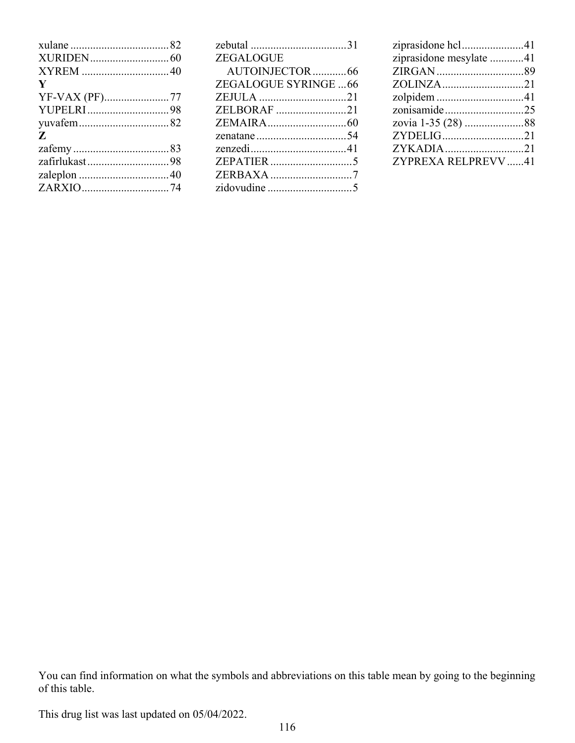xulane ................................... 82
XURIDEN ............................ 60
XYREM ............................... 40

**Y**

YF-VAX (PF) ....................... 77
YUPELRI ............................. 98
yuvafem ................................ 82

**Z**

zafemy .................................. 83
zafirlukast ............................. 98
zaleplon ................................ 40
ZARXIO ............................... 74
zebutal .................................. 31
ZEGALOGUE AUTOINJECTOR ............ 66
ZEGALOGUE SYRINGE ... 66
ZEJULA ............................... 21
ZELBORAF ......................... 21
ZEMAIRA ............................ 60
zenatane ................................ 54
zenzedi .................................. 41
ZEPATIER ............................. 5
ZERBAXA ............................. 7
zidovudine .............................. 5
ziprasidone hcl ...................... 41
ziprasidone mesylate ............ 41
ZIRGAN ............................... 89
ZOLINZA ............................. 21
zolpidem ............................... 41
zonisamide ............................ 25
zovia 1-35 (28) ..................... 88
ZYDELIG ............................. 21
ZYKADIA ............................ 21
ZYPREXA RELPREVV ...... 41

You can find information on what the symbols and abbreviations on this table mean by going to the beginning of this table.

This drug list was last updated on 05/04/2022.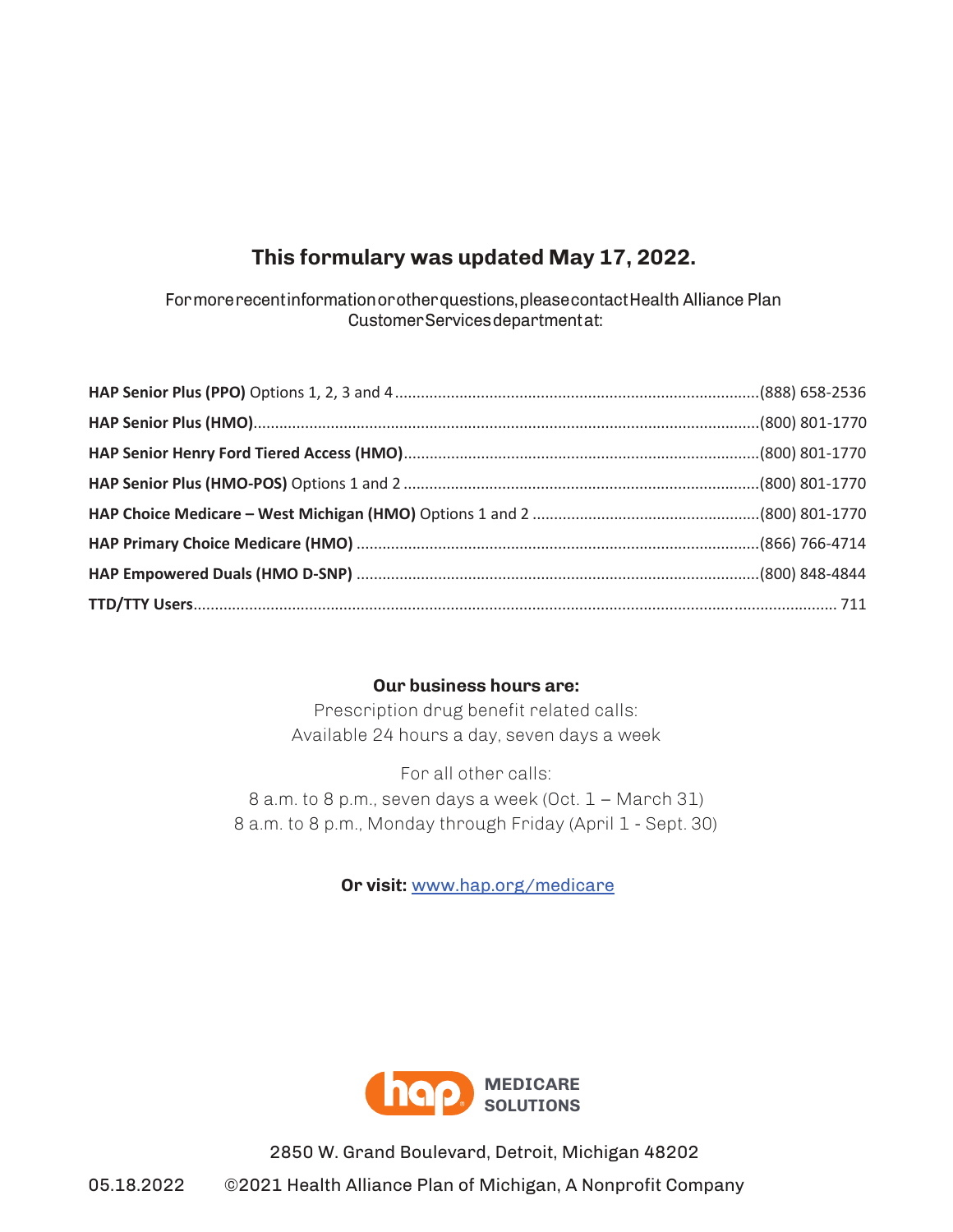## This formulary was updated May 17, 2022.

For more recent information or other questions, please contact Health Alliance Plan Customer Services department at:

**HAP Senior Plus (PPO)** Options 1, 2, 3 and 4 ........ (888) 658-2536

**HAP Senior Plus (HMO)** ........ (800) 801-1770

**HAP Senior Henry Ford Tiered Access (HMO)** ........ (800) 801-1770

**HAP Senior Plus (HMO-POS)** Options 1 and 2 ........ (800) 801-1770

**HAP Choice Medicare – West Michigan (HMO)** Options 1 and 2 ........ (800) 801-1770

**HAP Primary Choice Medicare (HMO)** ........ (866) 766-4714

**HAP Empowered Duals (HMO D-SNP)** ........ (800) 848-4844

**TTD/TTY Users** ........ 711

**Our business hours are:**

Prescription drug benefit related calls:
Available 24 hours a day, seven days a week

For all other calls:
8 a.m. to 8 p.m., seven days a week (Oct. 1 – March 31)
8 a.m. to 8 p.m., Monday through Friday (April 1 - Sept. 30)

**Or visit:** www.hap.org/medicare

hap MEDICARE SOLUTIONS

2850 W. Grand Boulevard, Detroit, Michigan 48202

05.18.2022 ©2021 Health Alliance Plan of Michigan, A Nonprofit Company